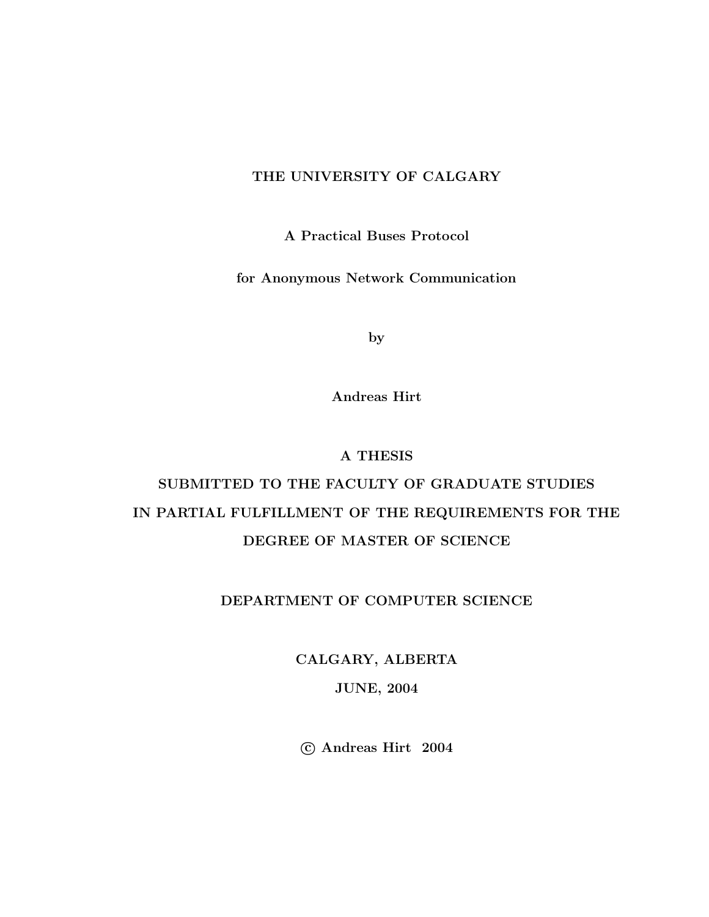**THE UNIVERSITY OF CALGARY**

# A Practical Buses Protocol for Anonymous Network Communication

by

**Andreas Hirt**

**A THESIS**

**SUBMITTED TO THE FACULTY OF GRADUATE STUDIES IN PARTIAL FULFILLMENT OF THE REQUIREMENTS FOR THE DEGREE OF MASTER OF SCIENCE**

**DEPARTMENT OF COMPUTER SCIENCE**

**CALGARY, ALBERTA**

**JUNE, 2004**

**© Andreas Hirt 2004**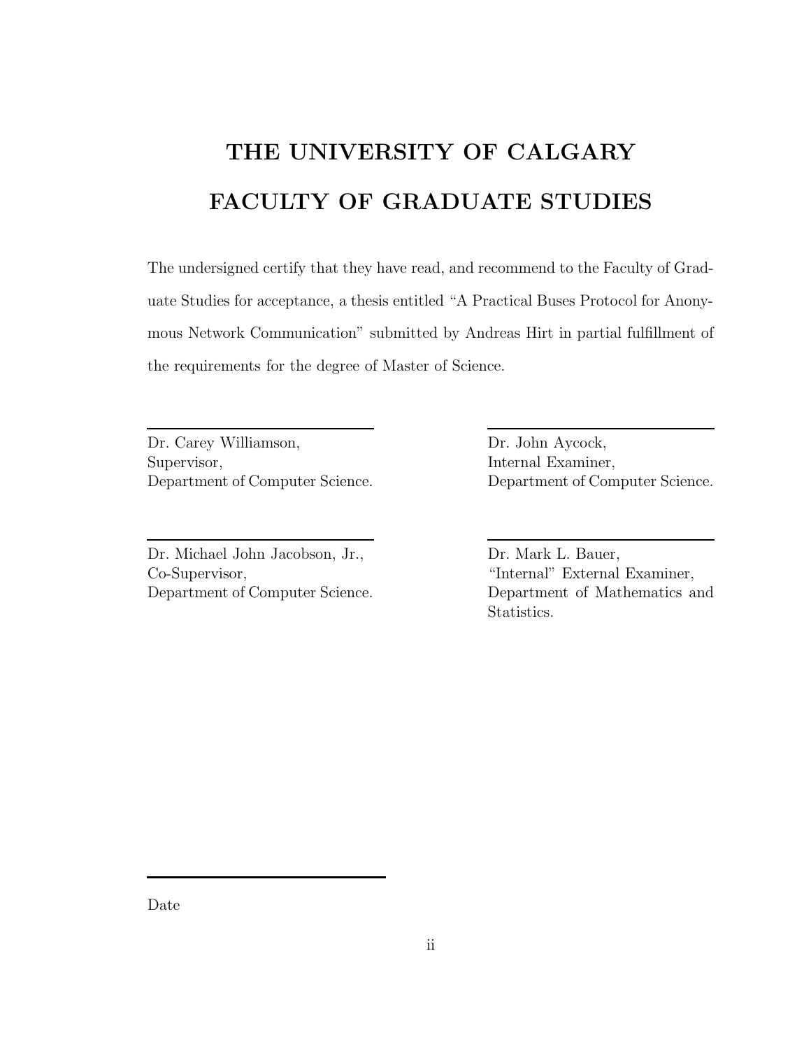# THE UNIVERSITY OF CALGARY

# FACULTY OF GRADUATE STUDIES

The undersigned certify that they have read, and recommend to the Faculty of Graduate Studies for acceptance, a thesis entitled "A Practical Buses Protocol for Anonymous Network Communication" submitted by Andreas Hirt in partial fulfillment of the requirements for the degree of Master of Science.

---

Dr. Carey Williamson,
Supervisor,
Department of Computer Science.

---

Dr. Michael John Jacobson, Jr.,
Co-Supervisor,
Department of Computer Science.

---

Dr. John Aycock,
Internal Examiner,
Department of Computer Science.

---

Dr. Mark L. Bauer,
"Internal" External Examiner,
Department of Mathematics and Statistics.

---

Date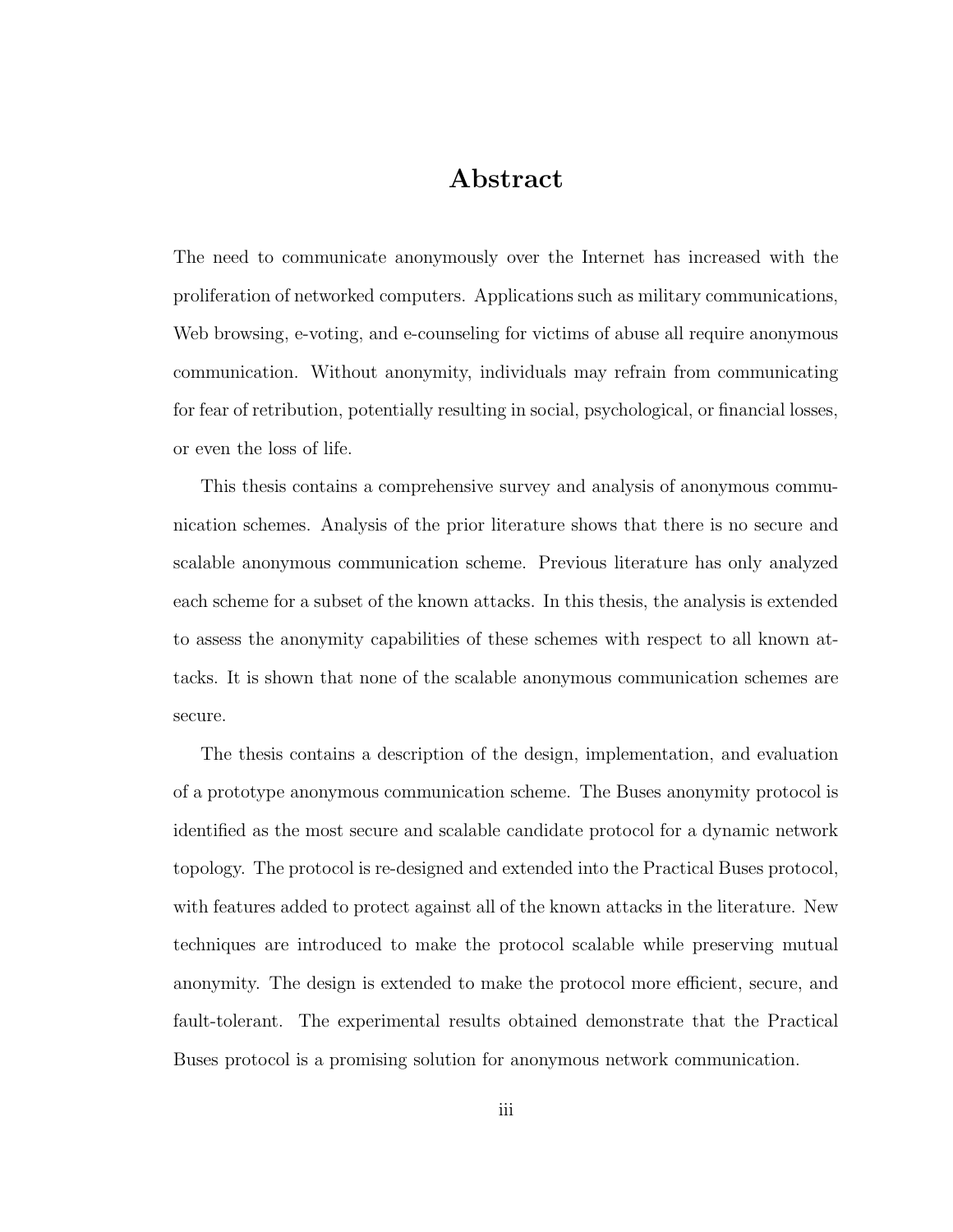# Abstract

The need to communicate anonymously over the Internet has increased with the proliferation of networked computers. Applications such as military communications, Web browsing, e-voting, and e-counseling for victims of abuse all require anonymous communication. Without anonymity, individuals may refrain from communicating for fear of retribution, potentially resulting in social, psychological, or financial losses, or even the loss of life.

This thesis contains a comprehensive survey and analysis of anonymous communication schemes. Analysis of the prior literature shows that there is no secure and scalable anonymous communication scheme. Previous literature has only analyzed each scheme for a subset of the known attacks. In this thesis, the analysis is extended to assess the anonymity capabilities of these schemes with respect to all known attacks. It is shown that none of the scalable anonymous communication schemes are secure.

The thesis contains a description of the design, implementation, and evaluation of a prototype anonymous communication scheme. The Buses anonymity protocol is identified as the most secure and scalable candidate protocol for a dynamic network topology. The protocol is re-designed and extended into the Practical Buses protocol, with features added to protect against all of the known attacks in the literature. New techniques are introduced to make the protocol scalable while preserving mutual anonymity. The design is extended to make the protocol more efficient, secure, and fault-tolerant. The experimental results obtained demonstrate that the Practical Buses protocol is a promising solution for anonymous network communication.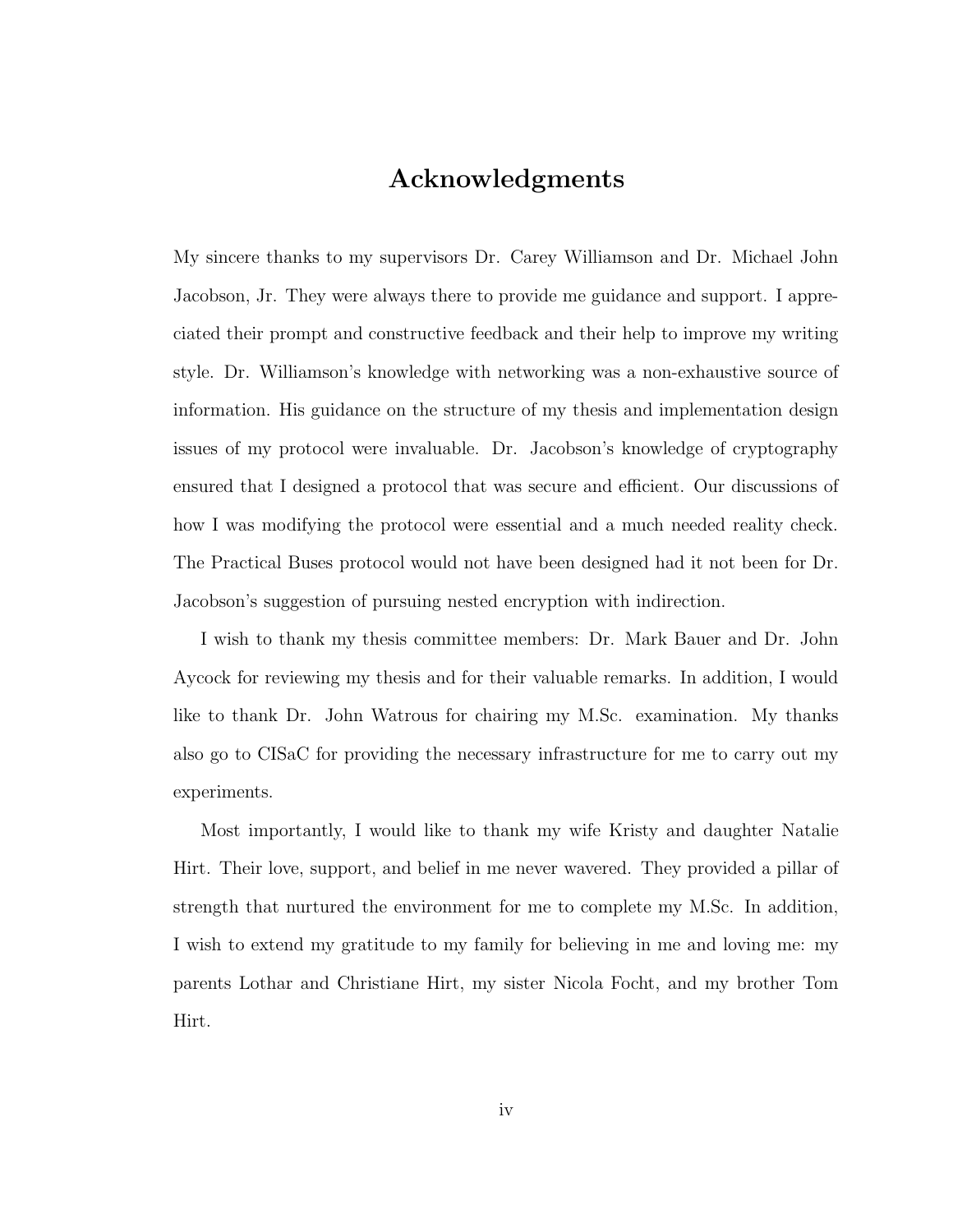# Acknowledgments

My sincere thanks to my supervisors Dr. Carey Williamson and Dr. Michael John Jacobson, Jr. They were always there to provide me guidance and support. I appreciated their prompt and constructive feedback and their help to improve my writing style. Dr. Williamson's knowledge with networking was a non-exhaustive source of information. His guidance on the structure of my thesis and implementation design issues of my protocol were invaluable. Dr. Jacobson's knowledge of cryptography ensured that I designed a protocol that was secure and efficient. Our discussions of how I was modifying the protocol were essential and a much needed reality check. The Practical Buses protocol would not have been designed had it not been for Dr. Jacobson's suggestion of pursuing nested encryption with indirection.

I wish to thank my thesis committee members: Dr. Mark Bauer and Dr. John Aycock for reviewing my thesis and for their valuable remarks. In addition, I would like to thank Dr. John Watrous for chairing my M.Sc. examination. My thanks also go to CISaC for providing the necessary infrastructure for me to carry out my experiments.

Most importantly, I would like to thank my wife Kristy and daughter Natalie Hirt. Their love, support, and belief in me never wavered. They provided a pillar of strength that nurtured the environment for me to complete my M.Sc. In addition, I wish to extend my gratitude to my family for believing in me and loving me: my parents Lothar and Christiane Hirt, my sister Nicola Focht, and my brother Tom Hirt.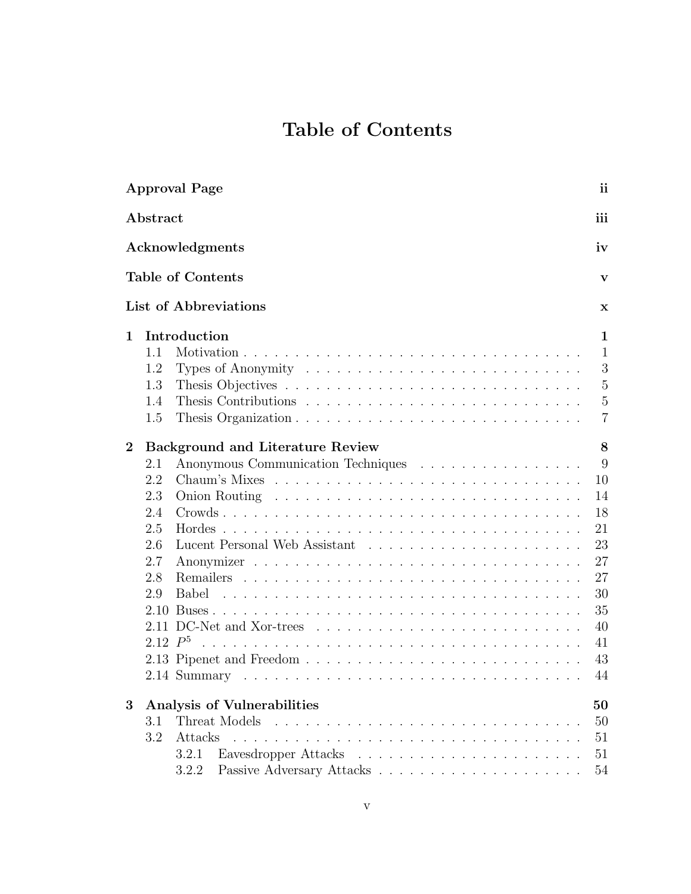# Table of Contents

**Approval Page** ii

**Abstract** iii

**Acknowledgments** iv

**Table of Contents** v

**List of Abbreviations** x

**1 Introduction** 1

- 1.1 Motivation . . . 1
- 1.2 Types of Anonymity . . . 3
- 1.3 Thesis Objectives . . . 5
- 1.4 Thesis Contributions . . . 5
- 1.5 Thesis Organization . . . 7

**2 Background and Literature Review** 8

- 2.1 Anonymous Communication Techniques . . . 9
- 2.2 Chaum's Mixes . . . 10
- 2.3 Onion Routing . . . 14
- 2.4 Crowds . . . 18
- 2.5 Hordes . . . 21
- 2.6 Lucent Personal Web Assistant . . . 23
- 2.7 Anonymizer . . . 27
- 2.8 Remailers . . . 27
- 2.9 Babel . . . 30
- 2.10 Buses . . . 35
- 2.11 DC-Net and Xor-trees . . . 40
- 2.12 $P^5$ . . . 41
- 2.13 Pipenet and Freedom . . . 43
- 2.14 Summary . . . 44

**3 Analysis of Vulnerabilities** 50

- 3.1 Threat Models . . . 50
- 3.2 Attacks . . . 51
  - 3.2.1 Eavesdropper Attacks . . . 51
  - 3.2.2 Passive Adversary Attacks . . . 54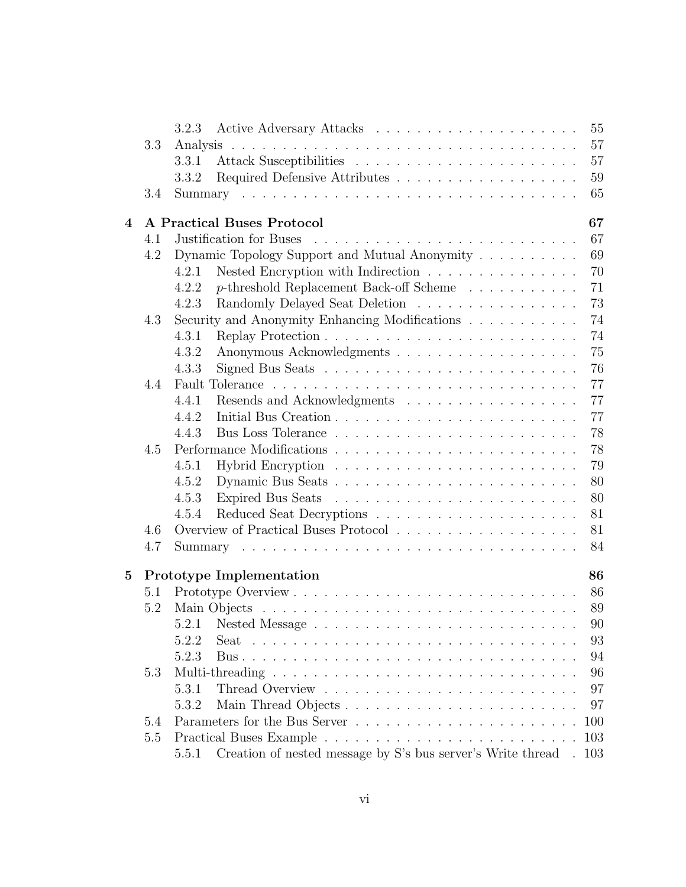3.2.3 Active Adversary Attacks . . . . . . . . . . . . . . . . . . . . 55

3.3 Analysis . . . . . . . . . . . . . . . . . . . . . . . . . . . . . . . . . . 57

3.3.1 Attack Susceptibilities . . . . . . . . . . . . . . . . . . . . . . 57

3.3.2 Required Defensive Attributes . . . . . . . . . . . . . . . . . . 59

3.4 Summary . . . . . . . . . . . . . . . . . . . . . . . . . . . . . . . . . 65

**4 A Practical Buses Protocol** **67**

4.1 Justification for Buses . . . . . . . . . . . . . . . . . . . . . . . . . . 67

4.2 Dynamic Topology Support and Mutual Anonymity . . . . . . . . . . 69

4.2.1 Nested Encryption with Indirection . . . . . . . . . . . . . . . 70

4.2.2 $p$-threshold Replacement Back-off Scheme . . . . . . . . . . . 71

4.2.3 Randomly Delayed Seat Deletion . . . . . . . . . . . . . . . . 73

4.3 Security and Anonymity Enhancing Modifications . . . . . . . . . . . 74

4.3.1 Replay Protection . . . . . . . . . . . . . . . . . . . . . . . . . 74

4.3.2 Anonymous Acknowledgments . . . . . . . . . . . . . . . . . . 75

4.3.3 Signed Bus Seats . . . . . . . . . . . . . . . . . . . . . . . . . 76

4.4 Fault Tolerance . . . . . . . . . . . . . . . . . . . . . . . . . . . . . . 77

4.4.1 Resends and Acknowledgments . . . . . . . . . . . . . . . . . 77

4.4.2 Initial Bus Creation . . . . . . . . . . . . . . . . . . . . . . . . 77

4.4.3 Bus Loss Tolerance . . . . . . . . . . . . . . . . . . . . . . . . 78

4.5 Performance Modifications . . . . . . . . . . . . . . . . . . . . . . . . 78

4.5.1 Hybrid Encryption . . . . . . . . . . . . . . . . . . . . . . . . 79

4.5.2 Dynamic Bus Seats . . . . . . . . . . . . . . . . . . . . . . . . 80

4.5.3 Expired Bus Seats . . . . . . . . . . . . . . . . . . . . . . . . 80

4.5.4 Reduced Seat Decryptions . . . . . . . . . . . . . . . . . . . . 81

4.6 Overview of Practical Buses Protocol . . . . . . . . . . . . . . . . . . 81

4.7 Summary . . . . . . . . . . . . . . . . . . . . . . . . . . . . . . . . . 84

**5 Prototype Implementation** **86**

5.1 Prototype Overview . . . . . . . . . . . . . . . . . . . . . . . . . . . . 86

5.2 Main Objects . . . . . . . . . . . . . . . . . . . . . . . . . . . . . . . 89

5.2.1 Nested Message . . . . . . . . . . . . . . . . . . . . . . . . . . 90

5.2.2 Seat . . . . . . . . . . . . . . . . . . . . . . . . . . . . . . . . 93

5.2.3 Bus . . . . . . . . . . . . . . . . . . . . . . . . . . . . . . . . . 94

5.3 Multi-threading . . . . . . . . . . . . . . . . . . . . . . . . . . . . . . 96

5.3.1 Thread Overview . . . . . . . . . . . . . . . . . . . . . . . . . 97

5.3.2 Main Thread Objects . . . . . . . . . . . . . . . . . . . . . . . 97

5.4 Parameters for the Bus Server . . . . . . . . . . . . . . . . . . . . . . 100

5.5 Practical Buses Example . . . . . . . . . . . . . . . . . . . . . . . . . 103

5.5.1 Creation of nested message by S's bus server's Write thread . 103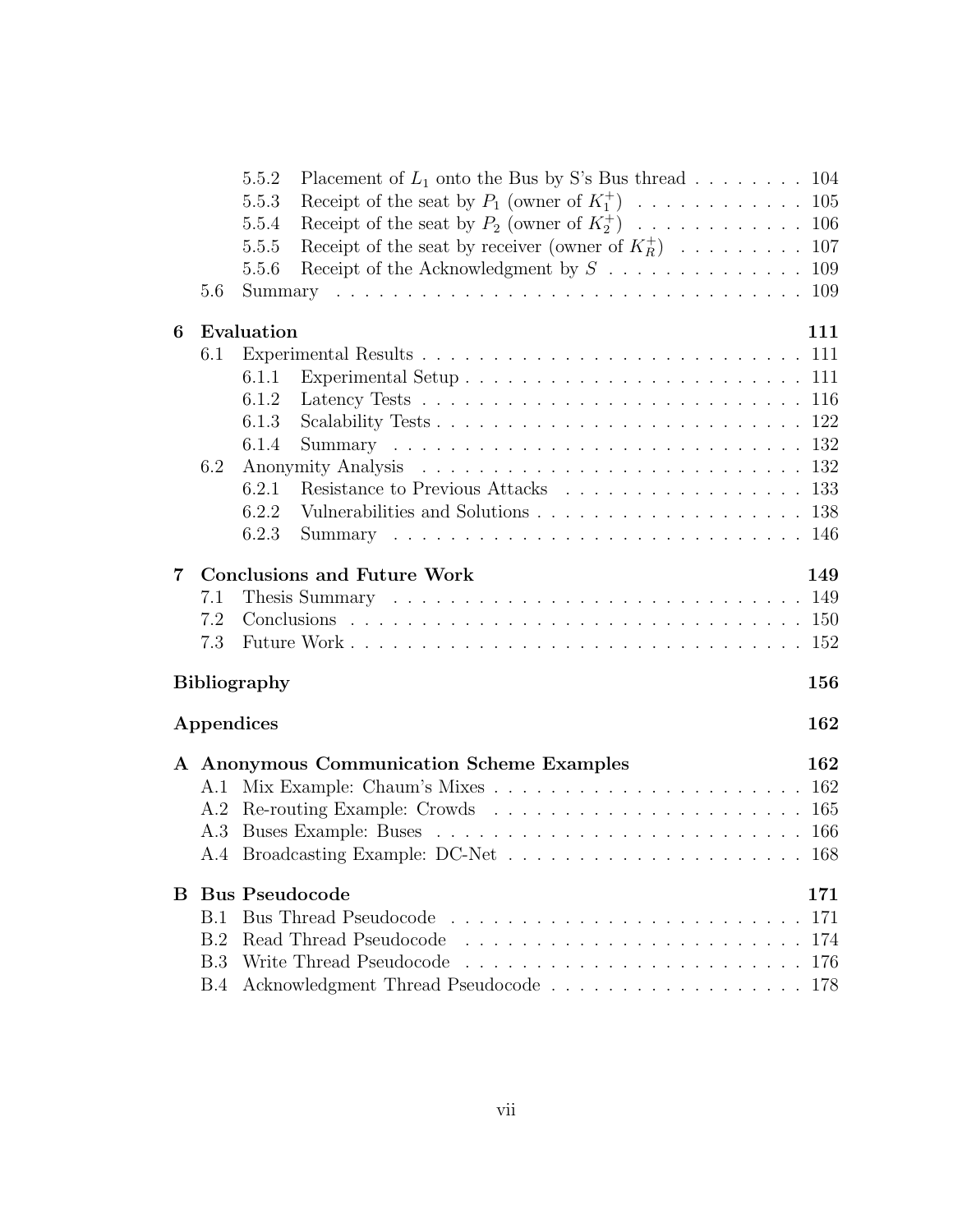5.5.2 Placement of $L_1$ onto the Bus by S's Bus thread . . . . . . . . 104
5.5.3 Receipt of the seat by $P_1$ (owner of $K_1^+$) . . . . . . . . . . . . 105
5.5.4 Receipt of the seat by $P_2$ (owner of $K_2^+$) . . . . . . . . . . . . 106
5.5.5 Receipt of the seat by receiver (owner of $K_R^+$) . . . . . . . . . 107
5.5.6 Receipt of the Acknowledgment by $S$ . . . . . . . . . . . . . . 109
5.6 Summary . . . . . . . . . . . . . . . . . . . . . . . . . . . . . . . . 109

**6 Evaluation** **111**
6.1 Experimental Results . . . . . . . . . . . . . . . . . . . . . . . . . . . 111
6.1.1 Experimental Setup . . . . . . . . . . . . . . . . . . . . . . . . 111
6.1.2 Latency Tests . . . . . . . . . . . . . . . . . . . . . . . . . . . 116
6.1.3 Scalability Tests . . . . . . . . . . . . . . . . . . . . . . . . . . 122
6.1.4 Summary . . . . . . . . . . . . . . . . . . . . . . . . . . . . . 132
6.2 Anonymity Analysis . . . . . . . . . . . . . . . . . . . . . . . . . . . 132
6.2.1 Resistance to Previous Attacks . . . . . . . . . . . . . . . . . . 133
6.2.2 Vulnerabilities and Solutions . . . . . . . . . . . . . . . . . . . 138
6.2.3 Summary . . . . . . . . . . . . . . . . . . . . . . . . . . . . . 146

**7 Conclusions and Future Work** **149**
7.1 Thesis Summary . . . . . . . . . . . . . . . . . . . . . . . . . . . . . 149
7.2 Conclusions . . . . . . . . . . . . . . . . . . . . . . . . . . . . . . . . 150
7.3 Future Work . . . . . . . . . . . . . . . . . . . . . . . . . . . . . . . 152

**Bibliography** **156**

**Appendices** **162**

**A Anonymous Communication Scheme Examples** **162**
A.1 Mix Example: Chaum's Mixes . . . . . . . . . . . . . . . . . . . . . . 162
A.2 Re-routing Example: Crowds . . . . . . . . . . . . . . . . . . . . . . 165
A.3 Buses Example: Buses . . . . . . . . . . . . . . . . . . . . . . . . . . 166
A.4 Broadcasting Example: DC-Net . . . . . . . . . . . . . . . . . . . . . 168

**B Bus Pseudocode** **171**
B.1 Bus Thread Pseudocode . . . . . . . . . . . . . . . . . . . . . . . . . 171
B.2 Read Thread Pseudocode . . . . . . . . . . . . . . . . . . . . . . . . 174
B.3 Write Thread Pseudocode . . . . . . . . . . . . . . . . . . . . . . . . 176
B.4 Acknowledgment Thread Pseudocode . . . . . . . . . . . . . . . . . . 178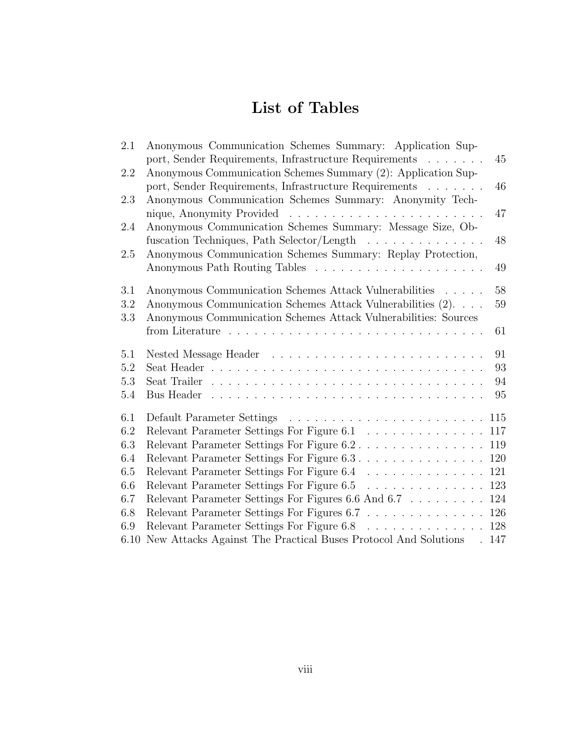# List of Tables

2.1 Anonymous Communication Schemes Summary: Application Support, Sender Requirements, Infrastructure Requirements . . . . . . . 45
2.2 Anonymous Communication Schemes Summary (2): Application Support, Sender Requirements, Infrastructure Requirements . . . . . . . 46
2.3 Anonymous Communication Schemes Summary: Anonymity Technique, Anonymity Provided . . . . . . . . . . . . . . . . . . . . . . . 47
2.4 Anonymous Communication Schemes Summary: Message Size, Obfuscation Techniques, Path Selector/Length . . . . . . . . . . . . . . 48
2.5 Anonymous Communication Schemes Summary: Replay Protection, Anonymous Path Routing Tables . . . . . . . . . . . . . . . . . . . . 49

3.1 Anonymous Communication Schemes Attack Vulnerabilities . . . . . 58
3.2 Anonymous Communication Schemes Attack Vulnerabilities (2). . . . 59
3.3 Anonymous Communication Schemes Attack Vulnerabilities: Sources from Literature . . . . . . . . . . . . . . . . . . . . . . . . . . . . 61

5.1 Nested Message Header . . . . . . . . . . . . . . . . . . . . . . . . 91
5.2 Seat Header . . . . . . . . . . . . . . . . . . . . . . . . . . . . . . 93
5.3 Seat Trailer . . . . . . . . . . . . . . . . . . . . . . . . . . . . . . 94
5.4 Bus Header . . . . . . . . . . . . . . . . . . . . . . . . . . . . . . 95

6.1 Default Parameter Settings . . . . . . . . . . . . . . . . . . . . . . 115
6.2 Relevant Parameter Settings For Figure 6.1 . . . . . . . . . . . . . . 117
6.3 Relevant Parameter Settings For Figure 6.2 . . . . . . . . . . . . . . 119
6.4 Relevant Parameter Settings For Figure 6.3 . . . . . . . . . . . . . . 120
6.5 Relevant Parameter Settings For Figure 6.4 . . . . . . . . . . . . . . 121
6.6 Relevant Parameter Settings For Figure 6.5 . . . . . . . . . . . . . . 123
6.7 Relevant Parameter Settings For Figures 6.6 And 6.7 . . . . . . . . . 124
6.8 Relevant Parameter Settings For Figures 6.7 . . . . . . . . . . . . . . 126
6.9 Relevant Parameter Settings For Figure 6.8 . . . . . . . . . . . . . . 128
6.10 New Attacks Against The Practical Buses Protocol And Solutions . 147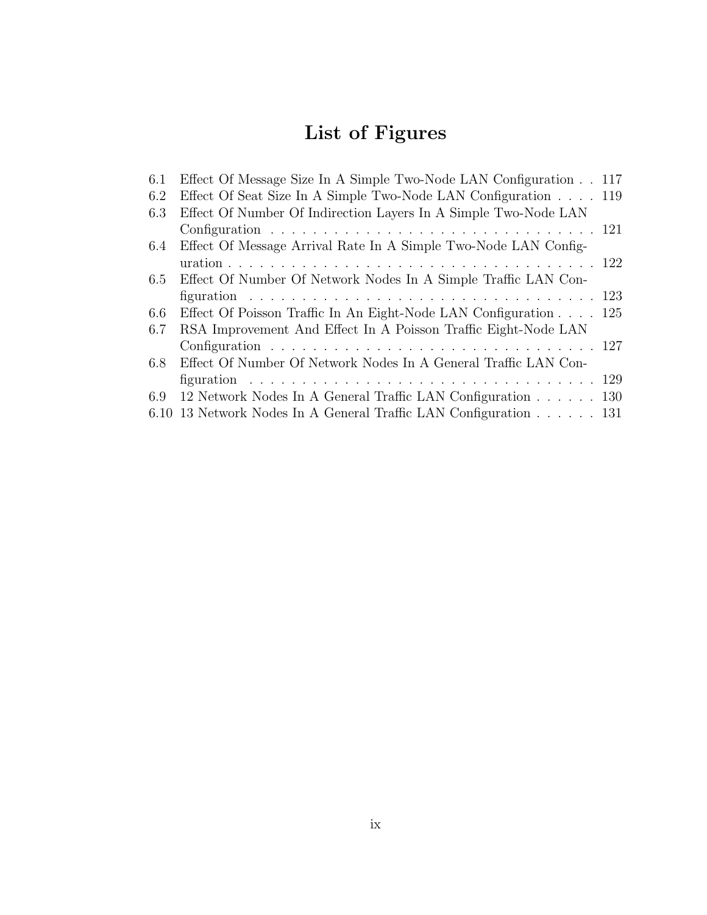# List of Figures

| | | |
|---|---|---|
| 6.1 | Effect Of Message Size In A Simple Two-Node LAN Configuration | 117 |
| 6.2 | Effect Of Seat Size In A Simple Two-Node LAN Configuration | 119 |
| 6.3 | Effect Of Number Of Indirection Layers In A Simple Two-Node LAN Configuration | 121 |
| 6.4 | Effect Of Message Arrival Rate In A Simple Two-Node LAN Configuration | 122 |
| 6.5 | Effect Of Number Of Network Nodes In A Simple Traffic LAN Configuration | 123 |
| 6.6 | Effect Of Poisson Traffic In An Eight-Node LAN Configuration | 125 |
| 6.7 | RSA Improvement And Effect In A Poisson Traffic Eight-Node LAN Configuration | 127 |
| 6.8 | Effect Of Number Of Network Nodes In A General Traffic LAN Configuration | 129 |
| 6.9 | 12 Network Nodes In A General Traffic LAN Configuration | 130 |
| 6.10 | 13 Network Nodes In A General Traffic LAN Configuration | 131 |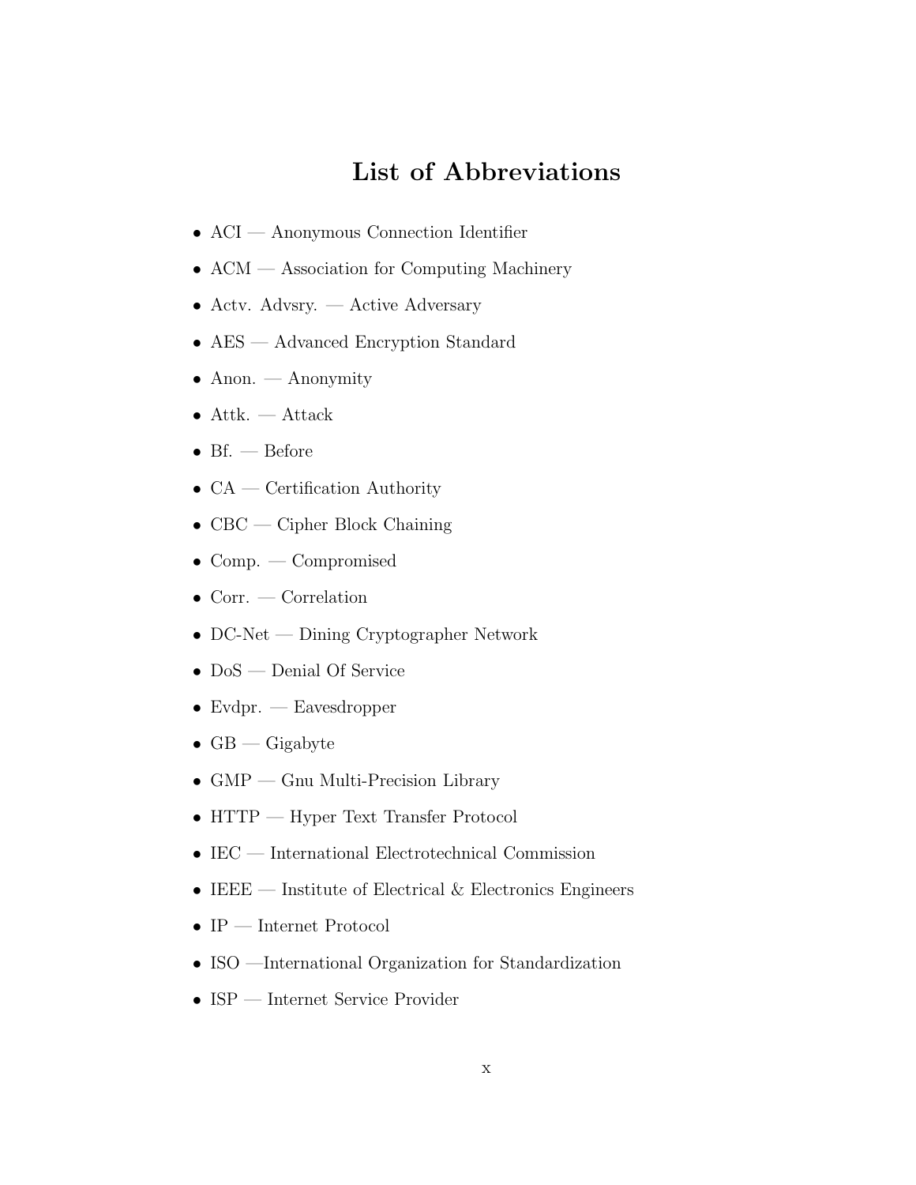# List of Abbreviations

- ACI — Anonymous Connection Identifier
- ACM — Association for Computing Machinery
- Actv. Advsry. — Active Adversary
- AES — Advanced Encryption Standard
- Anon. — Anonymity
- Attk. — Attack
- Bf. — Before
- CA — Certification Authority
- CBC — Cipher Block Chaining
- Comp. — Compromised
- Corr. — Correlation
- DC-Net — Dining Cryptographer Network
- DoS — Denial Of Service
- Evdpr. — Eavesdropper
- GB — Gigabyte
- GMP — Gnu Multi-Precision Library
- HTTP — Hyper Text Transfer Protocol
- IEC — International Electrotechnical Commission
- IEEE — Institute of Electrical & Electronics Engineers
- IP — Internet Protocol
- ISO —International Organization for Standardization
- ISP — Internet Service Provider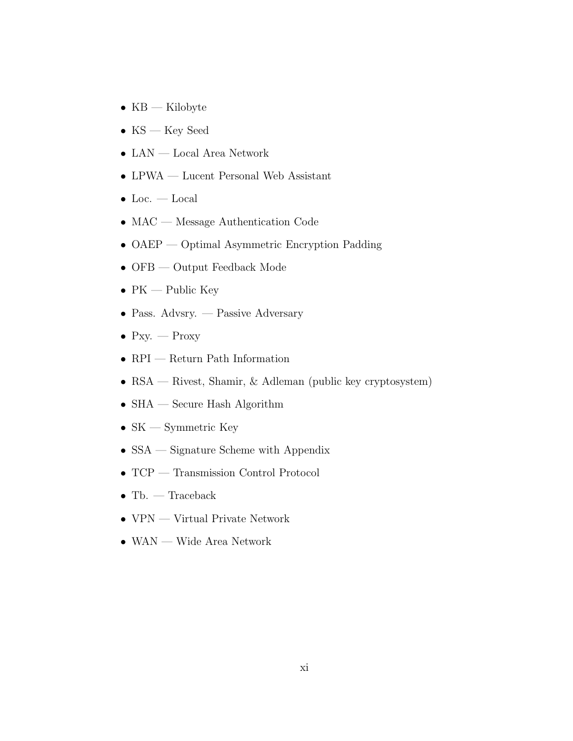- KB — Kilobyte
- KS — Key Seed
- LAN — Local Area Network
- LPWA — Lucent Personal Web Assistant
- Loc. — Local
- MAC — Message Authentication Code
- OAEP — Optimal Asymmetric Encryption Padding
- OFB — Output Feedback Mode
- PK — Public Key
- Pass. Advsry. — Passive Adversary
- Pxy. — Proxy
- RPI — Return Path Information
- RSA — Rivest, Shamir, & Adleman (public key cryptosystem)
- SHA — Secure Hash Algorithm
- SK — Symmetric Key
- SSA — Signature Scheme with Appendix
- TCP — Transmission Control Protocol
- Tb. — Traceback
- VPN — Virtual Private Network
- WAN — Wide Area Network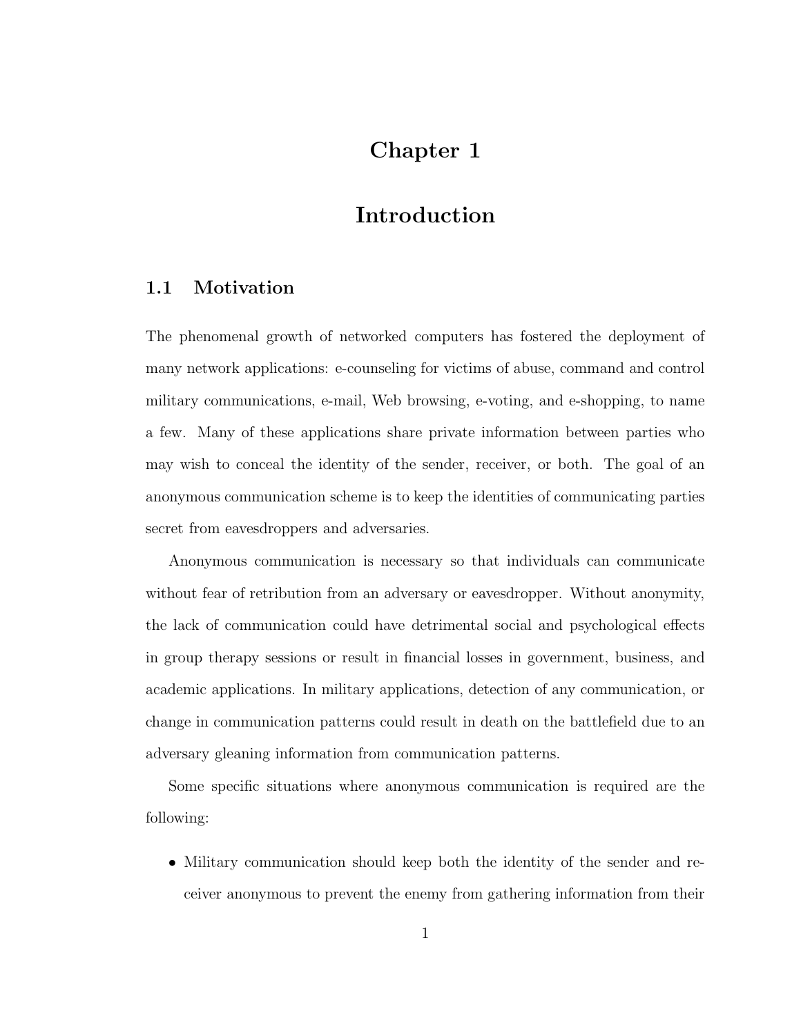# Chapter 1

# Introduction

## 1.1 Motivation

The phenomenal growth of networked computers has fostered the deployment of many network applications: e-counseling for victims of abuse, command and control military communications, e-mail, Web browsing, e-voting, and e-shopping, to name a few. Many of these applications share private information between parties who may wish to conceal the identity of the sender, receiver, or both. The goal of an anonymous communication scheme is to keep the identities of communicating parties secret from eavesdroppers and adversaries.

Anonymous communication is necessary so that individuals can communicate without fear of retribution from an adversary or eavesdropper. Without anonymity, the lack of communication could have detrimental social and psychological effects in group therapy sessions or result in financial losses in government, business, and academic applications. In military applications, detection of any communication, or change in communication patterns could result in death on the battlefield due to an adversary gleaning information from communication patterns.

Some specific situations where anonymous communication is required are the following:

- Military communication should keep both the identity of the sender and receiver anonymous to prevent the enemy from gathering information from their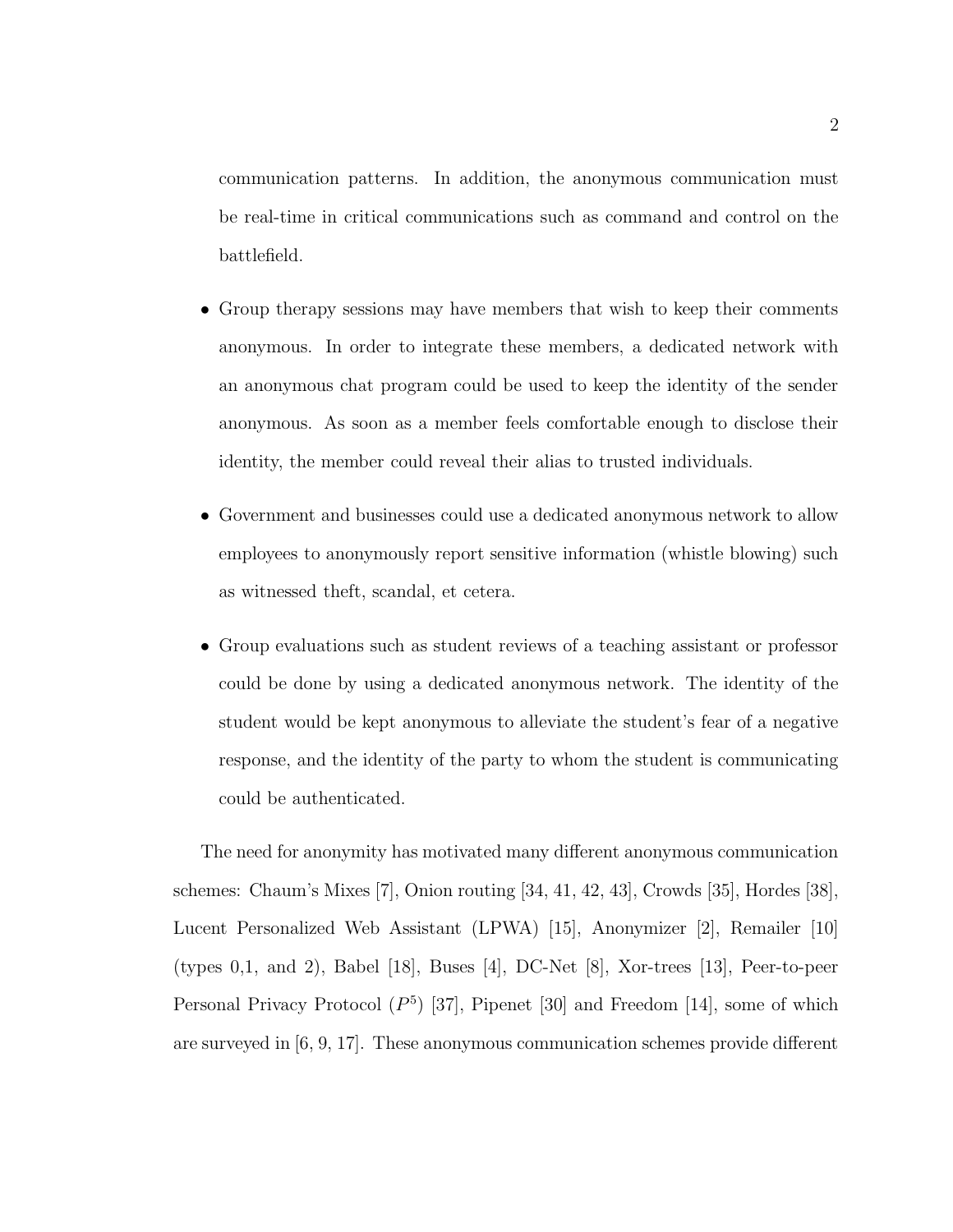communication patterns. In addition, the anonymous communication must be real-time in critical communications such as command and control on the battlefield.

- Group therapy sessions may have members that wish to keep their comments anonymous. In order to integrate these members, a dedicated network with an anonymous chat program could be used to keep the identity of the sender anonymous. As soon as a member feels comfortable enough to disclose their identity, the member could reveal their alias to trusted individuals.

- Government and businesses could use a dedicated anonymous network to allow employees to anonymously report sensitive information (whistle blowing) such as witnessed theft, scandal, et cetera.

- Group evaluations such as student reviews of a teaching assistant or professor could be done by using a dedicated anonymous network. The identity of the student would be kept anonymous to alleviate the student's fear of a negative response, and the identity of the party to whom the student is communicating could be authenticated.

The need for anonymity has motivated many different anonymous communication schemes: Chaum's Mixes [7], Onion routing [34, 41, 42, 43], Crowds [35], Hordes [38], Lucent Personalized Web Assistant (LPWA) [15], Anonymizer [2], Remailer [10] (types 0,1, and 2), Babel [18], Buses [4], DC-Net [8], Xor-trees [13], Peer-to-peer Personal Privacy Protocol ($P^5$) [37], Pipenet [30] and Freedom [14], some of which are surveyed in [6, 9, 17]. These anonymous communication schemes provide different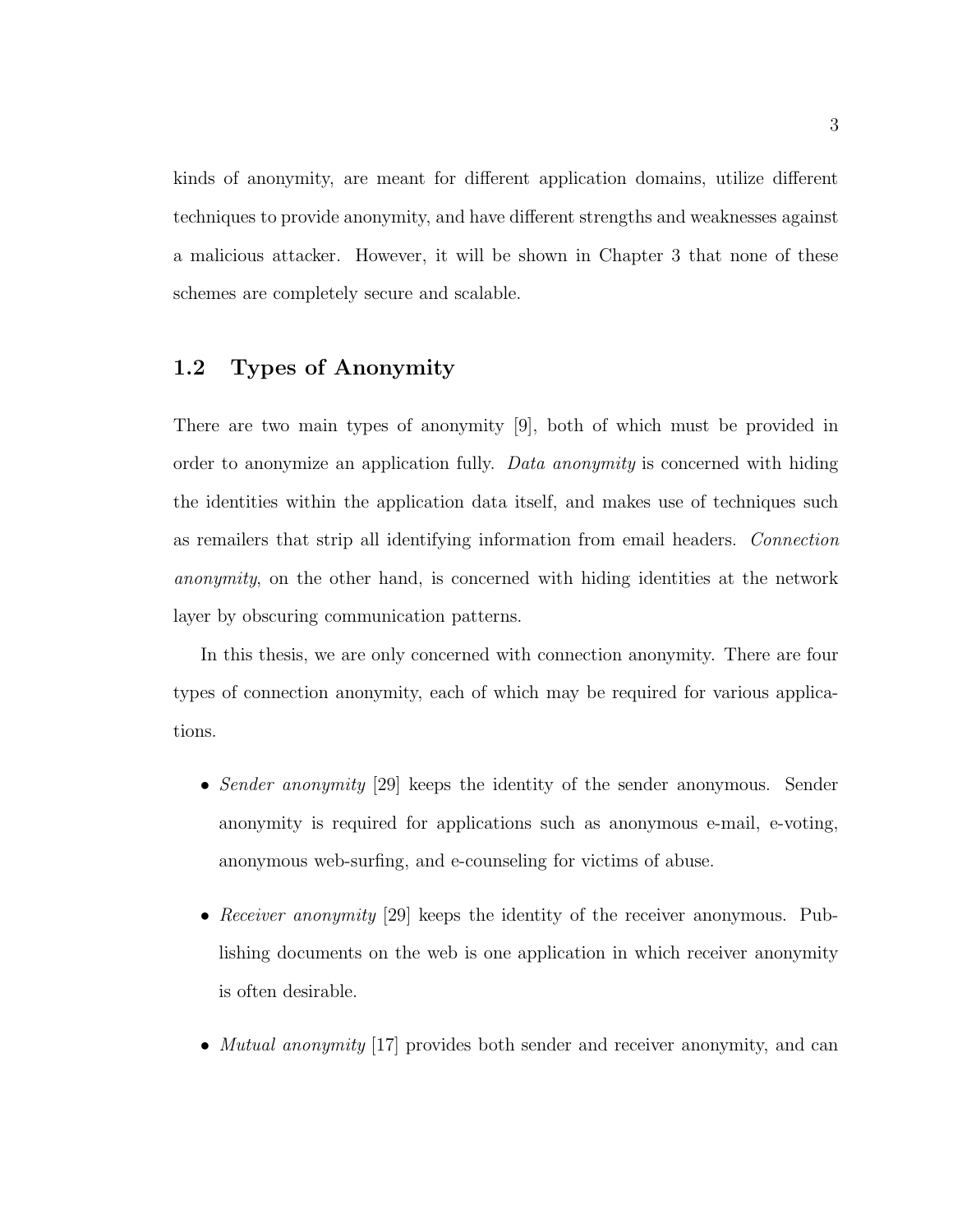kinds of anonymity, are meant for different application domains, utilize different techniques to provide anonymity, and have different strengths and weaknesses against a malicious attacker. However, it will be shown in Chapter 3 that none of these schemes are completely secure and scalable.

## 1.2 Types of Anonymity

There are two main types of anonymity [9], both of which must be provided in order to anonymize an application fully. *Data anonymity* is concerned with hiding the identities within the application data itself, and makes use of techniques such as remailers that strip all identifying information from email headers. *Connection anonymity*, on the other hand, is concerned with hiding identities at the network layer by obscuring communication patterns.

In this thesis, we are only concerned with connection anonymity. There are four types of connection anonymity, each of which may be required for various applications.

- *Sender anonymity* [29] keeps the identity of the sender anonymous. Sender anonymity is required for applications such as anonymous e-mail, e-voting, anonymous web-surfing, and e-counseling for victims of abuse.

- *Receiver anonymity* [29] keeps the identity of the receiver anonymous. Publishing documents on the web is one application in which receiver anonymity is often desirable.

- *Mutual anonymity* [17] provides both sender and receiver anonymity, and can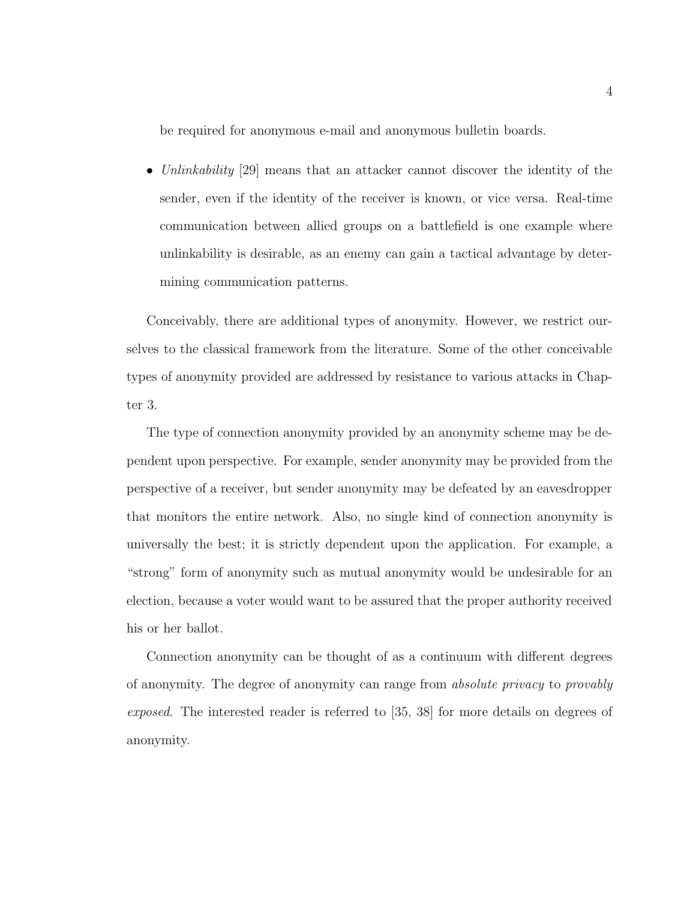be required for anonymous e-mail and anonymous bulletin boards.

- *Unlinkability* [29] means that an attacker cannot discover the identity of the sender, even if the identity of the receiver is known, or vice versa. Real-time communication between allied groups on a battlefield is one example where unlinkability is desirable, as an enemy can gain a tactical advantage by determining communication patterns.

Conceivably, there are additional types of anonymity. However, we restrict ourselves to the classical framework from the literature. Some of the other conceivable types of anonymity provided are addressed by resistance to various attacks in Chapter 3.

The type of connection anonymity provided by an anonymity scheme may be dependent upon perspective. For example, sender anonymity may be provided from the perspective of a receiver, but sender anonymity may be defeated by an eavesdropper that monitors the entire network. Also, no single kind of connection anonymity is universally the best; it is strictly dependent upon the application. For example, a "strong" form of anonymity such as mutual anonymity would be undesirable for an election, because a voter would want to be assured that the proper authority received his or her ballot.

Connection anonymity can be thought of as a continuum with different degrees of anonymity. The degree of anonymity can range from *absolute privacy* to *provably exposed*. The interested reader is referred to [35, 38] for more details on degrees of anonymity.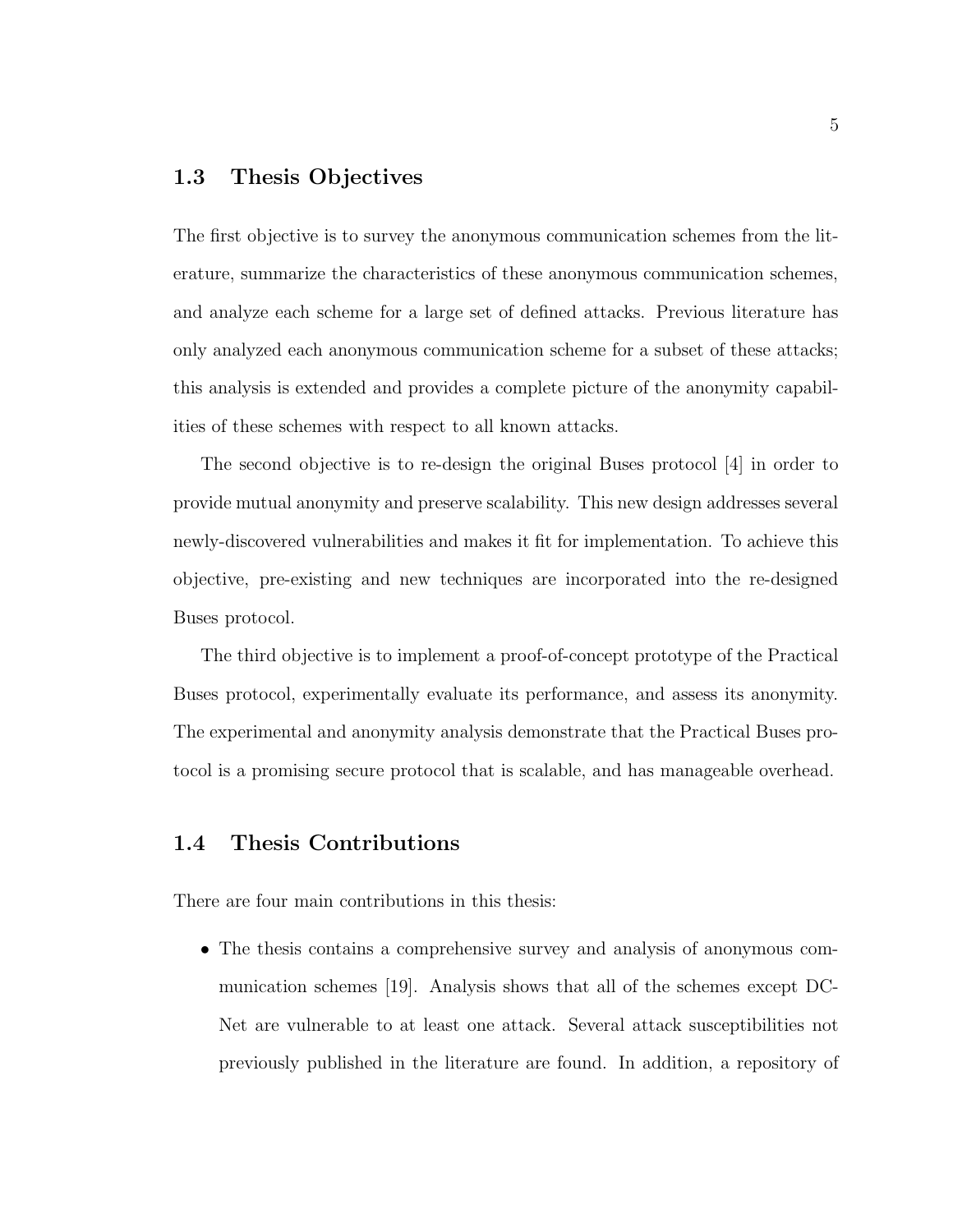## 1.3 Thesis Objectives

The first objective is to survey the anonymous communication schemes from the literature, summarize the characteristics of these anonymous communication schemes, and analyze each scheme for a large set of defined attacks. Previous literature has only analyzed each anonymous communication scheme for a subset of these attacks; this analysis is extended and provides a complete picture of the anonymity capabilities of these schemes with respect to all known attacks.

The second objective is to re-design the original Buses protocol [4] in order to provide mutual anonymity and preserve scalability. This new design addresses several newly-discovered vulnerabilities and makes it fit for implementation. To achieve this objective, pre-existing and new techniques are incorporated into the re-designed Buses protocol.

The third objective is to implement a proof-of-concept prototype of the Practical Buses protocol, experimentally evaluate its performance, and assess its anonymity. The experimental and anonymity analysis demonstrate that the Practical Buses protocol is a promising secure protocol that is scalable, and has manageable overhead.

## 1.4 Thesis Contributions

There are four main contributions in this thesis:

- The thesis contains a comprehensive survey and analysis of anonymous communication schemes [19]. Analysis shows that all of the schemes except DC-Net are vulnerable to at least one attack. Several attack susceptibilities not previously published in the literature are found. In addition, a repository of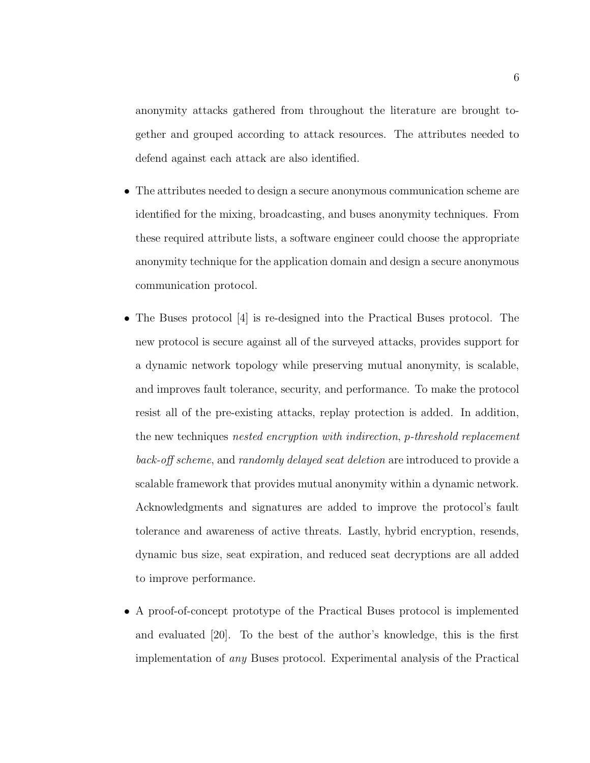anonymity attacks gathered from throughout the literature are brought together and grouped according to attack resources. The attributes needed to defend against each attack are also identified.

- The attributes needed to design a secure anonymous communication scheme are identified for the mixing, broadcasting, and buses anonymity techniques. From these required attribute lists, a software engineer could choose the appropriate anonymity technique for the application domain and design a secure anonymous communication protocol.

- The Buses protocol [4] is re-designed into the Practical Buses protocol. The new protocol is secure against all of the surveyed attacks, provides support for a dynamic network topology while preserving mutual anonymity, is scalable, and improves fault tolerance, security, and performance. To make the protocol resist all of the pre-existing attacks, replay protection is added. In addition, the new techniques *nested encryption with indirection*, *p-threshold replacement back-off scheme*, and *randomly delayed seat deletion* are introduced to provide a scalable framework that provides mutual anonymity within a dynamic network. Acknowledgments and signatures are added to improve the protocol's fault tolerance and awareness of active threats. Lastly, hybrid encryption, resends, dynamic bus size, seat expiration, and reduced seat decryptions are all added to improve performance.

- A proof-of-concept prototype of the Practical Buses protocol is implemented and evaluated [20]. To the best of the author's knowledge, this is the first implementation of *any* Buses protocol. Experimental analysis of the Practical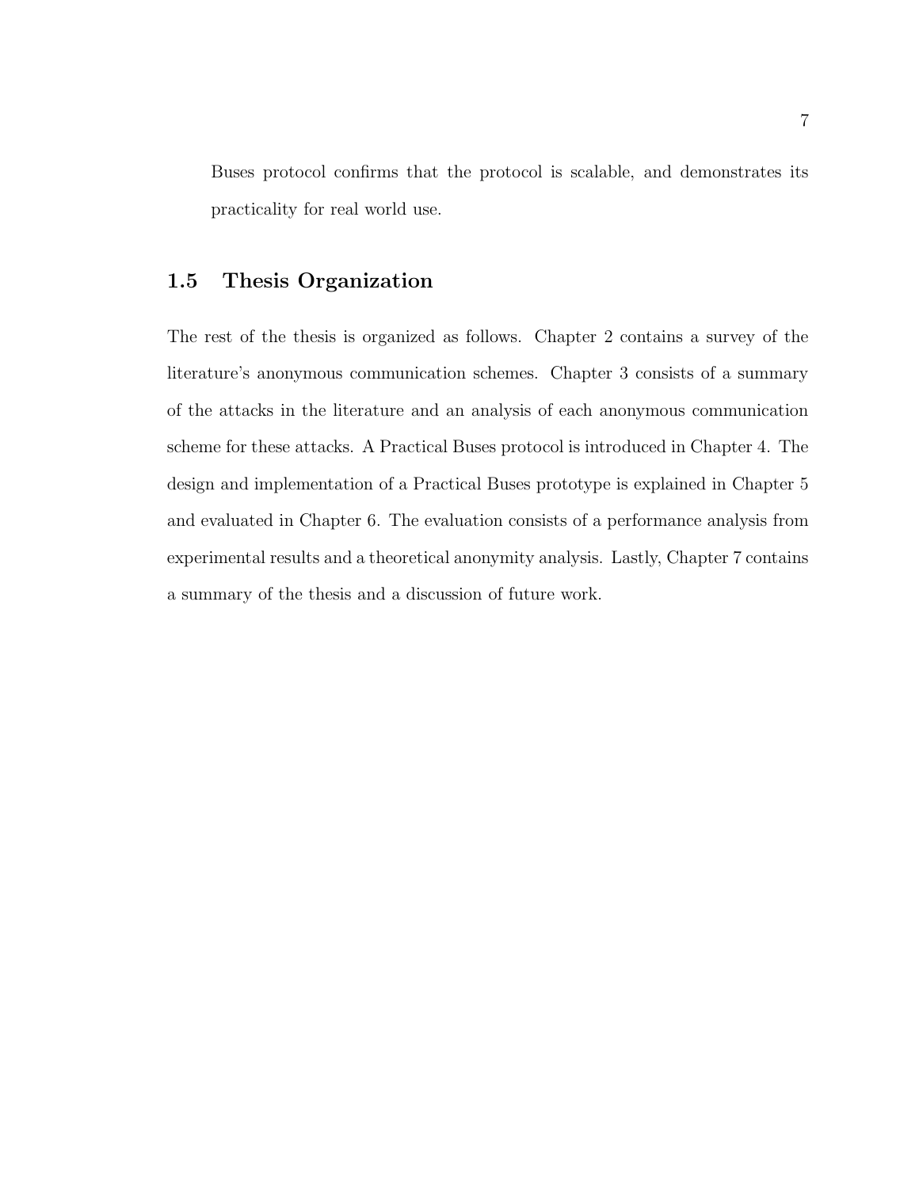Buses protocol confirms that the protocol is scalable, and demonstrates its practicality for real world use.

## 1.5 Thesis Organization

The rest of the thesis is organized as follows. Chapter 2 contains a survey of the literature's anonymous communication schemes. Chapter 3 consists of a summary of the attacks in the literature and an analysis of each anonymous communication scheme for these attacks. A Practical Buses protocol is introduced in Chapter 4. The design and implementation of a Practical Buses prototype is explained in Chapter 5 and evaluated in Chapter 6. The evaluation consists of a performance analysis from experimental results and a theoretical anonymity analysis. Lastly, Chapter 7 contains a summary of the thesis and a discussion of future work.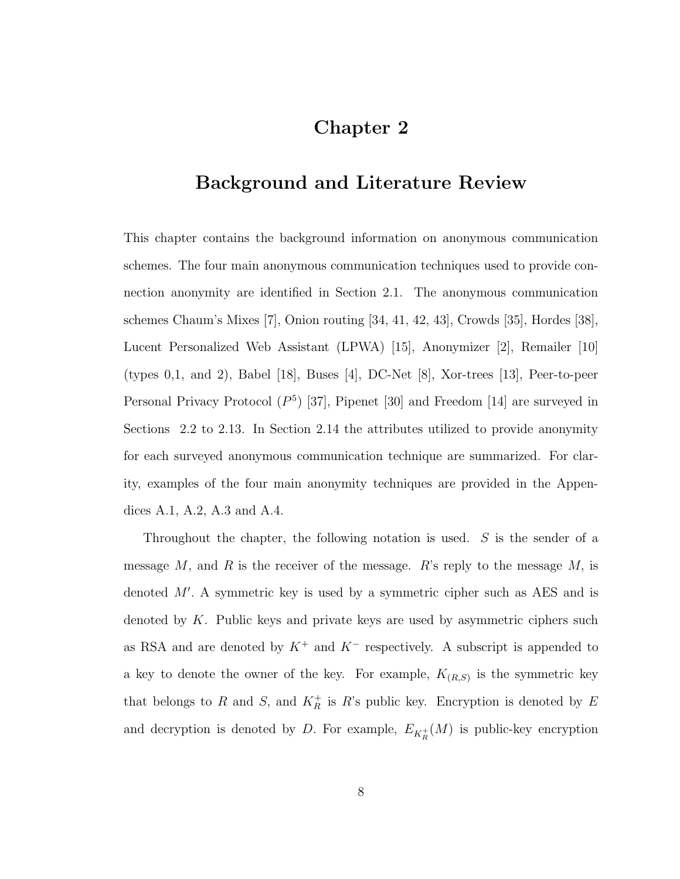# Chapter 2

# Background and Literature Review

This chapter contains the background information on anonymous communication schemes. The four main anonymous communication techniques used to provide connection anonymity are identified in Section 2.1. The anonymous communication schemes Chaum's Mixes [7], Onion routing [34, 41, 42, 43], Crowds [35], Hordes [38], Lucent Personalized Web Assistant (LPWA) [15], Anonymizer [2], Remailer [10] (types 0,1, and 2), Babel [18], Buses [4], DC-Net [8], Xor-trees [13], Peer-to-peer Personal Privacy Protocol ($P^5$) [37], Pipenet [30] and Freedom [14] are surveyed in Sections 2.2 to 2.13. In Section 2.14 the attributes utilized to provide anonymity for each surveyed anonymous communication technique are summarized. For clarity, examples of the four main anonymity techniques are provided in the Appendices A.1, A.2, A.3 and A.4.

Throughout the chapter, the following notation is used. $S$ is the sender of a message $M$, and $R$ is the receiver of the message. $R$'s reply to the message $M$, is denoted $M'$. A symmetric key is used by a symmetric cipher such as AES and is denoted by $K$. Public keys and private keys are used by asymmetric ciphers such as RSA and are denoted by $K^+$ and $K^-$ respectively. A subscript is appended to a key to denote the owner of the key. For example, $K_{(R,S)}$ is the symmetric key that belongs to $R$ and $S$, and $K_R^+$ is $R$'s public key. Encryption is denoted by $E$ and decryption is denoted by $D$. For example, $E_{K_R^+}(M)$ is public-key encryption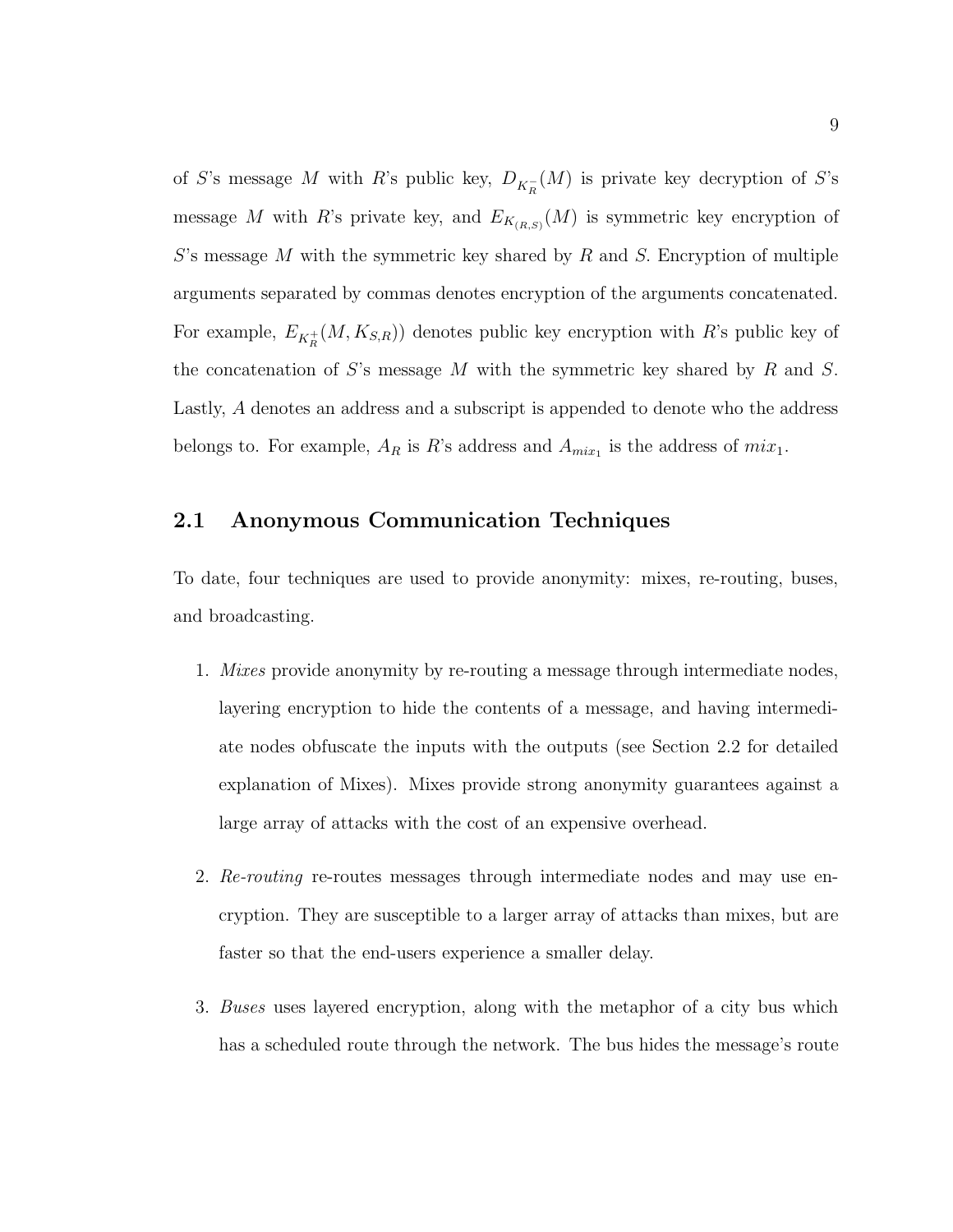of $S$'s message $M$ with $R$'s public key, $D_{K_R^-}(M)$ is private key decryption of $S$'s message $M$ with $R$'s private key, and $E_{K_{(R,S)}}(M)$ is symmetric key encryption of $S$'s message $M$ with the symmetric key shared by $R$ and $S$. Encryption of multiple arguments separated by commas denotes encryption of the arguments concatenated. For example, $E_{K_R^+}(M, K_{S,R})$) denotes public key encryption with $R$'s public key of the concatenation of $S$'s message $M$ with the symmetric key shared by $R$ and $S$. Lastly, $A$ denotes an address and a subscript is appended to denote who the address belongs to. For example, $A_R$ is $R$'s address and $A_{mix_1}$ is the address of $mix_1$.

## 2.1 Anonymous Communication Techniques

To date, four techniques are used to provide anonymity: mixes, re-routing, buses, and broadcasting.

1. *Mixes* provide anonymity by re-routing a message through intermediate nodes, layering encryption to hide the contents of a message, and having intermediate nodes obfuscate the inputs with the outputs (see Section 2.2 for detailed explanation of Mixes). Mixes provide strong anonymity guarantees against a large array of attacks with the cost of an expensive overhead.

2. *Re-routing* re-routes messages through intermediate nodes and may use encryption. They are susceptible to a larger array of attacks than mixes, but are faster so that the end-users experience a smaller delay.

3. *Buses* uses layered encryption, along with the metaphor of a city bus which has a scheduled route through the network. The bus hides the message's route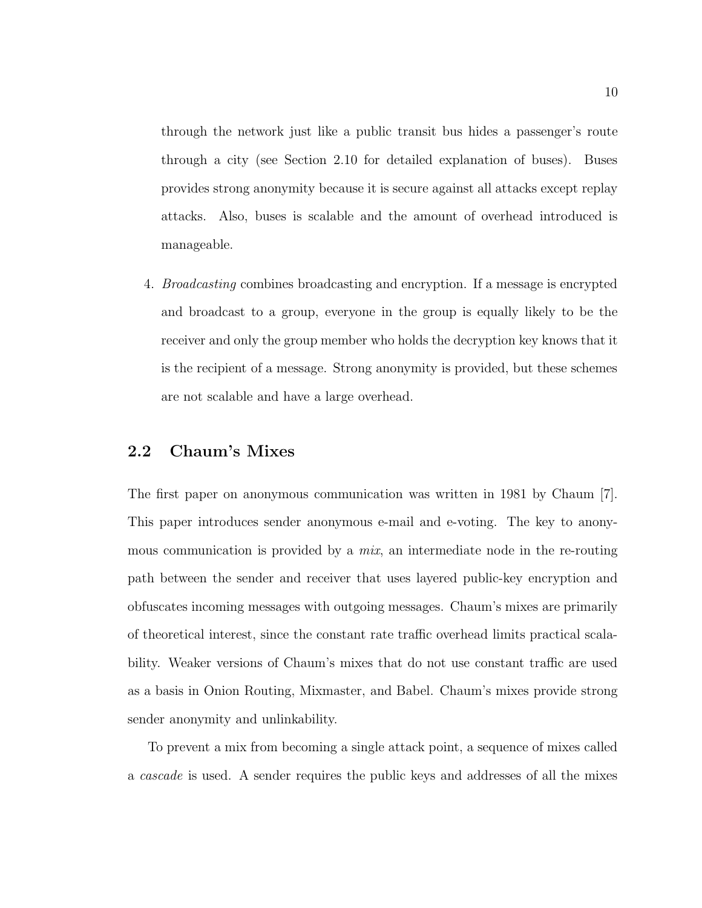through the network just like a public transit bus hides a passenger's route through a city (see Section 2.10 for detailed explanation of buses). Buses provides strong anonymity because it is secure against all attacks except replay attacks. Also, buses is scalable and the amount of overhead introduced is manageable.

4. *Broadcasting* combines broadcasting and encryption. If a message is encrypted and broadcast to a group, everyone in the group is equally likely to be the receiver and only the group member who holds the decryption key knows that it is the recipient of a message. Strong anonymity is provided, but these schemes are not scalable and have a large overhead.

## 2.2 Chaum's Mixes

The first paper on anonymous communication was written in 1981 by Chaum [7]. This paper introduces sender anonymous e-mail and e-voting. The key to anonymous communication is provided by a *mix*, an intermediate node in the re-routing path between the sender and receiver that uses layered public-key encryption and obfuscates incoming messages with outgoing messages. Chaum's mixes are primarily of theoretical interest, since the constant rate traffic overhead limits practical scalability. Weaker versions of Chaum's mixes that do not use constant traffic are used as a basis in Onion Routing, Mixmaster, and Babel. Chaum's mixes provide strong sender anonymity and unlinkability.

To prevent a mix from becoming a single attack point, a sequence of mixes called a *cascade* is used. A sender requires the public keys and addresses of all the mixes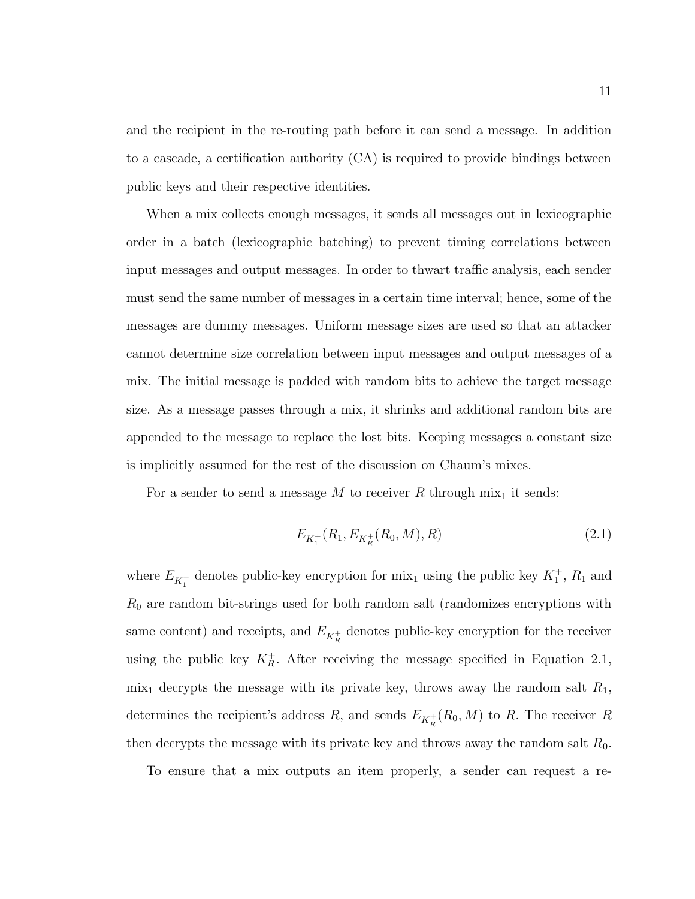and the recipient in the re-routing path before it can send a message. In addition to a cascade, a certification authority (CA) is required to provide bindings between public keys and their respective identities.

When a mix collects enough messages, it sends all messages out in lexicographic order in a batch (lexicographic batching) to prevent timing correlations between input messages and output messages. In order to thwart traffic analysis, each sender must send the same number of messages in a certain time interval; hence, some of the messages are dummy messages. Uniform message sizes are used so that an attacker cannot determine size correlation between input messages and output messages of a mix. The initial message is padded with random bits to achieve the target message size. As a message passes through a mix, it shrinks and additional random bits are appended to the message to replace the lost bits. Keeping messages a constant size is implicitly assumed for the rest of the discussion on Chaum's mixes.

For a sender to send a message $M$ to receiver $R$ through $\text{mix}_1$ it sends:

$$E_{K_1^+}(R_1, E_{K_R^+}(R_0, M), R) \tag{2.1}$$

where $E_{K_1^+}$ denotes public-key encryption for $\text{mix}_1$ using the public key $K_1^+$, $R_1$ and $R_0$ are random bit-strings used for both random salt (randomizes encryptions with same content) and receipts, and $E_{K_R^+}$ denotes public-key encryption for the receiver using the public key $K_R^+$. After receiving the message specified in Equation 2.1, $\text{mix}_1$ decrypts the message with its private key, throws away the random salt $R_1$, determines the recipient's address $R$, and sends $E_{K_R^+}(R_0, M)$ to $R$. The receiver $R$ then decrypts the message with its private key and throws away the random salt $R_0$.

To ensure that a mix outputs an item properly, a sender can request a re-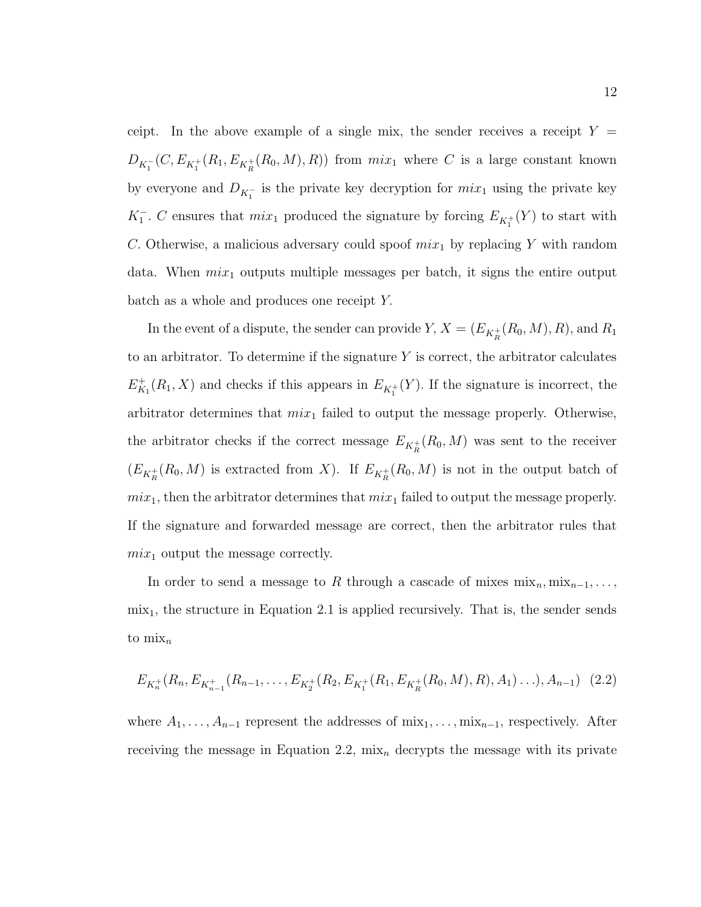ceipt. In the above example of a single mix, the sender receives a receipt $Y = D_{K_1^-}(C, E_{K_1^+}(R_1, E_{K_R^+}(R_0, M), R))$ from $mix_1$ where $C$ is a large constant known by everyone and $D_{K_1^-}$ is the private key decryption for $mix_1$ using the private key $K_1^-$. $C$ ensures that $mix_1$ produced the signature by forcing $E_{K_1^+}(Y)$ to start with $C$. Otherwise, a malicious adversary could spoof $mix_1$ by replacing $Y$ with random data. When $mix_1$ outputs multiple messages per batch, it signs the entire output batch as a whole and produces one receipt $Y$.

In the event of a dispute, the sender can provide $Y$, $X = (E_{K_R^+}(R_0, M), R)$, and $R_1$ to an arbitrator. To determine if the signature $Y$ is correct, the arbitrator calculates $E^+_{K_1}(R_1, X)$ and checks if this appears in $E_{K_1^+}(Y)$. If the signature is incorrect, the arbitrator determines that $mix_1$ failed to output the message properly. Otherwise, the arbitrator checks if the correct message $E_{K_R^+}(R_0, M)$ was sent to the receiver ($E_{K_R^+}(R_0, M)$ is extracted from $X$). If $E_{K_R^+}(R_0, M)$ is not in the output batch of $mix_1$, then the arbitrator determines that $mix_1$ failed to output the message properly. If the signature and forwarded message are correct, then the arbitrator rules that $mix_1$ output the message correctly.

In order to send a message to $R$ through a cascade of mixes $\text{mix}_n, \text{mix}_{n-1}, \ldots,$ $\text{mix}_1$, the structure in Equation 2.1 is applied recursively. That is, the sender sends to $\text{mix}_n$

$$E_{K_n^+}(R_n, E_{K_{n-1}^+}(R_{n-1}, \ldots, E_{K_2^+}(R_2, E_{K_1^+}(R_1, E_{K_R^+}(R_0, M), R), A_1) \ldots), A_{n-1}) \quad (2.2)$$

where $A_1, \ldots, A_{n-1}$ represent the addresses of $\text{mix}_1, \ldots, \text{mix}_{n-1}$, respectively. After receiving the message in Equation 2.2, $\text{mix}_n$ decrypts the message with its private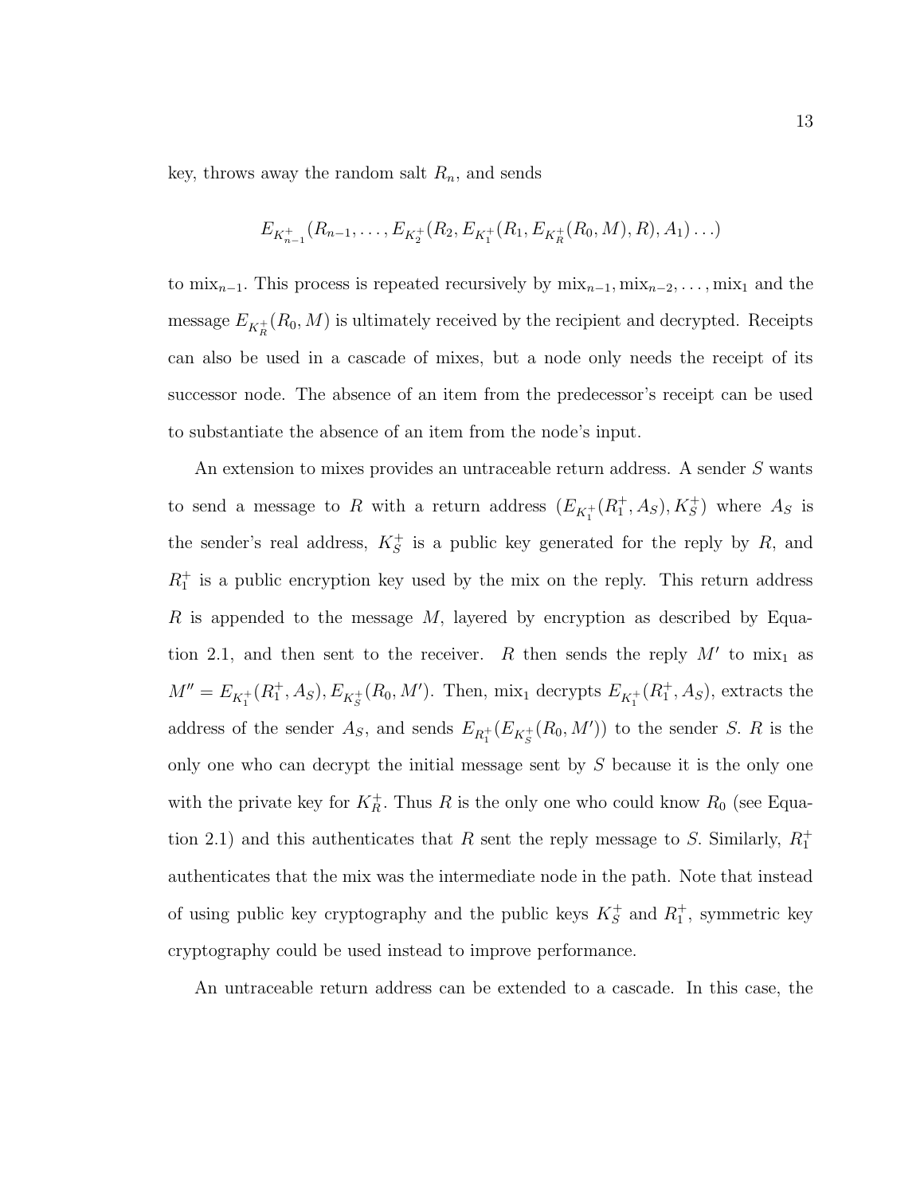key, throws away the random salt $R_n$, and sends

$$E_{K_{n-1}^+}(R_{n-1}, \ldots, E_{K_2^+}(R_2, E_{K_1^+}(R_1, E_{K_R^+}(R_0, M), R), A_1) \ldots)$$

to $\text{mix}_{n-1}$. This process is repeated recursively by $\text{mix}_{n-1}, \text{mix}_{n-2}, \ldots, \text{mix}_1$ and the message $E_{K_R^+}(R_0, M)$ is ultimately received by the recipient and decrypted. Receipts can also be used in a cascade of mixes, but a node only needs the receipt of its successor node. The absence of an item from the predecessor's receipt can be used to substantiate the absence of an item from the node's input.

An extension to mixes provides an untraceable return address. A sender $S$ wants to send a message to $R$ with a return address $(E_{K_1^+}(R_1^+, A_S), K_S^+)$ where $A_S$ is the sender's real address, $K_S^+$ is a public key generated for the reply by $R$, and $R_1^+$ is a public encryption key used by the mix on the reply. This return address $R$ is appended to the message $M$, layered by encryption as described by Equation 2.1, and then sent to the receiver. $R$ then sends the reply $M'$ to $\text{mix}_1$ as $M'' = E_{K_1^+}(R_1^+, A_S), E_{K_S^+}(R_0, M')$. Then, $\text{mix}_1$ decrypts $E_{K_1^+}(R_1^+, A_S)$, extracts the address of the sender $A_S$, and sends $E_{R_1^+}(E_{K_S^+}(R_0, M'))$ to the sender $S$. $R$ is the only one who can decrypt the initial message sent by $S$ because it is the only one with the private key for $K_R^+$. Thus $R$ is the only one who could know $R_0$ (see Equation 2.1) and this authenticates that $R$ sent the reply message to $S$. Similarly, $R_1^+$ authenticates that the mix was the intermediate node in the path. Note that instead of using public key cryptography and the public keys $K_S^+$ and $R_1^+$, symmetric key cryptography could be used instead to improve performance.

An untraceable return address can be extended to a cascade. In this case, the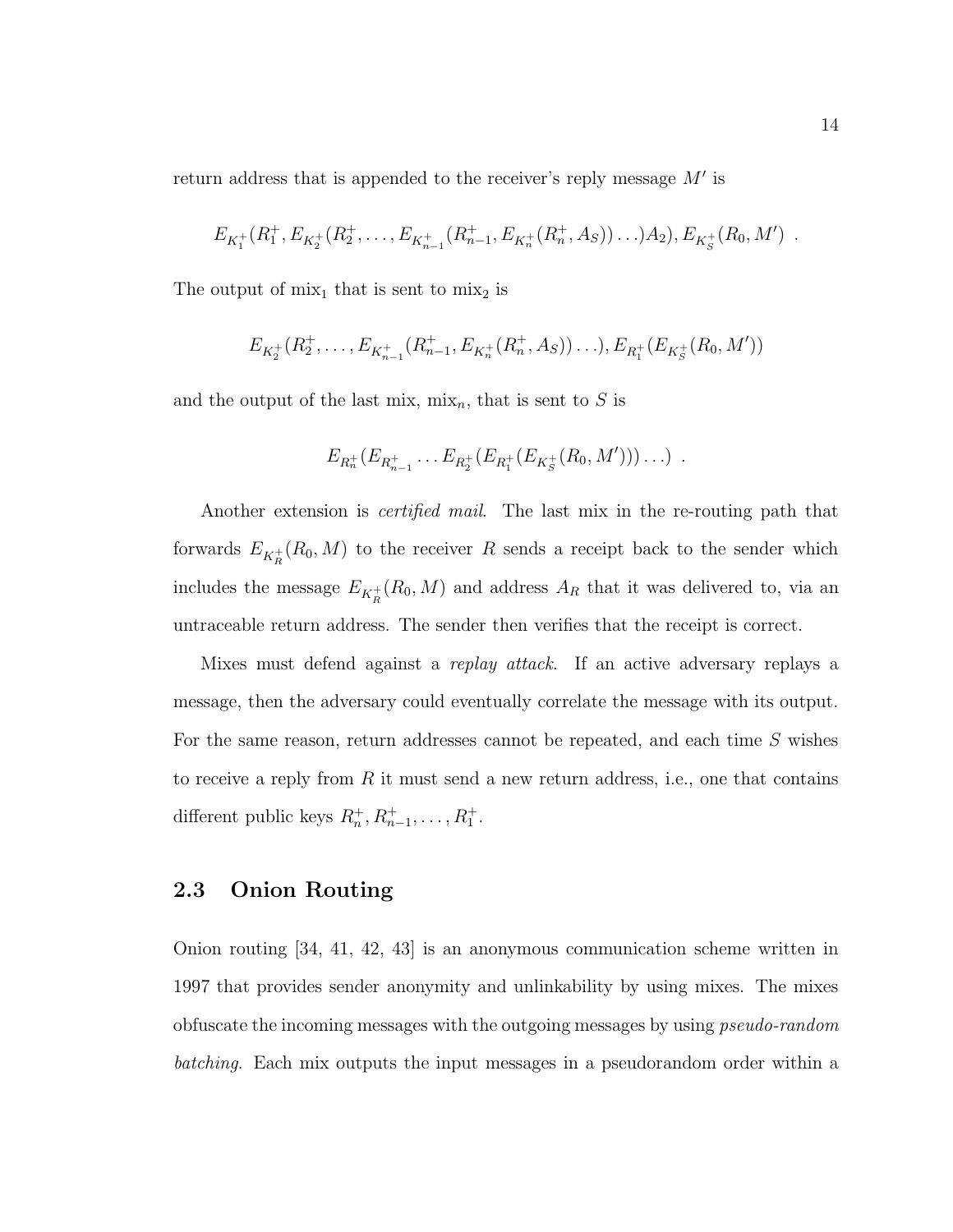return address that is appended to the receiver's reply message $M'$ is

$$E_{K_1^+}(R_1^+, E_{K_2^+}(R_2^+, \ldots, E_{K_{n-1}^+}(R_{n-1}^+, E_{K_n^+}(R_n^+, A_S)) \ldots) A_2), E_{K_S^+}(R_0, M') \ .$$

The output of $\text{mix}_1$ that is sent to $\text{mix}_2$ is

$$E_{K_2^+}(R_2^+, \ldots, E_{K_{n-1}^+}(R_{n-1}^+, E_{K_n^+}(R_n^+, A_S)) \ldots), E_{R_1^+}(E_{K_S^+}(R_0, M'))$$

and the output of the last mix, $\text{mix}_n$, that is sent to $S$ is

$$E_{R_n^+}(E_{R_{n-1}^+} \ldots E_{R_2^+}(E_{R_1^+}(E_{K_S^+}(R_0, M'))) \ldots) \ .$$

Another extension is *certified mail*. The last mix in the re-routing path that forwards $E_{K_R^+}(R_0, M)$ to the receiver $R$ sends a receipt back to the sender which includes the message $E_{K_R^+}(R_0, M)$ and address $A_R$ that it was delivered to, via an untraceable return address. The sender then verifies that the receipt is correct.

Mixes must defend against a *replay attack*. If an active adversary replays a message, then the adversary could eventually correlate the message with its output. For the same reason, return addresses cannot be repeated, and each time $S$ wishes to receive a reply from $R$ it must send a new return address, i.e., one that contains different public keys $R_n^+, R_{n-1}^+, \ldots, R_1^+$.

## 2.3 Onion Routing

Onion routing [34, 41, 42, 43] is an anonymous communication scheme written in 1997 that provides sender anonymity and unlinkability by using mixes. The mixes obfuscate the incoming messages with the outgoing messages by using *pseudo-random batching*. Each mix outputs the input messages in a pseudorandom order within a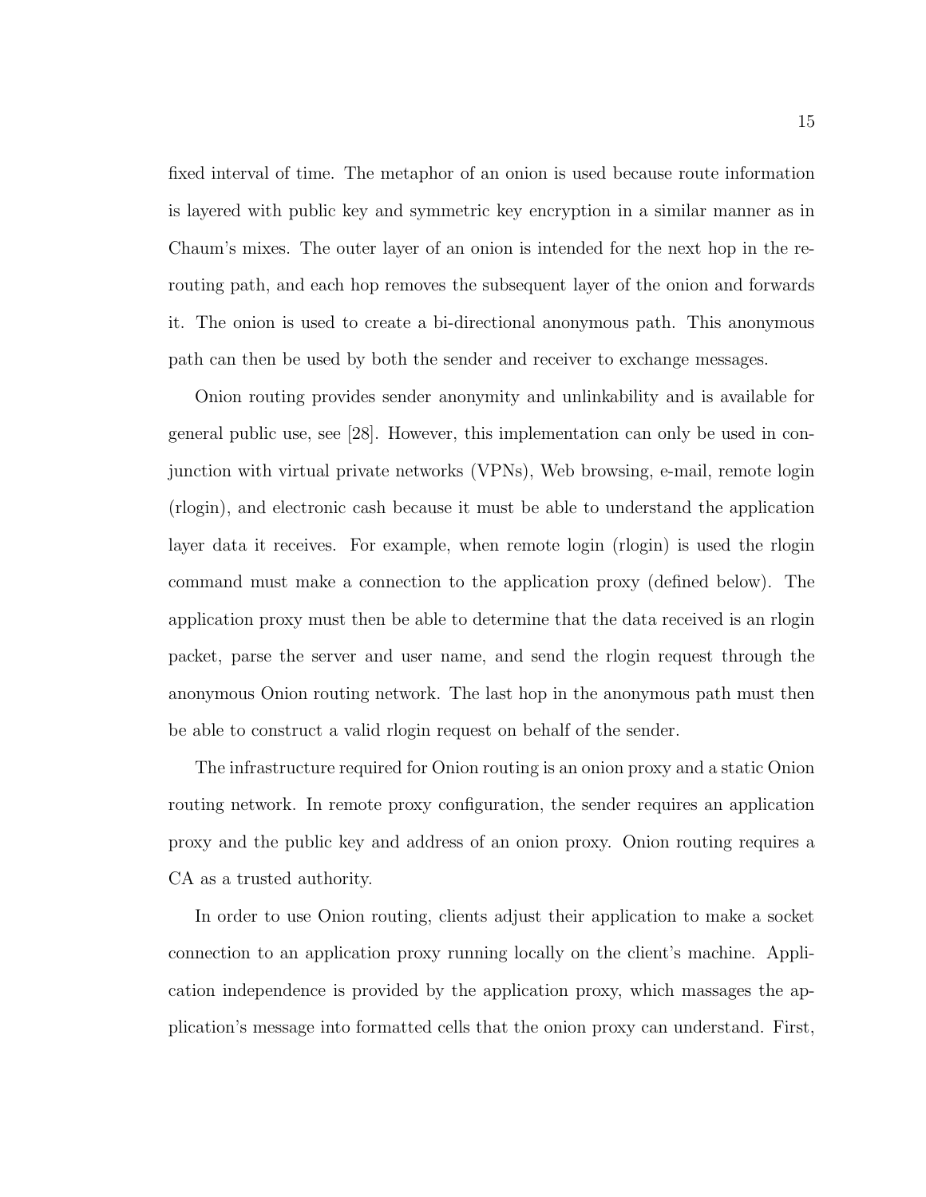fixed interval of time. The metaphor of an onion is used because route information is layered with public key and symmetric key encryption in a similar manner as in Chaum's mixes. The outer layer of an onion is intended for the next hop in the rerouting path, and each hop removes the subsequent layer of the onion and forwards it. The onion is used to create a bi-directional anonymous path. This anonymous path can then be used by both the sender and receiver to exchange messages.

Onion routing provides sender anonymity and unlinkability and is available for general public use, see [28]. However, this implementation can only be used in conjunction with virtual private networks (VPNs), Web browsing, e-mail, remote login (rlogin), and electronic cash because it must be able to understand the application layer data it receives. For example, when remote login (rlogin) is used the rlogin command must make a connection to the application proxy (defined below). The application proxy must then be able to determine that the data received is an rlogin packet, parse the server and user name, and send the rlogin request through the anonymous Onion routing network. The last hop in the anonymous path must then be able to construct a valid rlogin request on behalf of the sender.

The infrastructure required for Onion routing is an onion proxy and a static Onion routing network. In remote proxy configuration, the sender requires an application proxy and the public key and address of an onion proxy. Onion routing requires a CA as a trusted authority.

In order to use Onion routing, clients adjust their application to make a socket connection to an application proxy running locally on the client's machine. Application independence is provided by the application proxy, which massages the application's message into formatted cells that the onion proxy can understand. First,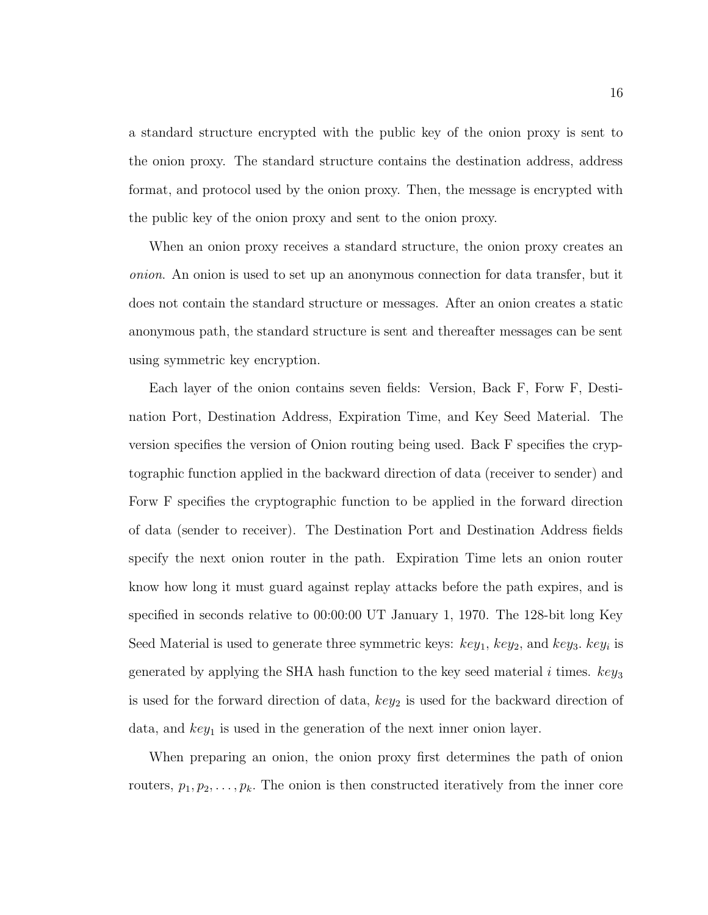a standard structure encrypted with the public key of the onion proxy is sent to the onion proxy. The standard structure contains the destination address, address format, and protocol used by the onion proxy. Then, the message is encrypted with the public key of the onion proxy and sent to the onion proxy.

When an onion proxy receives a standard structure, the onion proxy creates an *onion*. An onion is used to set up an anonymous connection for data transfer, but it does not contain the standard structure or messages. After an onion creates a static anonymous path, the standard structure is sent and thereafter messages can be sent using symmetric key encryption.

Each layer of the onion contains seven fields: Version, Back F, Forw F, Destination Port, Destination Address, Expiration Time, and Key Seed Material. The version specifies the version of Onion routing being used. Back F specifies the cryptographic function applied in the backward direction of data (receiver to sender) and Forw F specifies the cryptographic function to be applied in the forward direction of data (sender to receiver). The Destination Port and Destination Address fields specify the next onion router in the path. Expiration Time lets an onion router know how long it must guard against replay attacks before the path expires, and is specified in seconds relative to 00:00:00 UT January 1, 1970. The 128-bit long Key Seed Material is used to generate three symmetric keys: $key_1$, $key_2$, and $key_3$. $key_i$ is generated by applying the SHA hash function to the key seed material $i$ times. $key_3$ is used for the forward direction of data, $key_2$ is used for the backward direction of data, and $key_1$ is used in the generation of the next inner onion layer.

When preparing an onion, the onion proxy first determines the path of onion routers, $p_1, p_2, \ldots, p_k$. The onion is then constructed iteratively from the inner core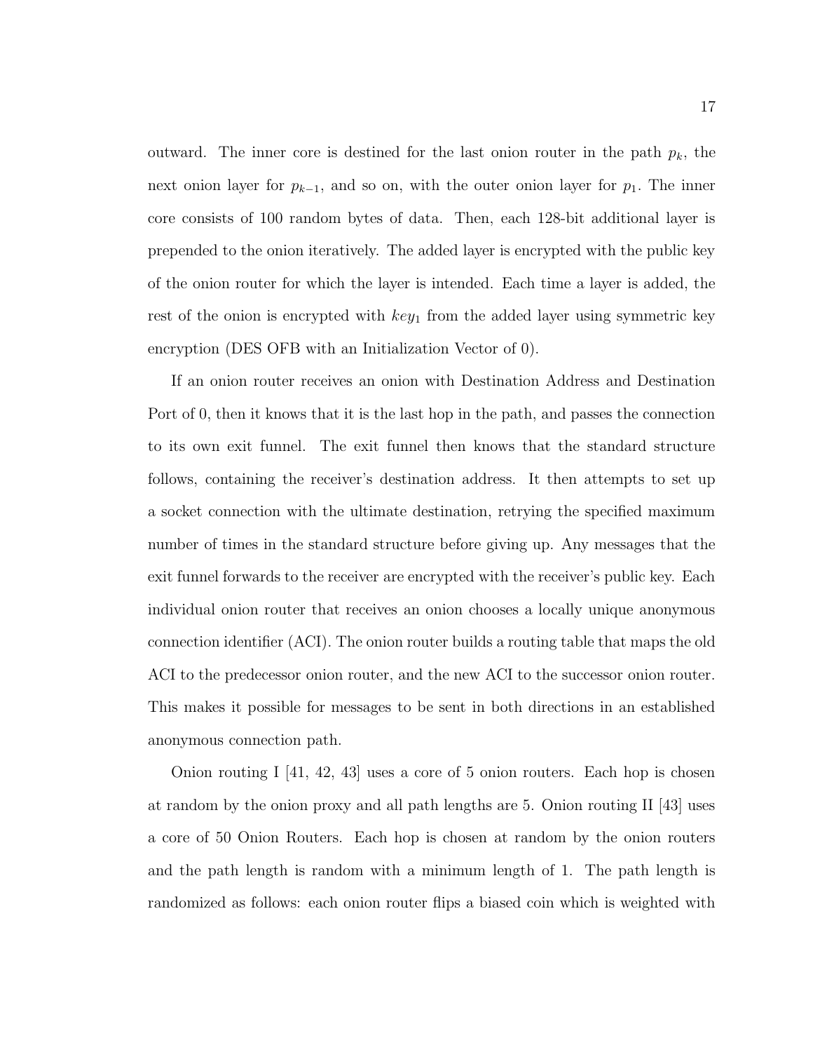outward. The inner core is destined for the last onion router in the path $p_k$, the next onion layer for $p_{k-1}$, and so on, with the outer onion layer for $p_1$. The inner core consists of 100 random bytes of data. Then, each 128-bit additional layer is prepended to the onion iteratively. The added layer is encrypted with the public key of the onion router for which the layer is intended. Each time a layer is added, the rest of the onion is encrypted with $key_1$ from the added layer using symmetric key encryption (DES OFB with an Initialization Vector of 0).

If an onion router receives an onion with Destination Address and Destination Port of 0, then it knows that it is the last hop in the path, and passes the connection to its own exit funnel. The exit funnel then knows that the standard structure follows, containing the receiver's destination address. It then attempts to set up a socket connection with the ultimate destination, retrying the specified maximum number of times in the standard structure before giving up. Any messages that the exit funnel forwards to the receiver are encrypted with the receiver's public key. Each individual onion router that receives an onion chooses a locally unique anonymous connection identifier (ACI). The onion router builds a routing table that maps the old ACI to the predecessor onion router, and the new ACI to the successor onion router. This makes it possible for messages to be sent in both directions in an established anonymous connection path.

Onion routing I [41, 42, 43] uses a core of 5 onion routers. Each hop is chosen at random by the onion proxy and all path lengths are 5. Onion routing II [43] uses a core of 50 Onion Routers. Each hop is chosen at random by the onion routers and the path length is random with a minimum length of 1. The path length is randomized as follows: each onion router flips a biased coin which is weighted with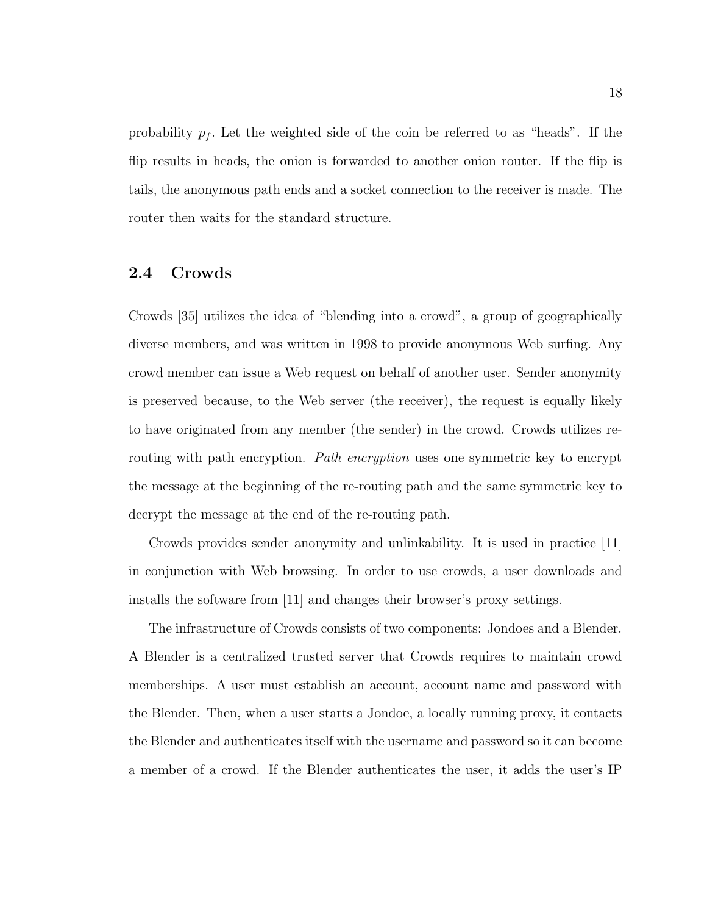probability $p_f$. Let the weighted side of the coin be referred to as "heads". If the flip results in heads, the onion is forwarded to another onion router. If the flip is tails, the anonymous path ends and a socket connection to the receiver is made. The router then waits for the standard structure.

## 2.4 Crowds

Crowds [35] utilizes the idea of "blending into a crowd", a group of geographically diverse members, and was written in 1998 to provide anonymous Web surfing. Any crowd member can issue a Web request on behalf of another user. Sender anonymity is preserved because, to the Web server (the receiver), the request is equally likely to have originated from any member (the sender) in the crowd. Crowds utilizes re-routing with path encryption. *Path encryption* uses one symmetric key to encrypt the message at the beginning of the re-routing path and the same symmetric key to decrypt the message at the end of the re-routing path.

Crowds provides sender anonymity and unlinkability. It is used in practice [11] in conjunction with Web browsing. In order to use crowds, a user downloads and installs the software from [11] and changes their browser's proxy settings.

The infrastructure of Crowds consists of two components: Jondoes and a Blender. A Blender is a centralized trusted server that Crowds requires to maintain crowd memberships. A user must establish an account, account name and password with the Blender. Then, when a user starts a Jondoe, a locally running proxy, it contacts the Blender and authenticates itself with the username and password so it can become a member of a crowd. If the Blender authenticates the user, it adds the user's IP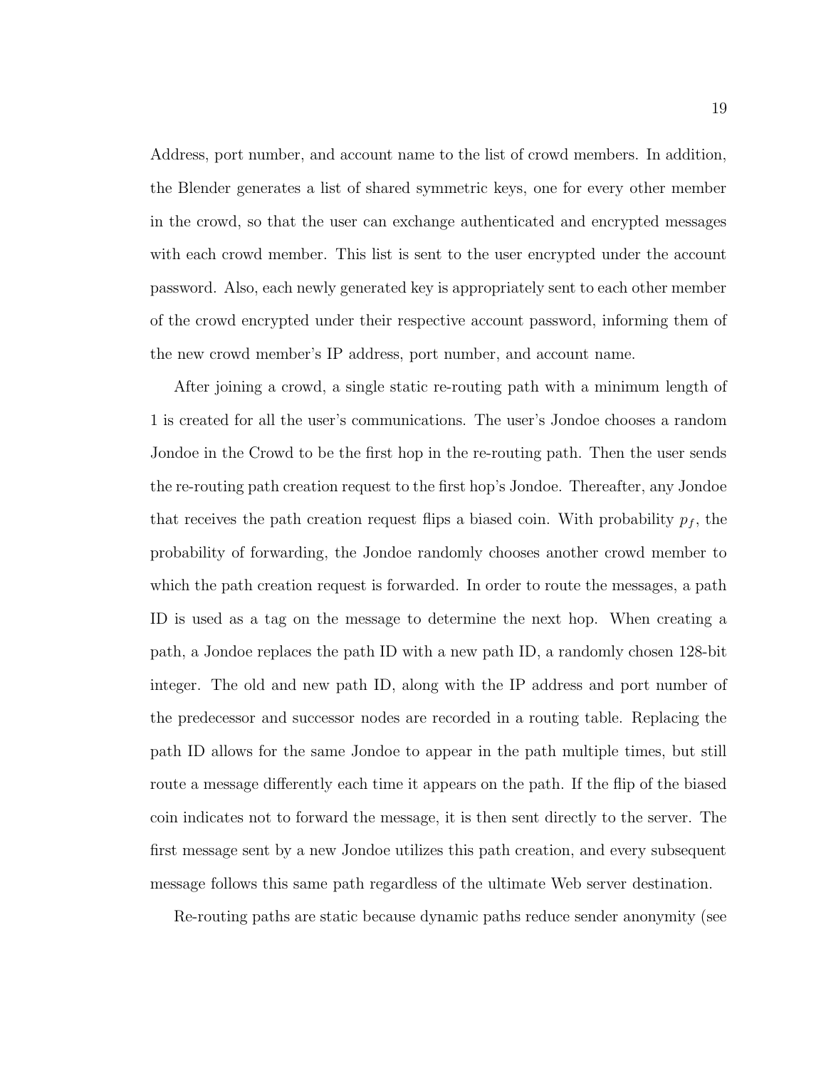Address, port number, and account name to the list of crowd members. In addition, the Blender generates a list of shared symmetric keys, one for every other member in the crowd, so that the user can exchange authenticated and encrypted messages with each crowd member. This list is sent to the user encrypted under the account password. Also, each newly generated key is appropriately sent to each other member of the crowd encrypted under their respective account password, informing them of the new crowd member's IP address, port number, and account name.

After joining a crowd, a single static re-routing path with a minimum length of 1 is created for all the user's communications. The user's Jondoe chooses a random Jondoe in the Crowd to be the first hop in the re-routing path. Then the user sends the re-routing path creation request to the first hop's Jondoe. Thereafter, any Jondoe that receives the path creation request flips a biased coin. With probability $p_f$, the probability of forwarding, the Jondoe randomly chooses another crowd member to which the path creation request is forwarded. In order to route the messages, a path ID is used as a tag on the message to determine the next hop. When creating a path, a Jondoe replaces the path ID with a new path ID, a randomly chosen 128-bit integer. The old and new path ID, along with the IP address and port number of the predecessor and successor nodes are recorded in a routing table. Replacing the path ID allows for the same Jondoe to appear in the path multiple times, but still route a message differently each time it appears on the path. If the flip of the biased coin indicates not to forward the message, it is then sent directly to the server. The first message sent by a new Jondoe utilizes this path creation, and every subsequent message follows this same path regardless of the ultimate Web server destination.

Re-routing paths are static because dynamic paths reduce sender anonymity (see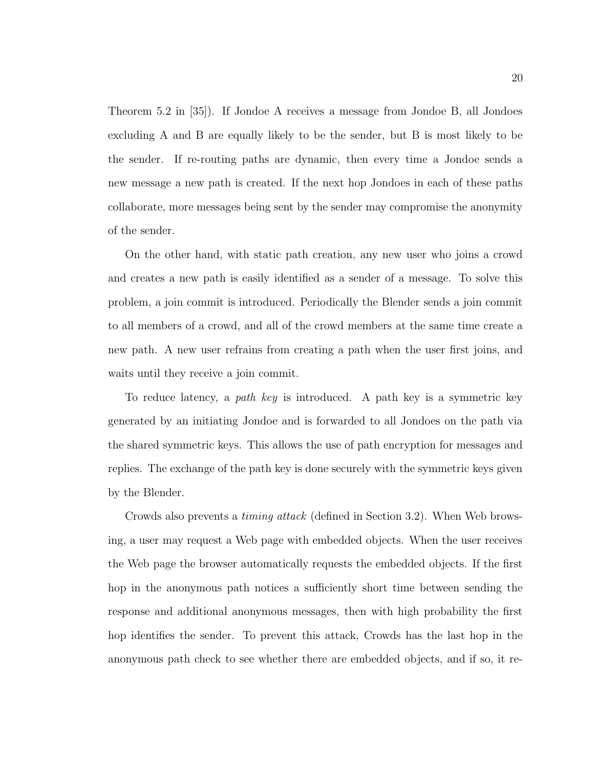Theorem 5.2 in [35]). If Jondoe A receives a message from Jondoe B, all Jondoes excluding A and B are equally likely to be the sender, but B is most likely to be the sender. If re-routing paths are dynamic, then every time a Jondoe sends a new message a new path is created. If the next hop Jondoes in each of these paths collaborate, more messages being sent by the sender may compromise the anonymity of the sender.

On the other hand, with static path creation, any new user who joins a crowd and creates a new path is easily identified as a sender of a message. To solve this problem, a join commit is introduced. Periodically the Blender sends a join commit to all members of a crowd, and all of the crowd members at the same time create a new path. A new user refrains from creating a path when the user first joins, and waits until they receive a join commit.

To reduce latency, a *path key* is introduced. A path key is a symmetric key generated by an initiating Jondoe and is forwarded to all Jondoes on the path via the shared symmetric keys. This allows the use of path encryption for messages and replies. The exchange of the path key is done securely with the symmetric keys given by the Blender.

Crowds also prevents a *timing attack* (defined in Section 3.2). When Web browsing, a user may request a Web page with embedded objects. When the user receives the Web page the browser automatically requests the embedded objects. If the first hop in the anonymous path notices a sufficiently short time between sending the response and additional anonymous messages, then with high probability the first hop identifies the sender. To prevent this attack, Crowds has the last hop in the anonymous path check to see whether there are embedded objects, and if so, it re-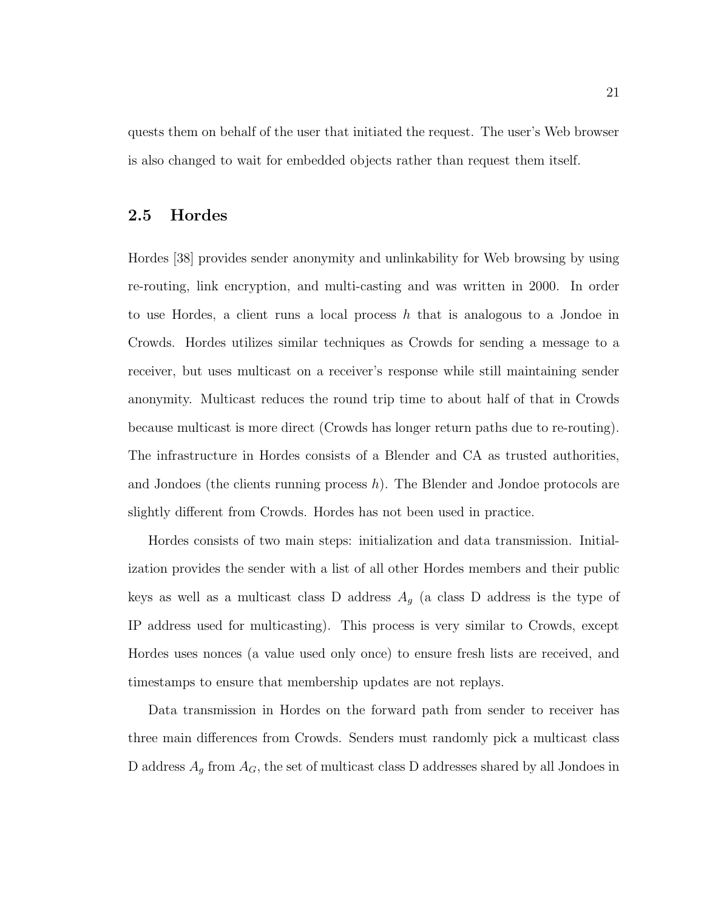quests them on behalf of the user that initiated the request. The user's Web browser is also changed to wait for embedded objects rather than request them itself.

## 2.5 Hordes

Hordes [38] provides sender anonymity and unlinkability for Web browsing by using re-routing, link encryption, and multi-casting and was written in 2000. In order to use Hordes, a client runs a local process $h$ that is analogous to a Jondoe in Crowds. Hordes utilizes similar techniques as Crowds for sending a message to a receiver, but uses multicast on a receiver's response while still maintaining sender anonymity. Multicast reduces the round trip time to about half of that in Crowds because multicast is more direct (Crowds has longer return paths due to re-routing). The infrastructure in Hordes consists of a Blender and CA as trusted authorities, and Jondoes (the clients running process $h$). The Blender and Jondoe protocols are slightly different from Crowds. Hordes has not been used in practice.

Hordes consists of two main steps: initialization and data transmission. Initialization provides the sender with a list of all other Hordes members and their public keys as well as a multicast class D address $A_g$ (a class D address is the type of IP address used for multicasting). This process is very similar to Crowds, except Hordes uses nonces (a value used only once) to ensure fresh lists are received, and timestamps to ensure that membership updates are not replays.

Data transmission in Hordes on the forward path from sender to receiver has three main differences from Crowds. Senders must randomly pick a multicast class D address $A_g$ from $A_G$, the set of multicast class D addresses shared by all Jondoes in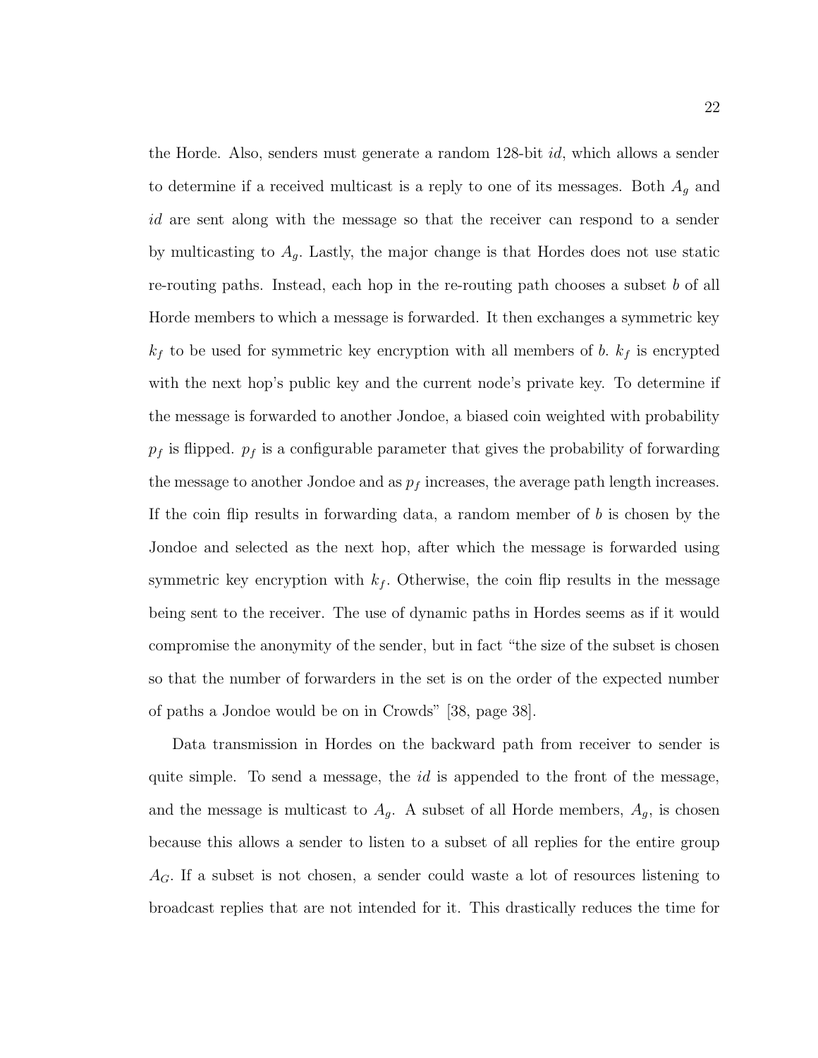the Horde. Also, senders must generate a random 128-bit *id*, which allows a sender to determine if a received multicast is a reply to one of its messages. Both $A_g$ and *id* are sent along with the message so that the receiver can respond to a sender by multicasting to $A_g$. Lastly, the major change is that Hordes does not use static re-routing paths. Instead, each hop in the re-routing path chooses a subset $b$ of all Horde members to which a message is forwarded. It then exchanges a symmetric key $k_f$ to be used for symmetric key encryption with all members of $b$. $k_f$ is encrypted with the next hop's public key and the current node's private key. To determine if the message is forwarded to another Jondoe, a biased coin weighted with probability $p_f$ is flipped. $p_f$ is a configurable parameter that gives the probability of forwarding the message to another Jondoe and as $p_f$ increases, the average path length increases. If the coin flip results in forwarding data, a random member of $b$ is chosen by the Jondoe and selected as the next hop, after which the message is forwarded using symmetric key encryption with $k_f$. Otherwise, the coin flip results in the message being sent to the receiver. The use of dynamic paths in Hordes seems as if it would compromise the anonymity of the sender, but in fact "the size of the subset is chosen so that the number of forwarders in the set is on the order of the expected number of paths a Jondoe would be on in Crowds" [38, page 38].

Data transmission in Hordes on the backward path from receiver to sender is quite simple. To send a message, the *id* is appended to the front of the message, and the message is multicast to $A_g$. A subset of all Horde members, $A_g$, is chosen because this allows a sender to listen to a subset of all replies for the entire group $A_G$. If a subset is not chosen, a sender could waste a lot of resources listening to broadcast replies that are not intended for it. This drastically reduces the time for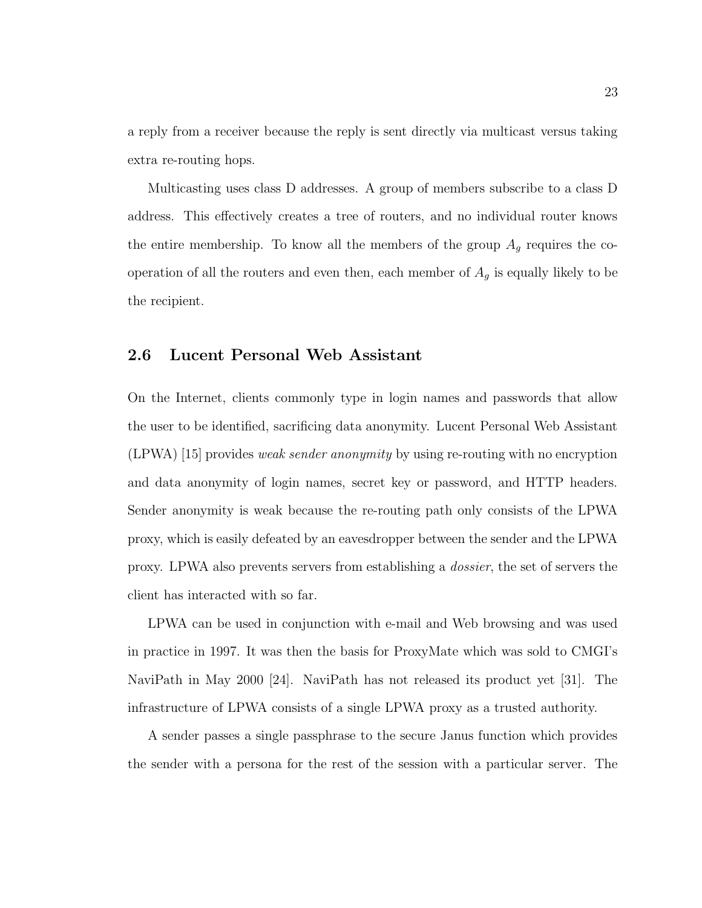a reply from a receiver because the reply is sent directly via multicast versus taking extra re-routing hops.

Multicasting uses class D addresses. A group of members subscribe to a class D address. This effectively creates a tree of routers, and no individual router knows the entire membership. To know all the members of the group $A_g$ requires the co-operation of all the routers and even then, each member of $A_g$ is equally likely to be the recipient.

## 2.6 Lucent Personal Web Assistant

On the Internet, clients commonly type in login names and passwords that allow the user to be identified, sacrificing data anonymity. Lucent Personal Web Assistant (LPWA) [15] provides *weak sender anonymity* by using re-routing with no encryption and data anonymity of login names, secret key or password, and HTTP headers. Sender anonymity is weak because the re-routing path only consists of the LPWA proxy, which is easily defeated by an eavesdropper between the sender and the LPWA proxy. LPWA also prevents servers from establishing a *dossier*, the set of servers the client has interacted with so far.

LPWA can be used in conjunction with e-mail and Web browsing and was used in practice in 1997. It was then the basis for ProxyMate which was sold to CMGI's NaviPath in May 2000 [24]. NaviPath has not released its product yet [31]. The infrastructure of LPWA consists of a single LPWA proxy as a trusted authority.

A sender passes a single passphrase to the secure Janus function which provides the sender with a persona for the rest of the session with a particular server. The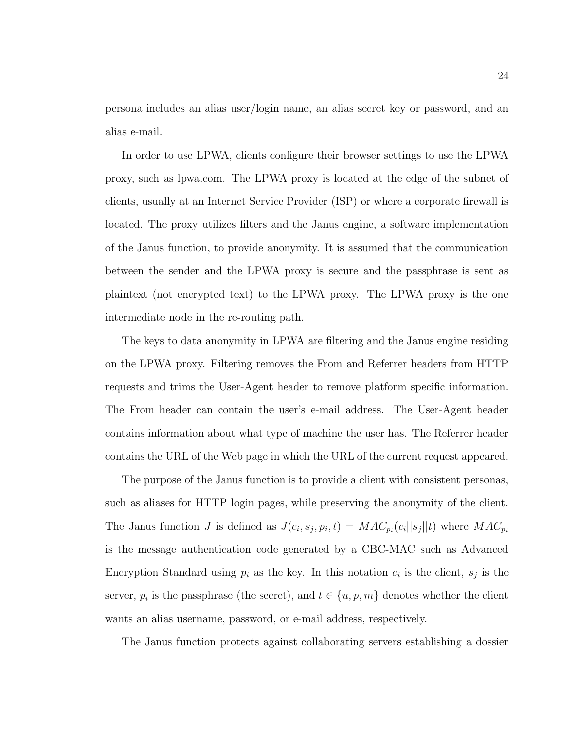persona includes an alias user/login name, an alias secret key or password, and an alias e-mail.

In order to use LPWA, clients configure their browser settings to use the LPWA proxy, such as lpwa.com. The LPWA proxy is located at the edge of the subnet of clients, usually at an Internet Service Provider (ISP) or where a corporate firewall is located. The proxy utilizes filters and the Janus engine, a software implementation of the Janus function, to provide anonymity. It is assumed that the communication between the sender and the LPWA proxy is secure and the passphrase is sent as plaintext (not encrypted text) to the LPWA proxy. The LPWA proxy is the one intermediate node in the re-routing path.

The keys to data anonymity in LPWA are filtering and the Janus engine residing on the LPWA proxy. Filtering removes the From and Referrer headers from HTTP requests and trims the User-Agent header to remove platform specific information. The From header can contain the user's e-mail address. The User-Agent header contains information about what type of machine the user has. The Referrer header contains the URL of the Web page in which the URL of the current request appeared.

The purpose of the Janus function is to provide a client with consistent personas, such as aliases for HTTP login pages, while preserving the anonymity of the client. The Janus function $J$ is defined as $J(c_i, s_j, p_i, t) = MAC_{p_i}(c_i||s_j||t)$ where $MAC_{p_i}$ is the message authentication code generated by a CBC-MAC such as Advanced Encryption Standard using $p_i$ as the key. In this notation $c_i$ is the client, $s_j$ is the server, $p_i$ is the passphrase (the secret), and $t \in \{u, p, m\}$ denotes whether the client wants an alias username, password, or e-mail address, respectively.

The Janus function protects against collaborating servers establishing a dossier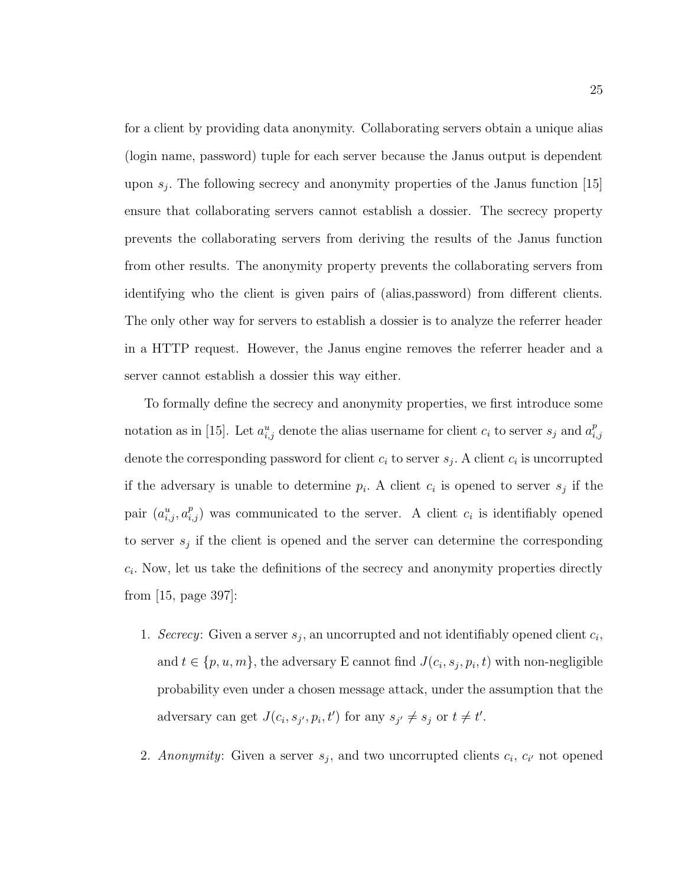for a client by providing data anonymity. Collaborating servers obtain a unique alias (login name, password) tuple for each server because the Janus output is dependent upon $s_j$. The following secrecy and anonymity properties of the Janus function [15] ensure that collaborating servers cannot establish a dossier. The secrecy property prevents the collaborating servers from deriving the results of the Janus function from other results. The anonymity property prevents the collaborating servers from identifying who the client is given pairs of (alias,password) from different clients. The only other way for servers to establish a dossier is to analyze the referrer header in a HTTP request. However, the Janus engine removes the referrer header and a server cannot establish a dossier this way either.

To formally define the secrecy and anonymity properties, we first introduce some notation as in [15]. Let $a^u_{i,j}$ denote the alias username for client $c_i$ to server $s_j$ and $a^p_{i,j}$ denote the corresponding password for client $c_i$ to server $s_j$. A client $c_i$ is uncorrupted if the adversary is unable to determine $p_i$. A client $c_i$ is opened to server $s_j$ if the pair $(a^u_{i,j}, a^p_{i,j})$ was communicated to the server. A client $c_i$ is identifiably opened to server $s_j$ if the client is opened and the server can determine the corresponding $c_i$. Now, let us take the definitions of the secrecy and anonymity properties directly from [15, page 397]:

1. *Secrecy*: Given a server $s_j$, an uncorrupted and not identifiably opened client $c_i$, and $t \in \{p, u, m\}$, the adversary E cannot find $J(c_i, s_j, p_i, t)$ with non-negligible probability even under a chosen message attack, under the assumption that the adversary can get $J(c_i, s_{j'}, p_i, t')$ for any $s_{j'} \neq s_j$ or $t \neq t'$.

2. *Anonymity*: Given a server $s_j$, and two uncorrupted clients $c_i$, $c_{i'}$ not opened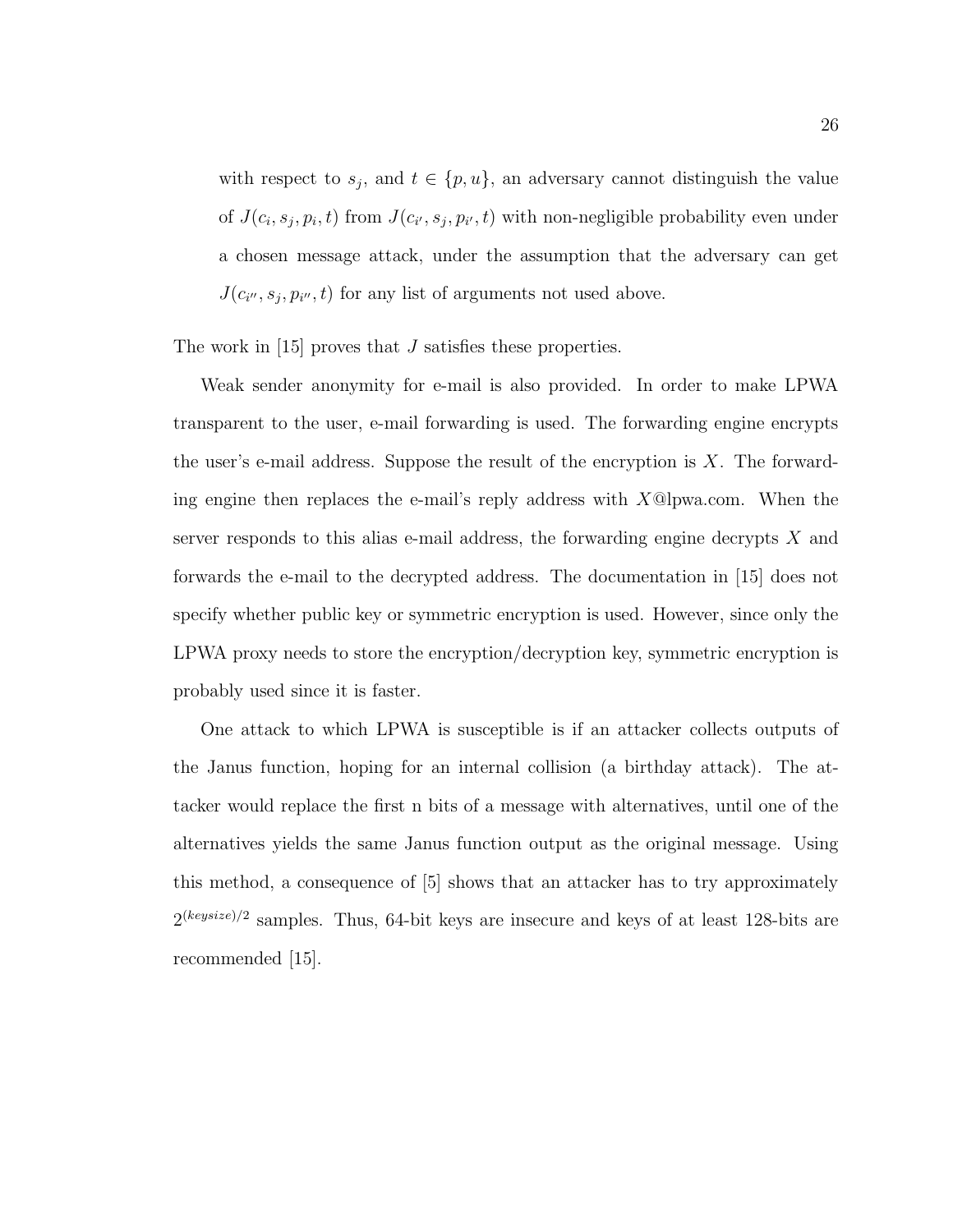with respect to $s_j$, and $t \in \{p, u\}$, an adversary cannot distinguish the value of $J(c_i, s_j, p_i, t)$ from $J(c_{i'}, s_j, p_{i'}, t)$ with non-negligible probability even under a chosen message attack, under the assumption that the adversary can get $J(c_{i''}, s_j, p_{i''}, t)$ for any list of arguments not used above.

The work in [15] proves that $J$ satisfies these properties.

Weak sender anonymity for e-mail is also provided. In order to make LPWA transparent to the user, e-mail forwarding is used. The forwarding engine encrypts the user's e-mail address. Suppose the result of the encryption is $X$. The forwarding engine then replaces the e-mail's reply address with $X$@lpwa.com. When the server responds to this alias e-mail address, the forwarding engine decrypts $X$ and forwards the e-mail to the decrypted address. The documentation in [15] does not specify whether public key or symmetric encryption is used. However, since only the LPWA proxy needs to store the encryption/decryption key, symmetric encryption is probably used since it is faster.

One attack to which LPWA is susceptible is if an attacker collects outputs of the Janus function, hoping for an internal collision (a birthday attack). The attacker would replace the first n bits of a message with alternatives, until one of the alternatives yields the same Janus function output as the original message. Using this method, a consequence of [5] shows that an attacker has to try approximately $2^{(keysize)/2}$ samples. Thus, 64-bit keys are insecure and keys of at least 128-bits are recommended [15].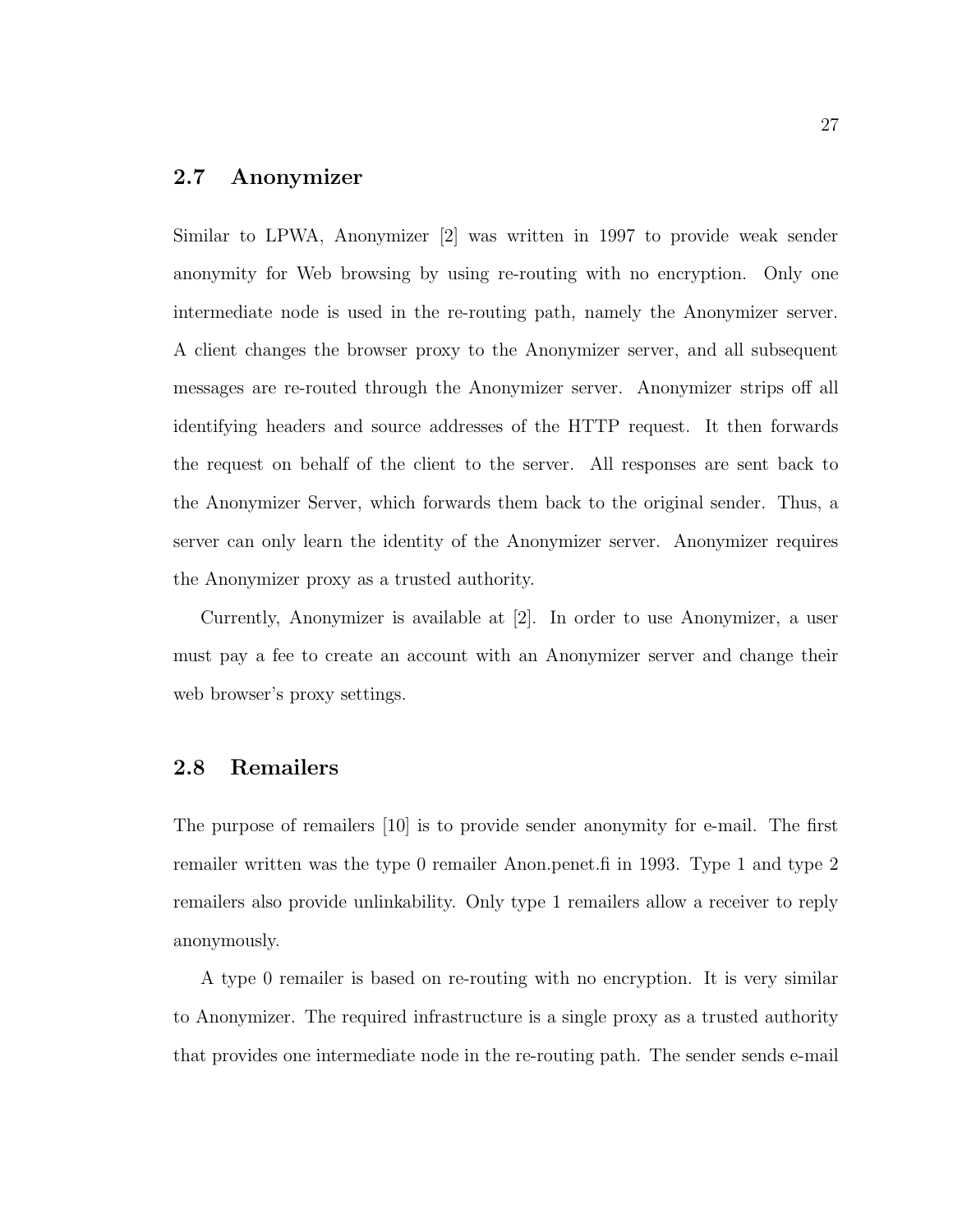## 2.7 Anonymizer

Similar to LPWA, Anonymizer [2] was written in 1997 to provide weak sender anonymity for Web browsing by using re-routing with no encryption. Only one intermediate node is used in the re-routing path, namely the Anonymizer server. A client changes the browser proxy to the Anonymizer server, and all subsequent messages are re-routed through the Anonymizer server. Anonymizer strips off all identifying headers and source addresses of the HTTP request. It then forwards the request on behalf of the client to the server. All responses are sent back to the Anonymizer Server, which forwards them back to the original sender. Thus, a server can only learn the identity of the Anonymizer server. Anonymizer requires the Anonymizer proxy as a trusted authority.

Currently, Anonymizer is available at [2]. In order to use Anonymizer, a user must pay a fee to create an account with an Anonymizer server and change their web browser's proxy settings.

## 2.8 Remailers

The purpose of remailers [10] is to provide sender anonymity for e-mail. The first remailer written was the type 0 remailer Anon.penet.fi in 1993. Type 1 and type 2 remailers also provide unlinkability. Only type 1 remailers allow a receiver to reply anonymously.

A type 0 remailer is based on re-routing with no encryption. It is very similar to Anonymizer. The required infrastructure is a single proxy as a trusted authority that provides one intermediate node in the re-routing path. The sender sends e-mail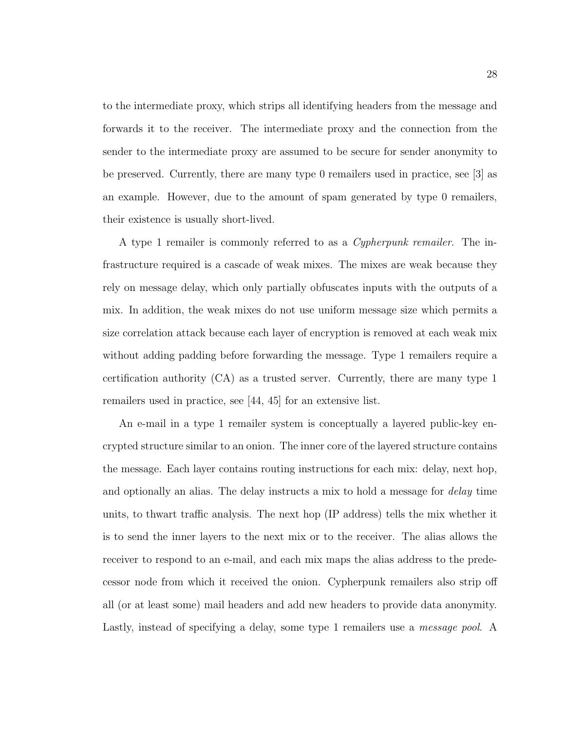to the intermediate proxy, which strips all identifying headers from the message and forwards it to the receiver. The intermediate proxy and the connection from the sender to the intermediate proxy are assumed to be secure for sender anonymity to be preserved. Currently, there are many type 0 remailers used in practice, see [3] as an example. However, due to the amount of spam generated by type 0 remailers, their existence is usually short-lived.

A type 1 remailer is commonly referred to as a *Cypherpunk remailer*. The infrastructure required is a cascade of weak mixes. The mixes are weak because they rely on message delay, which only partially obfuscates inputs with the outputs of a mix. In addition, the weak mixes do not use uniform message size which permits a size correlation attack because each layer of encryption is removed at each weak mix without adding padding before forwarding the message. Type 1 remailers require a certification authority (CA) as a trusted server. Currently, there are many type 1 remailers used in practice, see [44, 45] for an extensive list.

An e-mail in a type 1 remailer system is conceptually a layered public-key encrypted structure similar to an onion. The inner core of the layered structure contains the message. Each layer contains routing instructions for each mix: delay, next hop, and optionally an alias. The delay instructs a mix to hold a message for *delay* time units, to thwart traffic analysis. The next hop (IP address) tells the mix whether it is to send the inner layers to the next mix or to the receiver. The alias allows the receiver to respond to an e-mail, and each mix maps the alias address to the predecessor node from which it received the onion. Cypherpunk remailers also strip off all (or at least some) mail headers and add new headers to provide data anonymity. Lastly, instead of specifying a delay, some type 1 remailers use a *message pool*. A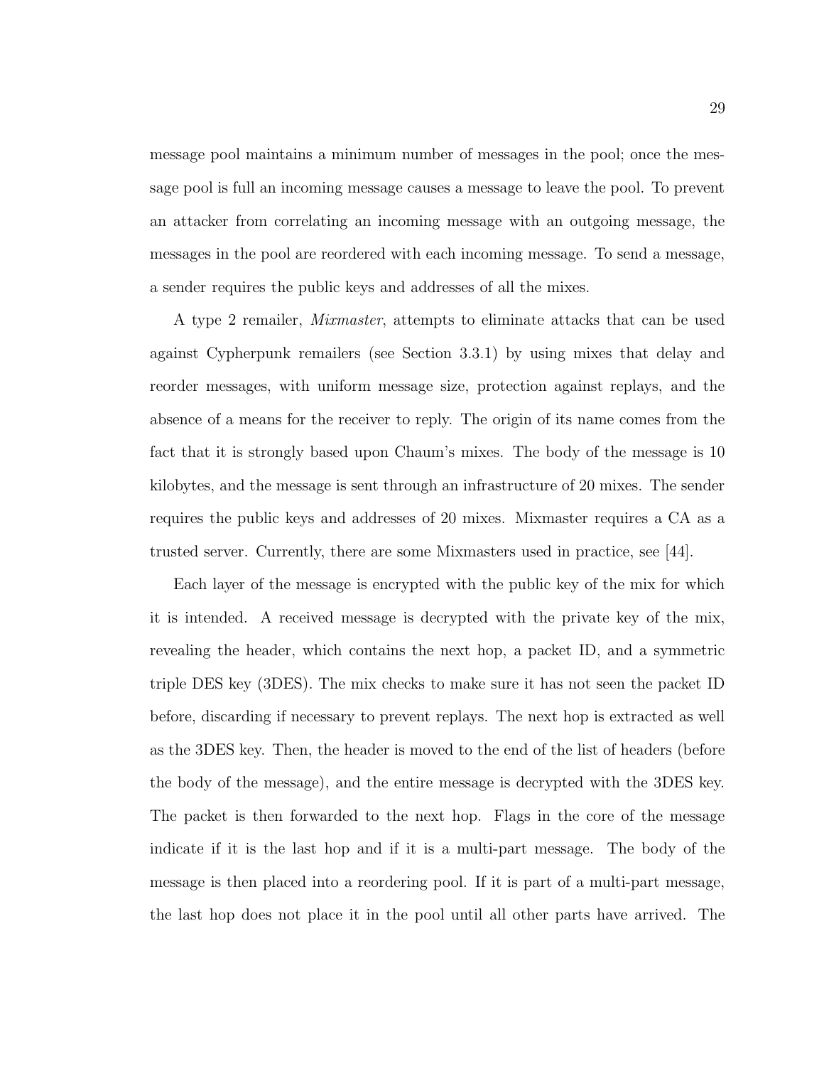message pool maintains a minimum number of messages in the pool; once the message pool is full an incoming message causes a message to leave the pool. To prevent an attacker from correlating an incoming message with an outgoing message, the messages in the pool are reordered with each incoming message. To send a message, a sender requires the public keys and addresses of all the mixes.

A type 2 remailer, *Mixmaster*, attempts to eliminate attacks that can be used against Cypherpunk remailers (see Section 3.3.1) by using mixes that delay and reorder messages, with uniform message size, protection against replays, and the absence of a means for the receiver to reply. The origin of its name comes from the fact that it is strongly based upon Chaum's mixes. The body of the message is 10 kilobytes, and the message is sent through an infrastructure of 20 mixes. The sender requires the public keys and addresses of 20 mixes. Mixmaster requires a CA as a trusted server. Currently, there are some Mixmasters used in practice, see [44].

Each layer of the message is encrypted with the public key of the mix for which it is intended. A received message is decrypted with the private key of the mix, revealing the header, which contains the next hop, a packet ID, and a symmetric triple DES key (3DES). The mix checks to make sure it has not seen the packet ID before, discarding if necessary to prevent replays. The next hop is extracted as well as the 3DES key. Then, the header is moved to the end of the list of headers (before the body of the message), and the entire message is decrypted with the 3DES key. The packet is then forwarded to the next hop. Flags in the core of the message indicate if it is the last hop and if it is a multi-part message. The body of the message is then placed into a reordering pool. If it is part of a multi-part message, the last hop does not place it in the pool until all other parts have arrived. The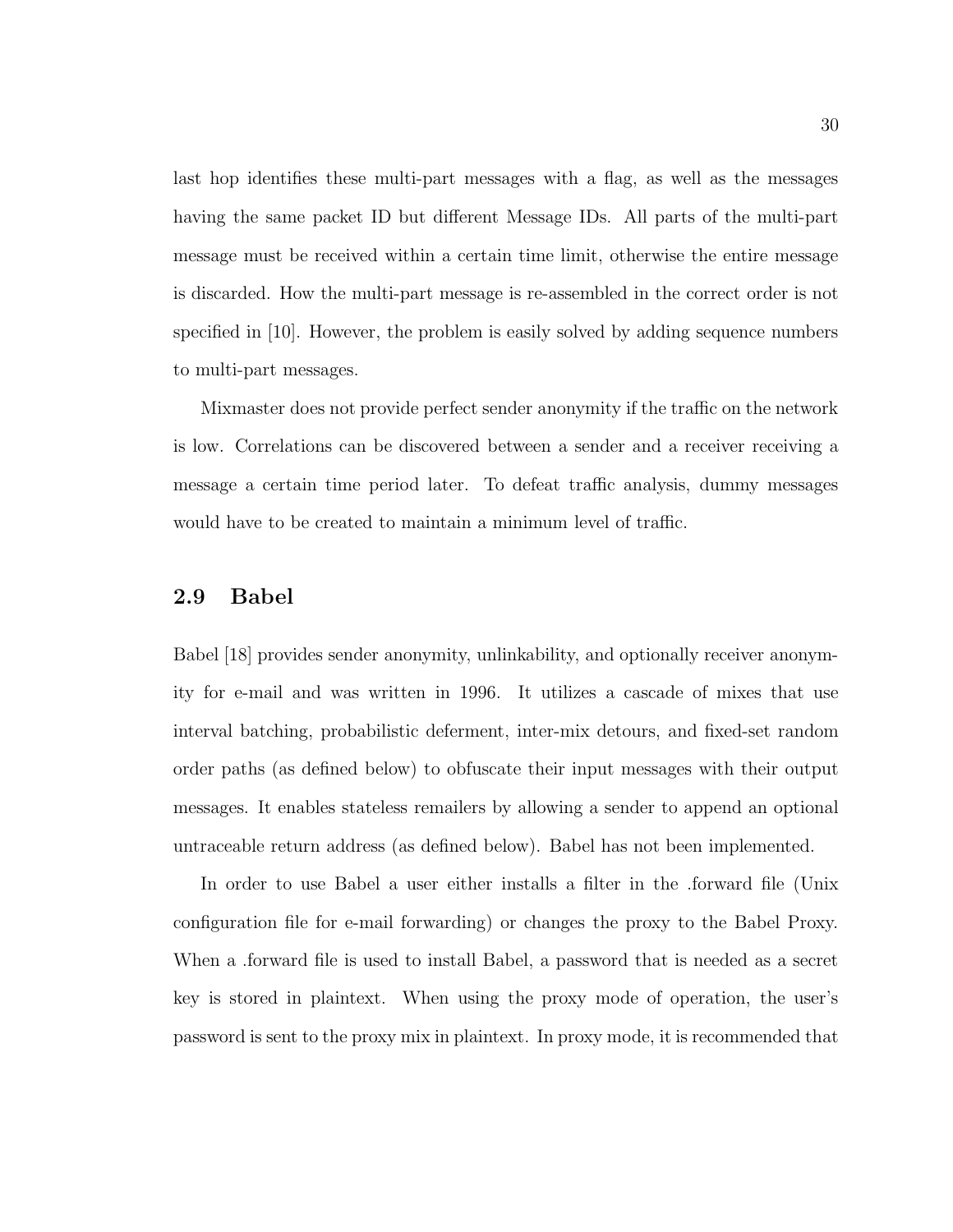last hop identifies these multi-part messages with a flag, as well as the messages having the same packet ID but different Message IDs. All parts of the multi-part message must be received within a certain time limit, otherwise the entire message is discarded. How the multi-part message is re-assembled in the correct order is not specified in [10]. However, the problem is easily solved by adding sequence numbers to multi-part messages.

Mixmaster does not provide perfect sender anonymity if the traffic on the network is low. Correlations can be discovered between a sender and a receiver receiving a message a certain time period later. To defeat traffic analysis, dummy messages would have to be created to maintain a minimum level of traffic.

## 2.9 Babel

Babel [18] provides sender anonymity, unlinkability, and optionally receiver anonymity for e-mail and was written in 1996. It utilizes a cascade of mixes that use interval batching, probabilistic deferment, inter-mix detours, and fixed-set random order paths (as defined below) to obfuscate their input messages with their output messages. It enables stateless remailers by allowing a sender to append an optional untraceable return address (as defined below). Babel has not been implemented.

In order to use Babel a user either installs a filter in the .forward file (Unix configuration file for e-mail forwarding) or changes the proxy to the Babel Proxy. When a .forward file is used to install Babel, a password that is needed as a secret key is stored in plaintext. When using the proxy mode of operation, the user's password is sent to the proxy mix in plaintext. In proxy mode, it is recommended that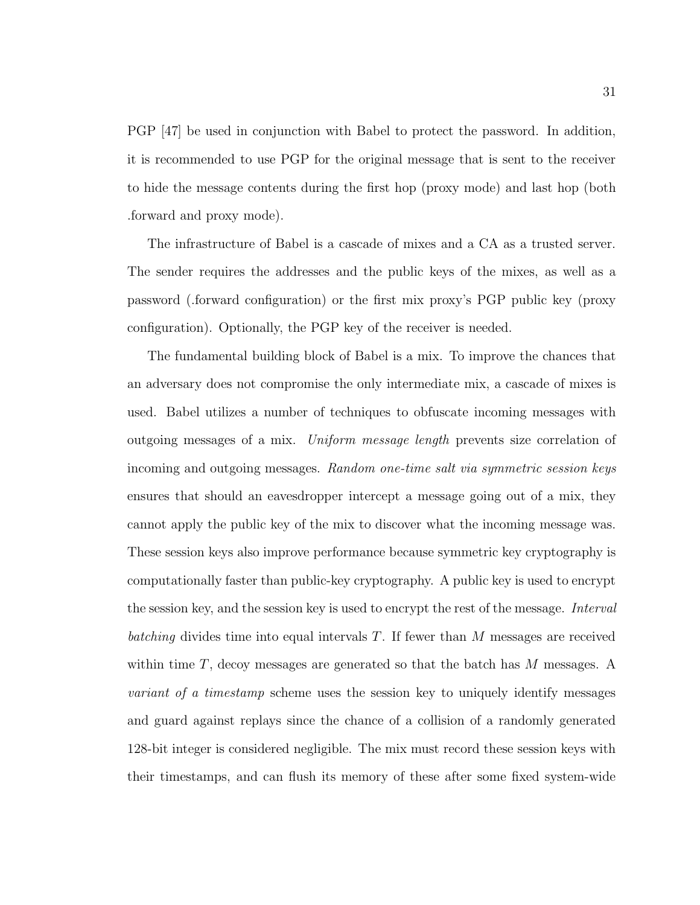PGP [47] be used in conjunction with Babel to protect the password. In addition, it is recommended to use PGP for the original message that is sent to the receiver to hide the message contents during the first hop (proxy mode) and last hop (both .forward and proxy mode).

The infrastructure of Babel is a cascade of mixes and a CA as a trusted server. The sender requires the addresses and the public keys of the mixes, as well as a password (.forward configuration) or the first mix proxy's PGP public key (proxy configuration). Optionally, the PGP key of the receiver is needed.

The fundamental building block of Babel is a mix. To improve the chances that an adversary does not compromise the only intermediate mix, a cascade of mixes is used. Babel utilizes a number of techniques to obfuscate incoming messages with outgoing messages of a mix. *Uniform message length* prevents size correlation of incoming and outgoing messages. *Random one-time salt via symmetric session keys* ensures that should an eavesdropper intercept a message going out of a mix, they cannot apply the public key of the mix to discover what the incoming message was. These session keys also improve performance because symmetric key cryptography is computationally faster than public-key cryptography. A public key is used to encrypt the session key, and the session key is used to encrypt the rest of the message. *Interval batching* divides time into equal intervals $T$. If fewer than $M$ messages are received within time $T$, decoy messages are generated so that the batch has $M$ messages. A *variant of a timestamp* scheme uses the session key to uniquely identify messages and guard against replays since the chance of a collision of a randomly generated 128-bit integer is considered negligible. The mix must record these session keys with their timestamps, and can flush its memory of these after some fixed system-wide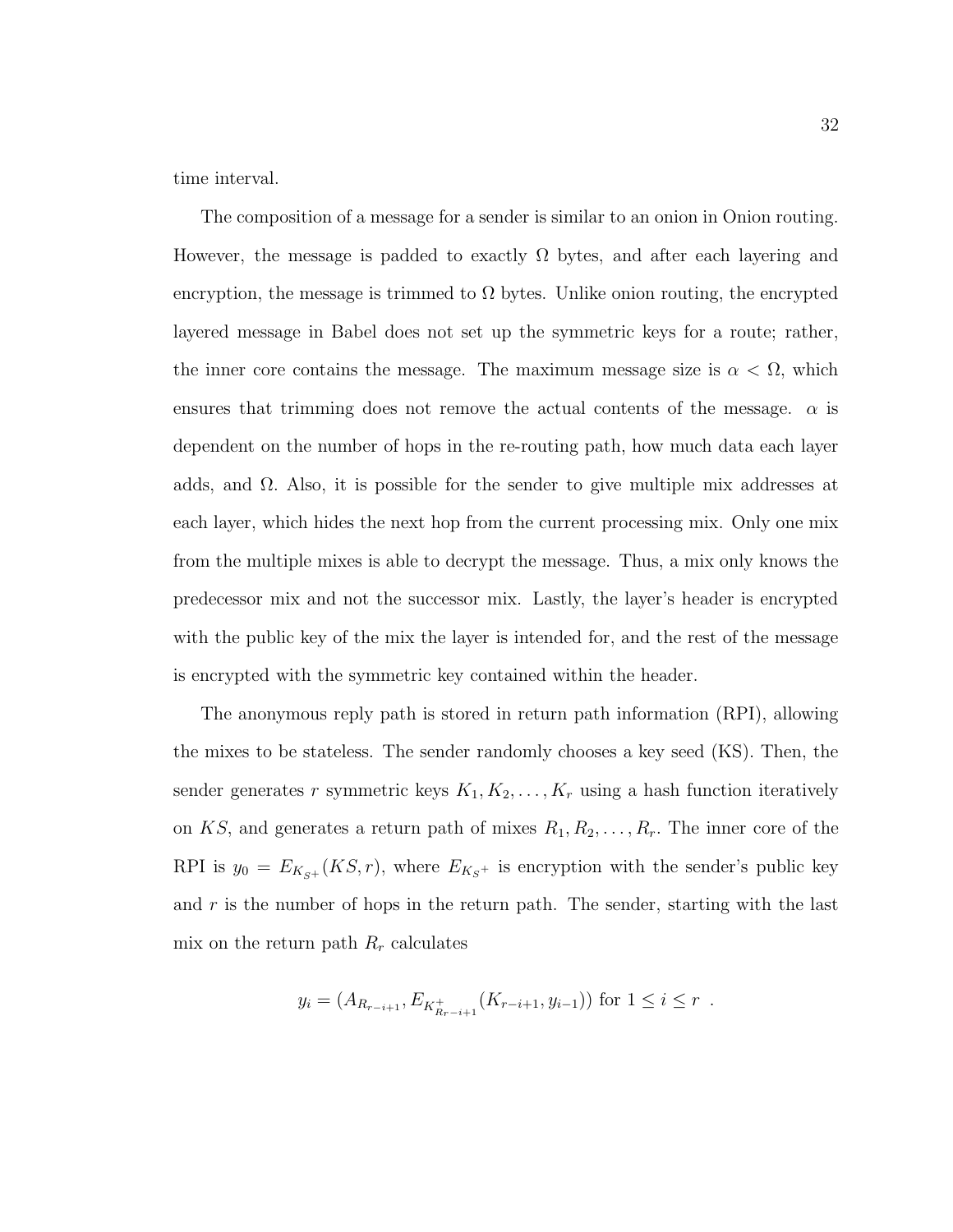time interval.

The composition of a message for a sender is similar to an onion in Onion routing. However, the message is padded to exactly $\Omega$ bytes, and after each layering and encryption, the message is trimmed to $\Omega$ bytes. Unlike onion routing, the encrypted layered message in Babel does not set up the symmetric keys for a route; rather, the inner core contains the message. The maximum message size is $\alpha < \Omega$, which ensures that trimming does not remove the actual contents of the message. $\alpha$ is dependent on the number of hops in the re-routing path, how much data each layer adds, and $\Omega$. Also, it is possible for the sender to give multiple mix addresses at each layer, which hides the next hop from the current processing mix. Only one mix from the multiple mixes is able to decrypt the message. Thus, a mix only knows the predecessor mix and not the successor mix. Lastly, the layer's header is encrypted with the public key of the mix the layer is intended for, and the rest of the message is encrypted with the symmetric key contained within the header.

The anonymous reply path is stored in return path information (RPI), allowing the mixes to be stateless. The sender randomly chooses a key seed (KS). Then, the sender generates $r$ symmetric keys $K_1, K_2, \ldots, K_r$ using a hash function iteratively on $KS$, and generates a return path of mixes $R_1, R_2, \ldots, R_r$. The inner core of the RPI is $y_0 = E_{K_{S^+}}(KS, r)$, where $E_{K_{S^+}}$ is encryption with the sender's public key and $r$ is the number of hops in the return path. The sender, starting with the last mix on the return path $R_r$ calculates

$$y_i = (A_{R_{r-i+1}}, E_{K^+_{R_{r-i+1}}}(K_{r-i+1}, y_{i-1})) \text{ for } 1 \leq i \leq r \ .$$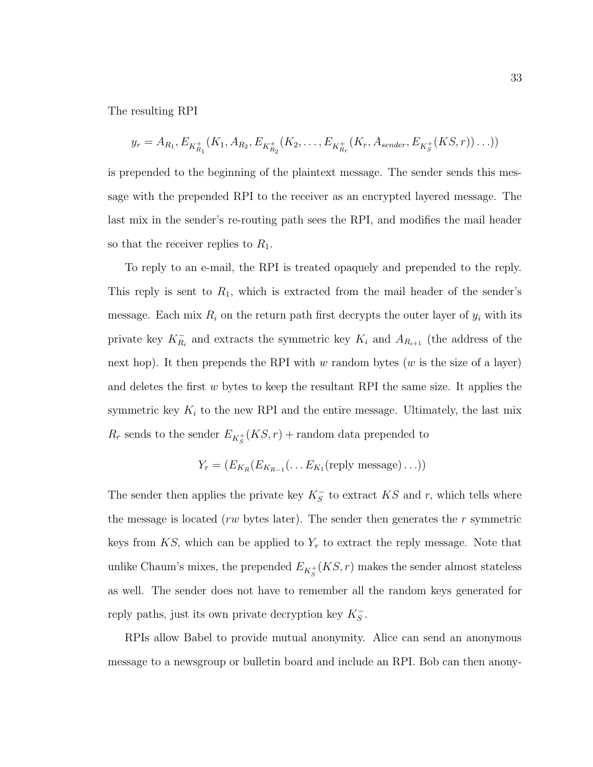The resulting RPI

$$y_r = A_{R_1}, E_{K^+_{R_1}}(K_1, A_{R_2}, E_{K^+_{R_2}}(K_2, \ldots, E_{K^+_{R_r}}(K_r, A_{sender}, E_{K^+_S}(KS, r)) \ldots))$$

is prepended to the beginning of the plaintext message. The sender sends this message with the prepended RPI to the receiver as an encrypted layered message. The last mix in the sender's re-routing path sees the RPI, and modifies the mail header so that the receiver replies to $R_1$.

To reply to an e-mail, the RPI is treated opaquely and prepended to the reply. This reply is sent to $R_1$, which is extracted from the mail header of the sender's message. Each mix $R_i$ on the return path first decrypts the outer layer of $y_i$ with its private key $K^-_{R_i}$ and extracts the symmetric key $K_i$ and $A_{R_{i+1}}$ (the address of the next hop). It then prepends the RPI with $w$ random bytes ($w$ is the size of a layer) and deletes the first $w$ bytes to keep the resultant RPI the same size. It applies the symmetric key $K_i$ to the new RPI and the entire message. Ultimately, the last mix $R_r$ sends to the sender $E_{K^+_S}(KS, r) +$ random data prepended to

$$Y_r = (E_{K_R}(E_{K_{R-1}}(\ldots E_{K_1}(\text{reply message}) \ldots))$$

The sender then applies the private key $K^-_S$ to extract $KS$ and $r$, which tells where the message is located ($rw$ bytes later). The sender then generates the $r$ symmetric keys from $KS$, which can be applied to $Y_r$ to extract the reply message. Note that unlike Chaum's mixes, the prepended $E_{K^+_S}(KS, r)$ makes the sender almost stateless as well. The sender does not have to remember all the random keys generated for reply paths, just its own private decryption key $K^-_S$.

RPIs allow Babel to provide mutual anonymity. Alice can send an anonymous message to a newsgroup or bulletin board and include an RPI. Bob can then anony-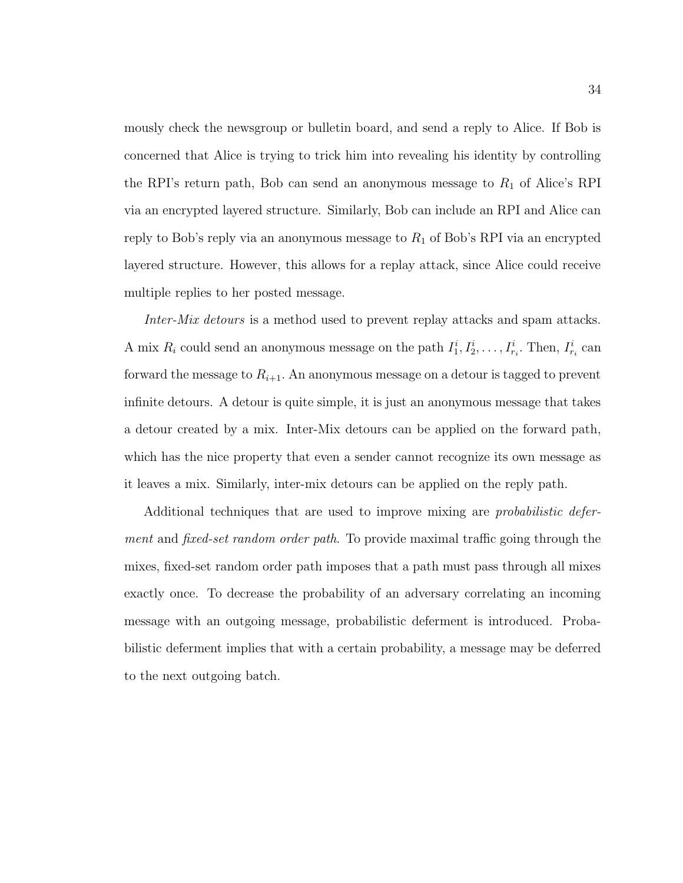mously check the newsgroup or bulletin board, and send a reply to Alice. If Bob is concerned that Alice is trying to trick him into revealing his identity by controlling the RPI's return path, Bob can send an anonymous message to $R_1$ of Alice's RPI via an encrypted layered structure. Similarly, Bob can include an RPI and Alice can reply to Bob's reply via an anonymous message to $R_1$ of Bob's RPI via an encrypted layered structure. However, this allows for a replay attack, since Alice could receive multiple replies to her posted message.

*Inter-Mix detours* is a method used to prevent replay attacks and spam attacks. A mix $R_i$ could send an anonymous message on the path $I_1^i, I_2^i, \ldots, I_{r_i}^i$. Then, $I_{r_i}^i$ can forward the message to $R_{i+1}$. An anonymous message on a detour is tagged to prevent infinite detours. A detour is quite simple, it is just an anonymous message that takes a detour created by a mix. Inter-Mix detours can be applied on the forward path, which has the nice property that even a sender cannot recognize its own message as it leaves a mix. Similarly, inter-mix detours can be applied on the reply path.

Additional techniques that are used to improve mixing are *probabilistic deferment* and *fixed-set random order path*. To provide maximal traffic going through the mixes, fixed-set random order path imposes that a path must pass through all mixes exactly once. To decrease the probability of an adversary correlating an incoming message with an outgoing message, probabilistic deferment is introduced. Probabilistic deferment implies that with a certain probability, a message may be deferred to the next outgoing batch.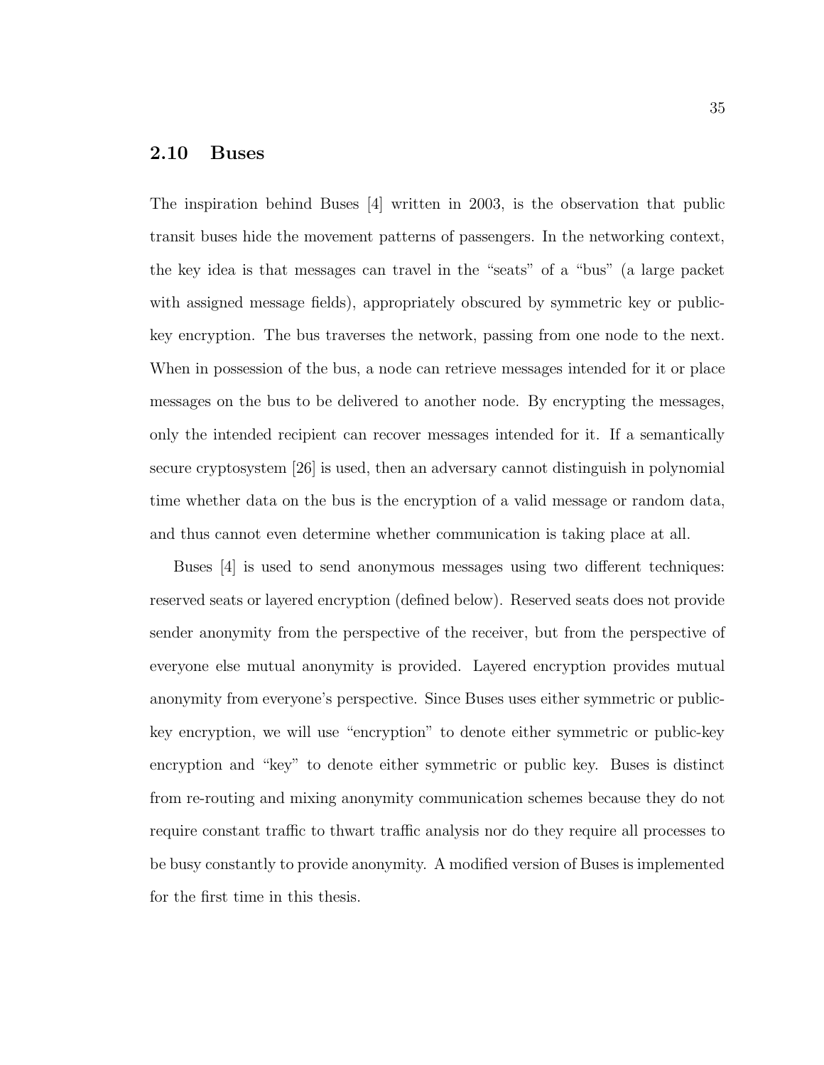## 2.10 Buses

The inspiration behind Buses [4] written in 2003, is the observation that public transit buses hide the movement patterns of passengers. In the networking context, the key idea is that messages can travel in the "seats" of a "bus" (a large packet with assigned message fields), appropriately obscured by symmetric key or public-key encryption. The bus traverses the network, passing from one node to the next. When in possession of the bus, a node can retrieve messages intended for it or place messages on the bus to be delivered to another node. By encrypting the messages, only the intended recipient can recover messages intended for it. If a semantically secure cryptosystem [26] is used, then an adversary cannot distinguish in polynomial time whether data on the bus is the encryption of a valid message or random data, and thus cannot even determine whether communication is taking place at all.

Buses [4] is used to send anonymous messages using two different techniques: reserved seats or layered encryption (defined below). Reserved seats does not provide sender anonymity from the perspective of the receiver, but from the perspective of everyone else mutual anonymity is provided. Layered encryption provides mutual anonymity from everyone's perspective. Since Buses uses either symmetric or public-key encryption, we will use "encryption" to denote either symmetric or public-key encryption and "key" to denote either symmetric or public key. Buses is distinct from re-routing and mixing anonymity communication schemes because they do not require constant traffic to thwart traffic analysis nor do they require all processes to be busy constantly to provide anonymity. A modified version of Buses is implemented for the first time in this thesis.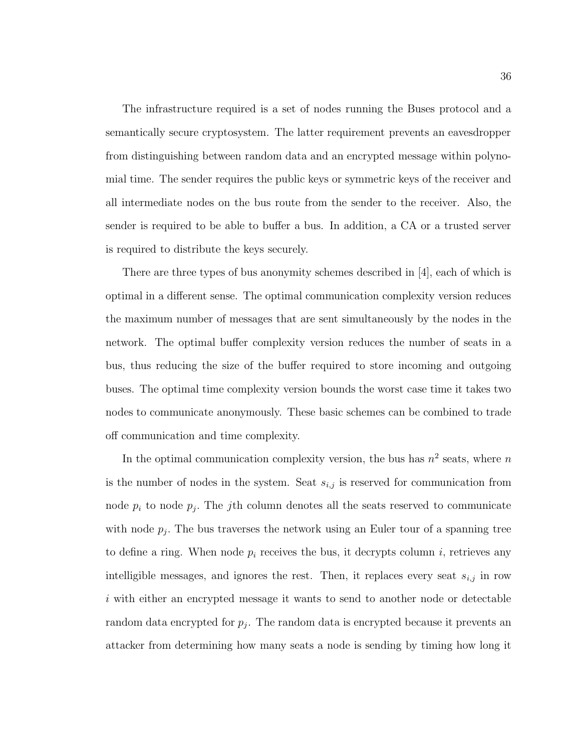The infrastructure required is a set of nodes running the Buses protocol and a semantically secure cryptosystem. The latter requirement prevents an eavesdropper from distinguishing between random data and an encrypted message within polynomial time. The sender requires the public keys or symmetric keys of the receiver and all intermediate nodes on the bus route from the sender to the receiver. Also, the sender is required to be able to buffer a bus. In addition, a CA or a trusted server is required to distribute the keys securely.

There are three types of bus anonymity schemes described in [4], each of which is optimal in a different sense. The optimal communication complexity version reduces the maximum number of messages that are sent simultaneously by the nodes in the network. The optimal buffer complexity version reduces the number of seats in a bus, thus reducing the size of the buffer required to store incoming and outgoing buses. The optimal time complexity version bounds the worst case time it takes two nodes to communicate anonymously. These basic schemes can be combined to trade off communication and time complexity.

In the optimal communication complexity version, the bus has $n^2$ seats, where $n$ is the number of nodes in the system. Seat $s_{i,j}$ is reserved for communication from node $p_i$ to node $p_j$. The $j$th column denotes all the seats reserved to communicate with node $p_j$. The bus traverses the network using an Euler tour of a spanning tree to define a ring. When node $p_i$ receives the bus, it decrypts column $i$, retrieves any intelligible messages, and ignores the rest. Then, it replaces every seat $s_{i,j}$ in row $i$ with either an encrypted message it wants to send to another node or detectable random data encrypted for $p_j$. The random data is encrypted because it prevents an attacker from determining how many seats a node is sending by timing how long it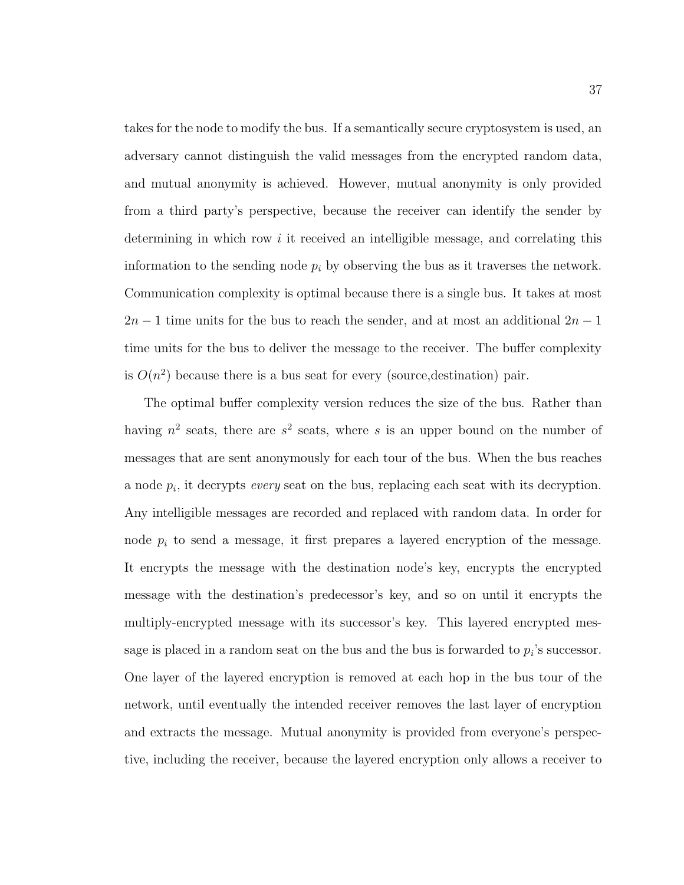takes for the node to modify the bus. If a semantically secure cryptosystem is used, an adversary cannot distinguish the valid messages from the encrypted random data, and mutual anonymity is achieved. However, mutual anonymity is only provided from a third party's perspective, because the receiver can identify the sender by determining in which row $i$ it received an intelligible message, and correlating this information to the sending node $p_i$ by observing the bus as it traverses the network. Communication complexity is optimal because there is a single bus. It takes at most $2n - 1$ time units for the bus to reach the sender, and at most an additional $2n - 1$ time units for the bus to deliver the message to the receiver. The buffer complexity is $O(n^2)$ because there is a bus seat for every (source,destination) pair.

The optimal buffer complexity version reduces the size of the bus. Rather than having $n^2$ seats, there are $s^2$ seats, where $s$ is an upper bound on the number of messages that are sent anonymously for each tour of the bus. When the bus reaches a node $p_i$, it decrypts *every* seat on the bus, replacing each seat with its decryption. Any intelligible messages are recorded and replaced with random data. In order for node $p_i$ to send a message, it first prepares a layered encryption of the message. It encrypts the message with the destination node's key, encrypts the encrypted message with the destination's predecessor's key, and so on until it encrypts the multiply-encrypted message with its successor's key. This layered encrypted message is placed in a random seat on the bus and the bus is forwarded to $p_i$'s successor. One layer of the layered encryption is removed at each hop in the bus tour of the network, until eventually the intended receiver removes the last layer of encryption and extracts the message. Mutual anonymity is provided from everyone's perspective, including the receiver, because the layered encryption only allows a receiver to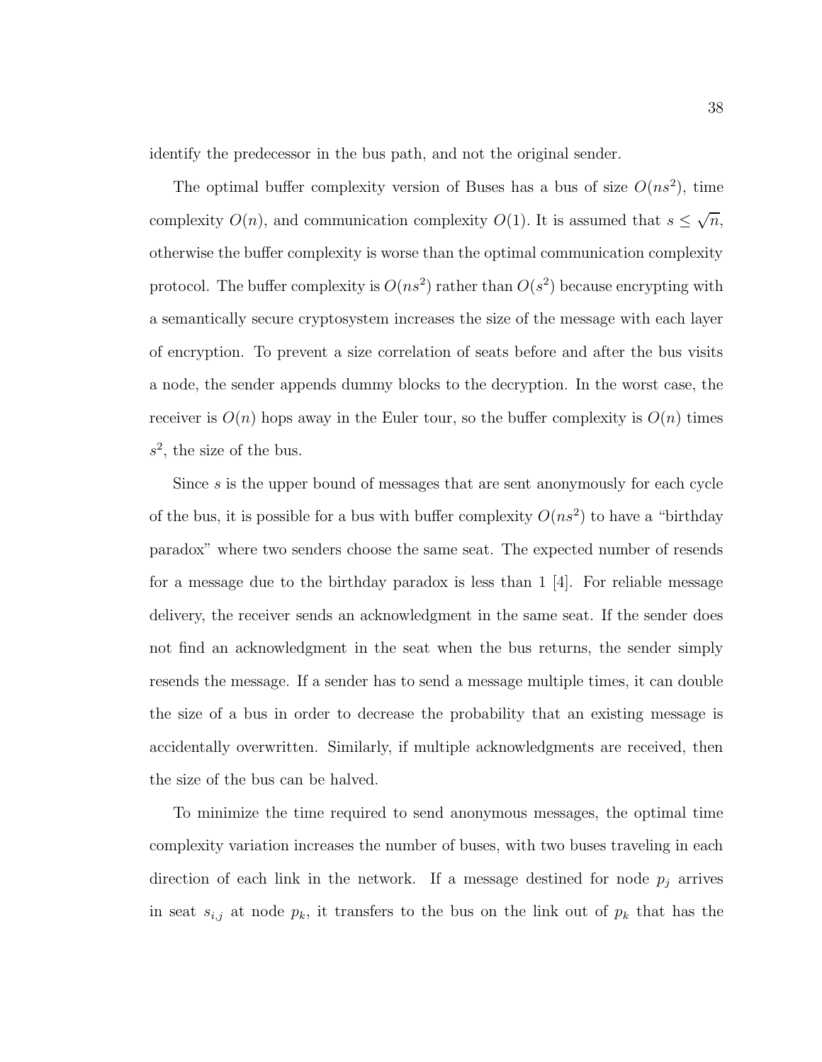identify the predecessor in the bus path, and not the original sender.

The optimal buffer complexity version of Buses has a bus of size $O(ns^2)$, time complexity $O(n)$, and communication complexity $O(1)$. It is assumed that $s \leq \sqrt{n}$, otherwise the buffer complexity is worse than the optimal communication complexity protocol. The buffer complexity is $O(ns^2)$ rather than $O(s^2)$ because encrypting with a semantically secure cryptosystem increases the size of the message with each layer of encryption. To prevent a size correlation of seats before and after the bus visits a node, the sender appends dummy blocks to the decryption. In the worst case, the receiver is $O(n)$ hops away in the Euler tour, so the buffer complexity is $O(n)$ times $s^2$, the size of the bus.

Since $s$ is the upper bound of messages that are sent anonymously for each cycle of the bus, it is possible for a bus with buffer complexity $O(ns^2)$ to have a "birthday paradox" where two senders choose the same seat. The expected number of resends for a message due to the birthday paradox is less than 1 [4]. For reliable message delivery, the receiver sends an acknowledgment in the same seat. If the sender does not find an acknowledgment in the seat when the bus returns, the sender simply resends the message. If a sender has to send a message multiple times, it can double the size of a bus in order to decrease the probability that an existing message is accidentally overwritten. Similarly, if multiple acknowledgments are received, then the size of the bus can be halved.

To minimize the time required to send anonymous messages, the optimal time complexity variation increases the number of buses, with two buses traveling in each direction of each link in the network. If a message destined for node $p_j$ arrives in seat $s_{i,j}$ at node $p_k$, it transfers to the bus on the link out of $p_k$ that has the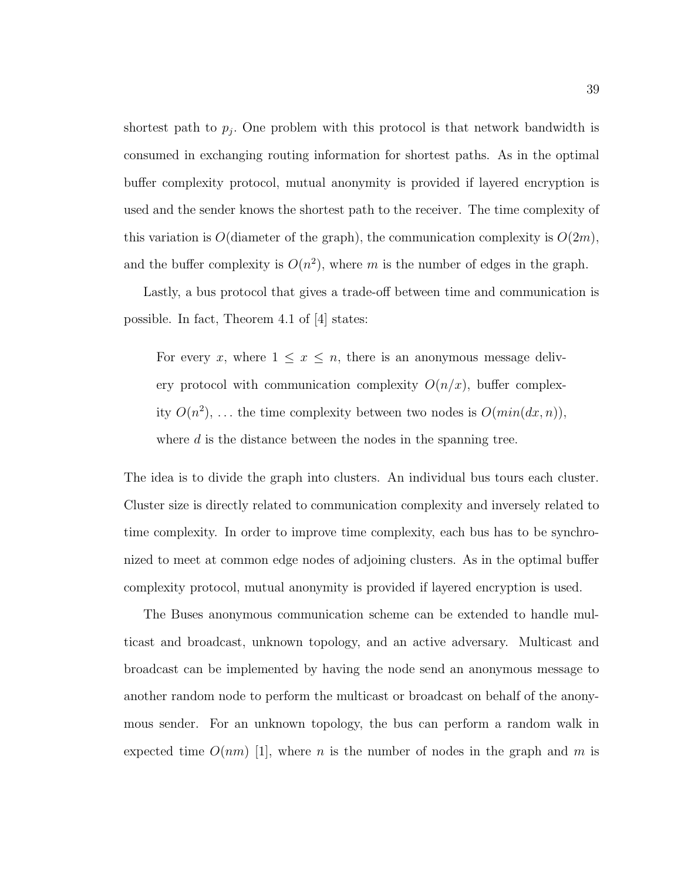shortest path to $p_j$. One problem with this protocol is that network bandwidth is consumed in exchanging routing information for shortest paths. As in the optimal buffer complexity protocol, mutual anonymity is provided if layered encryption is used and the sender knows the shortest path to the receiver. The time complexity of this variation is $O$(diameter of the graph), the communication complexity is $O(2m)$, and the buffer complexity is $O(n^2)$, where $m$ is the number of edges in the graph.

Lastly, a bus protocol that gives a trade-off between time and communication is possible. In fact, Theorem 4.1 of [4] states:

> For every $x$, where $1 \leq x \leq n$, there is an anonymous message delivery protocol with communication complexity $O(n/x)$, buffer complexity $O(n^2)$, ... the time complexity between two nodes is $O(min(dx, n))$, where $d$ is the distance between the nodes in the spanning tree.

The idea is to divide the graph into clusters. An individual bus tours each cluster. Cluster size is directly related to communication complexity and inversely related to time complexity. In order to improve time complexity, each bus has to be synchronized to meet at common edge nodes of adjoining clusters. As in the optimal buffer complexity protocol, mutual anonymity is provided if layered encryption is used.

The Buses anonymous communication scheme can be extended to handle multicast and broadcast, unknown topology, and an active adversary. Multicast and broadcast can be implemented by having the node send an anonymous message to another random node to perform the multicast or broadcast on behalf of the anonymous sender. For an unknown topology, the bus can perform a random walk in expected time $O(nm)$ [1], where $n$ is the number of nodes in the graph and $m$ is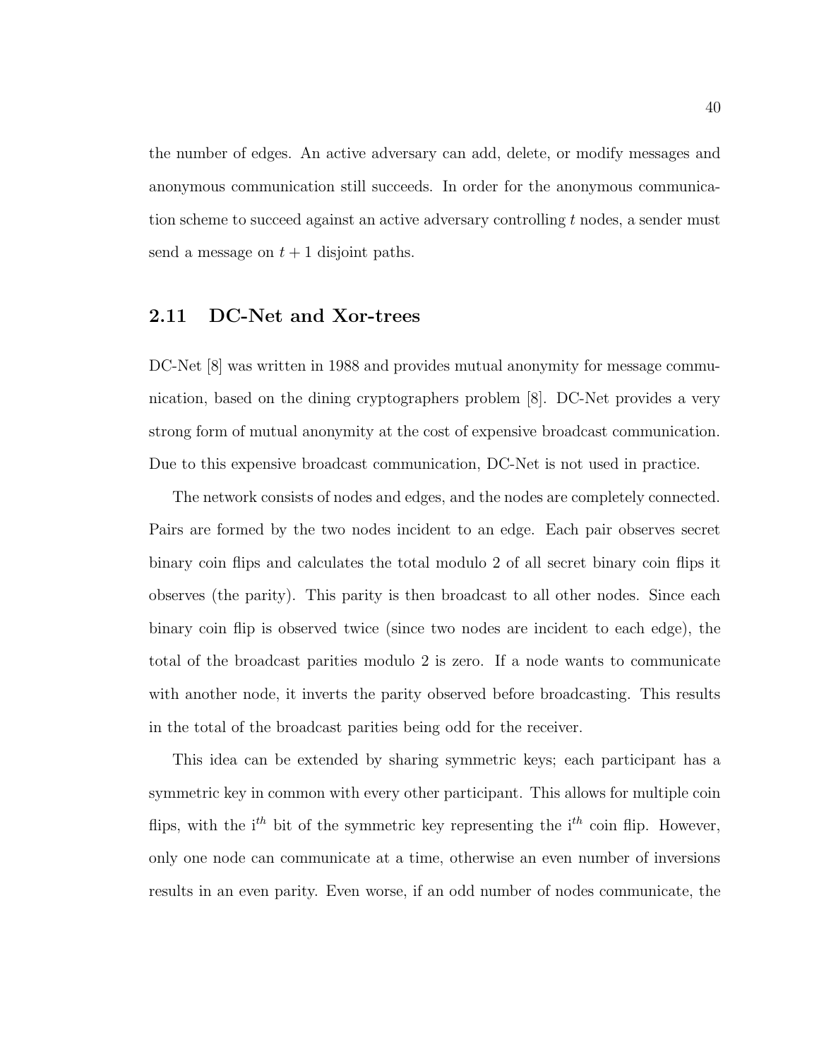the number of edges. An active adversary can add, delete, or modify messages and anonymous communication still succeeds. In order for the anonymous communication scheme to succeed against an active adversary controlling $t$ nodes, a sender must send a message on $t + 1$ disjoint paths.

## 2.11 DC-Net and Xor-trees

DC-Net [8] was written in 1988 and provides mutual anonymity for message communication, based on the dining cryptographers problem [8]. DC-Net provides a very strong form of mutual anonymity at the cost of expensive broadcast communication. Due to this expensive broadcast communication, DC-Net is not used in practice.

The network consists of nodes and edges, and the nodes are completely connected. Pairs are formed by the two nodes incident to an edge. Each pair observes secret binary coin flips and calculates the total modulo 2 of all secret binary coin flips it observes (the parity). This parity is then broadcast to all other nodes. Since each binary coin flip is observed twice (since two nodes are incident to each edge), the total of the broadcast parities modulo 2 is zero. If a node wants to communicate with another node, it inverts the parity observed before broadcasting. This results in the total of the broadcast parities being odd for the receiver.

This idea can be extended by sharing symmetric keys; each participant has a symmetric key in common with every other participant. This allows for multiple coin flips, with the i$^{th}$ bit of the symmetric key representing the i$^{th}$ coin flip. However, only one node can communicate at a time, otherwise an even number of inversions results in an even parity. Even worse, if an odd number of nodes communicate, the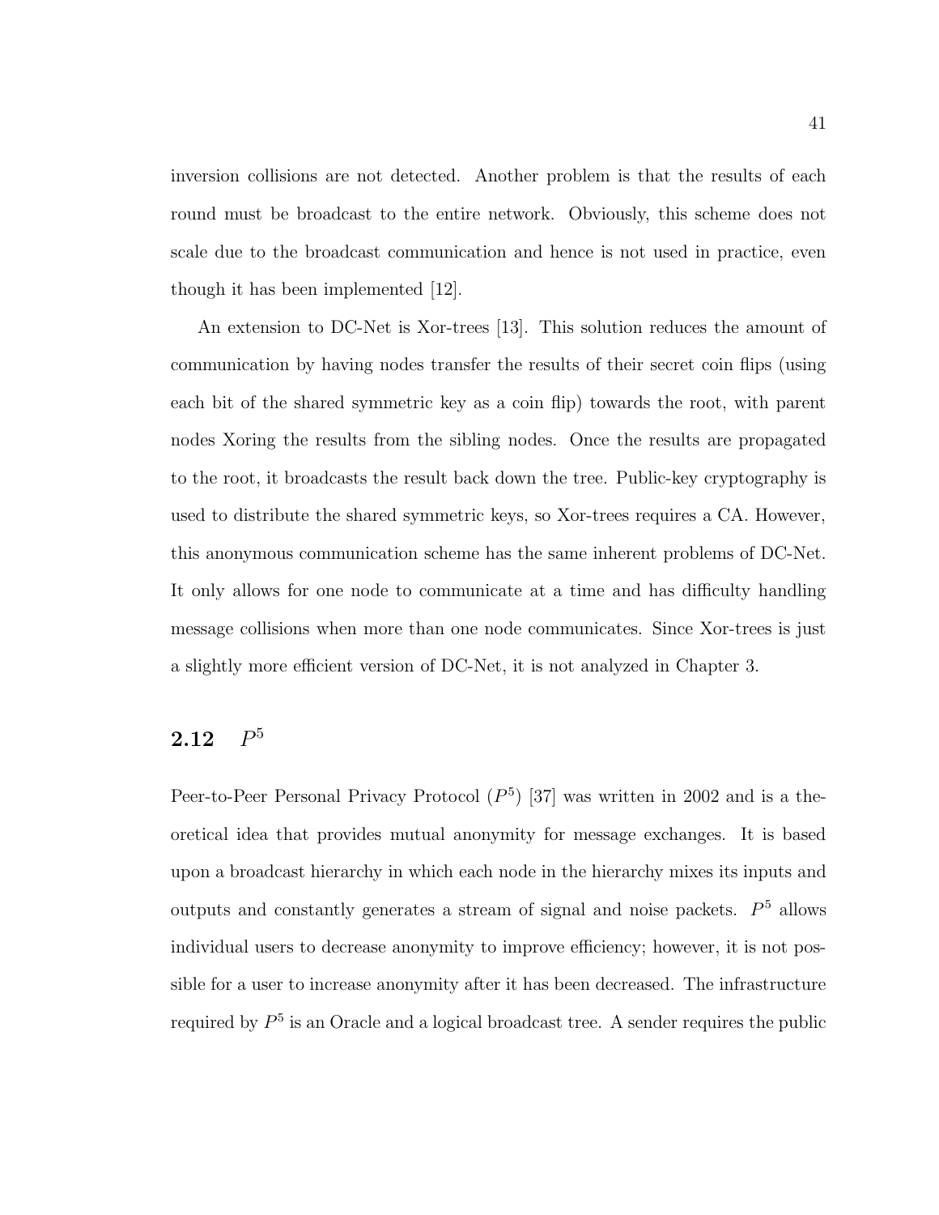inversion collisions are not detected. Another problem is that the results of each round must be broadcast to the entire network. Obviously, this scheme does not scale due to the broadcast communication and hence is not used in practice, even though it has been implemented [12].

An extension to DC-Net is Xor-trees [13]. This solution reduces the amount of communication by having nodes transfer the results of their secret coin flips (using each bit of the shared symmetric key as a coin flip) towards the root, with parent nodes Xoring the results from the sibling nodes. Once the results are propagated to the root, it broadcasts the result back down the tree. Public-key cryptography is used to distribute the shared symmetric keys, so Xor-trees requires a CA. However, this anonymous communication scheme has the same inherent problems of DC-Net. It only allows for one node to communicate at a time and has difficulty handling message collisions when more than one node communicates. Since Xor-trees is just a slightly more efficient version of DC-Net, it is not analyzed in Chapter 3.

## 2.12 $P^5$

Peer-to-Peer Personal Privacy Protocol ($P^5$) [37] was written in 2002 and is a theoretical idea that provides mutual anonymity for message exchanges. It is based upon a broadcast hierarchy in which each node in the hierarchy mixes its inputs and outputs and constantly generates a stream of signal and noise packets. $P^5$ allows individual users to decrease anonymity to improve efficiency; however, it is not possible for a user to increase anonymity after it has been decreased. The infrastructure required by $P^5$ is an Oracle and a logical broadcast tree. A sender requires the public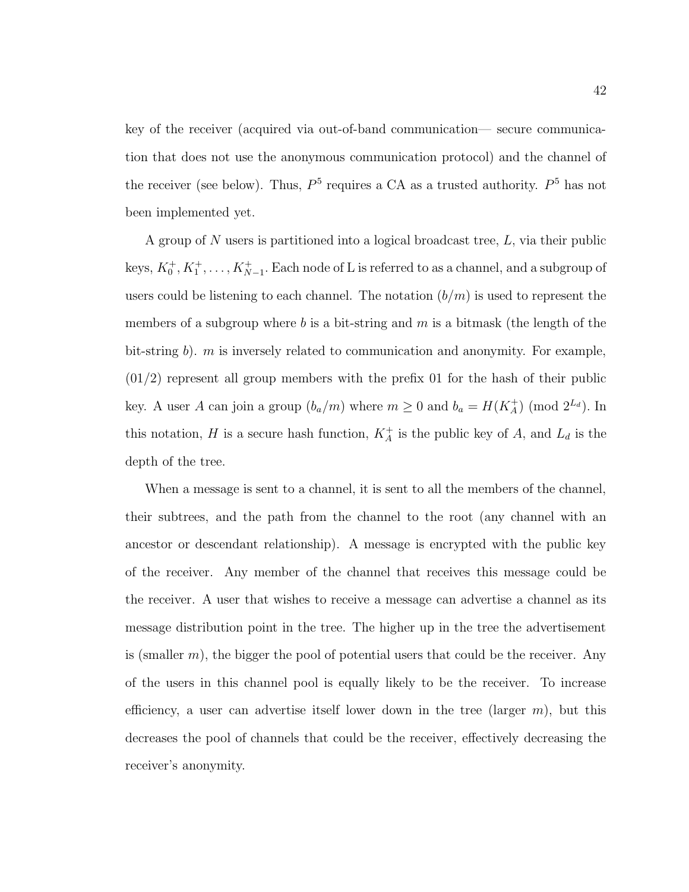key of the receiver (acquired via out-of-band communication— secure communication that does not use the anonymous communication protocol) and the channel of the receiver (see below). Thus, $P^5$ requires a CA as a trusted authority. $P^5$ has not been implemented yet.

A group of $N$ users is partitioned into a logical broadcast tree, $L$, via their public keys, $K_0^+, K_1^+, \ldots, K_{N-1}^+$. Each node of L is referred to as a channel, and a subgroup of users could be listening to each channel. The notation $(b/m)$ is used to represent the members of a subgroup where $b$ is a bit-string and $m$ is a bitmask (the length of the bit-string $b$). $m$ is inversely related to communication and anonymity. For example, $(01/2)$ represent all group members with the prefix 01 for the hash of their public key. A user $A$ can join a group $(b_a/m)$ where $m \geq 0$ and $b_a = H(K_A^+) \pmod{2^{L_d}}$. In this notation, $H$ is a secure hash function, $K_A^+$ is the public key of $A$, and $L_d$ is the depth of the tree.

When a message is sent to a channel, it is sent to all the members of the channel, their subtrees, and the path from the channel to the root (any channel with an ancestor or descendant relationship). A message is encrypted with the public key of the receiver. Any member of the channel that receives this message could be the receiver. A user that wishes to receive a message can advertise a channel as its message distribution point in the tree. The higher up in the tree the advertisement is (smaller $m$), the bigger the pool of potential users that could be the receiver. Any of the users in this channel pool is equally likely to be the receiver. To increase efficiency, a user can advertise itself lower down in the tree (larger $m$), but this decreases the pool of channels that could be the receiver, effectively decreasing the receiver's anonymity.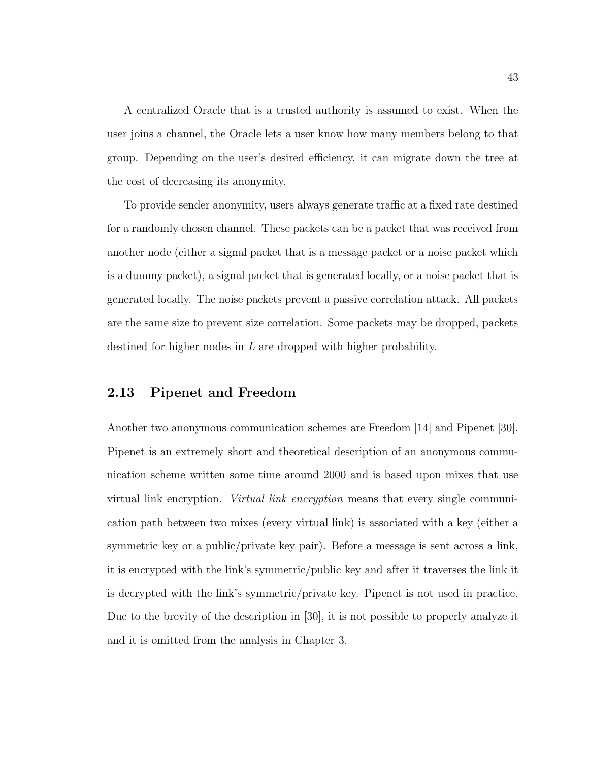A centralized Oracle that is a trusted authority is assumed to exist. When the user joins a channel, the Oracle lets a user know how many members belong to that group. Depending on the user's desired efficiency, it can migrate down the tree at the cost of decreasing its anonymity.

To provide sender anonymity, users always generate traffic at a fixed rate destined for a randomly chosen channel. These packets can be a packet that was received from another node (either a signal packet that is a message packet or a noise packet which is a dummy packet), a signal packet that is generated locally, or a noise packet that is generated locally. The noise packets prevent a passive correlation attack. All packets are the same size to prevent size correlation. Some packets may be dropped, packets destined for higher nodes in $L$ are dropped with higher probability.

## 2.13 Pipenet and Freedom

Another two anonymous communication schemes are Freedom [14] and Pipenet [30]. Pipenet is an extremely short and theoretical description of an anonymous communication scheme written some time around 2000 and is based upon mixes that use virtual link encryption. *Virtual link encryption* means that every single communication path between two mixes (every virtual link) is associated with a key (either a symmetric key or a public/private key pair). Before a message is sent across a link, it is encrypted with the link's symmetric/public key and after it traverses the link it is decrypted with the link's symmetric/private key. Pipenet is not used in practice. Due to the brevity of the description in [30], it is not possible to properly analyze it and it is omitted from the analysis in Chapter 3.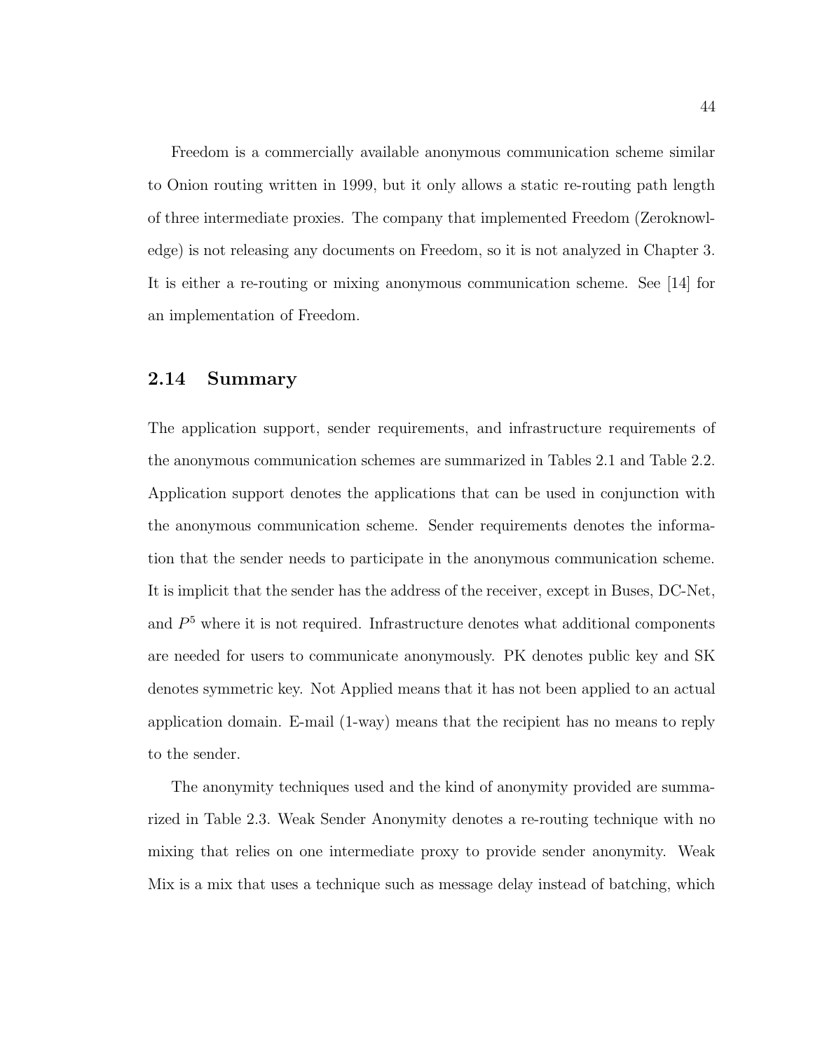Freedom is a commercially available anonymous communication scheme similar to Onion routing written in 1999, but it only allows a static re-routing path length of three intermediate proxies. The company that implemented Freedom (Zeroknowledge) is not releasing any documents on Freedom, so it is not analyzed in Chapter 3. It is either a re-routing or mixing anonymous communication scheme. See [14] for an implementation of Freedom.

## 2.14 Summary

The application support, sender requirements, and infrastructure requirements of the anonymous communication schemes are summarized in Tables 2.1 and Table 2.2. Application support denotes the applications that can be used in conjunction with the anonymous communication scheme. Sender requirements denotes the information that the sender needs to participate in the anonymous communication scheme. It is implicit that the sender has the address of the receiver, except in Buses, DC-Net, and $P^5$ where it is not required. Infrastructure denotes what additional components are needed for users to communicate anonymously. PK denotes public key and SK denotes symmetric key. Not Applied means that it has not been applied to an actual application domain. E-mail (1-way) means that the recipient has no means to reply to the sender.

The anonymity techniques used and the kind of anonymity provided are summarized in Table 2.3. Weak Sender Anonymity denotes a re-routing technique with no mixing that relies on one intermediate proxy to provide sender anonymity. Weak Mix is a mix that uses a technique such as message delay instead of batching, which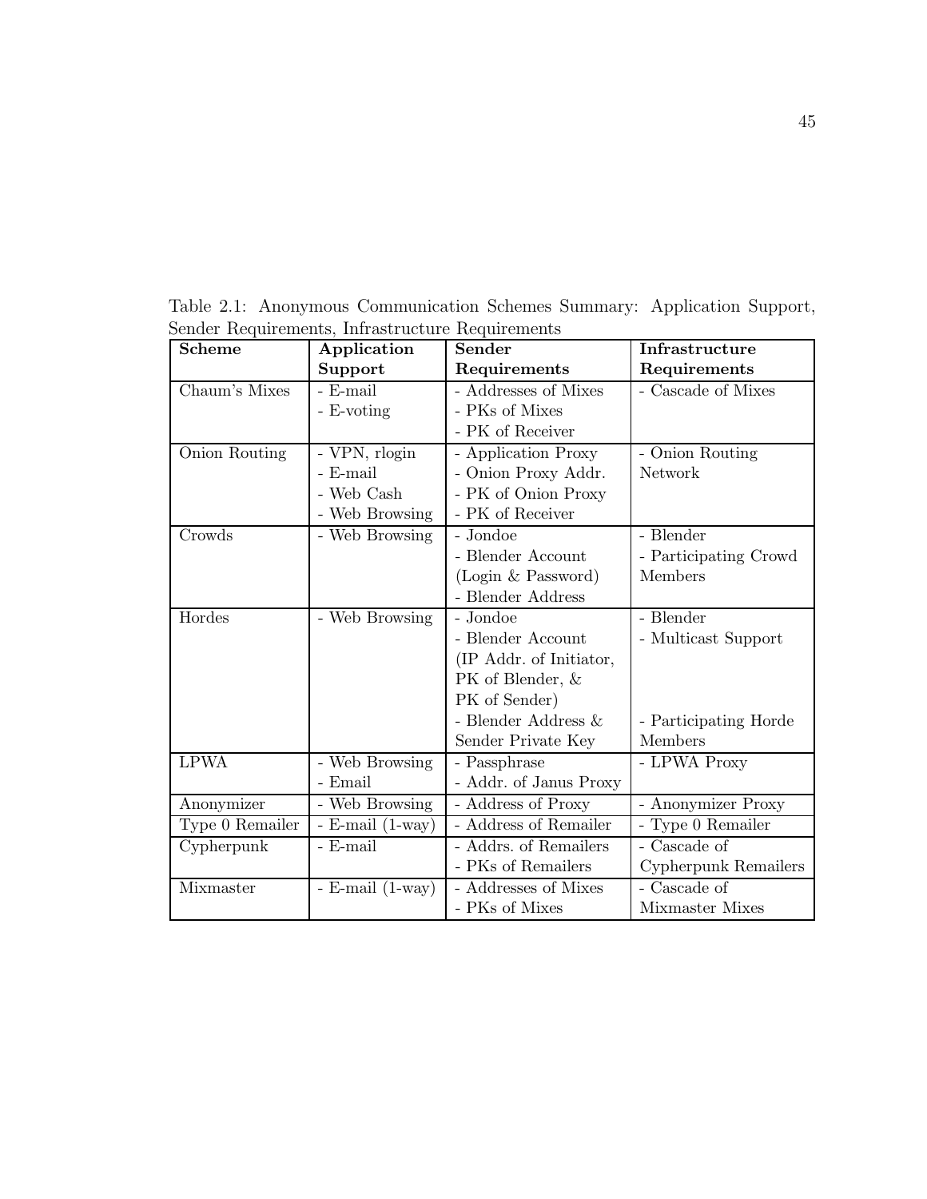Table 2.1: Anonymous Communication Schemes Summary: Application Support, Sender Requirements, Infrastructure Requirements

| **Scheme** | **Application Support** | **Sender Requirements** | **Infrastructure Requirements** |
|---|---|---|---|
| Chaum's Mixes | - E-mail<br>- E-voting | - Addresses of Mixes<br>- PKs of Mixes<br>- PK of Receiver | - Cascade of Mixes |
| Onion Routing | - VPN, rlogin<br>- E-mail<br>- Web Cash<br>- Web Browsing | - Application Proxy<br>- Onion Proxy Addr.<br>- PK of Onion Proxy<br>- PK of Receiver | - Onion Routing Network |
| Crowds | - Web Browsing | - Jondoe<br>- Blender Account (Login & Password)<br>- Blender Address | - Blender<br>- Participating Crowd Members |
| Hordes | - Web Browsing | - Jondoe<br>- Blender Account (IP Addr. of Initiator, PK of Blender, & PK of Sender)<br>- Blender Address & Sender Private Key | - Blender<br>- Multicast Support<br>- Participating Horde Members |
| LPWA | - Web Browsing<br>- Email | - Passphrase<br>- Addr. of Janus Proxy | - LPWA Proxy |
| Anonymizer | - Web Browsing | - Address of Proxy | - Anonymizer Proxy |
| Type 0 Remailer | - E-mail (1-way) | - Address of Remailer | - Type 0 Remailer |
| Cypherpunk | - E-mail | - Addrs. of Remailers<br>- PKs of Remailers | - Cascade of Cypherpunk Remailers |
| Mixmaster | - E-mail (1-way) | - Addresses of Mixes<br>- PKs of Mixes | - Cascade of Mixmaster Mixes |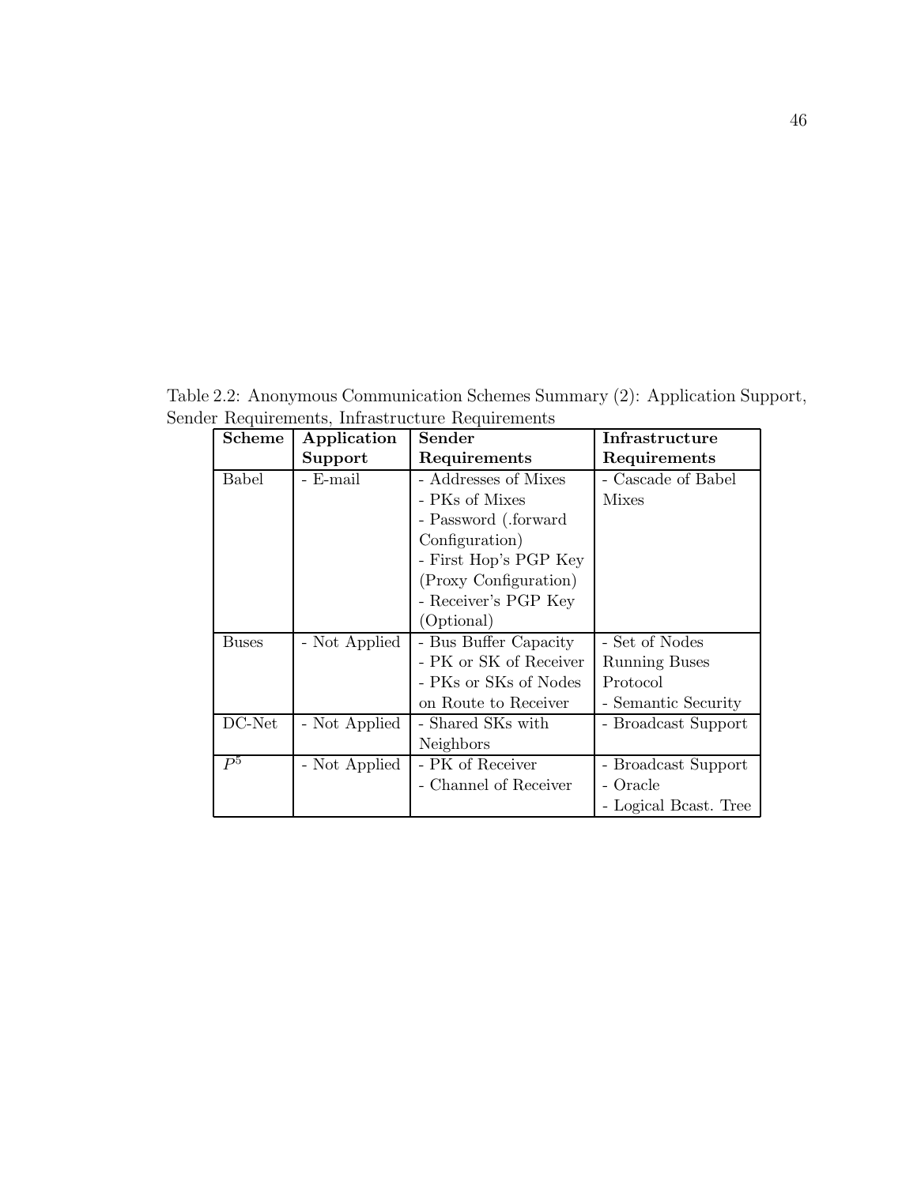Table 2.2: Anonymous Communication Schemes Summary (2): Application Support, Sender Requirements, Infrastructure Requirements

| **Scheme** | **Application Support** | **Sender Requirements** | **Infrastructure Requirements** |
|---|---|---|---|
| Babel | - E-mail | - Addresses of Mixes<br>- PKs of Mixes<br>- Password (.forward Configuration)<br>- First Hop's PGP Key (Proxy Configuration)<br>- Receiver's PGP Key (Optional) | - Cascade of Babel Mixes |
| Buses | - Not Applied | - Bus Buffer Capacity<br>- PK or SK of Receiver<br>- PKs or SKs of Nodes on Route to Receiver | - Set of Nodes Running Buses Protocol<br>- Semantic Security |
| DC-Net | - Not Applied | - Shared SKs with Neighbors | - Broadcast Support |
| $P^5$ | - Not Applied | - PK of Receiver<br>- Channel of Receiver | - Broadcast Support<br>- Oracle<br>- Logical Bcast. Tree |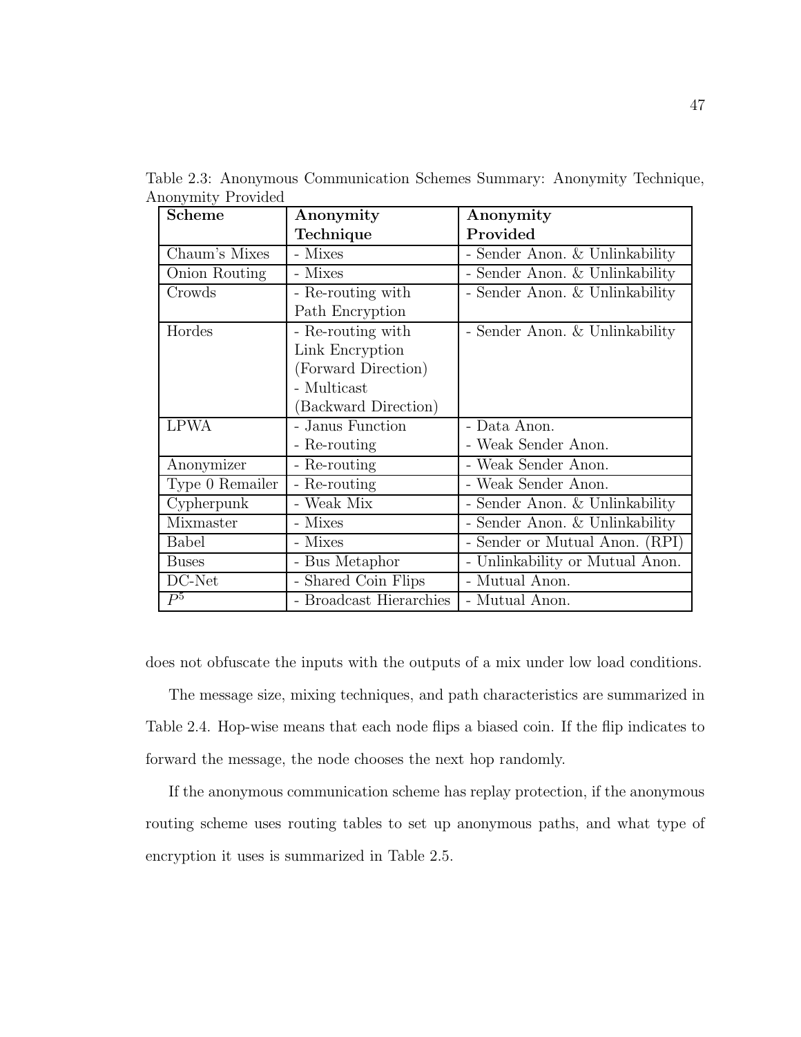Table 2.3: Anonymous Communication Schemes Summary: Anonymity Technique, Anonymity Provided

| **Scheme** | **Anonymity Technique** | **Anonymity Provided** |
|---|---|---|
| Chaum's Mixes | - Mixes | - Sender Anon. & Unlinkability |
| Onion Routing | - Mixes | - Sender Anon. & Unlinkability |
| Crowds | - Re-routing with Path Encryption | - Sender Anon. & Unlinkability |
| Hordes | - Re-routing with Link Encryption (Forward Direction) - Multicast (Backward Direction) | - Sender Anon. & Unlinkability |
| LPWA | - Janus Function - Re-routing | - Data Anon. - Weak Sender Anon. |
| Anonymizer | - Re-routing | - Weak Sender Anon. |
| Type 0 Remailer | - Re-routing | - Weak Sender Anon. |
| Cypherpunk | - Weak Mix | - Sender Anon. & Unlinkability |
| Mixmaster | - Mixes | - Sender Anon. & Unlinkability |
| Babel | - Mixes | - Sender or Mutual Anon. (RPI) |
| Buses | - Bus Metaphor | - Unlinkability or Mutual Anon. |
| DC-Net | - Shared Coin Flips | - Mutual Anon. |
| $P^5$ | - Broadcast Hierarchies | - Mutual Anon. |

does not obfuscate the inputs with the outputs of a mix under low load conditions.

The message size, mixing techniques, and path characteristics are summarized in Table 2.4. Hop-wise means that each node flips a biased coin. If the flip indicates to forward the message, the node chooses the next hop randomly.

If the anonymous communication scheme has replay protection, if the anonymous routing scheme uses routing tables to set up anonymous paths, and what type of encryption it uses is summarized in Table 2.5.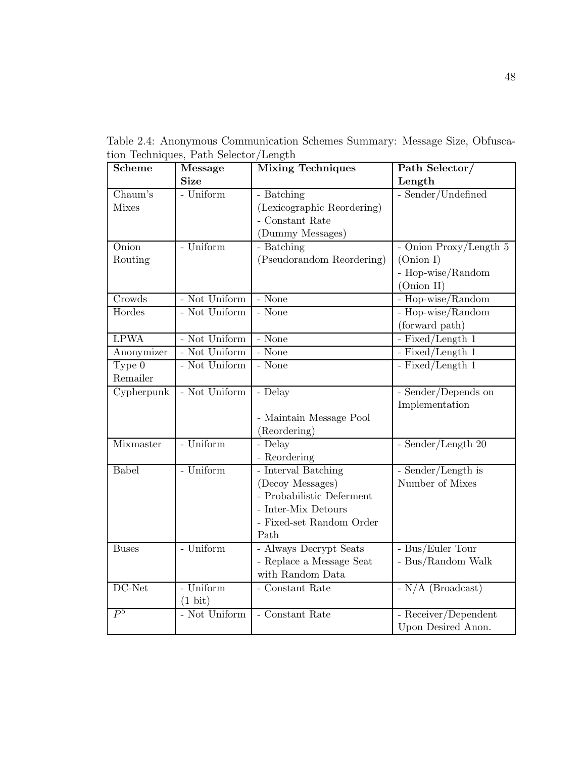Table 2.4: Anonymous Communication Schemes Summary: Message Size, Obfuscation Techniques, Path Selector/Length

| Scheme | Message Size | Mixing Techniques | Path Selector/ Length |
|---|---|---|---|
| Chaum's Mixes | - Uniform | - Batching (Lexicographic Reordering) - Constant Rate (Dummy Messages) | - Sender/Undefined |
| Onion Routing | - Uniform | - Batching (Pseudorandom Reordering) | - Onion Proxy/Length 5 (Onion I) - Hop-wise/Random (Onion II) |
| Crowds | - Not Uniform | - None | - Hop-wise/Random |
| Hordes | - Not Uniform | - None | - Hop-wise/Random (forward path) |
| LPWA | - Not Uniform | - None | - Fixed/Length 1 |
| Anonymizer | - Not Uniform | - None | - Fixed/Length 1 |
| Type 0 Remailer | - Not Uniform | - None | - Fixed/Length 1 |
| Cypherpunk | - Not Uniform | - Delay - Maintain Message Pool (Reordering) | - Sender/Depends on Implementation |
| Mixmaster | - Uniform | - Delay - Reordering | - Sender/Length 20 |
| Babel | - Uniform | - Interval Batching (Decoy Messages) - Probabilistic Deferment - Inter-Mix Detours - Fixed-set Random Order Path | - Sender/Length is Number of Mixes |
| Buses | - Uniform | - Always Decrypt Seats - Replace a Message Seat with Random Data | - Bus/Euler Tour - Bus/Random Walk |
| DC-Net | - Uniform (1 bit) | - Constant Rate | - N/A (Broadcast) |
| $P^5$ | - Not Uniform | - Constant Rate | - Receiver/Dependent Upon Desired Anon. |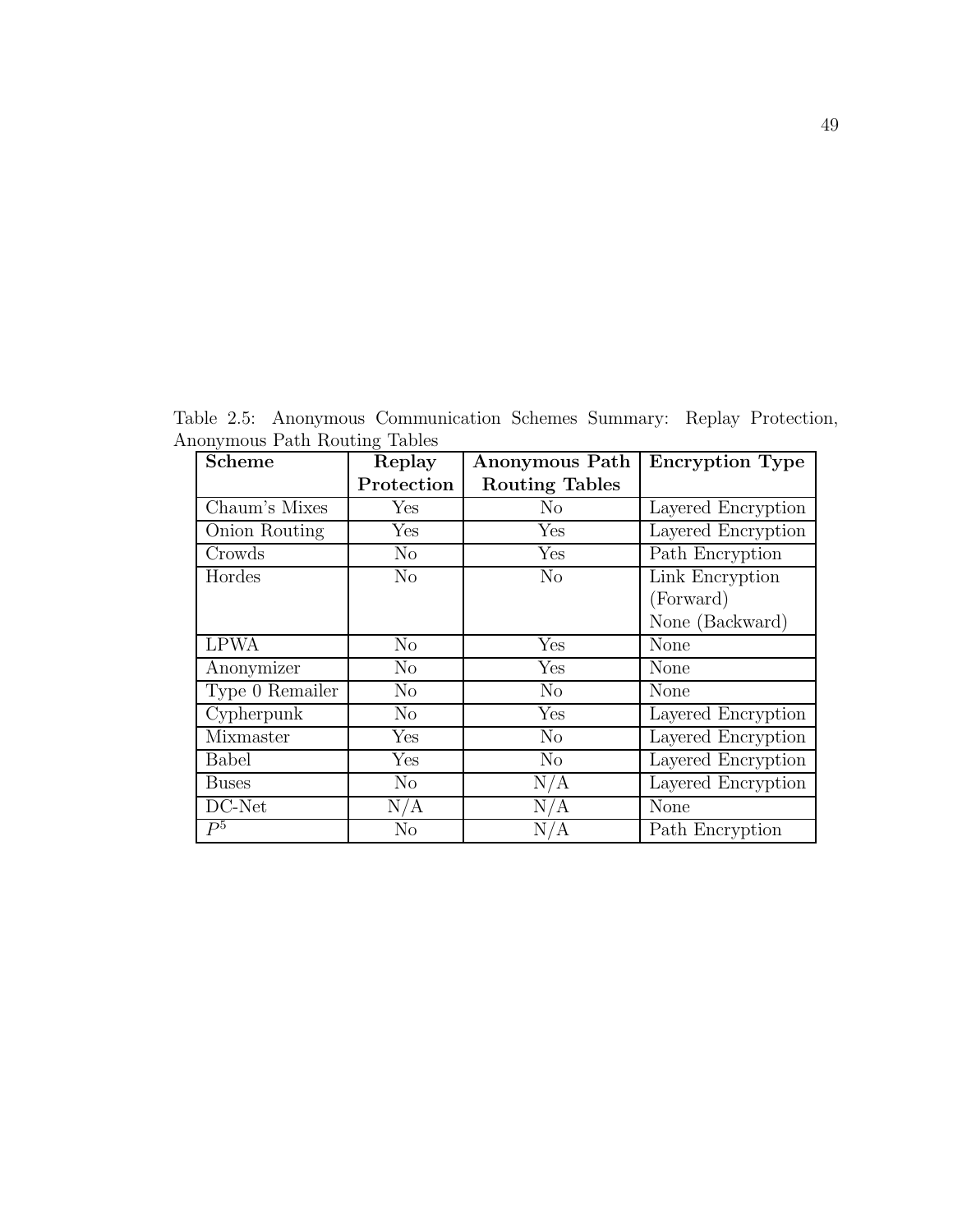Table 2.5: Anonymous Communication Schemes Summary: Replay Protection, Anonymous Path Routing Tables

| Scheme | Replay Protection | Anonymous Path Routing Tables | Encryption Type |
|---|---|---|---|
| Chaum's Mixes | Yes | No | Layered Encryption |
| Onion Routing | Yes | Yes | Layered Encryption |
| Crowds | No | Yes | Path Encryption |
| Hordes | No | No | Link Encryption (Forward) None (Backward) |
| LPWA | No | Yes | None |
| Anonymizer | No | Yes | None |
| Type 0 Remailer | No | No | None |
| Cypherpunk | No | Yes | Layered Encryption |
| Mixmaster | Yes | No | Layered Encryption |
| Babel | Yes | No | Layered Encryption |
| Buses | No | N/A | Layered Encryption |
| DC-Net | N/A | N/A | None |
| $P^5$ | No | N/A | Path Encryption |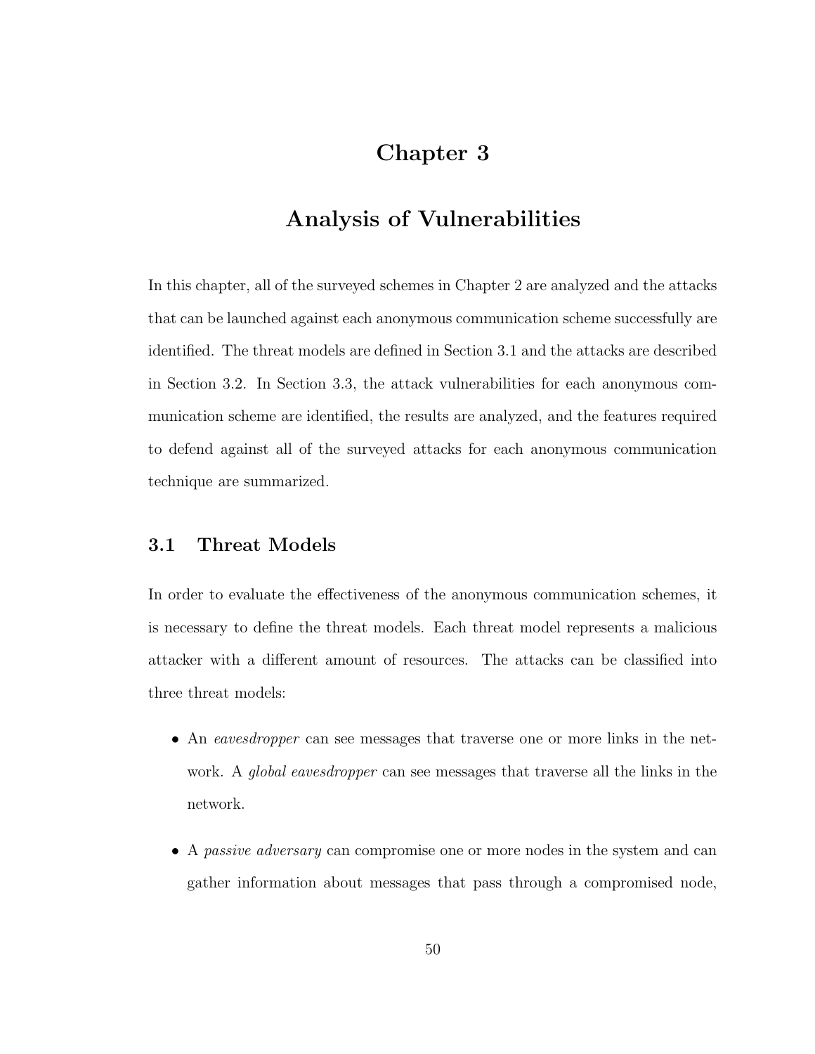# Chapter 3

# Analysis of Vulnerabilities

In this chapter, all of the surveyed schemes in Chapter 2 are analyzed and the attacks that can be launched against each anonymous communication scheme successfully are identified. The threat models are defined in Section 3.1 and the attacks are described in Section 3.2. In Section 3.3, the attack vulnerabilities for each anonymous communication scheme are identified, the results are analyzed, and the features required to defend against all of the surveyed attacks for each anonymous communication technique are summarized.

## 3.1 Threat Models

In order to evaluate the effectiveness of the anonymous communication schemes, it is necessary to define the threat models. Each threat model represents a malicious attacker with a different amount of resources. The attacks can be classified into three threat models:

- An *eavesdropper* can see messages that traverse one or more links in the network. A *global eavesdropper* can see messages that traverse all the links in the network.
- A *passive adversary* can compromise one or more nodes in the system and can gather information about messages that pass through a compromised node,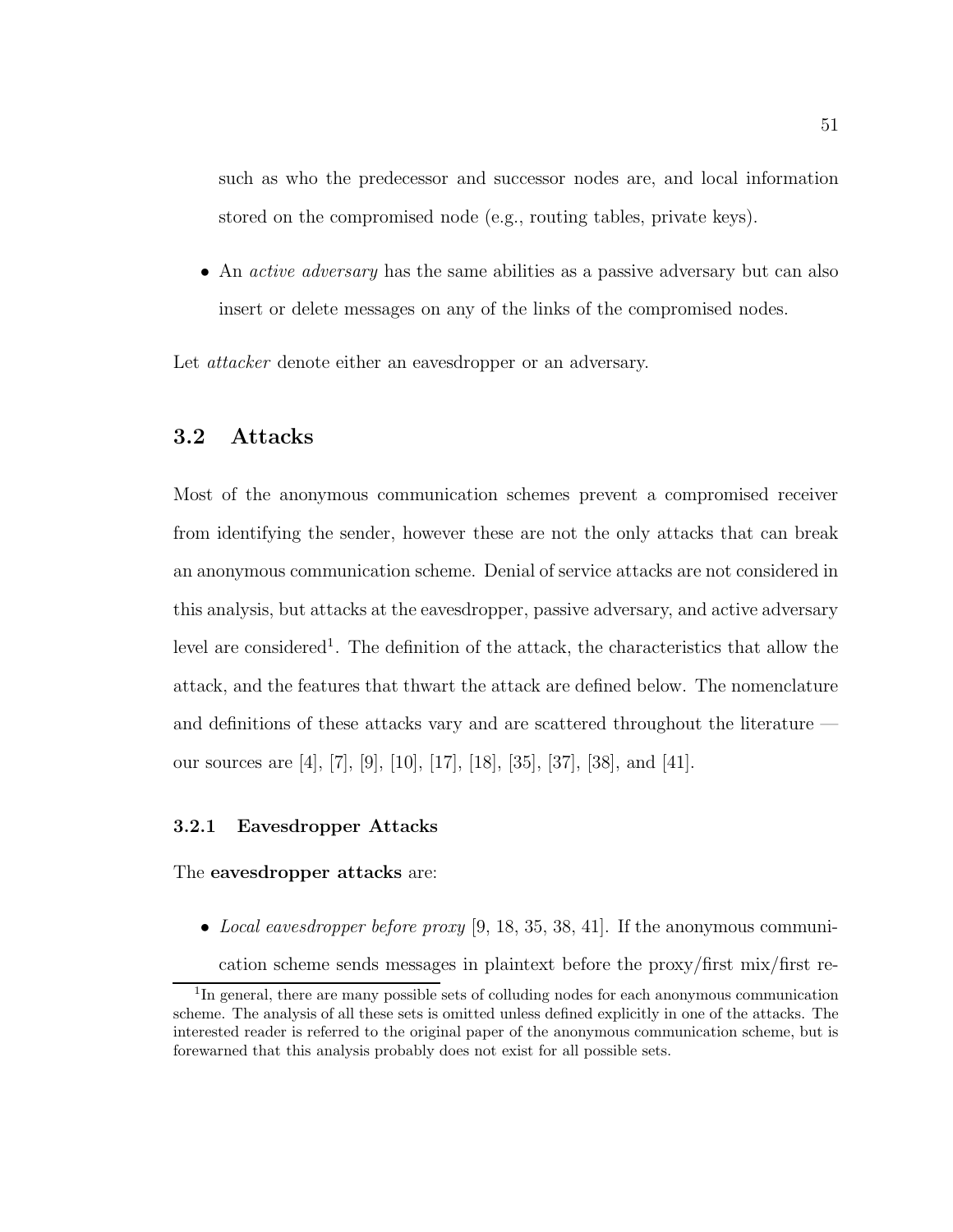such as who the predecessor and successor nodes are, and local information stored on the compromised node (e.g., routing tables, private keys).

- An *active adversary* has the same abilities as a passive adversary but can also insert or delete messages on any of the links of the compromised nodes.

Let *attacker* denote either an eavesdropper or an adversary.

## 3.2 Attacks

Most of the anonymous communication schemes prevent a compromised receiver from identifying the sender, however these are not the only attacks that can break an anonymous communication scheme. Denial of service attacks are not considered in this analysis, but attacks at the eavesdropper, passive adversary, and active adversary level are considered[1]. The definition of the attack, the characteristics that allow the attack, and the features that thwart the attack are defined below. The nomenclature and definitions of these attacks vary and are scattered throughout the literature — our sources are [4], [7], [9], [10], [17], [18], [35], [37], [38], and [41].

### 3.2.1 Eavesdropper Attacks

The **eavesdropper attacks** are:

- *Local eavesdropper before proxy* [9, 18, 35, 38, 41]. If the anonymous communication scheme sends messages in plaintext before the proxy/first mix/first re-

[1] In general, there are many possible sets of colluding nodes for each anonymous communication scheme. The analysis of all these sets is omitted unless defined explicitly in one of the attacks. The interested reader is referred to the original paper of the anonymous communication scheme, but is forewarned that this analysis probably does not exist for all possible sets.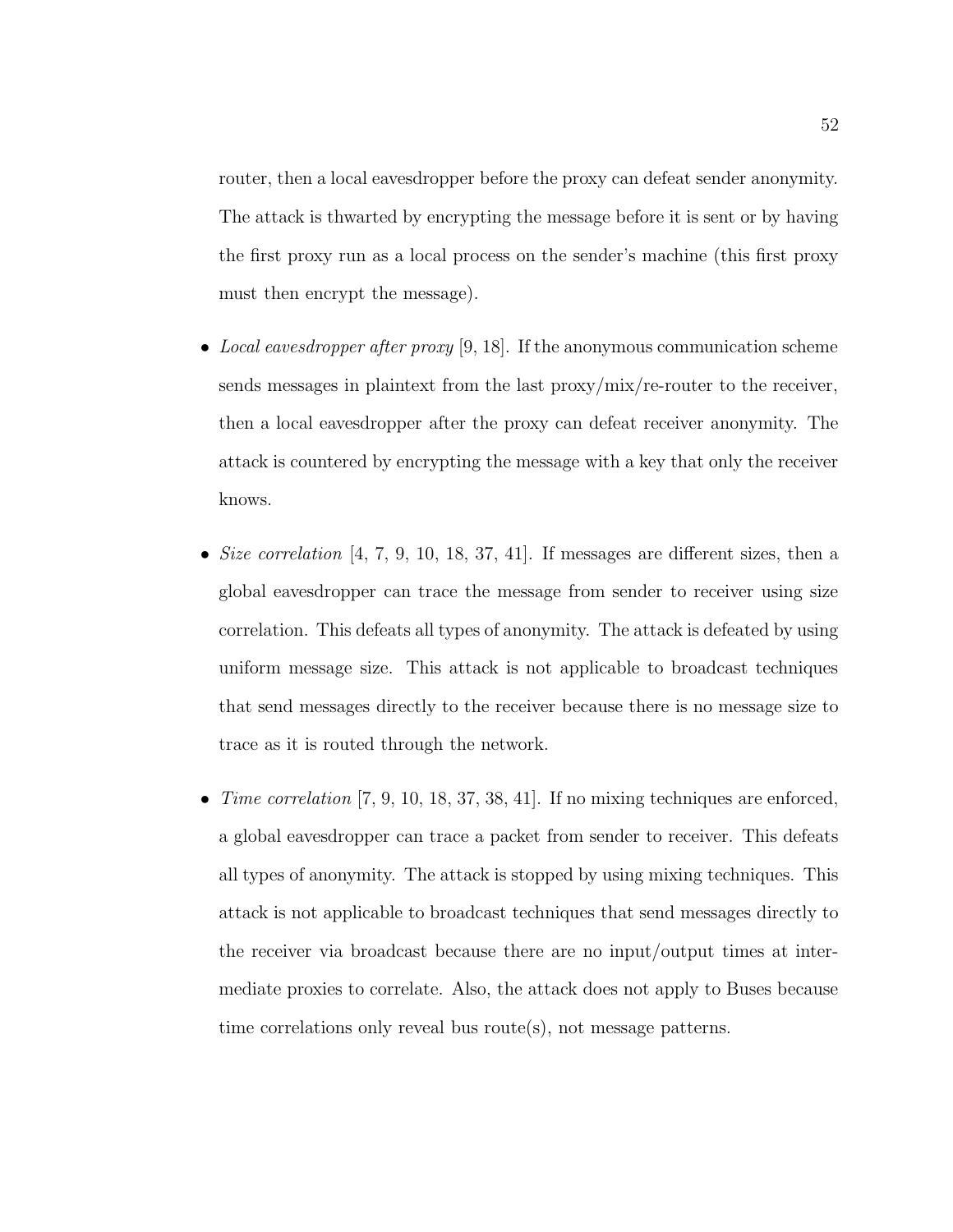router, then a local eavesdropper before the proxy can defeat sender anonymity. The attack is thwarted by encrypting the message before it is sent or by having the first proxy run as a local process on the sender's machine (this first proxy must then encrypt the message).

- *Local eavesdropper after proxy* [9, 18]. If the anonymous communication scheme sends messages in plaintext from the last proxy/mix/re-router to the receiver, then a local eavesdropper after the proxy can defeat receiver anonymity. The attack is countered by encrypting the message with a key that only the receiver knows.

- *Size correlation* [4, 7, 9, 10, 18, 37, 41]. If messages are different sizes, then a global eavesdropper can trace the message from sender to receiver using size correlation. This defeats all types of anonymity. The attack is defeated by using uniform message size. This attack is not applicable to broadcast techniques that send messages directly to the receiver because there is no message size to trace as it is routed through the network.

- *Time correlation* [7, 9, 10, 18, 37, 38, 41]. If no mixing techniques are enforced, a global eavesdropper can trace a packet from sender to receiver. This defeats all types of anonymity. The attack is stopped by using mixing techniques. This attack is not applicable to broadcast techniques that send messages directly to the receiver via broadcast because there are no input/output times at intermediate proxies to correlate. Also, the attack does not apply to Buses because time correlations only reveal bus route(s), not message patterns.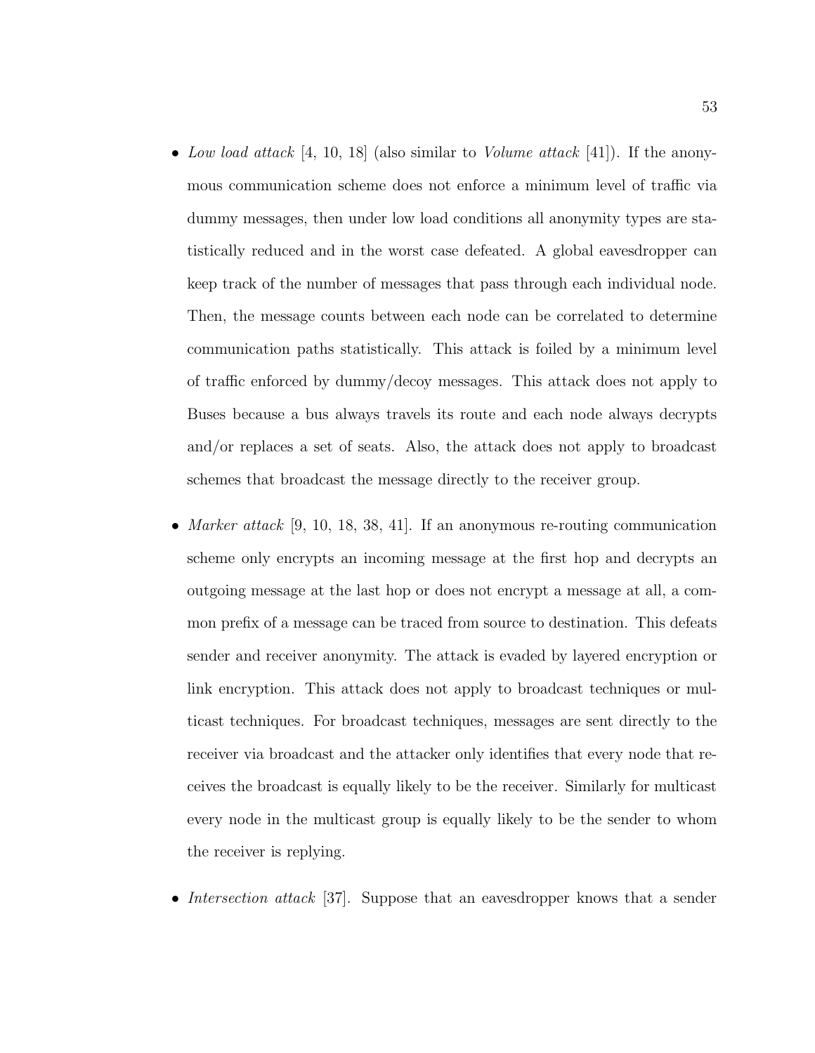- *Low load attack* [4, 10, 18] (also similar to *Volume attack* [41]). If the anonymous communication scheme does not enforce a minimum level of traffic via dummy messages, then under low load conditions all anonymity types are statistically reduced and in the worst case defeated. A global eavesdropper can keep track of the number of messages that pass through each individual node. Then, the message counts between each node can be correlated to determine communication paths statistically. This attack is foiled by a minimum level of traffic enforced by dummy/decoy messages. This attack does not apply to Buses because a bus always travels its route and each node always decrypts and/or replaces a set of seats. Also, the attack does not apply to broadcast schemes that broadcast the message directly to the receiver group.

- *Marker attack* [9, 10, 18, 38, 41]. If an anonymous re-routing communication scheme only encrypts an incoming message at the first hop and decrypts an outgoing message at the last hop or does not encrypt a message at all, a common prefix of a message can be traced from source to destination. This defeats sender and receiver anonymity. The attack is evaded by layered encryption or link encryption. This attack does not apply to broadcast techniques or multicast techniques. For broadcast techniques, messages are sent directly to the receiver via broadcast and the attacker only identifies that every node that receives the broadcast is equally likely to be the receiver. Similarly for multicast every node in the multicast group is equally likely to be the sender to whom the receiver is replying.

- *Intersection attack* [37]. Suppose that an eavesdropper knows that a sender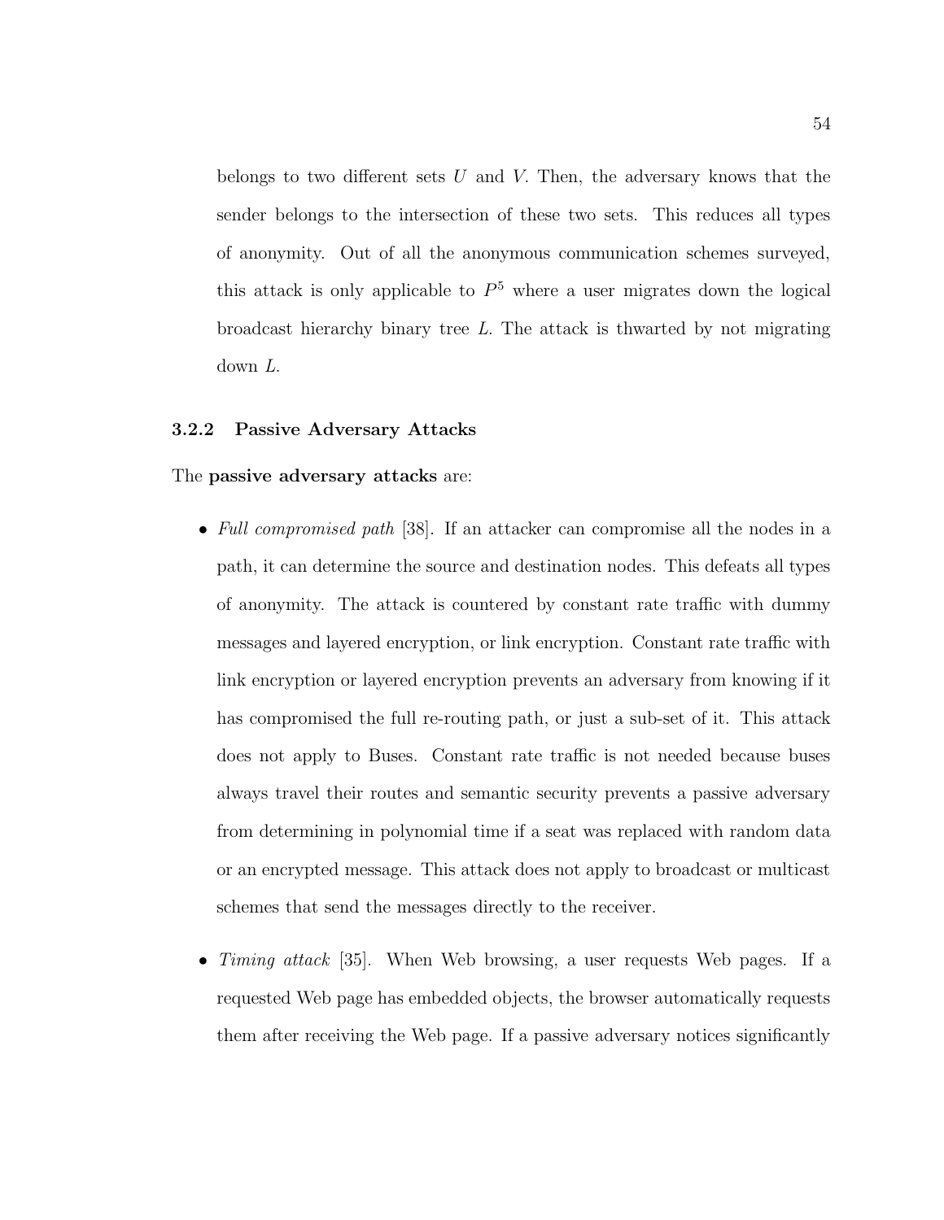belongs to two different sets $U$ and $V$. Then, the adversary knows that the sender belongs to the intersection of these two sets. This reduces all types of anonymity. Out of all the anonymous communication schemes surveyed, this attack is only applicable to $P^5$ where a user migrates down the logical broadcast hierarchy binary tree $L$. The attack is thwarted by not migrating down $L$.

### 3.2.2 Passive Adversary Attacks

The **passive adversary attacks** are:

- *Full compromised path* [38]. If an attacker can compromise all the nodes in a path, it can determine the source and destination nodes. This defeats all types of anonymity. The attack is countered by constant rate traffic with dummy messages and layered encryption, or link encryption. Constant rate traffic with link encryption or layered encryption prevents an adversary from knowing if it has compromised the full re-routing path, or just a sub-set of it. This attack does not apply to Buses. Constant rate traffic is not needed because buses always travel their routes and semantic security prevents a passive adversary from determining in polynomial time if a seat was replaced with random data or an encrypted message. This attack does not apply to broadcast or multicast schemes that send the messages directly to the receiver.

- *Timing attack* [35]. When Web browsing, a user requests Web pages. If a requested Web page has embedded objects, the browser automatically requests them after receiving the Web page. If a passive adversary notices significantly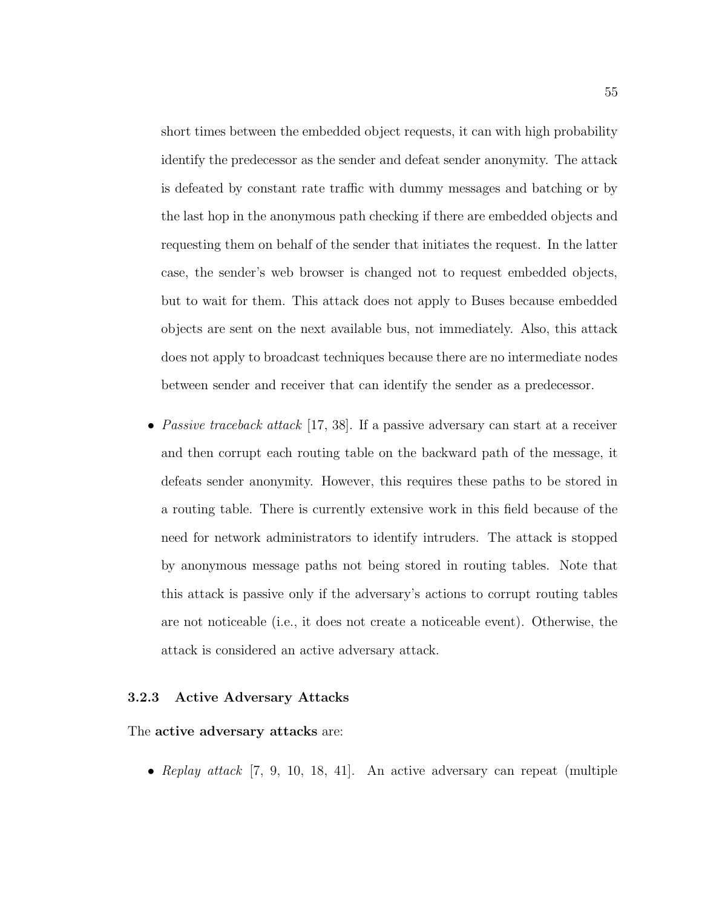short times between the embedded object requests, it can with high probability identify the predecessor as the sender and defeat sender anonymity. The attack is defeated by constant rate traffic with dummy messages and batching or by the last hop in the anonymous path checking if there are embedded objects and requesting them on behalf of the sender that initiates the request. In the latter case, the sender's web browser is changed not to request embedded objects, but to wait for them. This attack does not apply to Buses because embedded objects are sent on the next available bus, not immediately. Also, this attack does not apply to broadcast techniques because there are no intermediate nodes between sender and receiver that can identify the sender as a predecessor.

- *Passive traceback attack* [17, 38]. If a passive adversary can start at a receiver and then corrupt each routing table on the backward path of the message, it defeats sender anonymity. However, this requires these paths to be stored in a routing table. There is currently extensive work in this field because of the need for network administrators to identify intruders. The attack is stopped by anonymous message paths not being stored in routing tables. Note that this attack is passive only if the adversary's actions to corrupt routing tables are not noticeable (i.e., it does not create a noticeable event). Otherwise, the attack is considered an active adversary attack.

### 3.2.3 Active Adversary Attacks

The **active adversary attacks** are:

- *Replay attack* [7, 9, 10, 18, 41]. An active adversary can repeat (multiple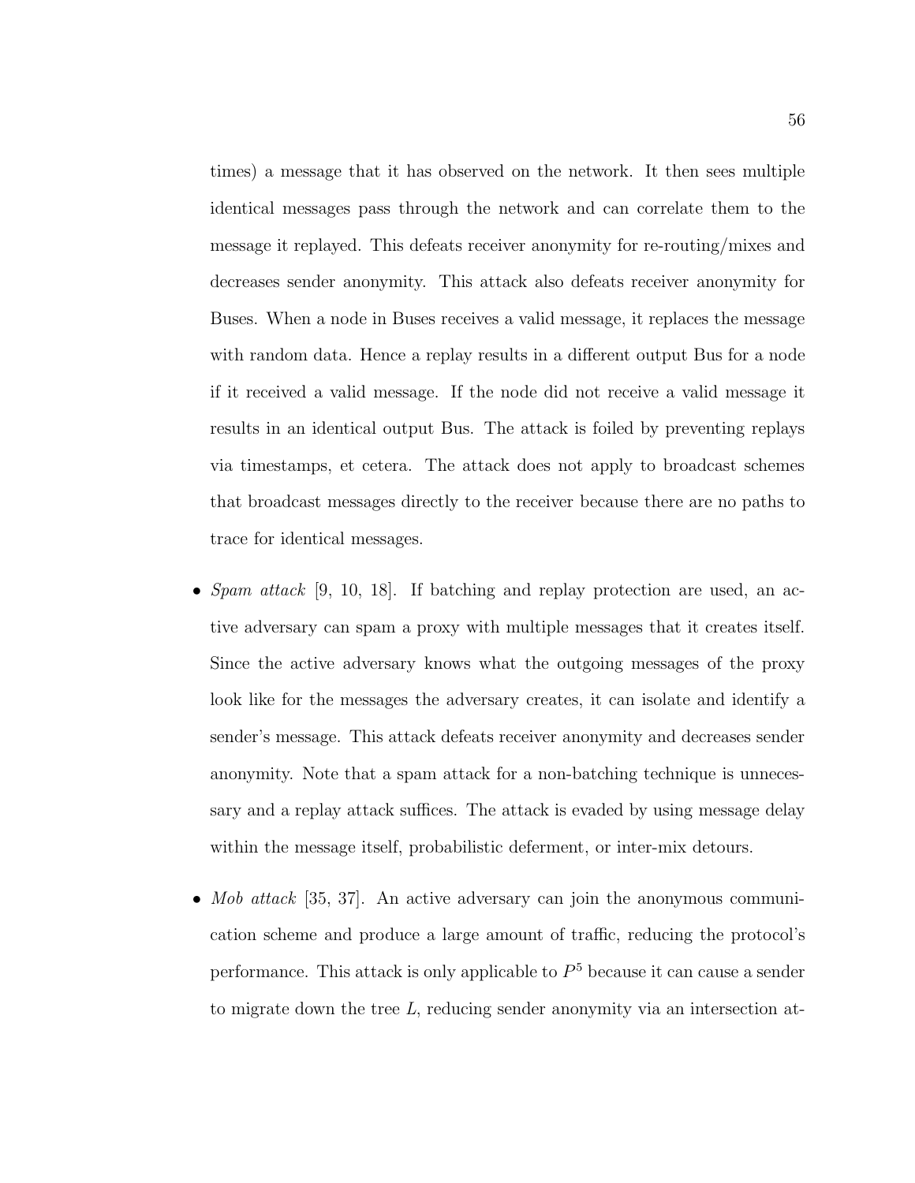times) a message that it has observed on the network. It then sees multiple identical messages pass through the network and can correlate them to the message it replayed. This defeats receiver anonymity for re-routing/mixes and decreases sender anonymity. This attack also defeats receiver anonymity for Buses. When a node in Buses receives a valid message, it replaces the message with random data. Hence a replay results in a different output Bus for a node if it received a valid message. If the node did not receive a valid message it results in an identical output Bus. The attack is foiled by preventing replays via timestamps, et cetera. The attack does not apply to broadcast schemes that broadcast messages directly to the receiver because there are no paths to trace for identical messages.

- *Spam attack* [9, 10, 18]. If batching and replay protection are used, an active adversary can spam a proxy with multiple messages that it creates itself. Since the active adversary knows what the outgoing messages of the proxy look like for the messages the adversary creates, it can isolate and identify a sender's message. This attack defeats receiver anonymity and decreases sender anonymity. Note that a spam attack for a non-batching technique is unnecessary and a replay attack suffices. The attack is evaded by using message delay within the message itself, probabilistic deferment, or inter-mix detours.

- *Mob attack* [35, 37]. An active adversary can join the anonymous communication scheme and produce a large amount of traffic, reducing the protocol's performance. This attack is only applicable to $P^5$ because it can cause a sender to migrate down the tree $L$, reducing sender anonymity via an intersection at-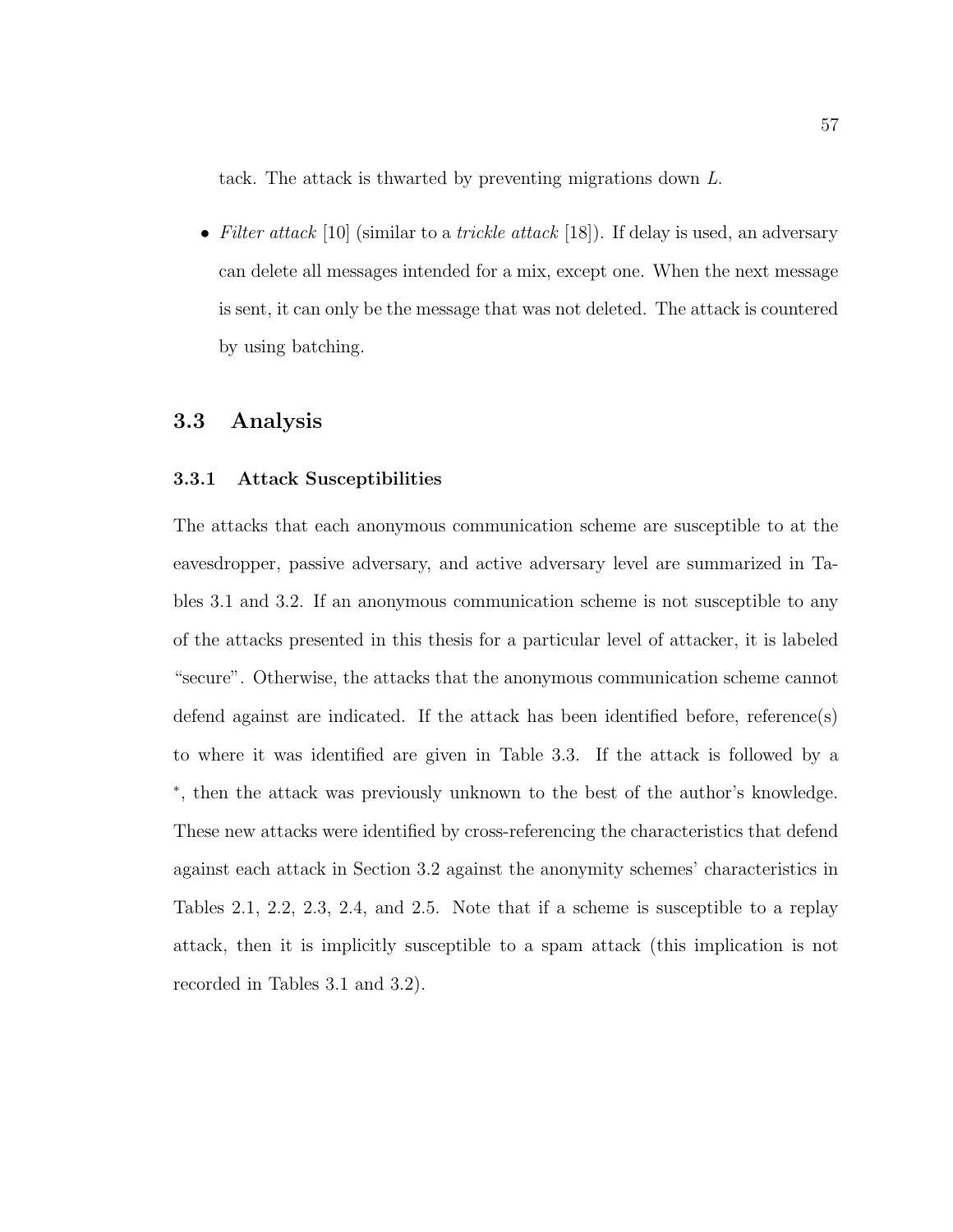tack. The attack is thwarted by preventing migrations down $L$.

- *Filter attack* [10] (similar to a *trickle attack* [18]). If delay is used, an adversary can delete all messages intended for a mix, except one. When the next message is sent, it can only be the message that was not deleted. The attack is countered by using batching.

## 3.3 Analysis

### 3.3.1 Attack Susceptibilities

The attacks that each anonymous communication scheme are susceptible to at the eavesdropper, passive adversary, and active adversary level are summarized in Tables 3.1 and 3.2. If an anonymous communication scheme is not susceptible to any of the attacks presented in this thesis for a particular level of attacker, it is labeled "secure". Otherwise, the attacks that the anonymous communication scheme cannot defend against are indicated. If the attack has been identified before, reference(s) to where it was identified are given in Table 3.3. If the attack is followed by a $^*$, then the attack was previously unknown to the best of the author's knowledge. These new attacks were identified by cross-referencing the characteristics that defend against each attack in Section 3.2 against the anonymity schemes' characteristics in Tables 2.1, 2.2, 2.3, 2.4, and 2.5. Note that if a scheme is susceptible to a replay attack, then it is implicitly susceptible to a spam attack (this implication is not recorded in Tables 3.1 and 3.2).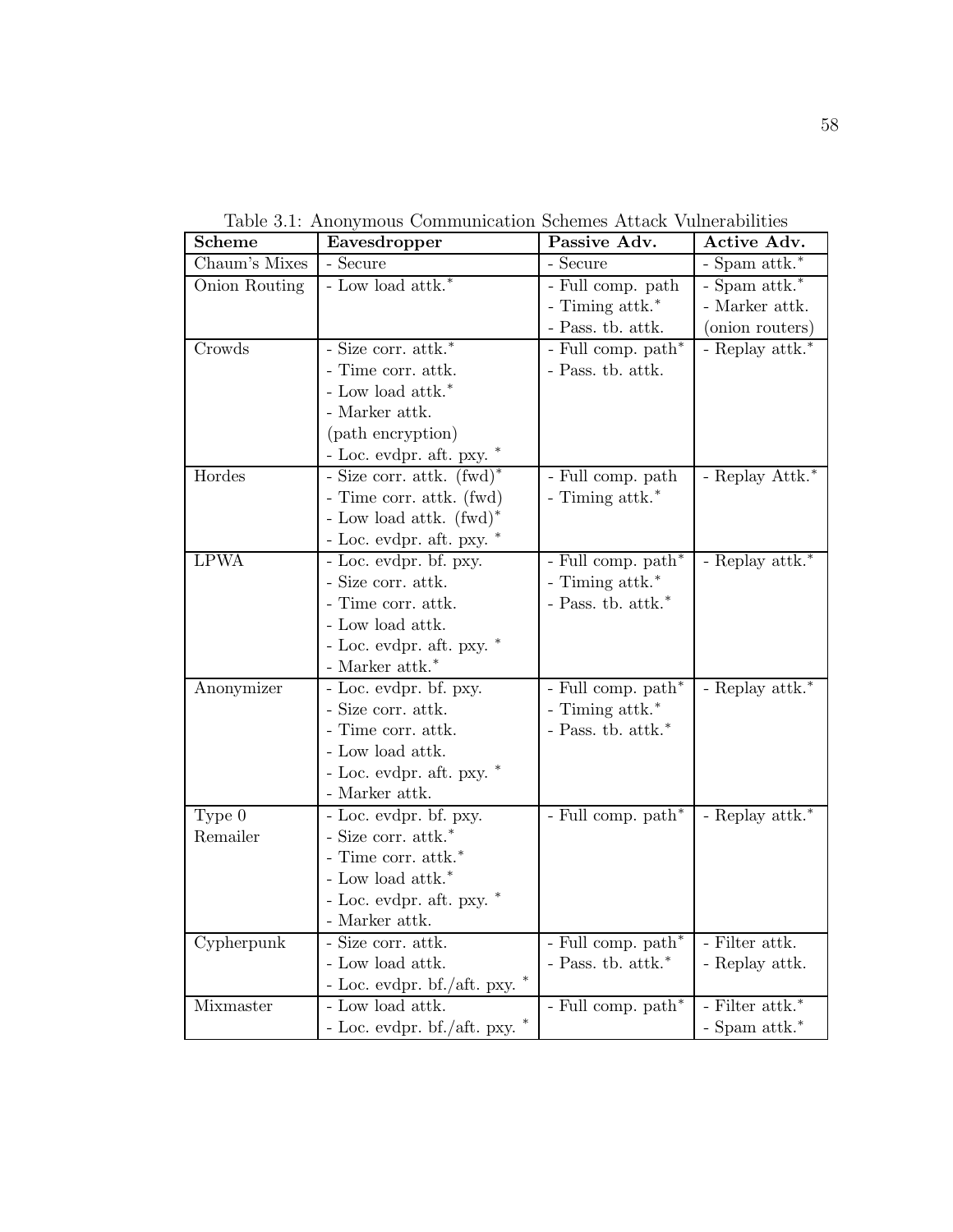Table 3.1: Anonymous Communication Schemes Attack Vulnerabilities

| **Scheme** | **Eavesdropper** | **Passive Adv.** | **Active Adv.** |
|---|---|---|---|
| Chaum's Mixes | - Secure | - Secure | - Spam attk.* |
| Onion Routing | - Low load attk.* | - Full comp. path<br>- Timing attk.*<br>- Pass. tb. attk. | - Spam attk.*<br>- Marker attk.<br>(onion routers) |
| Crowds | - Size corr. attk.*<br>- Time corr. attk.<br>- Low load attk.*<br>- Marker attk.<br>(path encryption)<br>- Loc. evdpr. aft. pxy. * | - Full comp. path*<br>- Pass. tb. attk. | - Replay attk.* |
| Hordes | - Size corr. attk. (fwd)*<br>- Time corr. attk. (fwd)<br>- Low load attk. (fwd)*<br>- Loc. evdpr. aft. pxy. * | - Full comp. path<br>- Timing attk.* | - Replay Attk.* |
| LPWA | - Loc. evdpr. bf. pxy.<br>- Size corr. attk.<br>- Time corr. attk.<br>- Low load attk.<br>- Loc. evdpr. aft. pxy. *<br>- Marker attk.* | - Full comp. path*<br>- Timing attk.*<br>- Pass. tb. attk.* | - Replay attk.* |
| Anonymizer | - Loc. evdpr. bf. pxy.<br>- Size corr. attk.<br>- Time corr. attk.<br>- Low load attk.<br>- Loc. evdpr. aft. pxy. *<br>- Marker attk. | - Full comp. path*<br>- Timing attk.*<br>- Pass. tb. attk.* | - Replay attk.* |
| Type 0 Remailer | - Loc. evdpr. bf. pxy.<br>- Size corr. attk.*<br>- Time corr. attk.*<br>- Low load attk.*<br>- Loc. evdpr. aft. pxy. *<br>- Marker attk. | - Full comp. path* | - Replay attk.* |
| Cypherpunk | - Size corr. attk.<br>- Low load attk.<br>- Loc. evdpr. bf./aft. pxy. * | - Full comp. path*<br>- Pass. tb. attk.* | - Filter attk.<br>- Replay attk. |
| Mixmaster | - Low load attk.<br>- Loc. evdpr. bf./aft. pxy. * | - Full comp. path* | - Filter attk.*<br>- Spam attk.* |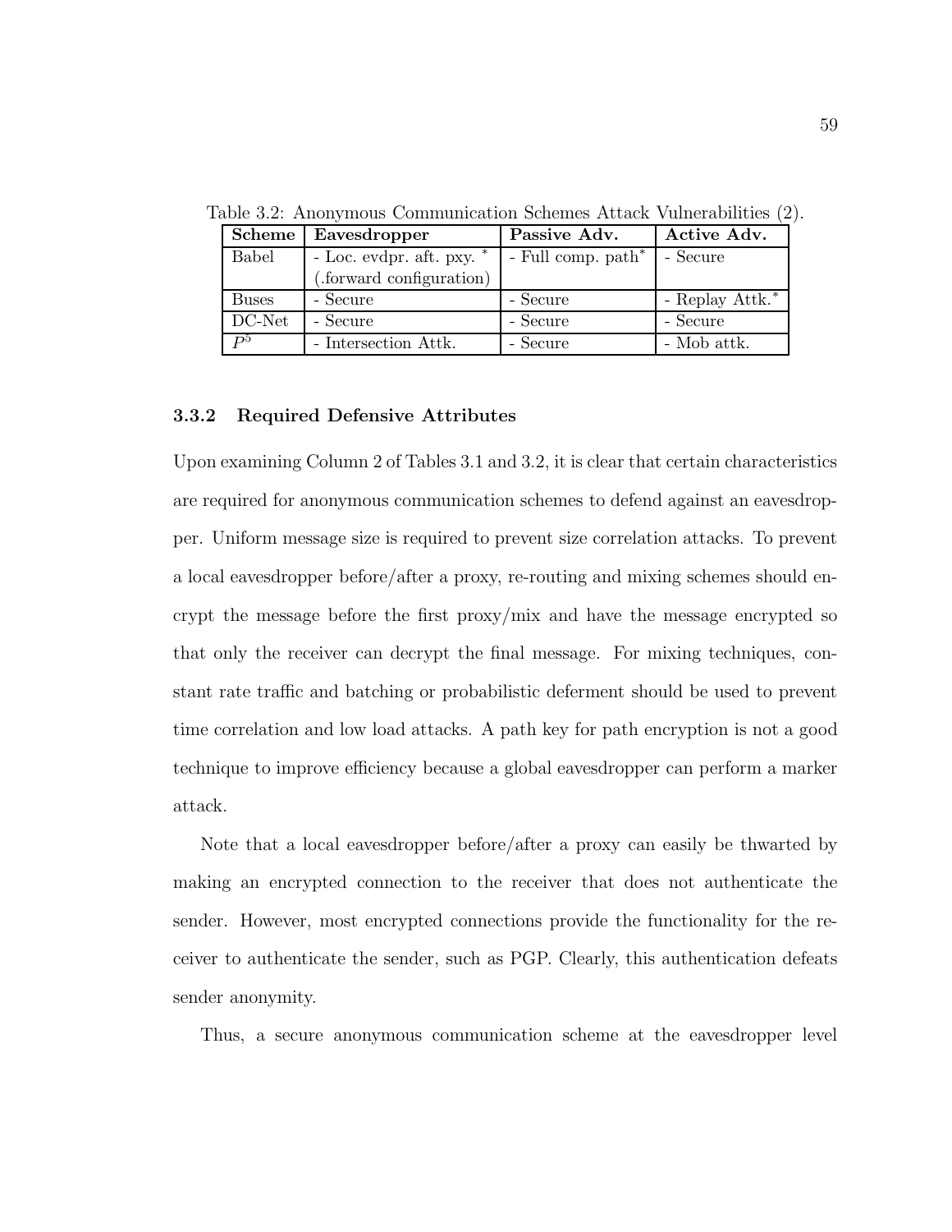Table 3.2: Anonymous Communication Schemes Attack Vulnerabilities (2).

| Scheme | Eavesdropper | Passive Adv. | Active Adv. |
|---|---|---|---|
| Babel | - Loc. evdpr. aft. pxy. * (.forward configuration) | - Full comp. path* | - Secure |
| Buses | - Secure | - Secure | - Replay Attk.* |
| DC-Net | - Secure | - Secure | - Secure |
| $P^5$ | - Intersection Attk. | - Secure | - Mob attk. |

### 3.3.2 Required Defensive Attributes

Upon examining Column 2 of Tables 3.1 and 3.2, it is clear that certain characteristics are required for anonymous communication schemes to defend against an eavesdropper. Uniform message size is required to prevent size correlation attacks. To prevent a local eavesdropper before/after a proxy, re-routing and mixing schemes should encrypt the message before the first proxy/mix and have the message encrypted so that only the receiver can decrypt the final message. For mixing techniques, constant rate traffic and batching or probabilistic deferment should be used to prevent time correlation and low load attacks. A path key for path encryption is not a good technique to improve efficiency because a global eavesdropper can perform a marker attack.

Note that a local eavesdropper before/after a proxy can easily be thwarted by making an encrypted connection to the receiver that does not authenticate the sender. However, most encrypted connections provide the functionality for the receiver to authenticate the sender, such as PGP. Clearly, this authentication defeats sender anonymity.

Thus, a secure anonymous communication scheme at the eavesdropper level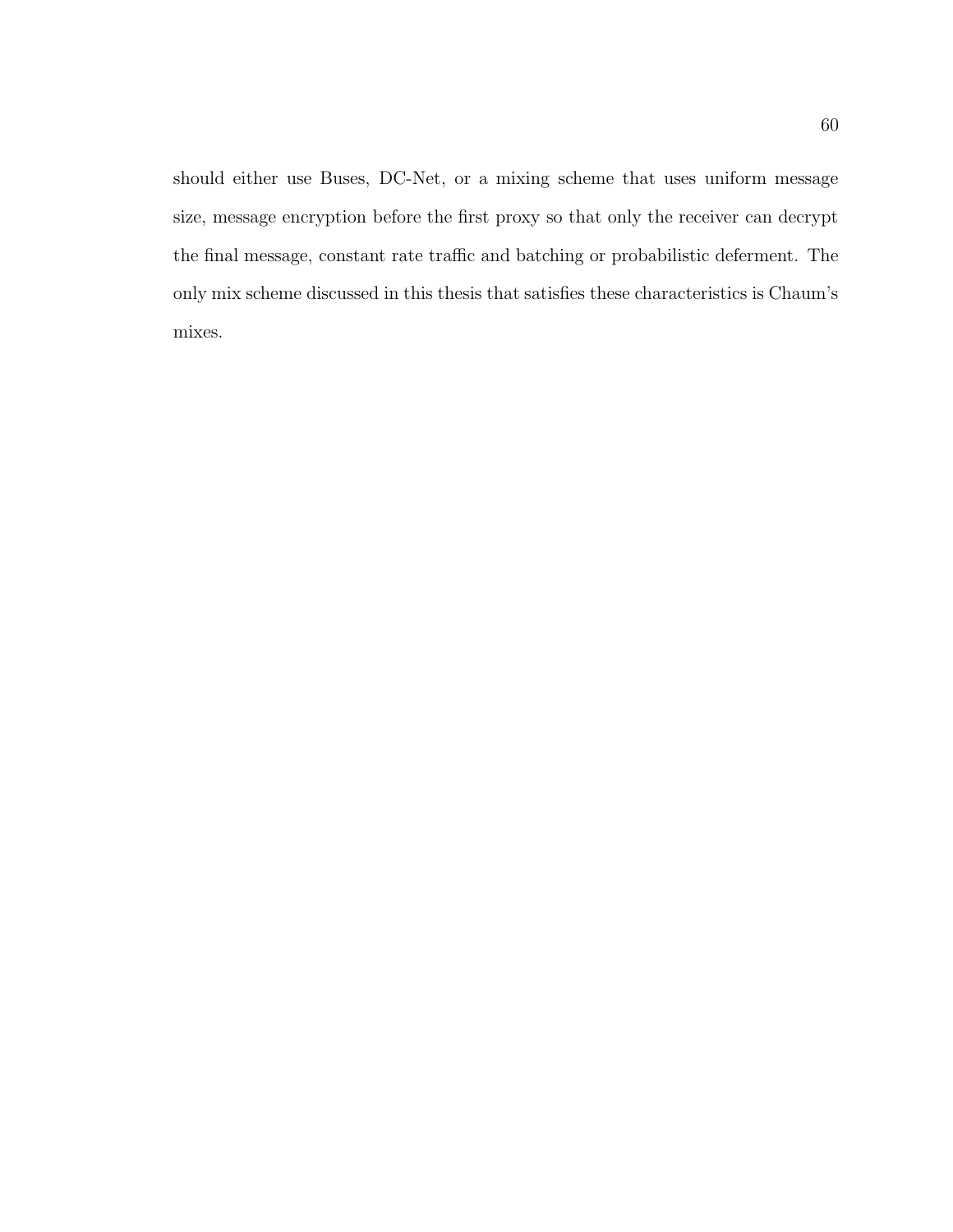should either use Buses, DC-Net, or a mixing scheme that uses uniform message size, message encryption before the first proxy so that only the receiver can decrypt the final message, constant rate traffic and batching or probabilistic deferment. The only mix scheme discussed in this thesis that satisfies these characteristics is Chaum's mixes.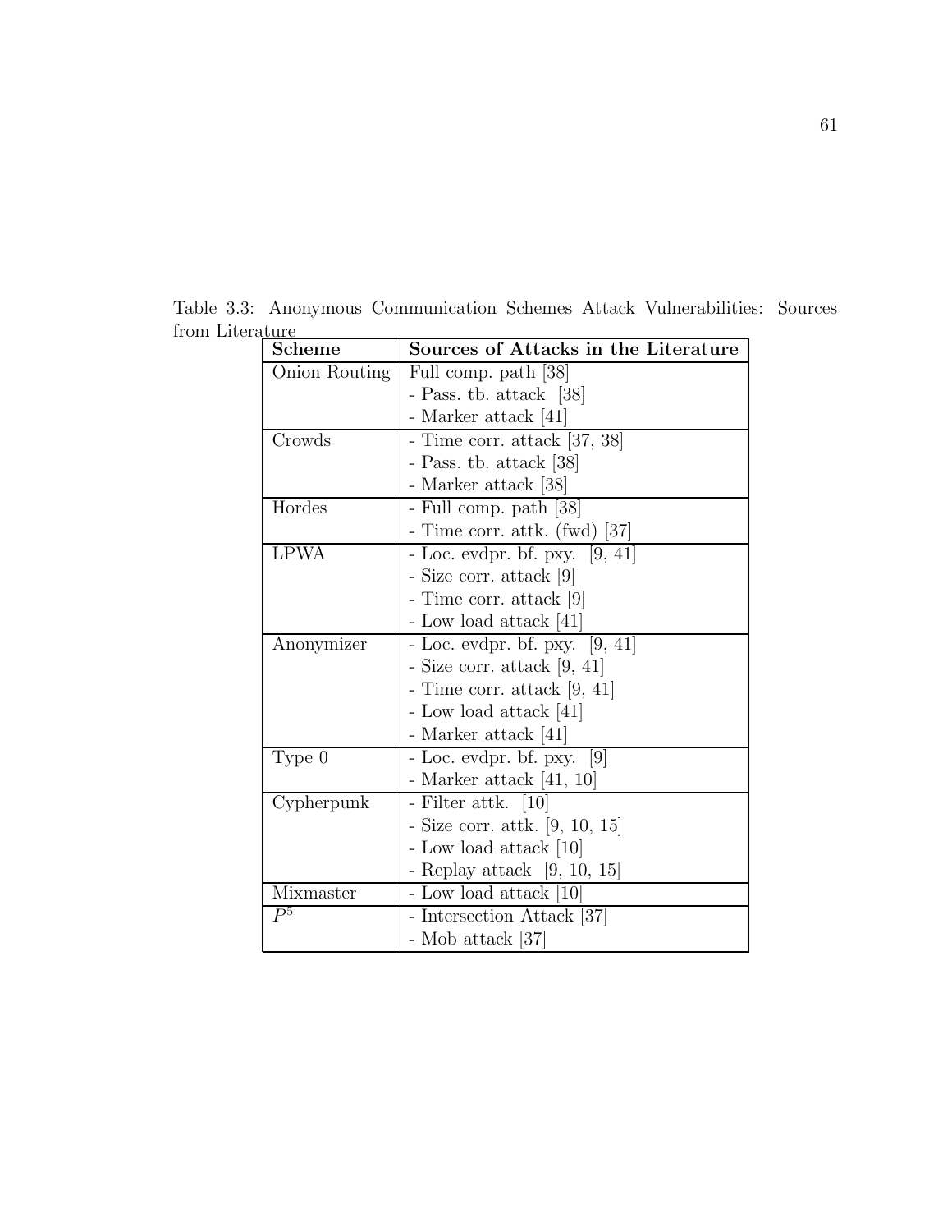Table 3.3: Anonymous Communication Schemes Attack Vulnerabilities: Sources from Literature

| Scheme | Sources of Attacks in the Literature |
|---|---|
| Onion Routing | Full comp. path [38]<br>- Pass. tb. attack [38]<br>- Marker attack [41] |
| Crowds | - Time corr. attack [37, 38]<br>- Pass. tb. attack [38]<br>- Marker attack [38] |
| Hordes | - Full comp. path [38]<br>- Time corr. attk. (fwd) [37] |
| LPWA | - Loc. evdpr. bf. pxy. [9, 41]<br>- Size corr. attack [9]<br>- Time corr. attack [9]<br>- Low load attack [41] |
| Anonymizer | - Loc. evdpr. bf. pxy. [9, 41]<br>- Size corr. attack [9, 41]<br>- Time corr. attack [9, 41]<br>- Low load attack [41]<br>- Marker attack [41] |
| Type 0 | - Loc. evdpr. bf. pxy. [9]<br>- Marker attack [41, 10] |
| Cypherpunk | - Filter attk. [10]<br>- Size corr. attk. [9, 10, 15]<br>- Low load attack [10]<br>- Replay attack [9, 10, 15] |
| Mixmaster | - Low load attack [10] |
| $P^5$ | - Intersection Attack [37]<br>- Mob attack [37] |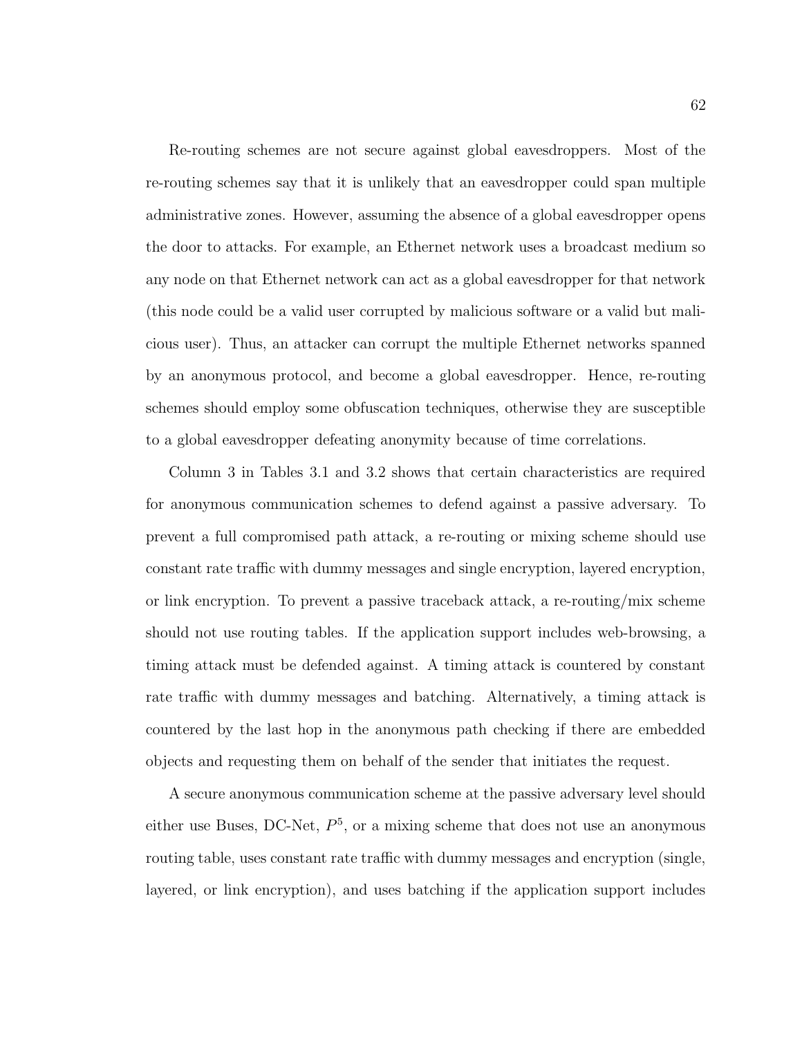Re-routing schemes are not secure against global eavesdroppers. Most of the re-routing schemes say that it is unlikely that an eavesdropper could span multiple administrative zones. However, assuming the absence of a global eavesdropper opens the door to attacks. For example, an Ethernet network uses a broadcast medium so any node on that Ethernet network can act as a global eavesdropper for that network (this node could be a valid user corrupted by malicious software or a valid but malicious user). Thus, an attacker can corrupt the multiple Ethernet networks spanned by an anonymous protocol, and become a global eavesdropper. Hence, re-routing schemes should employ some obfuscation techniques, otherwise they are susceptible to a global eavesdropper defeating anonymity because of time correlations.

Column 3 in Tables 3.1 and 3.2 shows that certain characteristics are required for anonymous communication schemes to defend against a passive adversary. To prevent a full compromised path attack, a re-routing or mixing scheme should use constant rate traffic with dummy messages and single encryption, layered encryption, or link encryption. To prevent a passive traceback attack, a re-routing/mix scheme should not use routing tables. If the application support includes web-browsing, a timing attack must be defended against. A timing attack is countered by constant rate traffic with dummy messages and batching. Alternatively, a timing attack is countered by the last hop in the anonymous path checking if there are embedded objects and requesting them on behalf of the sender that initiates the request.

A secure anonymous communication scheme at the passive adversary level should either use Buses, DC-Net, $P^5$, or a mixing scheme that does not use an anonymous routing table, uses constant rate traffic with dummy messages and encryption (single, layered, or link encryption), and uses batching if the application support includes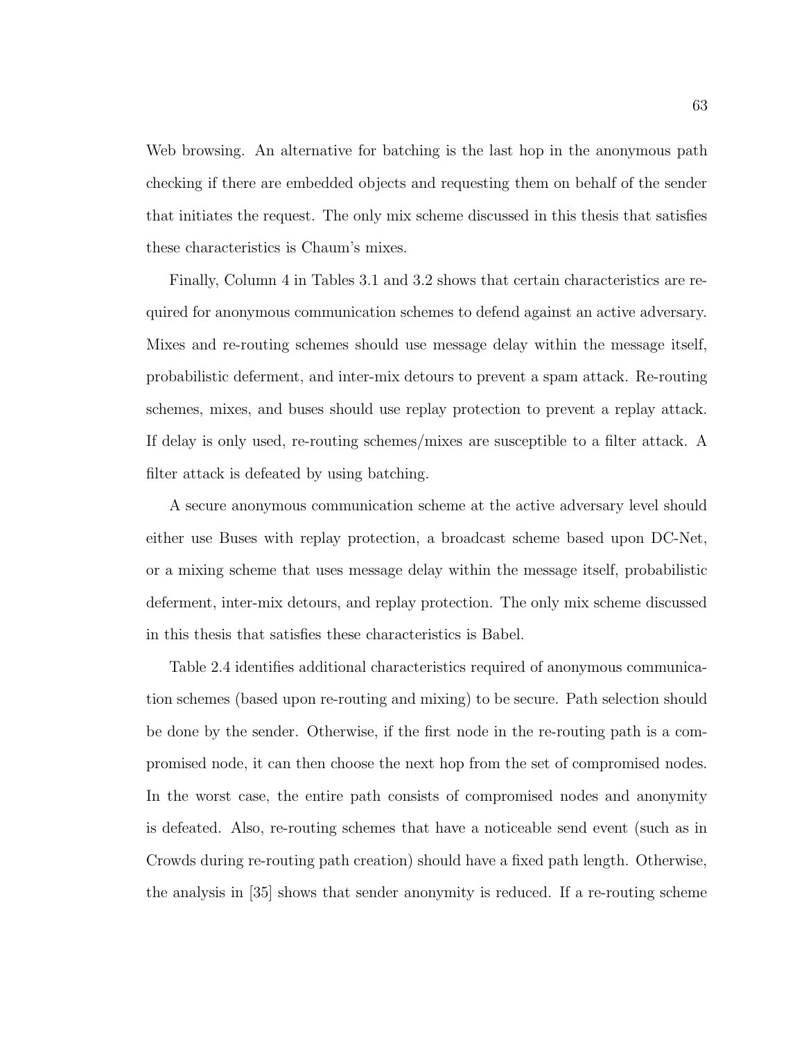Web browsing. An alternative for batching is the last hop in the anonymous path checking if there are embedded objects and requesting them on behalf of the sender that initiates the request. The only mix scheme discussed in this thesis that satisfies these characteristics is Chaum's mixes.

Finally, Column 4 in Tables 3.1 and 3.2 shows that certain characteristics are required for anonymous communication schemes to defend against an active adversary. Mixes and re-routing schemes should use message delay within the message itself, probabilistic deferment, and inter-mix detours to prevent a spam attack. Re-routing schemes, mixes, and buses should use replay protection to prevent a replay attack. If delay is only used, re-routing schemes/mixes are susceptible to a filter attack. A filter attack is defeated by using batching.

A secure anonymous communication scheme at the active adversary level should either use Buses with replay protection, a broadcast scheme based upon DC-Net, or a mixing scheme that uses message delay within the message itself, probabilistic deferment, inter-mix detours, and replay protection. The only mix scheme discussed in this thesis that satisfies these characteristics is Babel.

Table 2.4 identifies additional characteristics required of anonymous communication schemes (based upon re-routing and mixing) to be secure. Path selection should be done by the sender. Otherwise, if the first node in the re-routing path is a compromised node, it can then choose the next hop from the set of compromised nodes. In the worst case, the entire path consists of compromised nodes and anonymity is defeated. Also, re-routing schemes that have a noticeable send event (such as in Crowds during re-routing path creation) should have a fixed path length. Otherwise, the analysis in [35] shows that sender anonymity is reduced. If a re-routing scheme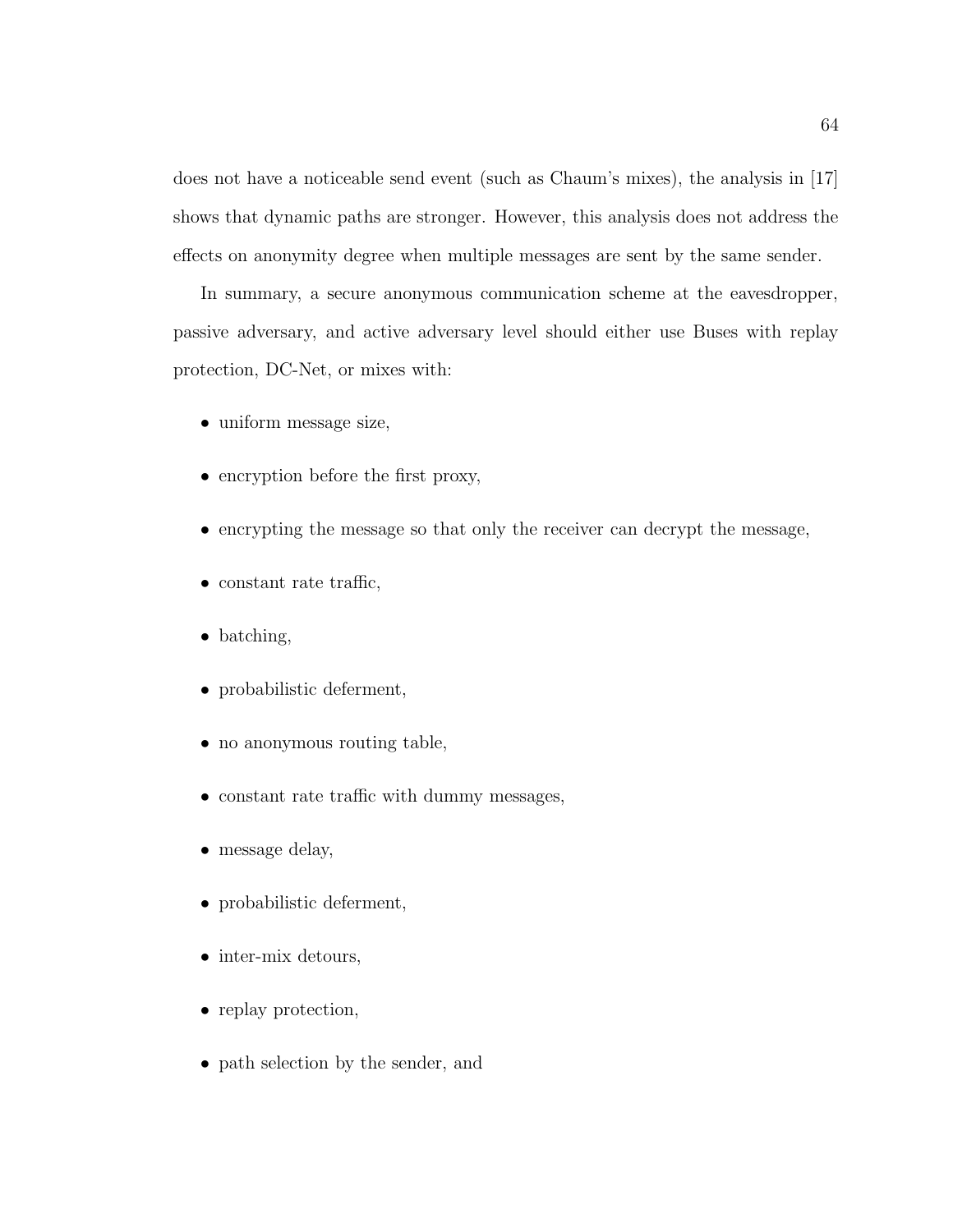does not have a noticeable send event (such as Chaum's mixes), the analysis in [17] shows that dynamic paths are stronger. However, this analysis does not address the effects on anonymity degree when multiple messages are sent by the same sender.

In summary, a secure anonymous communication scheme at the eavesdropper, passive adversary, and active adversary level should either use Buses with replay protection, DC-Net, or mixes with:

- uniform message size,
- encryption before the first proxy,
- encrypting the message so that only the receiver can decrypt the message,
- constant rate traffic,
- batching,
- probabilistic deferment,
- no anonymous routing table,
- constant rate traffic with dummy messages,
- message delay,
- probabilistic deferment,
- inter-mix detours,
- replay protection,
- path selection by the sender, and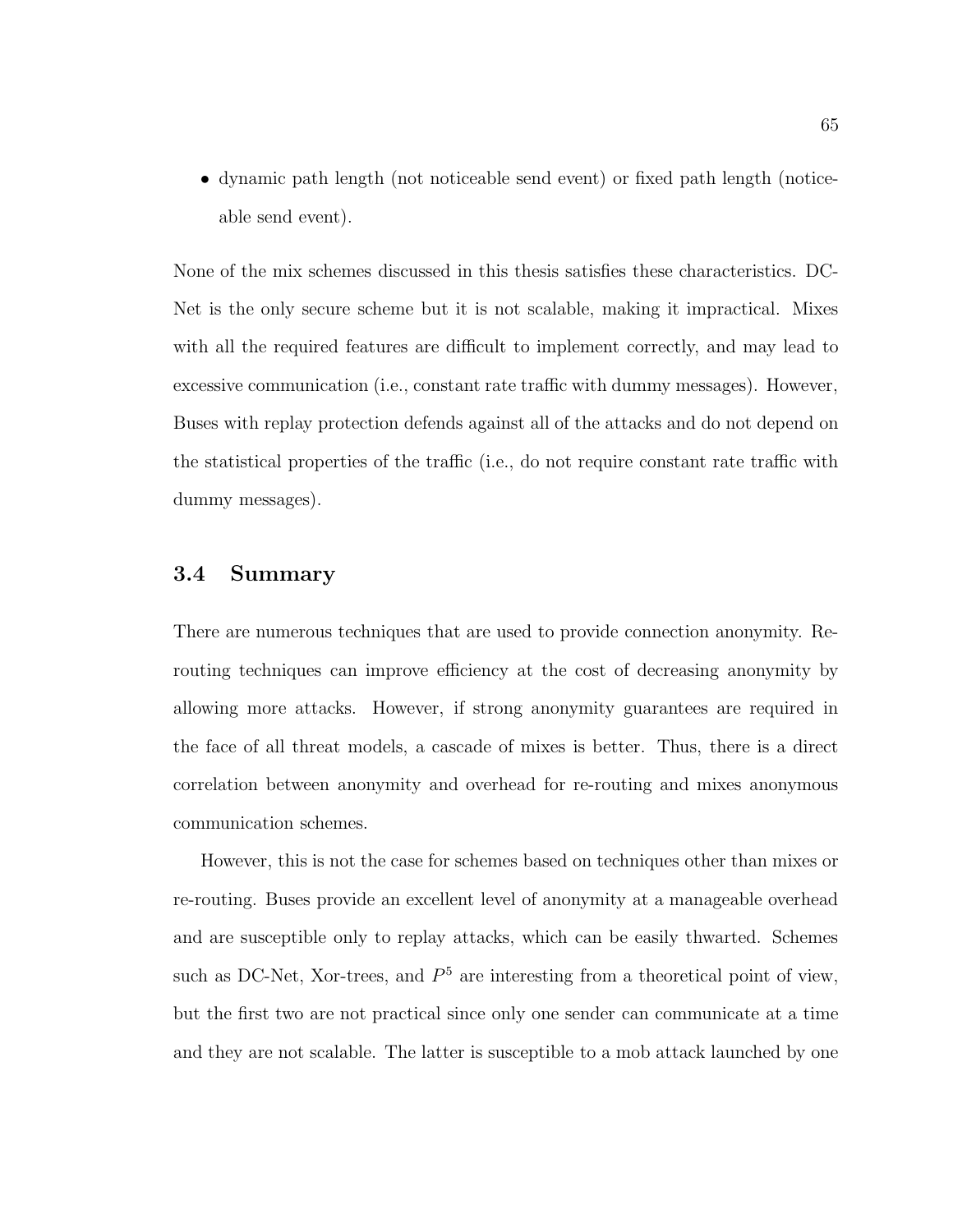- dynamic path length (not noticeable send event) or fixed path length (noticeable send event).

None of the mix schemes discussed in this thesis satisfies these characteristics. DC-Net is the only secure scheme but it is not scalable, making it impractical. Mixes with all the required features are difficult to implement correctly, and may lead to excessive communication (i.e., constant rate traffic with dummy messages). However, Buses with replay protection defends against all of the attacks and do not depend on the statistical properties of the traffic (i.e., do not require constant rate traffic with dummy messages).

## 3.4 Summary

There are numerous techniques that are used to provide connection anonymity. Re-routing techniques can improve efficiency at the cost of decreasing anonymity by allowing more attacks. However, if strong anonymity guarantees are required in the face of all threat models, a cascade of mixes is better. Thus, there is a direct correlation between anonymity and overhead for re-routing and mixes anonymous communication schemes.

However, this is not the case for schemes based on techniques other than mixes or re-routing. Buses provide an excellent level of anonymity at a manageable overhead and are susceptible only to replay attacks, which can be easily thwarted. Schemes such as DC-Net, Xor-trees, and $P^5$ are interesting from a theoretical point of view, but the first two are not practical since only one sender can communicate at a time and they are not scalable. The latter is susceptible to a mob attack launched by one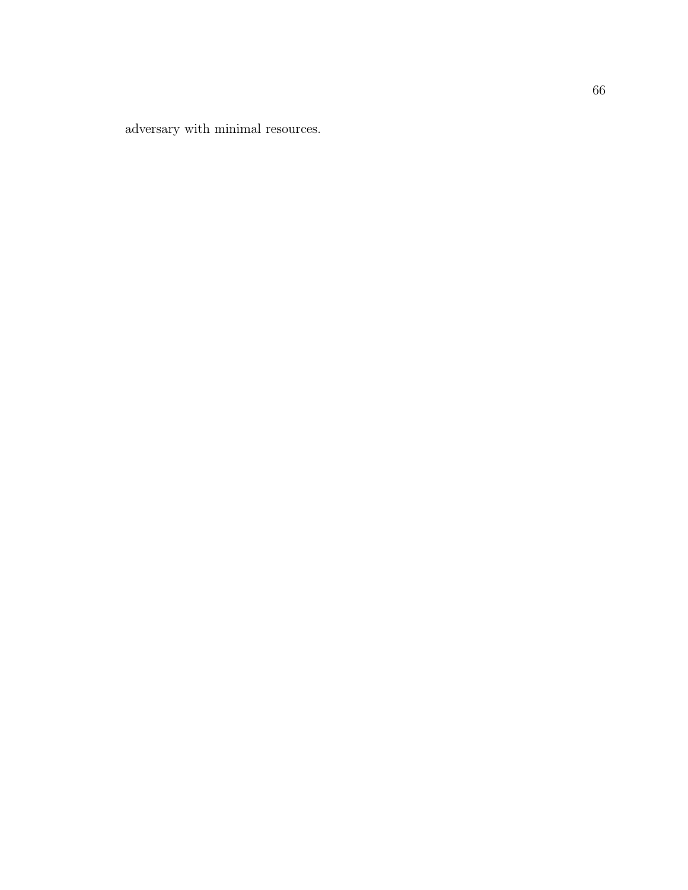adversary with minimal resources.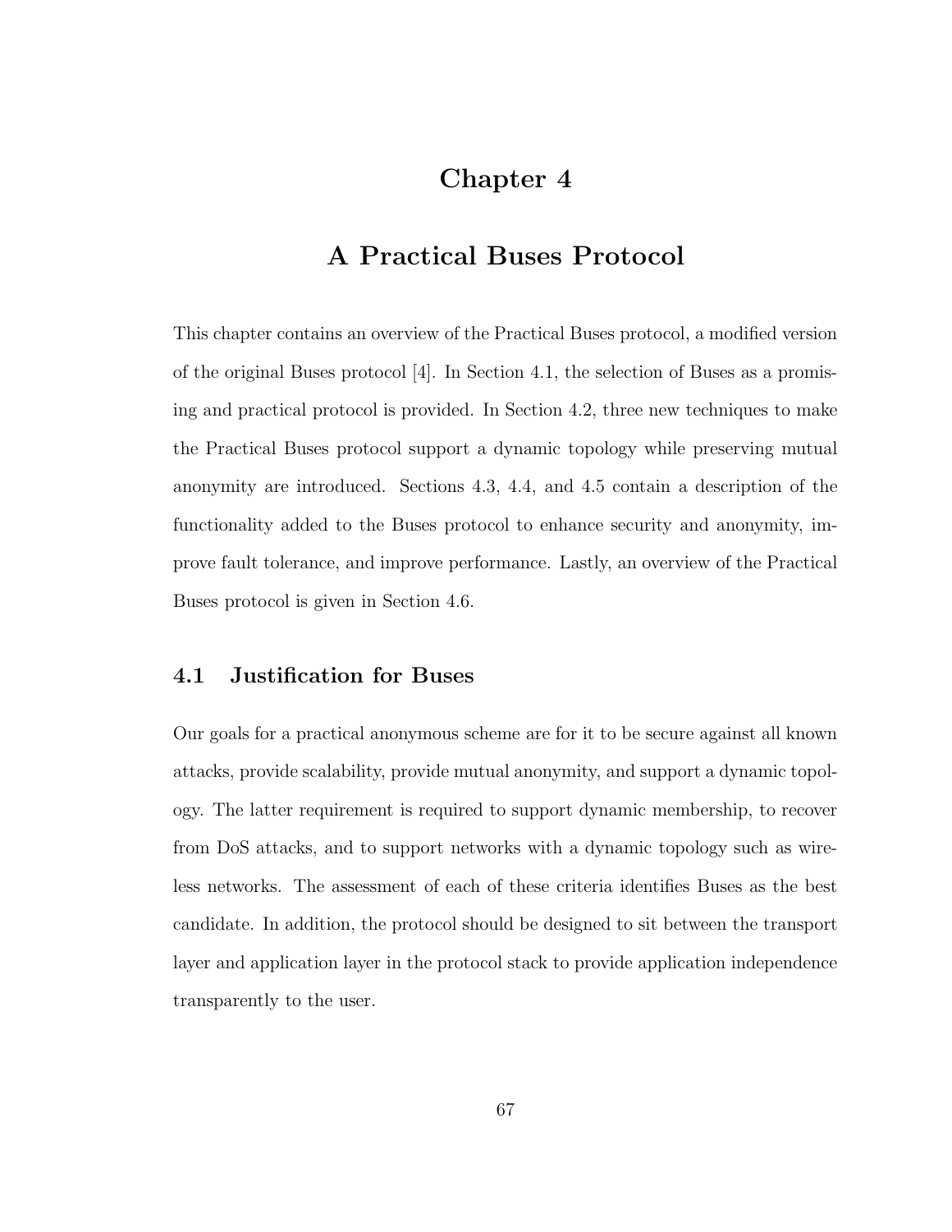# Chapter 4

# A Practical Buses Protocol

This chapter contains an overview of the Practical Buses protocol, a modified version of the original Buses protocol [4]. In Section 4.1, the selection of Buses as a promising and practical protocol is provided. In Section 4.2, three new techniques to make the Practical Buses protocol support a dynamic topology while preserving mutual anonymity are introduced. Sections 4.3, 4.4, and 4.5 contain a description of the functionality added to the Buses protocol to enhance security and anonymity, improve fault tolerance, and improve performance. Lastly, an overview of the Practical Buses protocol is given in Section 4.6.

## 4.1 Justification for Buses

Our goals for a practical anonymous scheme are for it to be secure against all known attacks, provide scalability, provide mutual anonymity, and support a dynamic topology. The latter requirement is required to support dynamic membership, to recover from DoS attacks, and to support networks with a dynamic topology such as wireless networks. The assessment of each of these criteria identifies Buses as the best candidate. In addition, the protocol should be designed to sit between the transport layer and application layer in the protocol stack to provide application independence transparently to the user.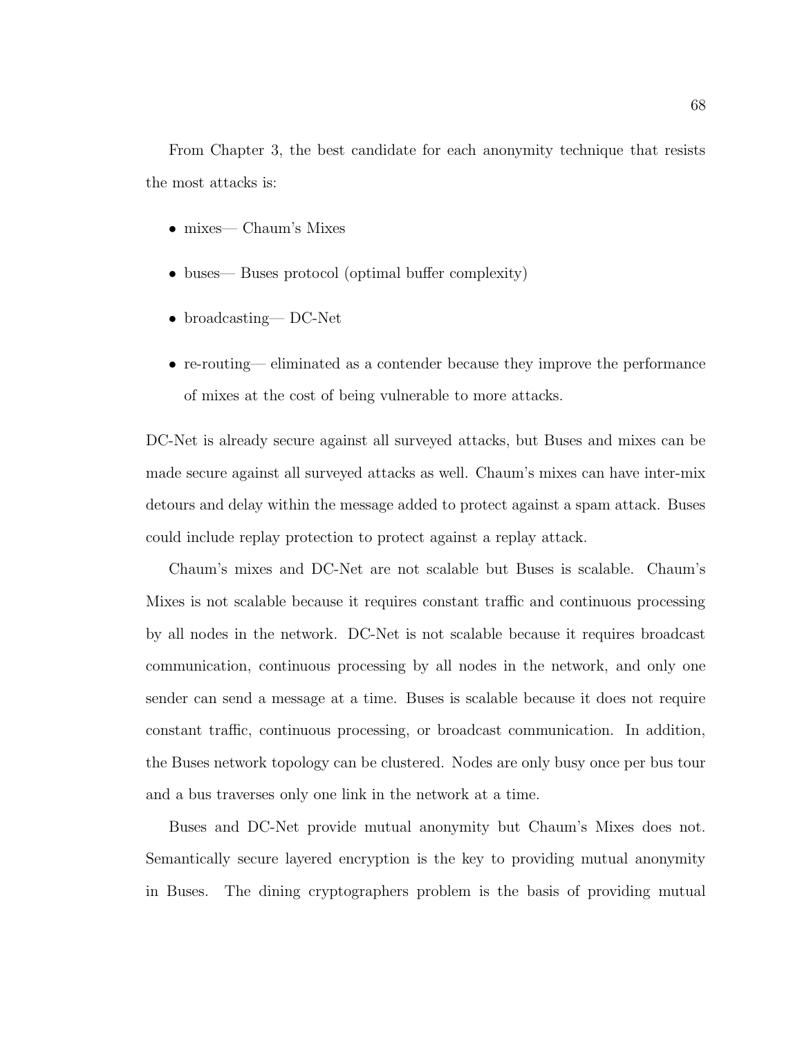From Chapter 3, the best candidate for each anonymity technique that resists the most attacks is:

- mixes— Chaum's Mixes
- buses— Buses protocol (optimal buffer complexity)
- broadcasting— DC-Net
- re-routing— eliminated as a contender because they improve the performance of mixes at the cost of being vulnerable to more attacks.

DC-Net is already secure against all surveyed attacks, but Buses and mixes can be made secure against all surveyed attacks as well. Chaum's mixes can have inter-mix detours and delay within the message added to protect against a spam attack. Buses could include replay protection to protect against a replay attack.

Chaum's mixes and DC-Net are not scalable but Buses is scalable. Chaum's Mixes is not scalable because it requires constant traffic and continuous processing by all nodes in the network. DC-Net is not scalable because it requires broadcast communication, continuous processing by all nodes in the network, and only one sender can send a message at a time. Buses is scalable because it does not require constant traffic, continuous processing, or broadcast communication. In addition, the Buses network topology can be clustered. Nodes are only busy once per bus tour and a bus traverses only one link in the network at a time.

Buses and DC-Net provide mutual anonymity but Chaum's Mixes does not. Semantically secure layered encryption is the key to providing mutual anonymity in Buses. The dining cryptographers problem is the basis of providing mutual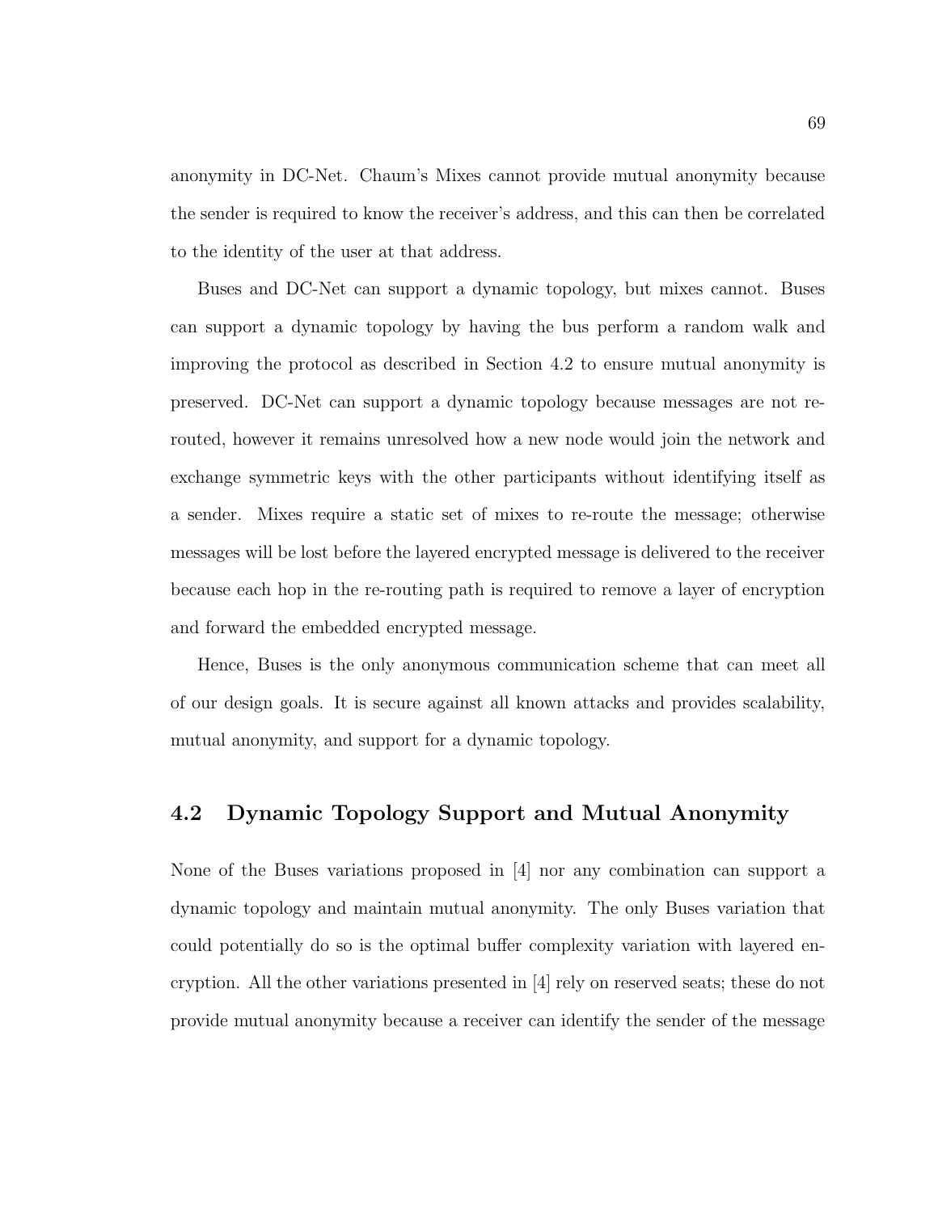anonymity in DC-Net. Chaum's Mixes cannot provide mutual anonymity because the sender is required to know the receiver's address, and this can then be correlated to the identity of the user at that address.

Buses and DC-Net can support a dynamic topology, but mixes cannot. Buses can support a dynamic topology by having the bus perform a random walk and improving the protocol as described in Section 4.2 to ensure mutual anonymity is preserved. DC-Net can support a dynamic topology because messages are not re-routed, however it remains unresolved how a new node would join the network and exchange symmetric keys with the other participants without identifying itself as a sender. Mixes require a static set of mixes to re-route the message; otherwise messages will be lost before the layered encrypted message is delivered to the receiver because each hop in the re-routing path is required to remove a layer of encryption and forward the embedded encrypted message.

Hence, Buses is the only anonymous communication scheme that can meet all of our design goals. It is secure against all known attacks and provides scalability, mutual anonymity, and support for a dynamic topology.

## 4.2 Dynamic Topology Support and Mutual Anonymity

None of the Buses variations proposed in [4] nor any combination can support a dynamic topology and maintain mutual anonymity. The only Buses variation that could potentially do so is the optimal buffer complexity variation with layered encryption. All the other variations presented in [4] rely on reserved seats; these do not provide mutual anonymity because a receiver can identify the sender of the message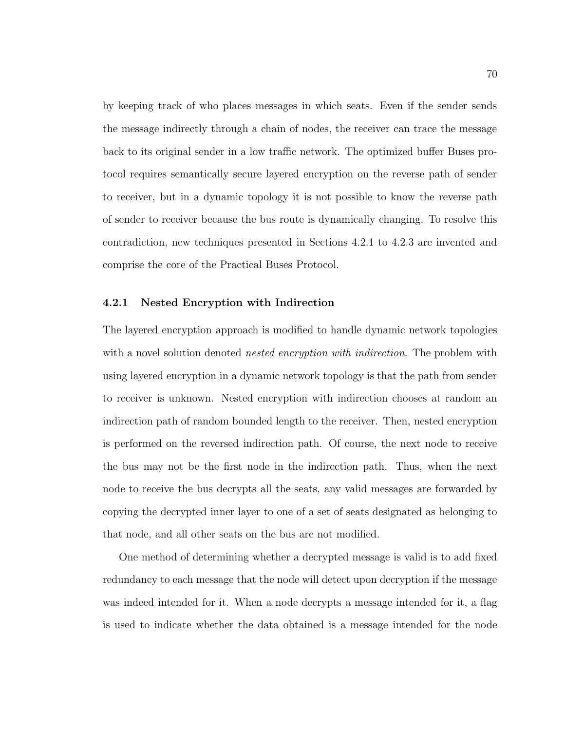by keeping track of who places messages in which seats. Even if the sender sends the message indirectly through a chain of nodes, the receiver can trace the message back to its original sender in a low traffic network. The optimized buffer Buses protocol requires semantically secure layered encryption on the reverse path of sender to receiver, but in a dynamic topology it is not possible to know the reverse path of sender to receiver because the bus route is dynamically changing. To resolve this contradiction, new techniques presented in Sections 4.2.1 to 4.2.3 are invented and comprise the core of the Practical Buses Protocol.

### 4.2.1 Nested Encryption with Indirection

The layered encryption approach is modified to handle dynamic network topologies with a novel solution denoted *nested encryption with indirection*. The problem with using layered encryption in a dynamic network topology is that the path from sender to receiver is unknown. Nested encryption with indirection chooses at random an indirection path of random bounded length to the receiver. Then, nested encryption is performed on the reversed indirection path. Of course, the next node to receive the bus may not be the first node in the indirection path. Thus, when the next node to receive the bus decrypts all the seats, any valid messages are forwarded by copying the decrypted inner layer to one of a set of seats designated as belonging to that node, and all other seats on the bus are not modified.

One method of determining whether a decrypted message is valid is to add fixed redundancy to each message that the node will detect upon decryption if the message was indeed intended for it. When a node decrypts a message intended for it, a flag is used to indicate whether the data obtained is a message intended for the node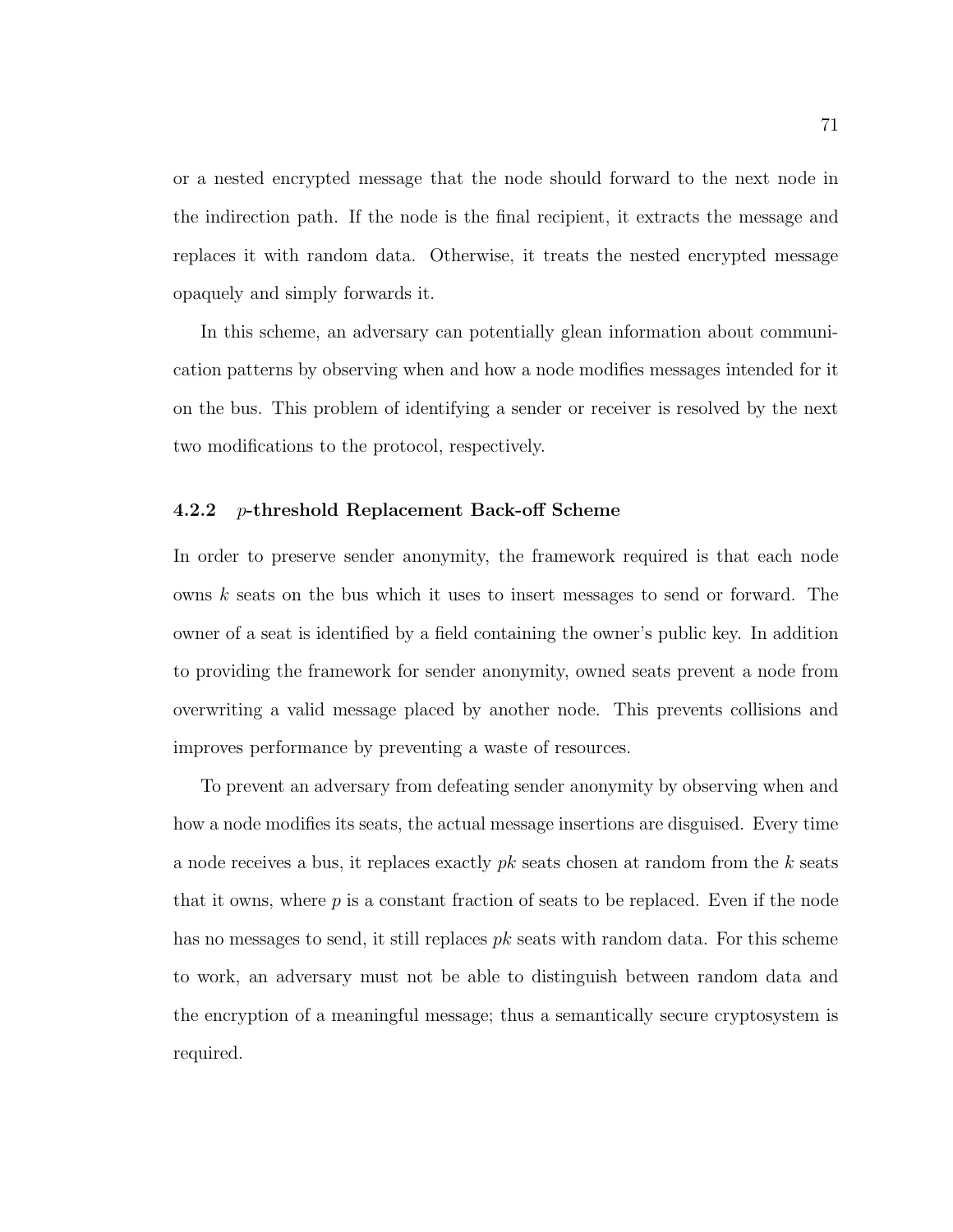or a nested encrypted message that the node should forward to the next node in the indirection path. If the node is the final recipient, it extracts the message and replaces it with random data. Otherwise, it treats the nested encrypted message opaquely and simply forwards it.

In this scheme, an adversary can potentially glean information about communication patterns by observing when and how a node modifies messages intended for it on the bus. This problem of identifying a sender or receiver is resolved by the next two modifications to the protocol, respectively.

### 4.2.2 $p$-threshold Replacement Back-off Scheme

In order to preserve sender anonymity, the framework required is that each node owns $k$ seats on the bus which it uses to insert messages to send or forward. The owner of a seat is identified by a field containing the owner's public key. In addition to providing the framework for sender anonymity, owned seats prevent a node from overwriting a valid message placed by another node. This prevents collisions and improves performance by preventing a waste of resources.

To prevent an adversary from defeating sender anonymity by observing when and how a node modifies its seats, the actual message insertions are disguised. Every time a node receives a bus, it replaces exactly $pk$ seats chosen at random from the $k$ seats that it owns, where $p$ is a constant fraction of seats to be replaced. Even if the node has no messages to send, it still replaces $pk$ seats with random data. For this scheme to work, an adversary must not be able to distinguish between random data and the encryption of a meaningful message; thus a semantically secure cryptosystem is required.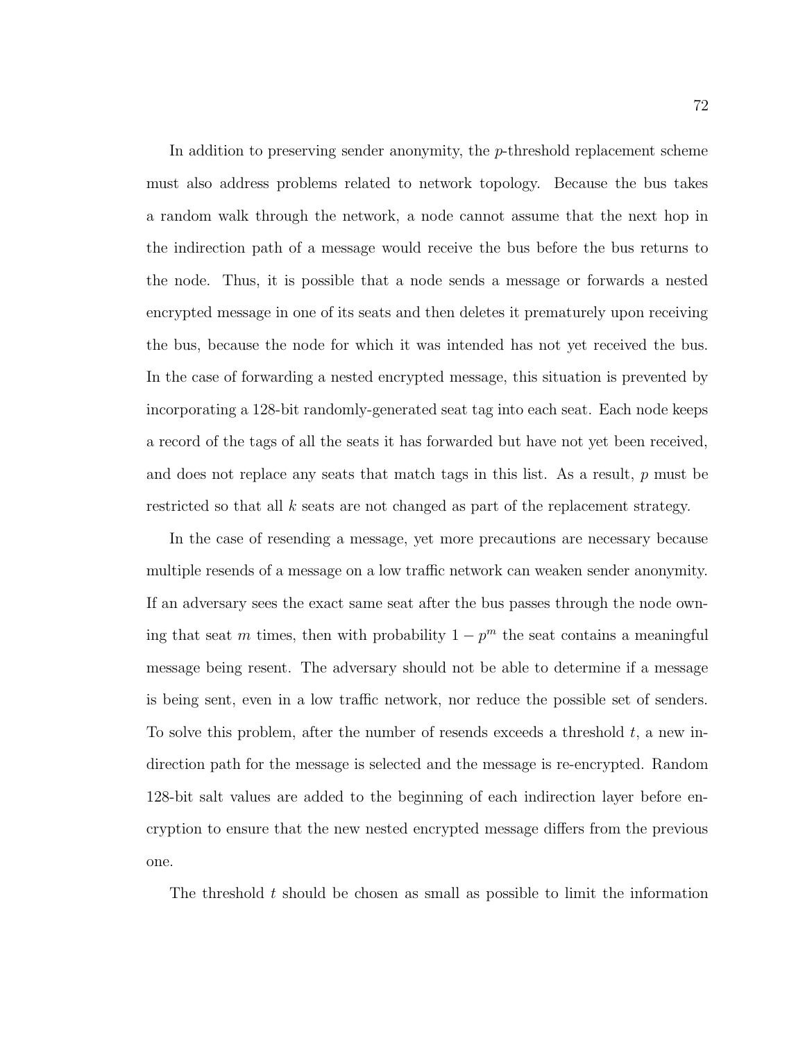In addition to preserving sender anonymity, the $p$-threshold replacement scheme must also address problems related to network topology. Because the bus takes a random walk through the network, a node cannot assume that the next hop in the indirection path of a message would receive the bus before the bus returns to the node. Thus, it is possible that a node sends a message or forwards a nested encrypted message in one of its seats and then deletes it prematurely upon receiving the bus, because the node for which it was intended has not yet received the bus. In the case of forwarding a nested encrypted message, this situation is prevented by incorporating a 128-bit randomly-generated seat tag into each seat. Each node keeps a record of the tags of all the seats it has forwarded but have not yet been received, and does not replace any seats that match tags in this list. As a result, $p$ must be restricted so that all $k$ seats are not changed as part of the replacement strategy.

In the case of resending a message, yet more precautions are necessary because multiple resends of a message on a low traffic network can weaken sender anonymity. If an adversary sees the exact same seat after the bus passes through the node owning that seat $m$ times, then with probability $1 - p^m$ the seat contains a meaningful message being resent. The adversary should not be able to determine if a message is being sent, even in a low traffic network, nor reduce the possible set of senders. To solve this problem, after the number of resends exceeds a threshold $t$, a new indirection path for the message is selected and the message is re-encrypted. Random 128-bit salt values are added to the beginning of each indirection layer before encryption to ensure that the new nested encrypted message differs from the previous one.

The threshold $t$ should be chosen as small as possible to limit the information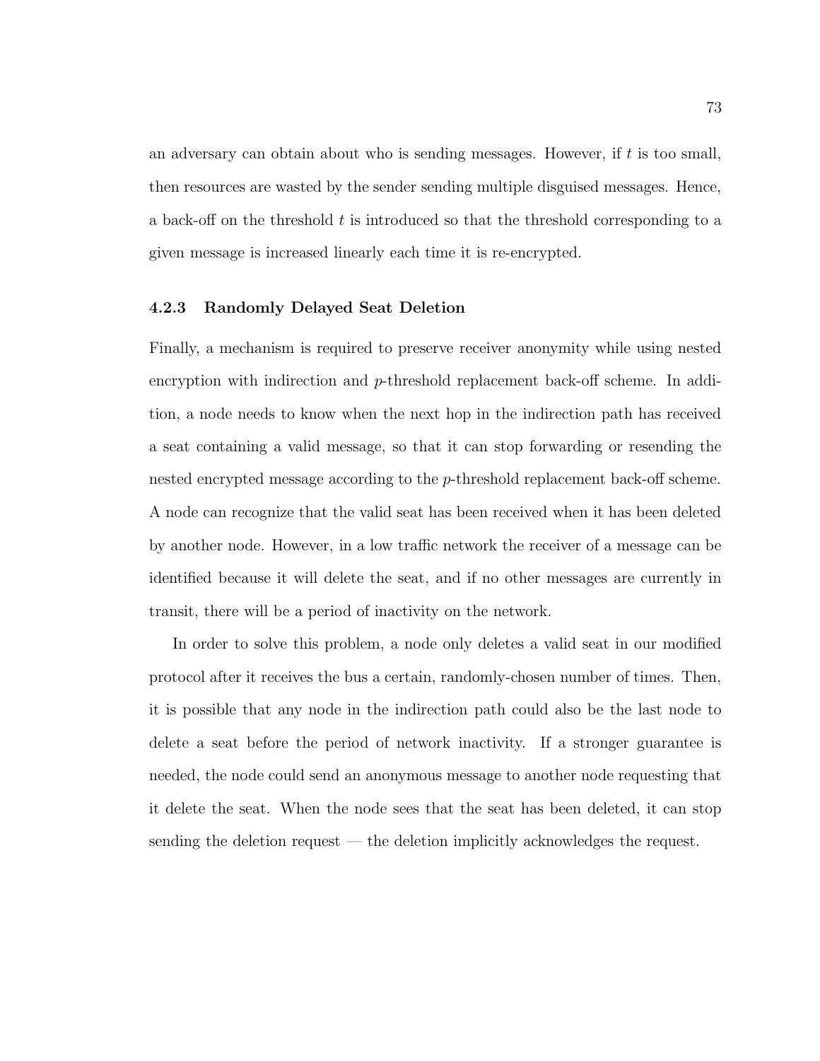an adversary can obtain about who is sending messages. However, if $t$ is too small, then resources are wasted by the sender sending multiple disguised messages. Hence, a back-off on the threshold $t$ is introduced so that the threshold corresponding to a given message is increased linearly each time it is re-encrypted.

### 4.2.3 Randomly Delayed Seat Deletion

Finally, a mechanism is required to preserve receiver anonymity while using nested encryption with indirection and $p$-threshold replacement back-off scheme. In addition, a node needs to know when the next hop in the indirection path has received a seat containing a valid message, so that it can stop forwarding or resending the nested encrypted message according to the $p$-threshold replacement back-off scheme. A node can recognize that the valid seat has been received when it has been deleted by another node. However, in a low traffic network the receiver of a message can be identified because it will delete the seat, and if no other messages are currently in transit, there will be a period of inactivity on the network.

In order to solve this problem, a node only deletes a valid seat in our modified protocol after it receives the bus a certain, randomly-chosen number of times. Then, it is possible that any node in the indirection path could also be the last node to delete a seat before the period of network inactivity. If a stronger guarantee is needed, the node could send an anonymous message to another node requesting that it delete the seat. When the node sees that the seat has been deleted, it can stop sending the deletion request — the deletion implicitly acknowledges the request.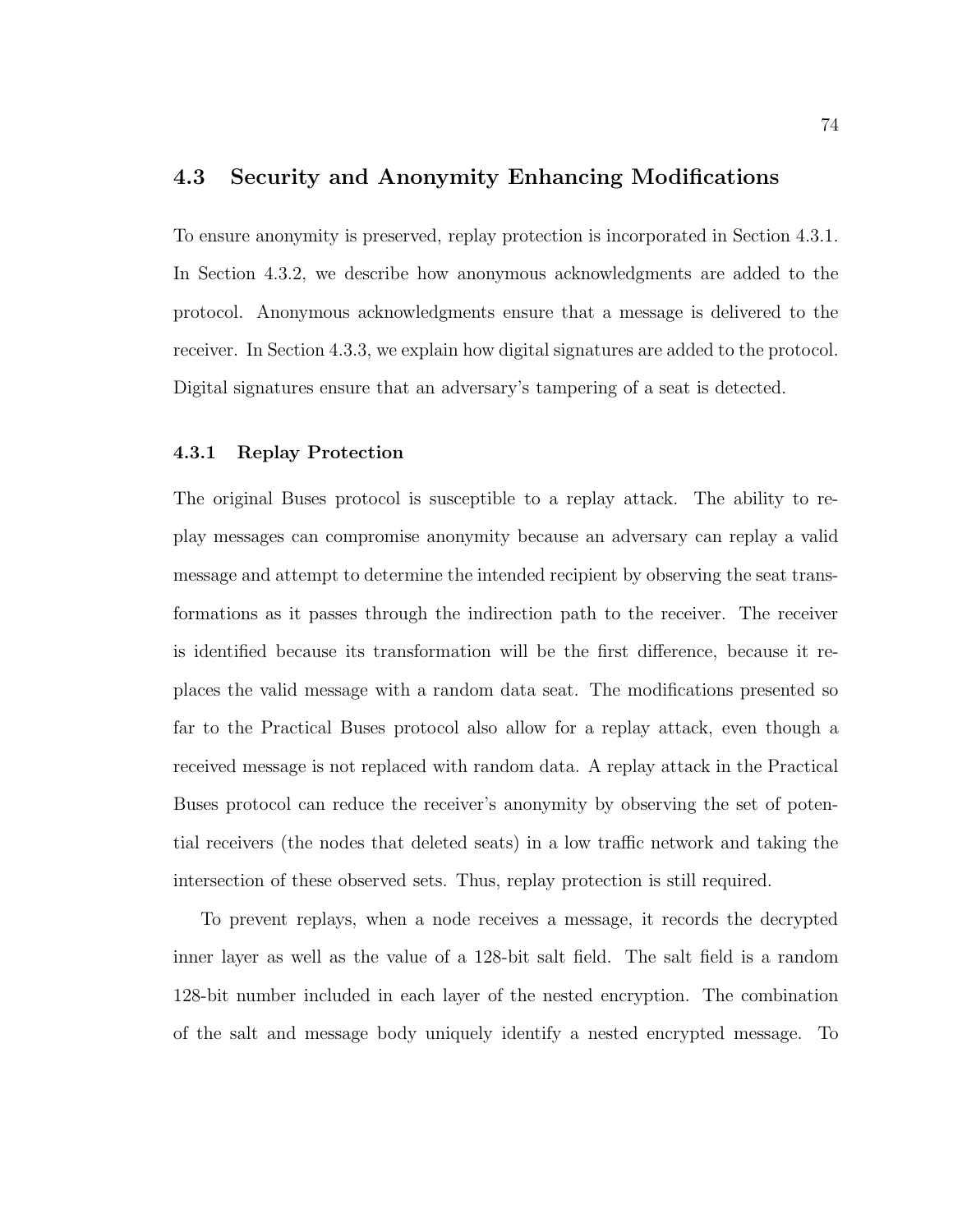## 4.3 Security and Anonymity Enhancing Modifications

To ensure anonymity is preserved, replay protection is incorporated in Section 4.3.1. In Section 4.3.2, we describe how anonymous acknowledgments are added to the protocol. Anonymous acknowledgments ensure that a message is delivered to the receiver. In Section 4.3.3, we explain how digital signatures are added to the protocol. Digital signatures ensure that an adversary's tampering of a seat is detected.

### 4.3.1 Replay Protection

The original Buses protocol is susceptible to a replay attack. The ability to replay messages can compromise anonymity because an adversary can replay a valid message and attempt to determine the intended recipient by observing the seat transformations as it passes through the indirection path to the receiver. The receiver is identified because its transformation will be the first difference, because it replaces the valid message with a random data seat. The modifications presented so far to the Practical Buses protocol also allow for a replay attack, even though a received message is not replaced with random data. A replay attack in the Practical Buses protocol can reduce the receiver's anonymity by observing the set of potential receivers (the nodes that deleted seats) in a low traffic network and taking the intersection of these observed sets. Thus, replay protection is still required.

To prevent replays, when a node receives a message, it records the decrypted inner layer as well as the value of a 128-bit salt field. The salt field is a random 128-bit number included in each layer of the nested encryption. The combination of the salt and message body uniquely identify a nested encrypted message. To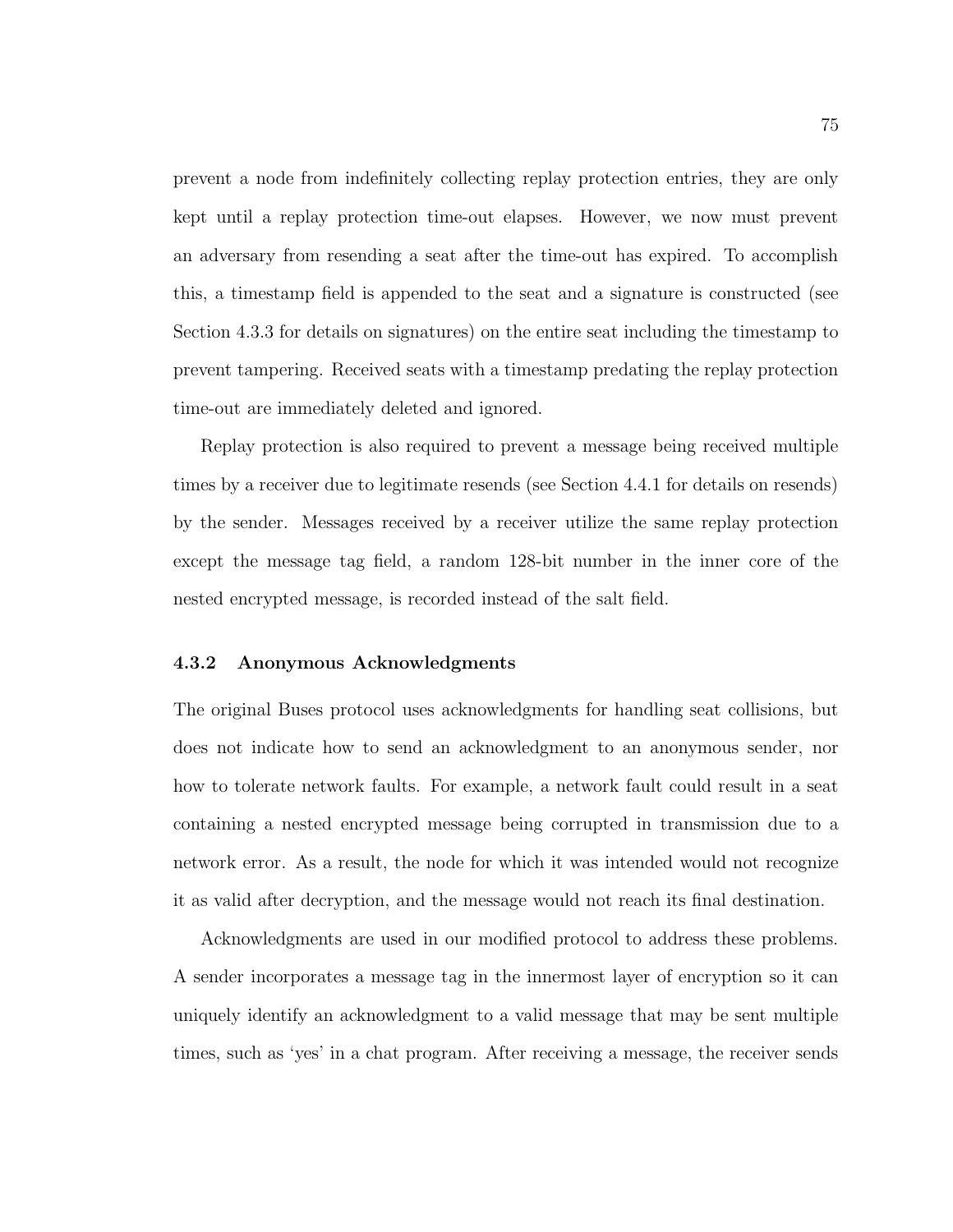prevent a node from indefinitely collecting replay protection entries, they are only kept until a replay protection time-out elapses. However, we now must prevent an adversary from resending a seat after the time-out has expired. To accomplish this, a timestamp field is appended to the seat and a signature is constructed (see Section 4.3.3 for details on signatures) on the entire seat including the timestamp to prevent tampering. Received seats with a timestamp predating the replay protection time-out are immediately deleted and ignored.

Replay protection is also required to prevent a message being received multiple times by a receiver due to legitimate resends (see Section 4.4.1 for details on resends) by the sender. Messages received by a receiver utilize the same replay protection except the message tag field, a random 128-bit number in the inner core of the nested encrypted message, is recorded instead of the salt field.

### 4.3.2 Anonymous Acknowledgments

The original Buses protocol uses acknowledgments for handling seat collisions, but does not indicate how to send an acknowledgment to an anonymous sender, nor how to tolerate network faults. For example, a network fault could result in a seat containing a nested encrypted message being corrupted in transmission due to a network error. As a result, the node for which it was intended would not recognize it as valid after decryption, and the message would not reach its final destination.

Acknowledgments are used in our modified protocol to address these problems. A sender incorporates a message tag in the innermost layer of encryption so it can uniquely identify an acknowledgment to a valid message that may be sent multiple times, such as 'yes' in a chat program. After receiving a message, the receiver sends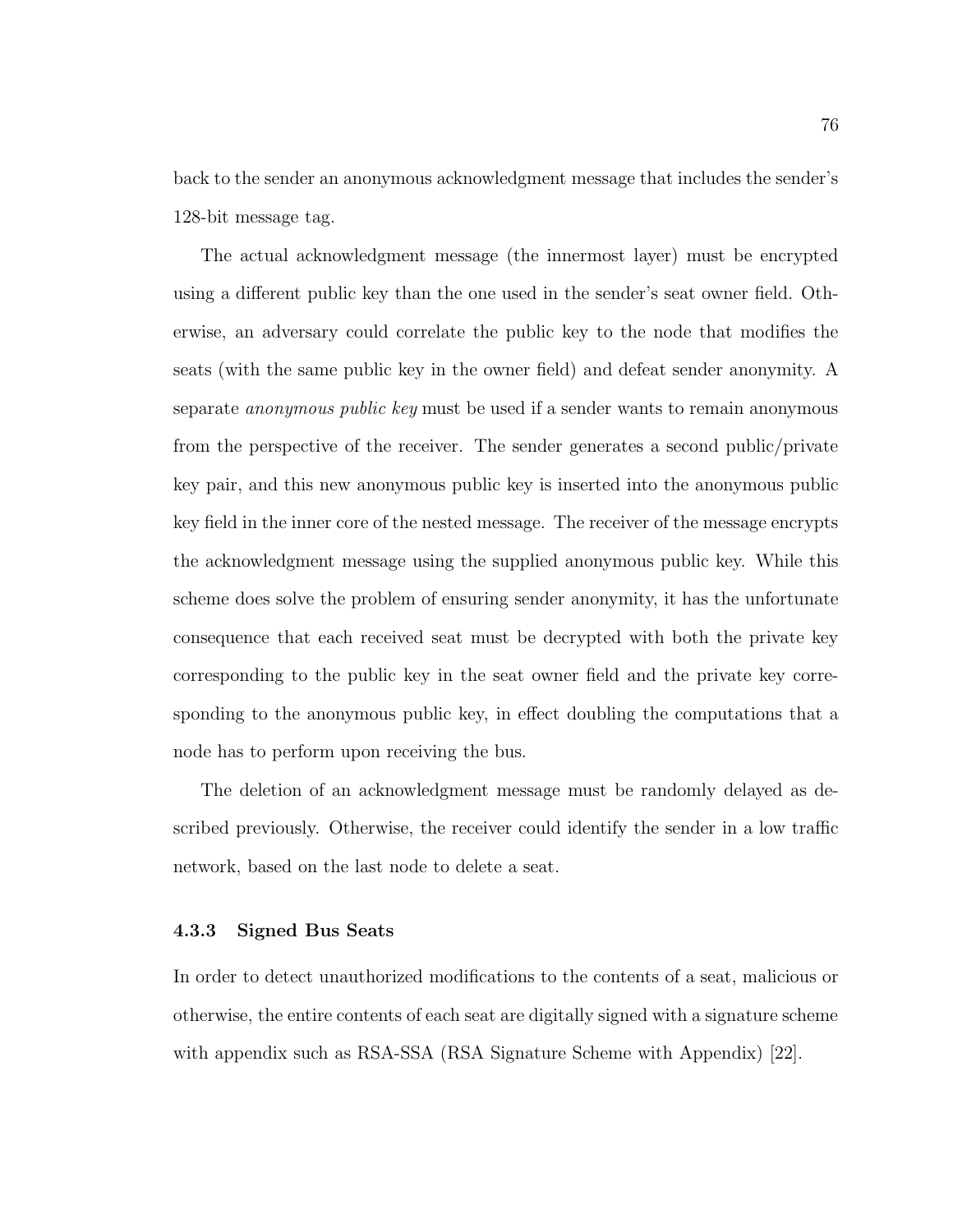back to the sender an anonymous acknowledgment message that includes the sender's 128-bit message tag.

The actual acknowledgment message (the innermost layer) must be encrypted using a different public key than the one used in the sender's seat owner field. Otherwise, an adversary could correlate the public key to the node that modifies the seats (with the same public key in the owner field) and defeat sender anonymity. A separate *anonymous public key* must be used if a sender wants to remain anonymous from the perspective of the receiver. The sender generates a second public/private key pair, and this new anonymous public key is inserted into the anonymous public key field in the inner core of the nested message. The receiver of the message encrypts the acknowledgment message using the supplied anonymous public key. While this scheme does solve the problem of ensuring sender anonymity, it has the unfortunate consequence that each received seat must be decrypted with both the private key corresponding to the public key in the seat owner field and the private key corresponding to the anonymous public key, in effect doubling the computations that a node has to perform upon receiving the bus.

The deletion of an acknowledgment message must be randomly delayed as described previously. Otherwise, the receiver could identify the sender in a low traffic network, based on the last node to delete a seat.

### 4.3.3 Signed Bus Seats

In order to detect unauthorized modifications to the contents of a seat, malicious or otherwise, the entire contents of each seat are digitally signed with a signature scheme with appendix such as RSA-SSA (RSA Signature Scheme with Appendix) [22].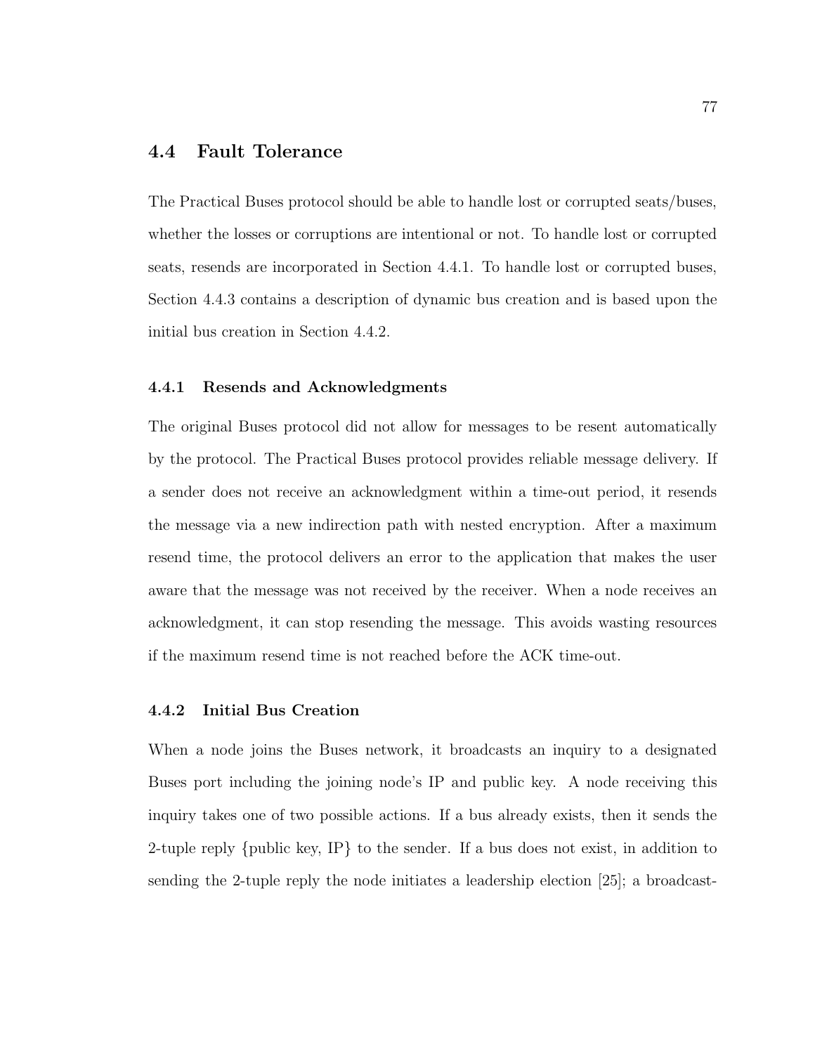## 4.4 Fault Tolerance

The Practical Buses protocol should be able to handle lost or corrupted seats/buses, whether the losses or corruptions are intentional or not. To handle lost or corrupted seats, resends are incorporated in Section 4.4.1. To handle lost or corrupted buses, Section 4.4.3 contains a description of dynamic bus creation and is based upon the initial bus creation in Section 4.4.2.

### 4.4.1 Resends and Acknowledgments

The original Buses protocol did not allow for messages to be resent automatically by the protocol. The Practical Buses protocol provides reliable message delivery. If a sender does not receive an acknowledgment within a time-out period, it resends the message via a new indirection path with nested encryption. After a maximum resend time, the protocol delivers an error to the application that makes the user aware that the message was not received by the receiver. When a node receives an acknowledgment, it can stop resending the message. This avoids wasting resources if the maximum resend time is not reached before the ACK time-out.

### 4.4.2 Initial Bus Creation

When a node joins the Buses network, it broadcasts an inquiry to a designated Buses port including the joining node's IP and public key. A node receiving this inquiry takes one of two possible actions. If a bus already exists, then it sends the 2-tuple reply {public key, IP} to the sender. If a bus does not exist, in addition to sending the 2-tuple reply the node initiates a leadership election [25]; a broadcast-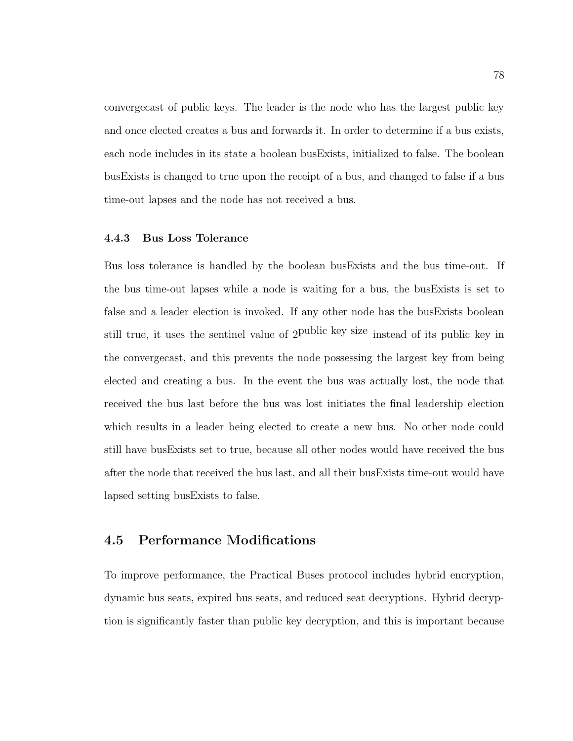convergecast of public keys. The leader is the node who has the largest public key and once elected creates a bus and forwards it. In order to determine if a bus exists, each node includes in its state a boolean busExists, initialized to false. The boolean busExists is changed to true upon the receipt of a bus, and changed to false if a bus time-out lapses and the node has not received a bus.

### 4.4.3 Bus Loss Tolerance

Bus loss tolerance is handled by the boolean busExists and the bus time-out. If the bus time-out lapses while a node is waiting for a bus, the busExists is set to false and a leader election is invoked. If any other node has the busExists boolean still true, it uses the sentinel value of $2^{\text{public key size}}$ instead of its public key in the convergecast, and this prevents the node possessing the largest key from being elected and creating a bus. In the event the bus was actually lost, the node that received the bus last before the bus was lost initiates the final leadership election which results in a leader being elected to create a new bus. No other node could still have busExists set to true, because all other nodes would have received the bus after the node that received the bus last, and all their busExists time-out would have lapsed setting busExists to false.

## 4.5 Performance Modifications

To improve performance, the Practical Buses protocol includes hybrid encryption, dynamic bus seats, expired bus seats, and reduced seat decryptions. Hybrid decryption is significantly faster than public key decryption, and this is important because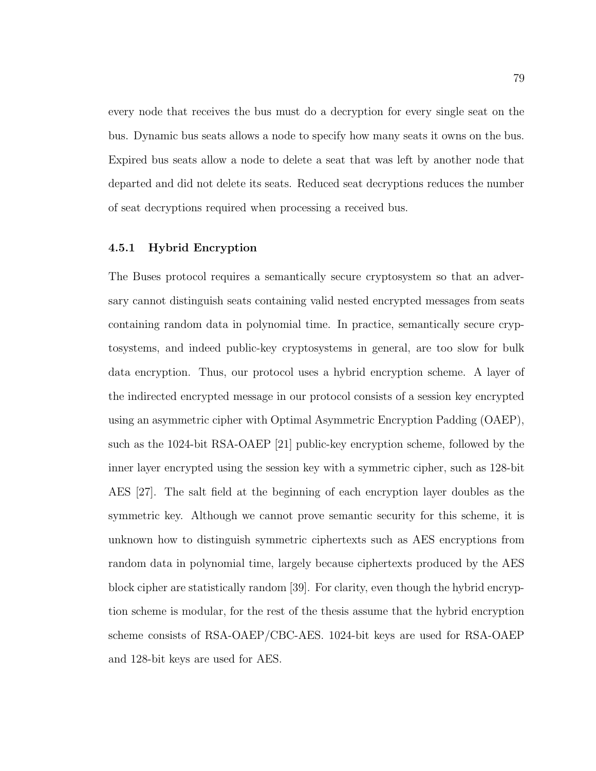every node that receives the bus must do a decryption for every single seat on the bus. Dynamic bus seats allows a node to specify how many seats it owns on the bus. Expired bus seats allow a node to delete a seat that was left by another node that departed and did not delete its seats. Reduced seat decryptions reduces the number of seat decryptions required when processing a received bus.

### 4.5.1 Hybrid Encryption

The Buses protocol requires a semantically secure cryptosystem so that an adversary cannot distinguish seats containing valid nested encrypted messages from seats containing random data in polynomial time. In practice, semantically secure cryptosystems, and indeed public-key cryptosystems in general, are too slow for bulk data encryption. Thus, our protocol uses a hybrid encryption scheme. A layer of the indirected encrypted message in our protocol consists of a session key encrypted using an asymmetric cipher with Optimal Asymmetric Encryption Padding (OAEP), such as the 1024-bit RSA-OAEP [21] public-key encryption scheme, followed by the inner layer encrypted using the session key with a symmetric cipher, such as 128-bit AES [27]. The salt field at the beginning of each encryption layer doubles as the symmetric key. Although we cannot prove semantic security for this scheme, it is unknown how to distinguish symmetric ciphertexts such as AES encryptions from random data in polynomial time, largely because ciphertexts produced by the AES block cipher are statistically random [39]. For clarity, even though the hybrid encryption scheme is modular, for the rest of the thesis assume that the hybrid encryption scheme consists of RSA-OAEP/CBC-AES. 1024-bit keys are used for RSA-OAEP and 128-bit keys are used for AES.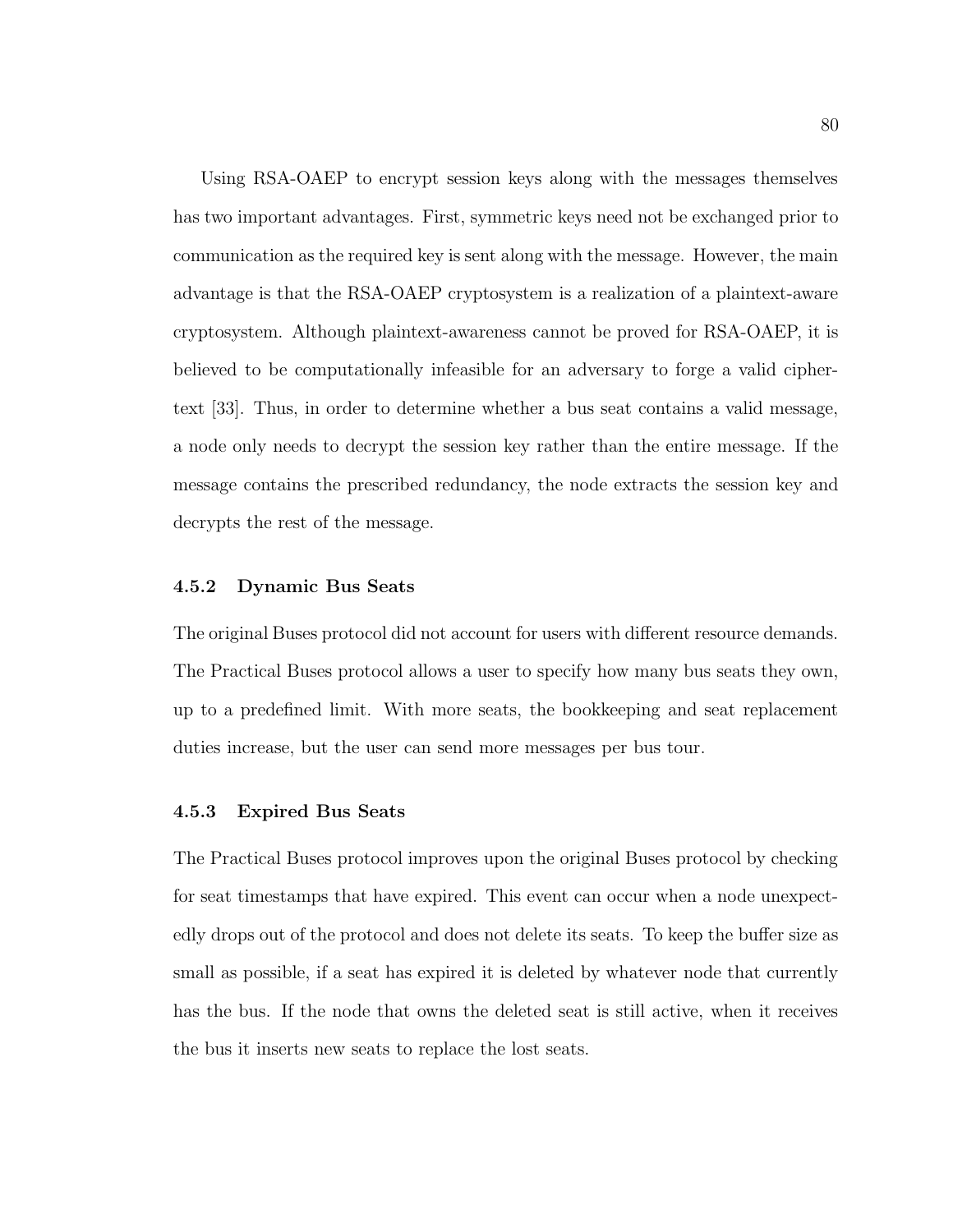Using RSA-OAEP to encrypt session keys along with the messages themselves has two important advantages. First, symmetric keys need not be exchanged prior to communication as the required key is sent along with the message. However, the main advantage is that the RSA-OAEP cryptosystem is a realization of a plaintext-aware cryptosystem. Although plaintext-awareness cannot be proved for RSA-OAEP, it is believed to be computationally infeasible for an adversary to forge a valid ciphertext [33]. Thus, in order to determine whether a bus seat contains a valid message, a node only needs to decrypt the session key rather than the entire message. If the message contains the prescribed redundancy, the node extracts the session key and decrypts the rest of the message.

### 4.5.2 Dynamic Bus Seats

The original Buses protocol did not account for users with different resource demands. The Practical Buses protocol allows a user to specify how many bus seats they own, up to a predefined limit. With more seats, the bookkeeping and seat replacement duties increase, but the user can send more messages per bus tour.

### 4.5.3 Expired Bus Seats

The Practical Buses protocol improves upon the original Buses protocol by checking for seat timestamps that have expired. This event can occur when a node unexpectedly drops out of the protocol and does not delete its seats. To keep the buffer size as small as possible, if a seat has expired it is deleted by whatever node that currently has the bus. If the node that owns the deleted seat is still active, when it receives the bus it inserts new seats to replace the lost seats.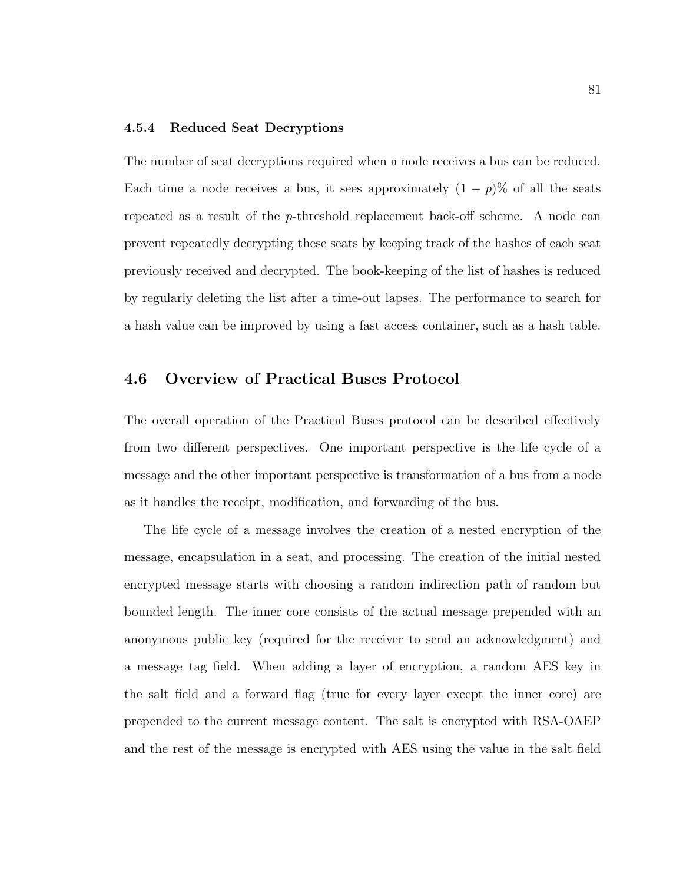### 4.5.4 Reduced Seat Decryptions

The number of seat decryptions required when a node receives a bus can be reduced. Each time a node receives a bus, it sees approximately $(1 - p)\%$ of all the seats repeated as a result of the $p$-threshold replacement back-off scheme. A node can prevent repeatedly decrypting these seats by keeping track of the hashes of each seat previously received and decrypted. The book-keeping of the list of hashes is reduced by regularly deleting the list after a time-out lapses. The performance to search for a hash value can be improved by using a fast access container, such as a hash table.

## 4.6 Overview of Practical Buses Protocol

The overall operation of the Practical Buses protocol can be described effectively from two different perspectives. One important perspective is the life cycle of a message and the other important perspective is transformation of a bus from a node as it handles the receipt, modification, and forwarding of the bus.

The life cycle of a message involves the creation of a nested encryption of the message, encapsulation in a seat, and processing. The creation of the initial nested encrypted message starts with choosing a random indirection path of random but bounded length. The inner core consists of the actual message prepended with an anonymous public key (required for the receiver to send an acknowledgment) and a message tag field. When adding a layer of encryption, a random AES key in the salt field and a forward flag (true for every layer except the inner core) are prepended to the current message content. The salt is encrypted with RSA-OAEP and the rest of the message is encrypted with AES using the value in the salt field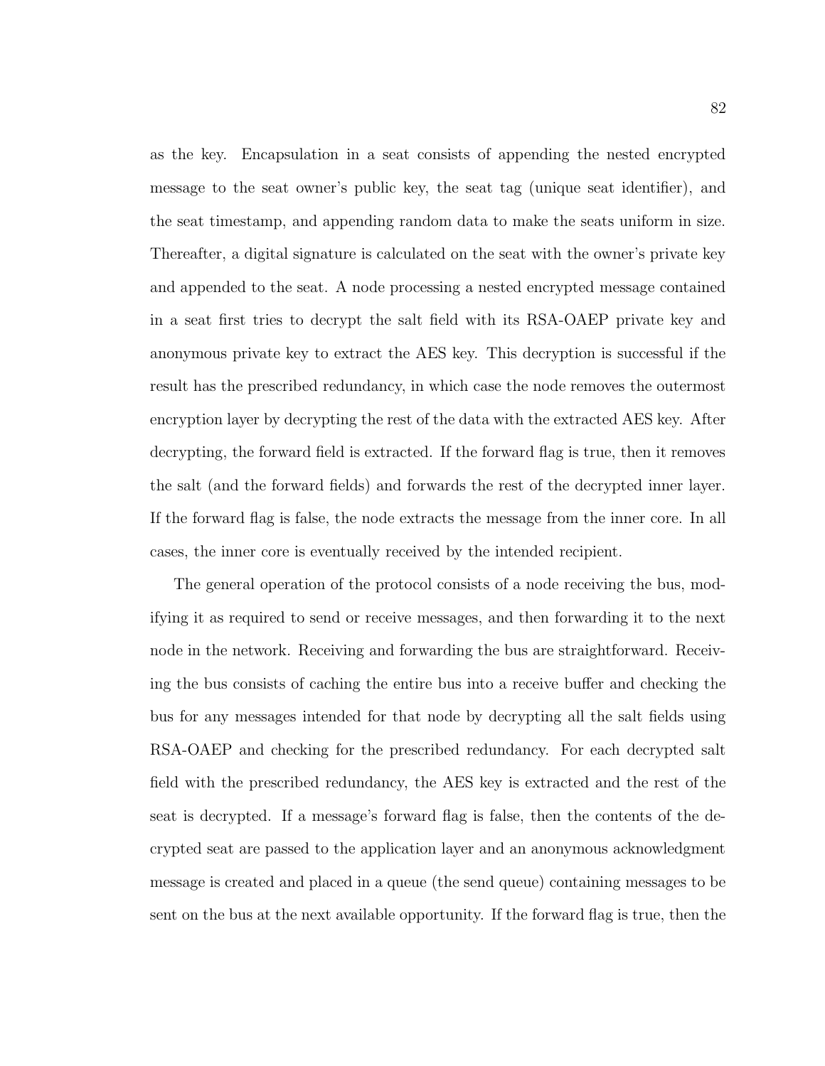as the key. Encapsulation in a seat consists of appending the nested encrypted message to the seat owner's public key, the seat tag (unique seat identifier), and the seat timestamp, and appending random data to make the seats uniform in size. Thereafter, a digital signature is calculated on the seat with the owner's private key and appended to the seat. A node processing a nested encrypted message contained in a seat first tries to decrypt the salt field with its RSA-OAEP private key and anonymous private key to extract the AES key. This decryption is successful if the result has the prescribed redundancy, in which case the node removes the outermost encryption layer by decrypting the rest of the data with the extracted AES key. After decrypting, the forward field is extracted. If the forward flag is true, then it removes the salt (and the forward fields) and forwards the rest of the decrypted inner layer. If the forward flag is false, the node extracts the message from the inner core. In all cases, the inner core is eventually received by the intended recipient.

The general operation of the protocol consists of a node receiving the bus, modifying it as required to send or receive messages, and then forwarding it to the next node in the network. Receiving and forwarding the bus are straightforward. Receiving the bus consists of caching the entire bus into a receive buffer and checking the bus for any messages intended for that node by decrypting all the salt fields using RSA-OAEP and checking for the prescribed redundancy. For each decrypted salt field with the prescribed redundancy, the AES key is extracted and the rest of the seat is decrypted. If a message's forward flag is false, then the contents of the decrypted seat are passed to the application layer and an anonymous acknowledgment message is created and placed in a queue (the send queue) containing messages to be sent on the bus at the next available opportunity. If the forward flag is true, then the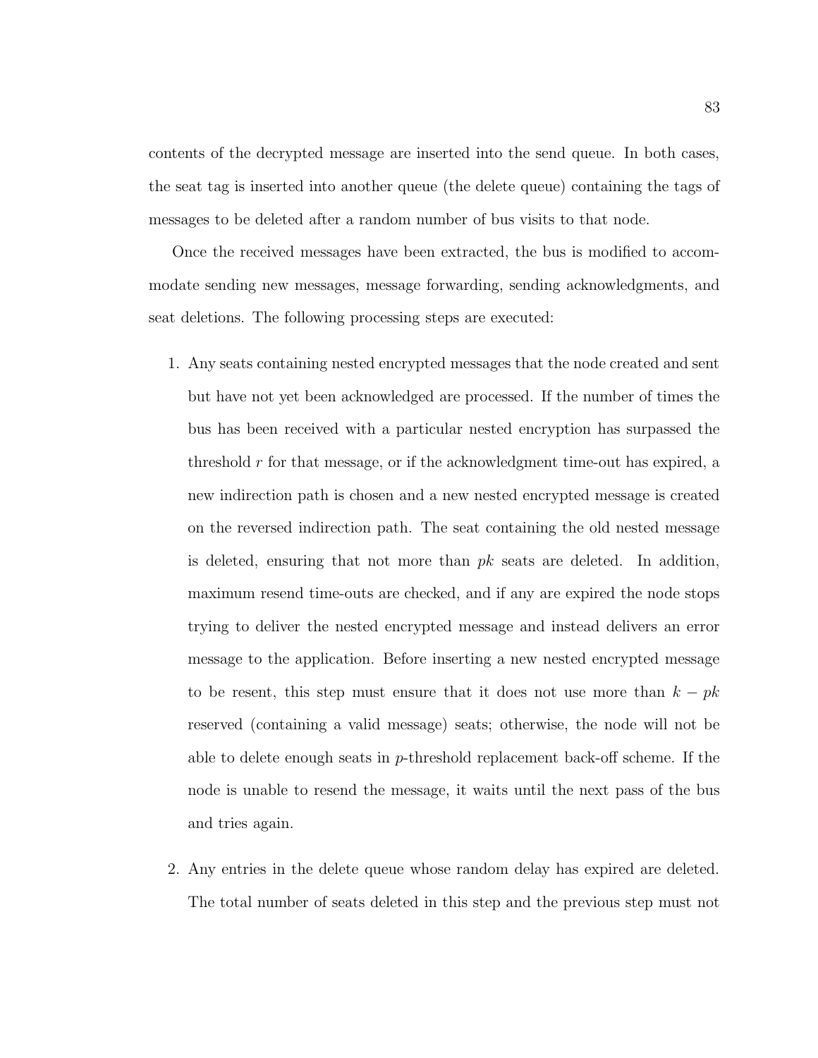contents of the decrypted message are inserted into the send queue. In both cases, the seat tag is inserted into another queue (the delete queue) containing the tags of messages to be deleted after a random number of bus visits to that node.

Once the received messages have been extracted, the bus is modified to accommodate sending new messages, message forwarding, sending acknowledgments, and seat deletions. The following processing steps are executed:

1. Any seats containing nested encrypted messages that the node created and sent but have not yet been acknowledged are processed. If the number of times the bus has been received with a particular nested encryption has surpassed the threshold $r$ for that message, or if the acknowledgment time-out has expired, a new indirection path is chosen and a new nested encrypted message is created on the reversed indirection path. The seat containing the old nested message is deleted, ensuring that not more than $pk$ seats are deleted. In addition, maximum resend time-outs are checked, and if any are expired the node stops trying to deliver the nested encrypted message and instead delivers an error message to the application. Before inserting a new nested encrypted message to be resent, this step must ensure that it does not use more than $k - pk$ reserved (containing a valid message) seats; otherwise, the node will not be able to delete enough seats in $p$-threshold replacement back-off scheme. If the node is unable to resend the message, it waits until the next pass of the bus and tries again.

2. Any entries in the delete queue whose random delay has expired are deleted. The total number of seats deleted in this step and the previous step must not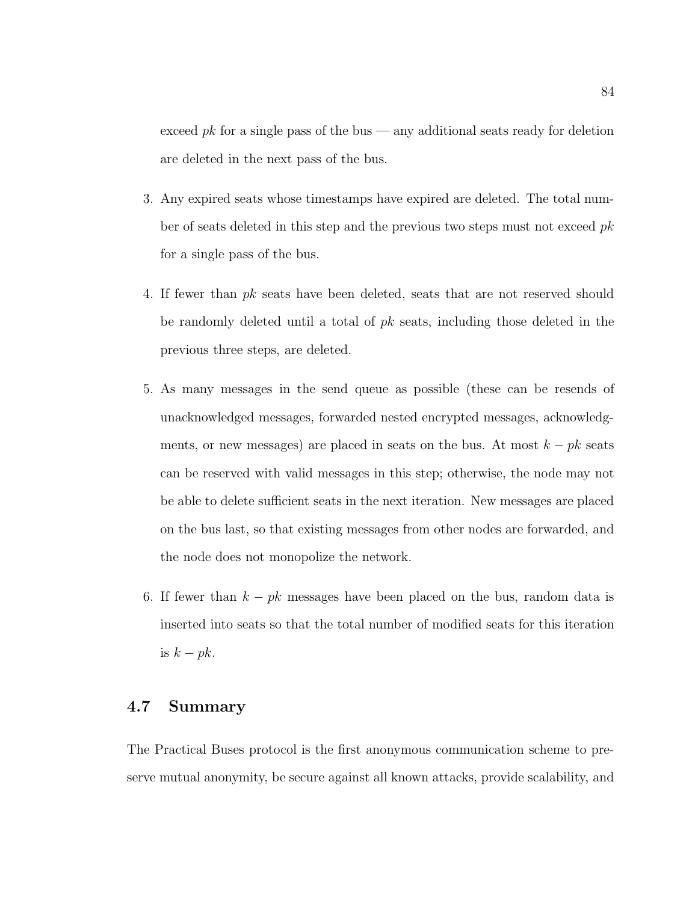exceed $pk$ for a single pass of the bus — any additional seats ready for deletion are deleted in the next pass of the bus.

3. Any expired seats whose timestamps have expired are deleted. The total number of seats deleted in this step and the previous two steps must not exceed $pk$ for a single pass of the bus.

4. If fewer than $pk$ seats have been deleted, seats that are not reserved should be randomly deleted until a total of $pk$ seats, including those deleted in the previous three steps, are deleted.

5. As many messages in the send queue as possible (these can be resends of unacknowledged messages, forwarded nested encrypted messages, acknowledgments, or new messages) are placed in seats on the bus. At most $k - pk$ seats can be reserved with valid messages in this step; otherwise, the node may not be able to delete sufficient seats in the next iteration. New messages are placed on the bus last, so that existing messages from other nodes are forwarded, and the node does not monopolize the network.

6. If fewer than $k - pk$ messages have been placed on the bus, random data is inserted into seats so that the total number of modified seats for this iteration is $k - pk$.

## 4.7 Summary

The Practical Buses protocol is the first anonymous communication scheme to preserve mutual anonymity, be secure against all known attacks, provide scalability, and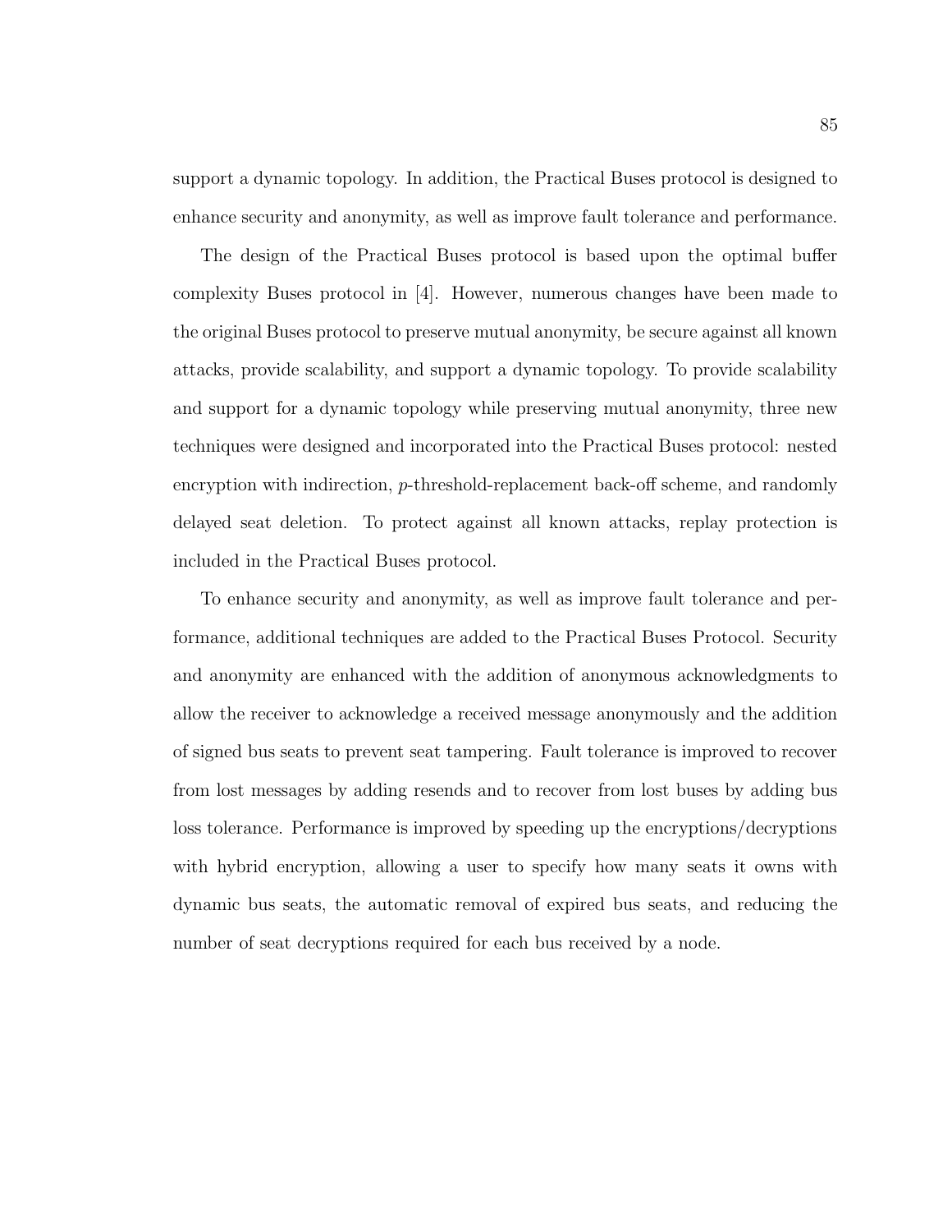support a dynamic topology. In addition, the Practical Buses protocol is designed to enhance security and anonymity, as well as improve fault tolerance and performance.

The design of the Practical Buses protocol is based upon the optimal buffer complexity Buses protocol in [4]. However, numerous changes have been made to the original Buses protocol to preserve mutual anonymity, be secure against all known attacks, provide scalability, and support a dynamic topology. To provide scalability and support for a dynamic topology while preserving mutual anonymity, three new techniques were designed and incorporated into the Practical Buses protocol: nested encryption with indirection, $p$-threshold-replacement back-off scheme, and randomly delayed seat deletion. To protect against all known attacks, replay protection is included in the Practical Buses protocol.

To enhance security and anonymity, as well as improve fault tolerance and performance, additional techniques are added to the Practical Buses Protocol. Security and anonymity are enhanced with the addition of anonymous acknowledgments to allow the receiver to acknowledge a received message anonymously and the addition of signed bus seats to prevent seat tampering. Fault tolerance is improved to recover from lost messages by adding resends and to recover from lost buses by adding bus loss tolerance. Performance is improved by speeding up the encryptions/decryptions with hybrid encryption, allowing a user to specify how many seats it owns with dynamic bus seats, the automatic removal of expired bus seats, and reducing the number of seat decryptions required for each bus received by a node.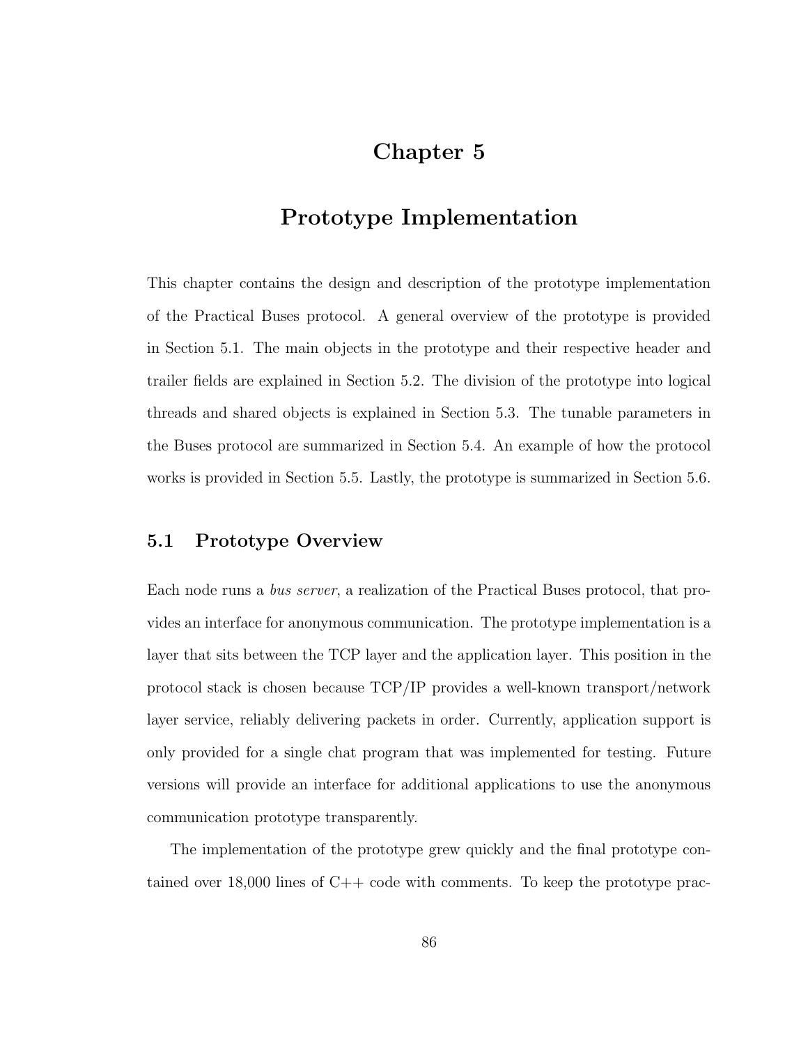# Chapter 5

# Prototype Implementation

This chapter contains the design and description of the prototype implementation of the Practical Buses protocol. A general overview of the prototype is provided in Section 5.1. The main objects in the prototype and their respective header and trailer fields are explained in Section 5.2. The division of the prototype into logical threads and shared objects is explained in Section 5.3. The tunable parameters in the Buses protocol are summarized in Section 5.4. An example of how the protocol works is provided in Section 5.5. Lastly, the prototype is summarized in Section 5.6.

## 5.1 Prototype Overview

Each node runs a *bus server*, a realization of the Practical Buses protocol, that provides an interface for anonymous communication. The prototype implementation is a layer that sits between the TCP layer and the application layer. This position in the protocol stack is chosen because TCP/IP provides a well-known transport/network layer service, reliably delivering packets in order. Currently, application support is only provided for a single chat program that was implemented for testing. Future versions will provide an interface for additional applications to use the anonymous communication prototype transparently.

The implementation of the prototype grew quickly and the final prototype contained over 18,000 lines of C++ code with comments. To keep the prototype prac-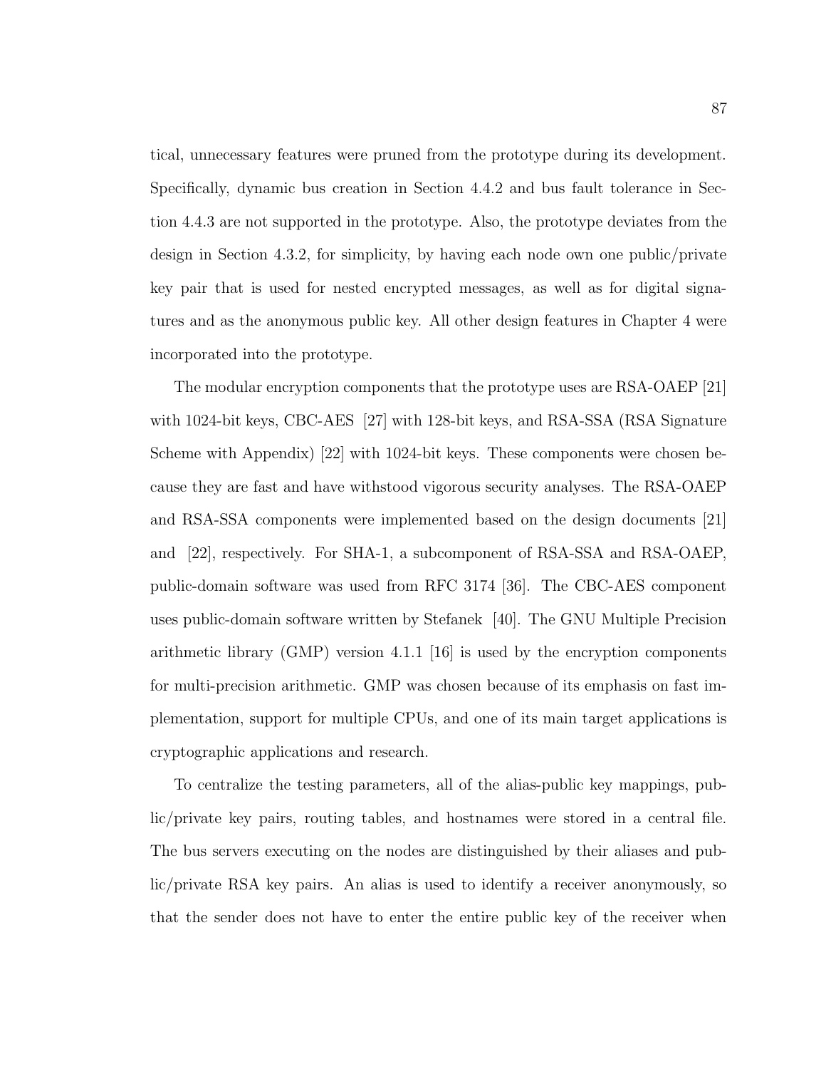tical, unnecessary features were pruned from the prototype during its development. Specifically, dynamic bus creation in Section 4.4.2 and bus fault tolerance in Section 4.4.3 are not supported in the prototype. Also, the prototype deviates from the design in Section 4.3.2, for simplicity, by having each node own one public/private key pair that is used for nested encrypted messages, as well as for digital signatures and as the anonymous public key. All other design features in Chapter 4 were incorporated into the prototype.

The modular encryption components that the prototype uses are RSA-OAEP [21] with 1024-bit keys, CBC-AES [27] with 128-bit keys, and RSA-SSA (RSA Signature Scheme with Appendix) [22] with 1024-bit keys. These components were chosen because they are fast and have withstood vigorous security analyses. The RSA-OAEP and RSA-SSA components were implemented based on the design documents [21] and [22], respectively. For SHA-1, a subcomponent of RSA-SSA and RSA-OAEP, public-domain software was used from RFC 3174 [36]. The CBC-AES component uses public-domain software written by Stefanek [40]. The GNU Multiple Precision arithmetic library (GMP) version 4.1.1 [16] is used by the encryption components for multi-precision arithmetic. GMP was chosen because of its emphasis on fast implementation, support for multiple CPUs, and one of its main target applications is cryptographic applications and research.

To centralize the testing parameters, all of the alias-public key mappings, public/private key pairs, routing tables, and hostnames were stored in a central file. The bus servers executing on the nodes are distinguished by their aliases and public/private RSA key pairs. An alias is used to identify a receiver anonymously, so that the sender does not have to enter the entire public key of the receiver when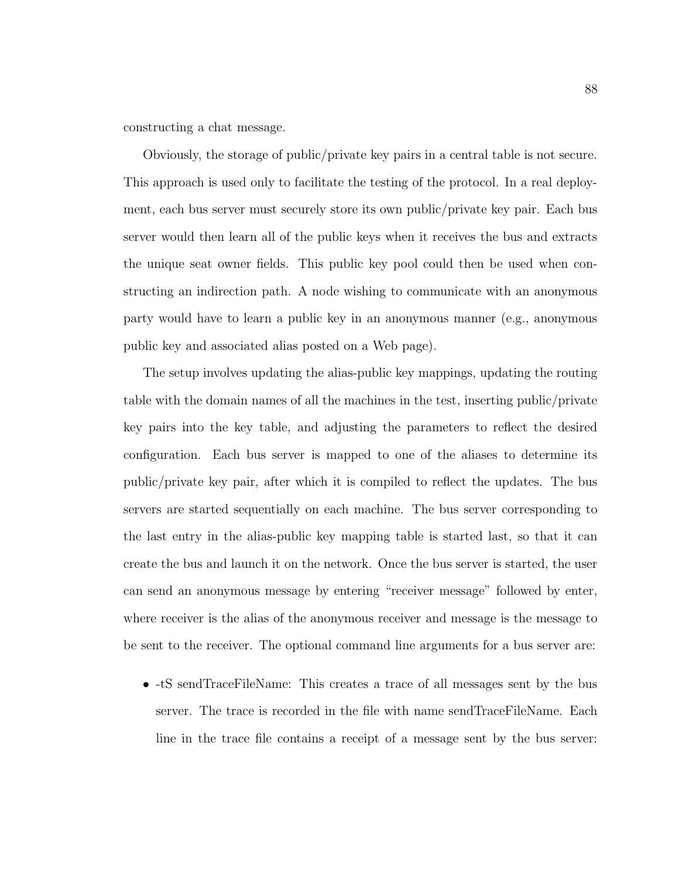constructing a chat message.

Obviously, the storage of public/private key pairs in a central table is not secure. This approach is used only to facilitate the testing of the protocol. In a real deployment, each bus server must securely store its own public/private key pair. Each bus server would then learn all of the public keys when it receives the bus and extracts the unique seat owner fields. This public key pool could then be used when constructing an indirection path. A node wishing to communicate with an anonymous party would have to learn a public key in an anonymous manner (e.g., anonymous public key and associated alias posted on a Web page).

The setup involves updating the alias-public key mappings, updating the routing table with the domain names of all the machines in the test, inserting public/private key pairs into the key table, and adjusting the parameters to reflect the desired configuration. Each bus server is mapped to one of the aliases to determine its public/private key pair, after which it is compiled to reflect the updates. The bus servers are started sequentially on each machine. The bus server corresponding to the last entry in the alias-public key mapping table is started last, so that it can create the bus and launch it on the network. Once the bus server is started, the user can send an anonymous message by entering "receiver message" followed by enter, where receiver is the alias of the anonymous receiver and message is the message to be sent to the receiver. The optional command line arguments for a bus server are:

- -tS sendTraceFileName: This creates a trace of all messages sent by the bus server. The trace is recorded in the file with name sendTraceFileName. Each line in the trace file contains a receipt of a message sent by the bus server: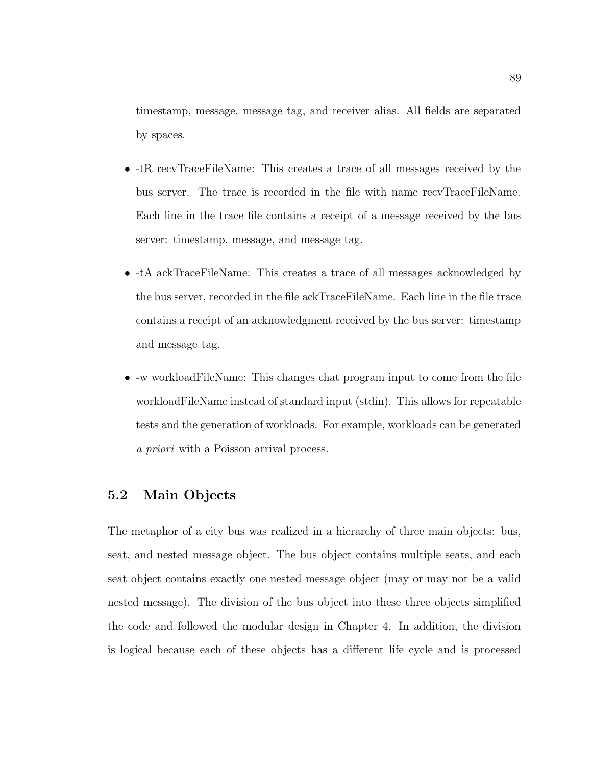timestamp, message, message tag, and receiver alias. All fields are separated by spaces.

- -tR recvTraceFileName: This creates a trace of all messages received by the bus server. The trace is recorded in the file with name recvTraceFileName. Each line in the trace file contains a receipt of a message received by the bus server: timestamp, message, and message tag.

- -tA ackTraceFileName: This creates a trace of all messages acknowledged by the bus server, recorded in the file ackTraceFileName. Each line in the file trace contains a receipt of an acknowledgment received by the bus server: timestamp and message tag.

- -w workloadFileName: This changes chat program input to come from the file workloadFileName instead of standard input (stdin). This allows for repeatable tests and the generation of workloads. For example, workloads can be generated *a priori* with a Poisson arrival process.

## 5.2 Main Objects

The metaphor of a city bus was realized in a hierarchy of three main objects: bus, seat, and nested message object. The bus object contains multiple seats, and each seat object contains exactly one nested message object (may or may not be a valid nested message). The division of the bus object into these three objects simplified the code and followed the modular design in Chapter 4. In addition, the division is logical because each of these objects has a different life cycle and is processed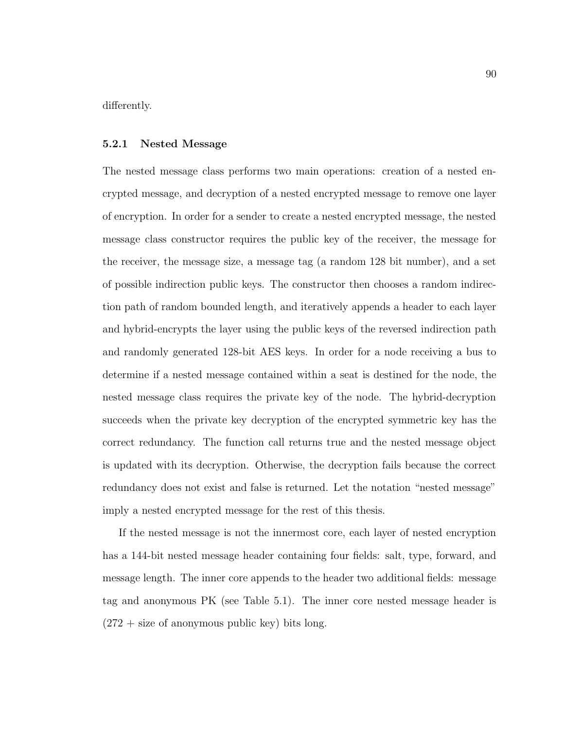differently.

### 5.2.1 Nested Message

The nested message class performs two main operations: creation of a nested encrypted message, and decryption of a nested encrypted message to remove one layer of encryption. In order for a sender to create a nested encrypted message, the nested message class constructor requires the public key of the receiver, the message for the receiver, the message size, a message tag (a random 128 bit number), and a set of possible indirection public keys. The constructor then chooses a random indirection path of random bounded length, and iteratively appends a header to each layer and hybrid-encrypts the layer using the public keys of the reversed indirection path and randomly generated 128-bit AES keys. In order for a node receiving a bus to determine if a nested message contained within a seat is destined for the node, the nested message class requires the private key of the node. The hybrid-decryption succeeds when the private key decryption of the encrypted symmetric key has the correct redundancy. The function call returns true and the nested message object is updated with its decryption. Otherwise, the decryption fails because the correct redundancy does not exist and false is returned. Let the notation "nested message" imply a nested encrypted message for the rest of this thesis.

If the nested message is not the innermost core, each layer of nested encryption has a 144-bit nested message header containing four fields: salt, type, forward, and message length. The inner core appends to the header two additional fields: message tag and anonymous PK (see Table 5.1). The inner core nested message header is (272 + size of anonymous public key) bits long.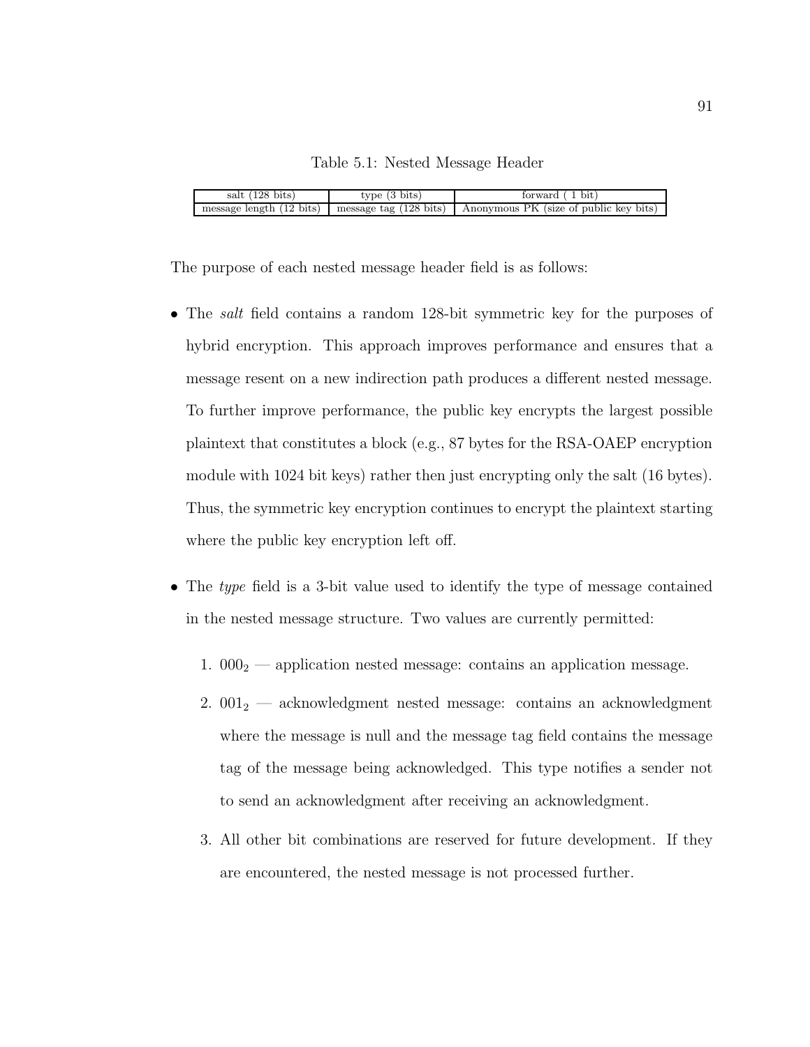Table 5.1: Nested Message Header

| salt (128 bits) | type (3 bits) | forward ( 1 bit) |
|---|---|---|
| message length (12 bits) | message tag (128 bits) | Anonymous PK (size of public key bits) |

The purpose of each nested message header field is as follows:

- The *salt* field contains a random 128-bit symmetric key for the purposes of hybrid encryption. This approach improves performance and ensures that a message resent on a new indirection path produces a different nested message. To further improve performance, the public key encrypts the largest possible plaintext that constitutes a block (e.g., 87 bytes for the RSA-OAEP encryption module with 1024 bit keys) rather then just encrypting only the salt (16 bytes). Thus, the symmetric key encryption continues to encrypt the plaintext starting where the public key encryption left off.

- The *type* field is a 3-bit value used to identify the type of message contained in the nested message structure. Two values are currently permitted:

  1. $000_2$ — application nested message: contains an application message.
  2. $001_2$ — acknowledgment nested message: contains an acknowledgment where the message is null and the message tag field contains the message tag of the message being acknowledged. This type notifies a sender not to send an acknowledgment after receiving an acknowledgment.
  3. All other bit combinations are reserved for future development. If they are encountered, the nested message is not processed further.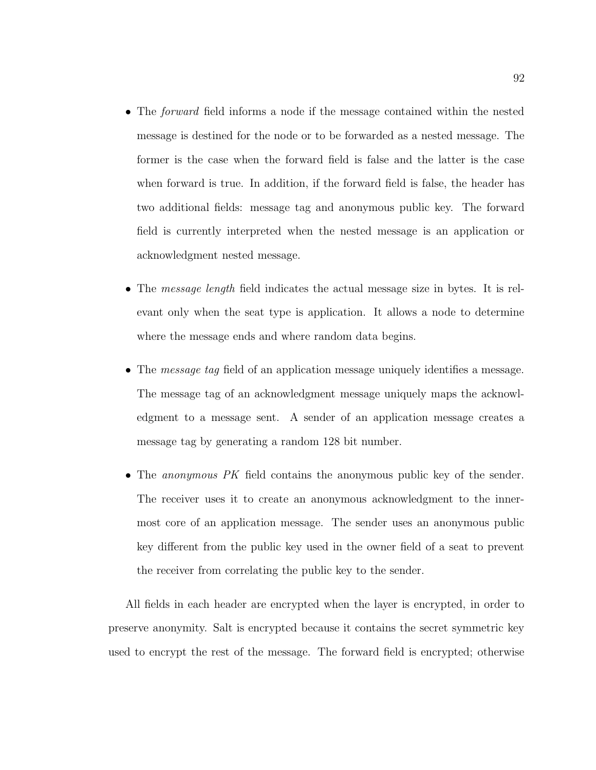- The *forward* field informs a node if the message contained within the nested message is destined for the node or to be forwarded as a nested message. The former is the case when the forward field is false and the latter is the case when forward is true. In addition, if the forward field is false, the header has two additional fields: message tag and anonymous public key. The forward field is currently interpreted when the nested message is an application or acknowledgment nested message.

- The *message length* field indicates the actual message size in bytes. It is relevant only when the seat type is application. It allows a node to determine where the message ends and where random data begins.

- The *message tag* field of an application message uniquely identifies a message. The message tag of an acknowledgment message uniquely maps the acknowledgment to a message sent. A sender of an application message creates a message tag by generating a random 128 bit number.

- The *anonymous PK* field contains the anonymous public key of the sender. The receiver uses it to create an anonymous acknowledgment to the innermost core of an application message. The sender uses an anonymous public key different from the public key used in the owner field of a seat to prevent the receiver from correlating the public key to the sender.

All fields in each header are encrypted when the layer is encrypted, in order to preserve anonymity. Salt is encrypted because it contains the secret symmetric key used to encrypt the rest of the message. The forward field is encrypted; otherwise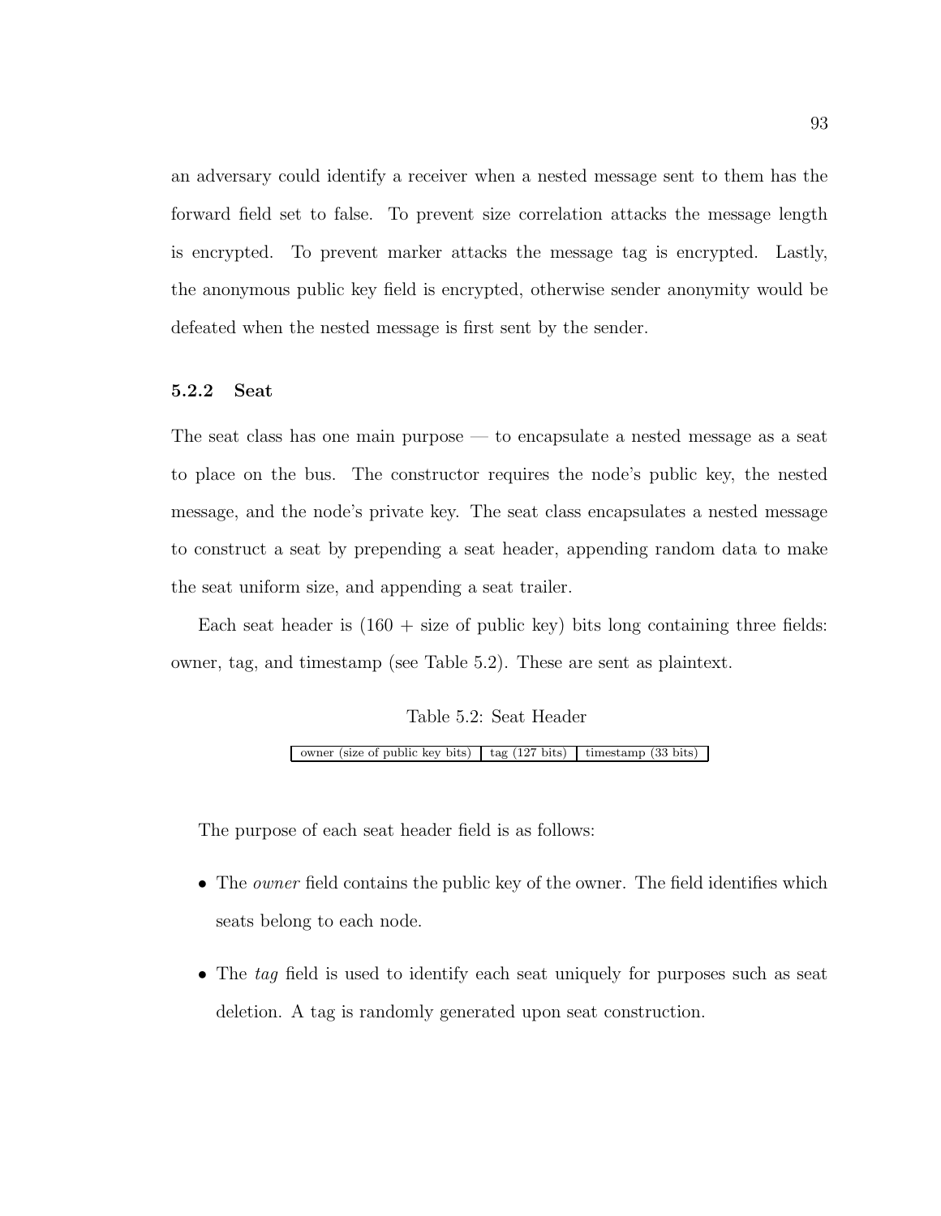an adversary could identify a receiver when a nested message sent to them has the forward field set to false. To prevent size correlation attacks the message length is encrypted. To prevent marker attacks the message tag is encrypted. Lastly, the anonymous public key field is encrypted, otherwise sender anonymity would be defeated when the nested message is first sent by the sender.

### 5.2.2 Seat

The seat class has one main purpose — to encapsulate a nested message as a seat to place on the bus. The constructor requires the node's public key, the nested message, and the node's private key. The seat class encapsulates a nested message to construct a seat by prepending a seat header, appending random data to make the seat uniform size, and appending a seat trailer.

Each seat header is (160 + size of public key) bits long containing three fields: owner, tag, and timestamp (see Table 5.2). These are sent as plaintext.

Table 5.2: Seat Header

| owner (size of public key bits) | tag (127 bits) | timestamp (33 bits) |
|---|---|---|

The purpose of each seat header field is as follows:

- The *owner* field contains the public key of the owner. The field identifies which seats belong to each node.
- The *tag* field is used to identify each seat uniquely for purposes such as seat deletion. A tag is randomly generated upon seat construction.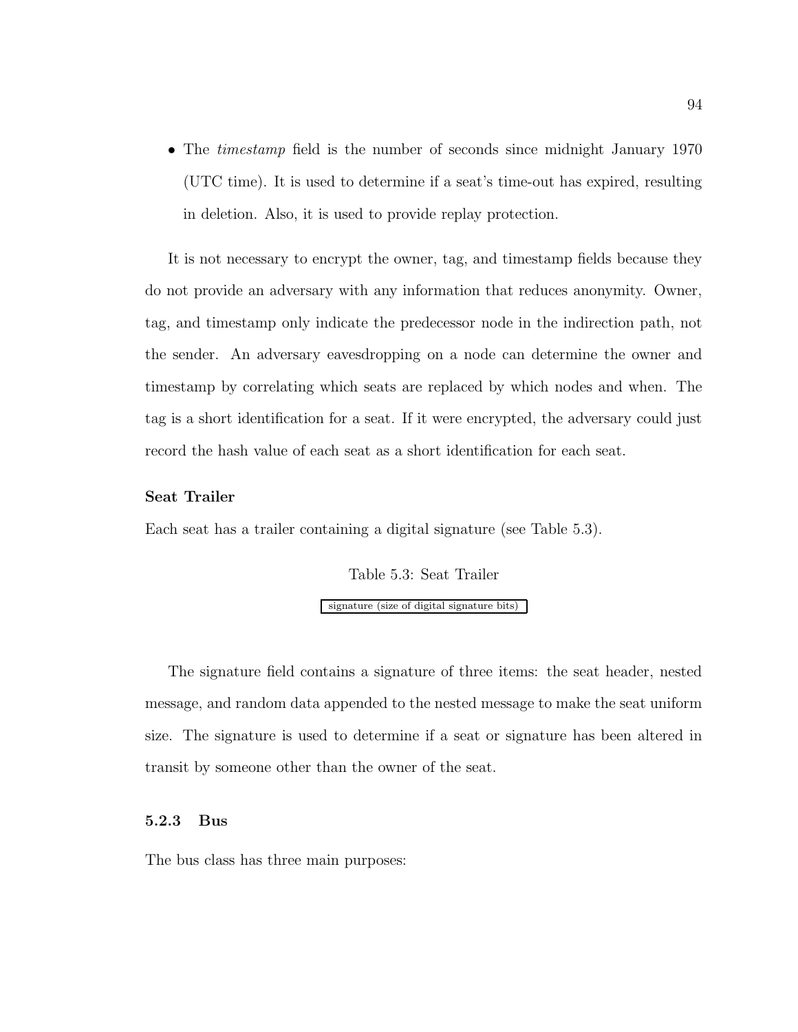- The *timestamp* field is the number of seconds since midnight January 1970 (UTC time). It is used to determine if a seat's time-out has expired, resulting in deletion. Also, it is used to provide replay protection.

It is not necessary to encrypt the owner, tag, and timestamp fields because they do not provide an adversary with any information that reduces anonymity. Owner, tag, and timestamp only indicate the predecessor node in the indirection path, not the sender. An adversary eavesdropping on a node can determine the owner and timestamp by correlating which seats are replaced by which nodes and when. The tag is a short identification for a seat. If it were encrypted, the adversary could just record the hash value of each seat as a short identification for each seat.

**Seat Trailer**

Each seat has a trailer containing a digital signature (see Table 5.3).

Table 5.3: Seat Trailer

| signature (size of digital signature bits) |
|---|

The signature field contains a signature of three items: the seat header, nested message, and random data appended to the nested message to make the seat uniform size. The signature is used to determine if a seat or signature has been altered in transit by someone other than the owner of the seat.

### 5.2.3 Bus

The bus class has three main purposes: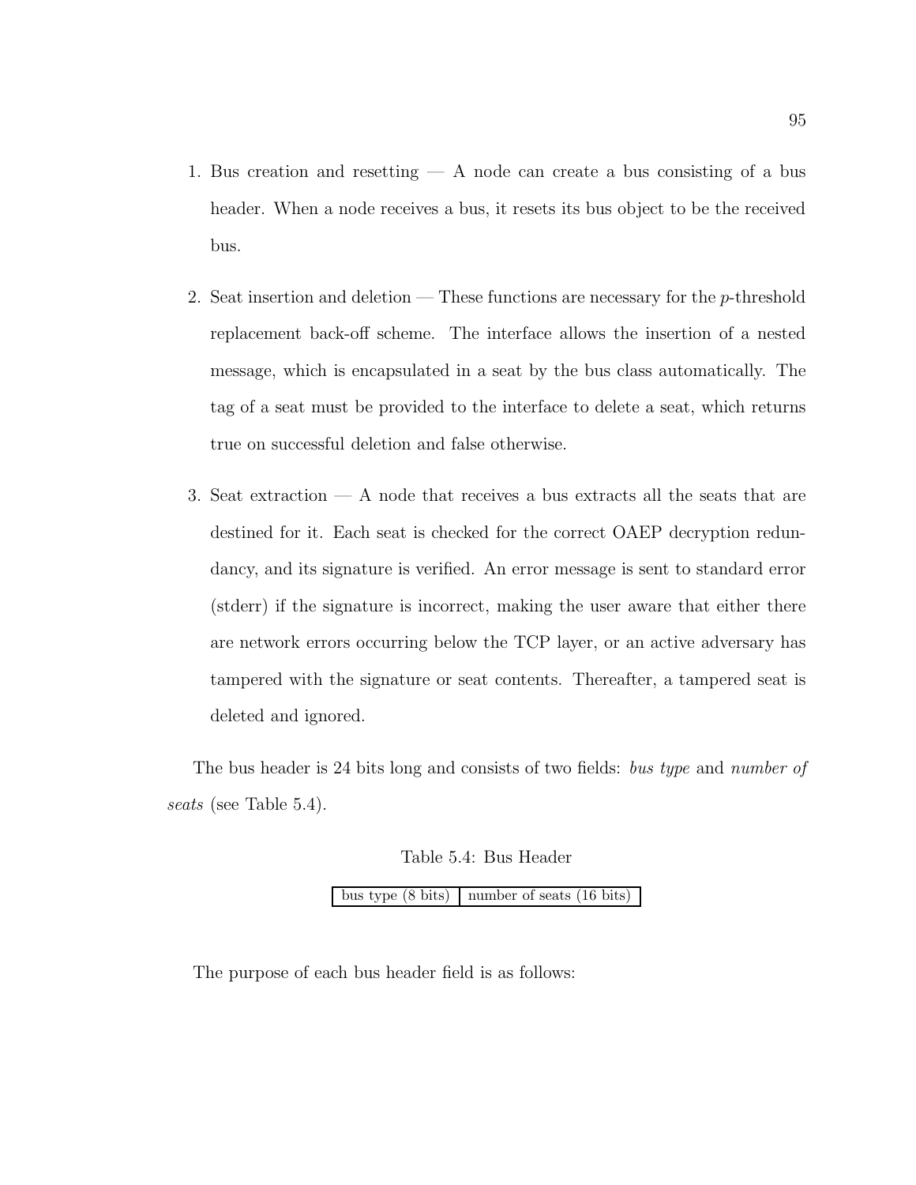1. Bus creation and resetting — A node can create a bus consisting of a bus header. When a node receives a bus, it resets its bus object to be the received bus.

2. Seat insertion and deletion — These functions are necessary for the $p$-threshold replacement back-off scheme. The interface allows the insertion of a nested message, which is encapsulated in a seat by the bus class automatically. The tag of a seat must be provided to the interface to delete a seat, which returns true on successful deletion and false otherwise.

3. Seat extraction — A node that receives a bus extracts all the seats that are destined for it. Each seat is checked for the correct OAEP decryption redundancy, and its signature is verified. An error message is sent to standard error (stderr) if the signature is incorrect, making the user aware that either there are network errors occurring below the TCP layer, or an active adversary has tampered with the signature or seat contents. Thereafter, a tampered seat is deleted and ignored.

The bus header is 24 bits long and consists of two fields: *bus type* and *number of seats* (see Table 5.4).

Table 5.4: Bus Header

| bus type (8 bits) | number of seats (16 bits) |
|---|---|

The purpose of each bus header field is as follows: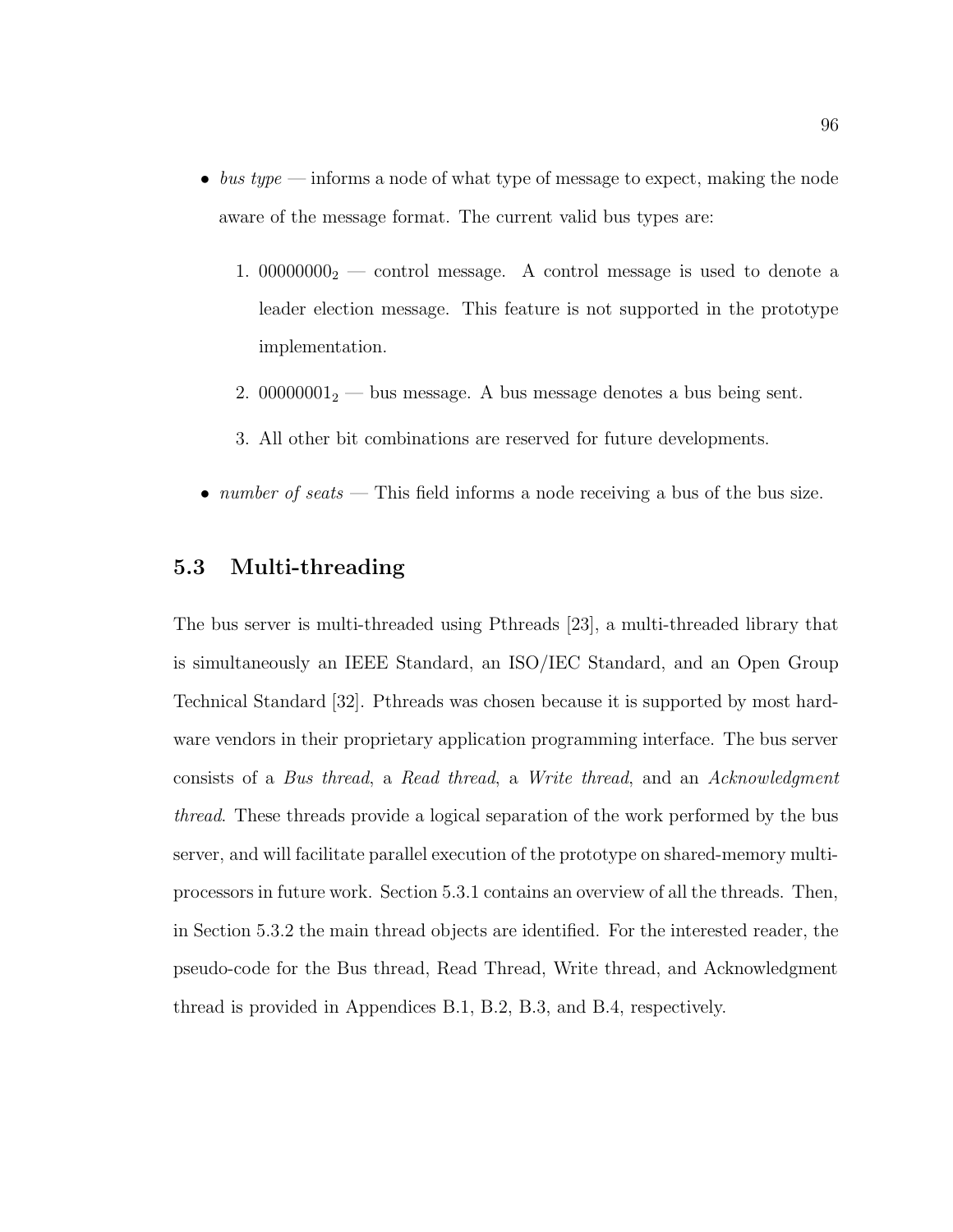- *bus type* — informs a node of what type of message to expect, making the node aware of the message format. The current valid bus types are:
  1. $00000000_2$ — control message. A control message is used to denote a leader election message. This feature is not supported in the prototype implementation.
  2. $00000001_2$ — bus message. A bus message denotes a bus being sent.
  3. All other bit combinations are reserved for future developments.
- *number of seats* — This field informs a node receiving a bus of the bus size.

## 5.3 Multi-threading

The bus server is multi-threaded using Pthreads [23], a multi-threaded library that is simultaneously an IEEE Standard, an ISO/IEC Standard, and an Open Group Technical Standard [32]. Pthreads was chosen because it is supported by most hardware vendors in their proprietary application programming interface. The bus server consists of a *Bus thread*, a *Read thread*, a *Write thread*, and an *Acknowledgment thread*. These threads provide a logical separation of the work performed by the bus server, and will facilitate parallel execution of the prototype on shared-memory multiprocessors in future work. Section 5.3.1 contains an overview of all the threads. Then, in Section 5.3.2 the main thread objects are identified. For the interested reader, the pseudo-code for the Bus thread, Read Thread, Write thread, and Acknowledgment thread is provided in Appendices B.1, B.2, B.3, and B.4, respectively.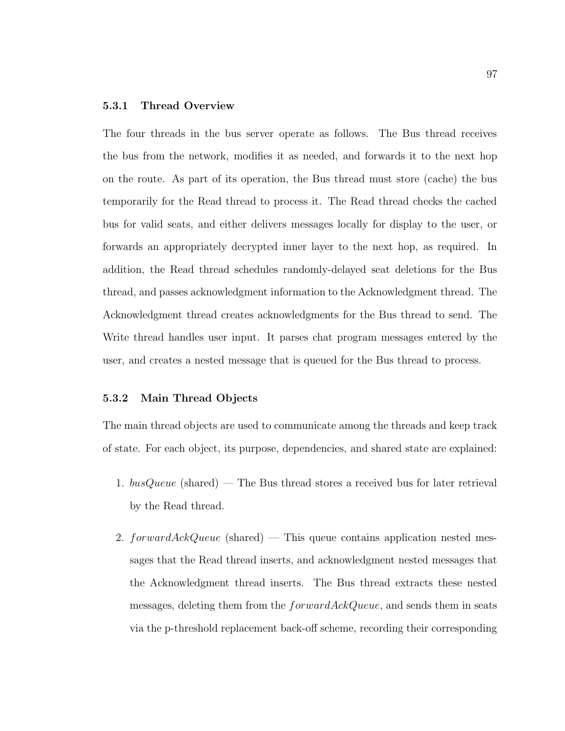### 5.3.1 Thread Overview

The four threads in the bus server operate as follows. The Bus thread receives the bus from the network, modifies it as needed, and forwards it to the next hop on the route. As part of its operation, the Bus thread must store (cache) the bus temporarily for the Read thread to process it. The Read thread checks the cached bus for valid seats, and either delivers messages locally for display to the user, or forwards an appropriately decrypted inner layer to the next hop, as required. In addition, the Read thread schedules randomly-delayed seat deletions for the Bus thread, and passes acknowledgment information to the Acknowledgment thread. The Acknowledgment thread creates acknowledgments for the Bus thread to send. The Write thread handles user input. It parses chat program messages entered by the user, and creates a nested message that is queued for the Bus thread to process.

### 5.3.2 Main Thread Objects

The main thread objects are used to communicate among the threads and keep track of state. For each object, its purpose, dependencies, and shared state are explained:

1. *busQueue* (shared) — The Bus thread stores a received bus for later retrieval by the Read thread.

2. *forwardAckQueue* (shared) — This queue contains application nested messages that the Read thread inserts, and acknowledgment nested messages that the Acknowledgment thread inserts. The Bus thread extracts these nested messages, deleting them from the *forwardAckQueue*, and sends them in seats via the p-threshold replacement back-off scheme, recording their corresponding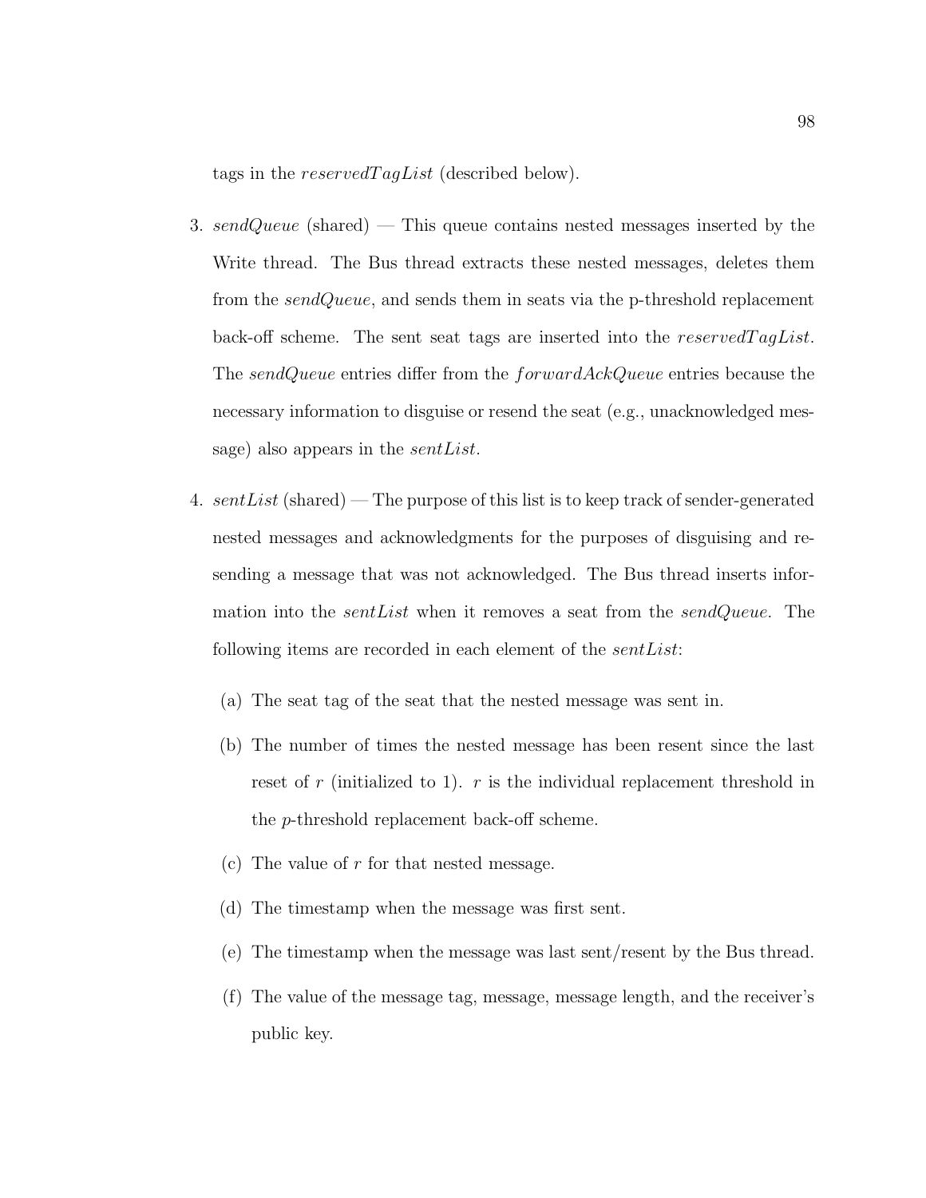tags in the *reservedTagList* (described below).

3. *sendQueue* (shared) — This queue contains nested messages inserted by the Write thread. The Bus thread extracts these nested messages, deletes them from the *sendQueue*, and sends them in seats via the p-threshold replacement back-off scheme. The sent seat tags are inserted into the *reservedTagList*. The *sendQueue* entries differ from the *forwardAckQueue* entries because the necessary information to disguise or resend the seat (e.g., unacknowledged message) also appears in the *sentList*.

4. *sentList* (shared) — The purpose of this list is to keep track of sender-generated nested messages and acknowledgments for the purposes of disguising and resending a message that was not acknowledged. The Bus thread inserts information into the *sentList* when it removes a seat from the *sendQueue*. The following items are recorded in each element of the *sentList*:

   (a) The seat tag of the seat that the nested message was sent in.

   (b) The number of times the nested message has been resent since the last reset of $r$ (initialized to 1). $r$ is the individual replacement threshold in the $p$-threshold replacement back-off scheme.

   (c) The value of $r$ for that nested message.

   (d) The timestamp when the message was first sent.

   (e) The timestamp when the message was last sent/resent by the Bus thread.

   (f) The value of the message tag, message, message length, and the receiver's public key.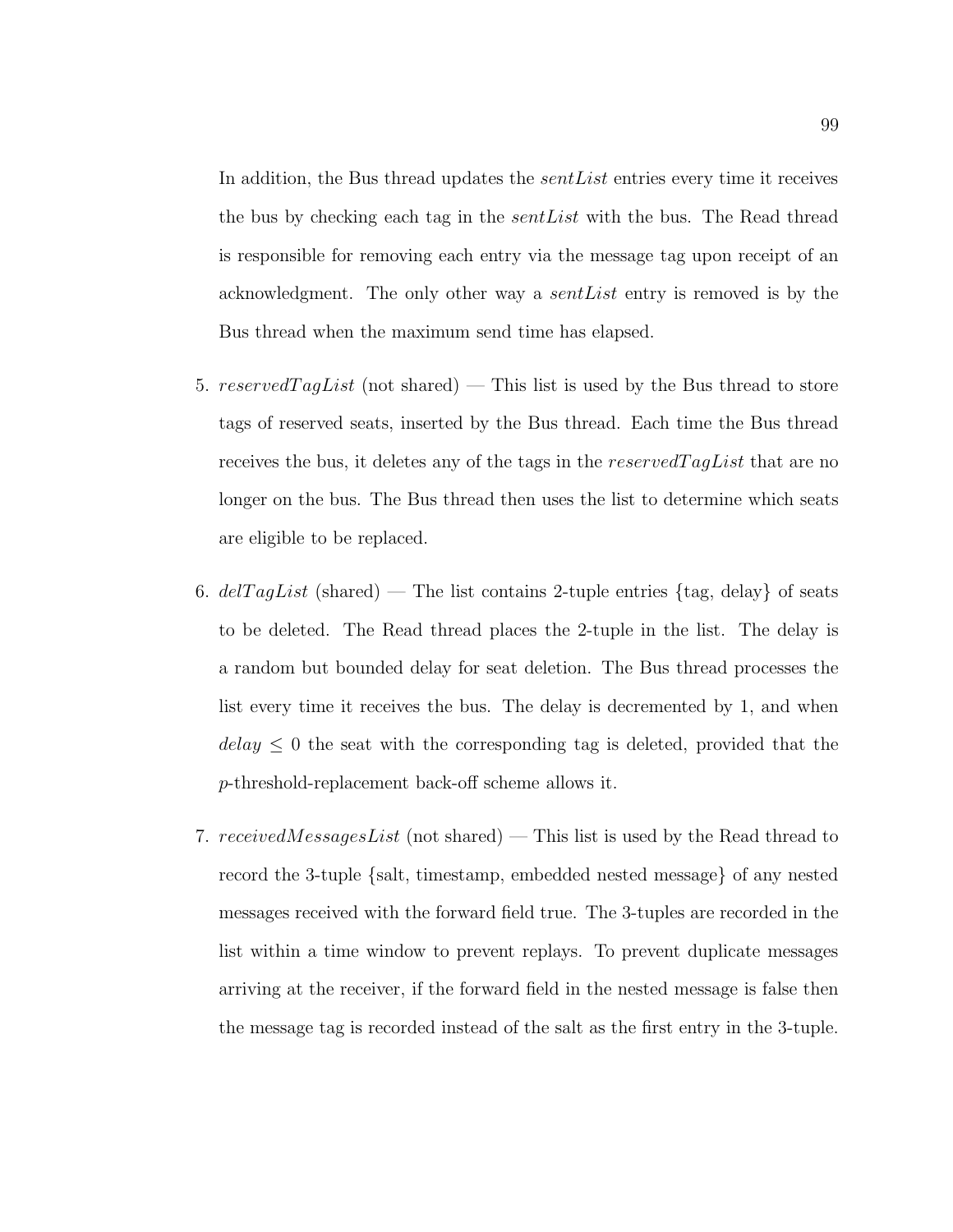In addition, the Bus thread updates the *sentList* entries every time it receives the bus by checking each tag in the *sentList* with the bus. The Read thread is responsible for removing each entry via the message tag upon receipt of an acknowledgment. The only other way a *sentList* entry is removed is by the Bus thread when the maximum send time has elapsed.

5. $reservedTagList$ (not shared) — This list is used by the Bus thread to store tags of reserved seats, inserted by the Bus thread. Each time the Bus thread receives the bus, it deletes any of the tags in the $reservedTagList$ that are no longer on the bus. The Bus thread then uses the list to determine which seats are eligible to be replaced.

6. $delTagList$ (shared) — The list contains 2-tuple entries {tag, delay} of seats to be deleted. The Read thread places the 2-tuple in the list. The delay is a random but bounded delay for seat deletion. The Bus thread processes the list every time it receives the bus. The delay is decremented by 1, and when $delay \leq 0$ the seat with the corresponding tag is deleted, provided that the $p$-threshold-replacement back-off scheme allows it.

7. $receivedMessagesList$ (not shared) — This list is used by the Read thread to record the 3-tuple {salt, timestamp, embedded nested message} of any nested messages received with the forward field true. The 3-tuples are recorded in the list within a time window to prevent replays. To prevent duplicate messages arriving at the receiver, if the forward field in the nested message is false then the message tag is recorded instead of the salt as the first entry in the 3-tuple.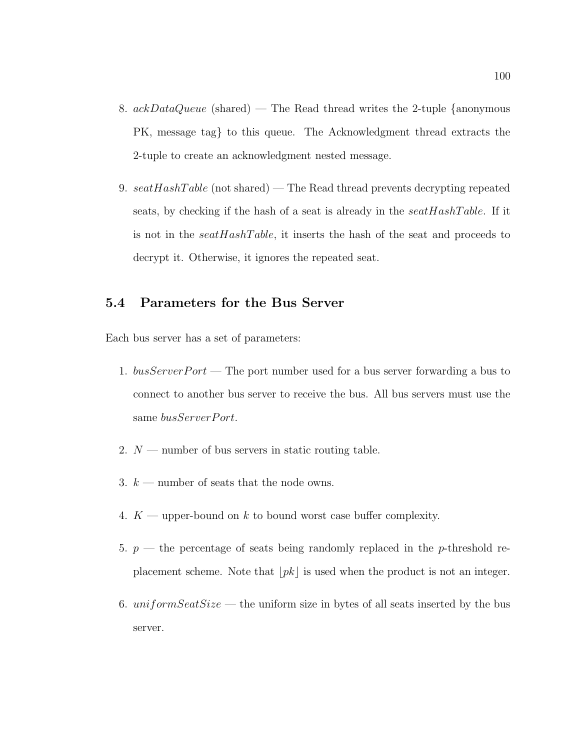8. *ackDataQueue* (shared) — The Read thread writes the 2-tuple {anonymous PK, message tag} to this queue. The Acknowledgment thread extracts the 2-tuple to create an acknowledgment nested message.

9. *seatHashTable* (not shared) — The Read thread prevents decrypting repeated seats, by checking if the hash of a seat is already in the *seatHashTable*. If it is not in the *seatHashTable*, it inserts the hash of the seat and proceeds to decrypt it. Otherwise, it ignores the repeated seat.

## 5.4 Parameters for the Bus Server

Each bus server has a set of parameters:

1. *busServerPort* — The port number used for a bus server forwarding a bus to connect to another bus server to receive the bus. All bus servers must use the same *busServerPort*.

2. $N$ — number of bus servers in static routing table.

3. $k$ — number of seats that the node owns.

4. $K$ — upper-bound on $k$ to bound worst case buffer complexity.

5. $p$ — the percentage of seats being randomly replaced in the $p$-threshold replacement scheme. Note that $\lfloor pk \rfloor$ is used when the product is not an integer.

6. *uniformSeatSize* — the uniform size in bytes of all seats inserted by the bus server.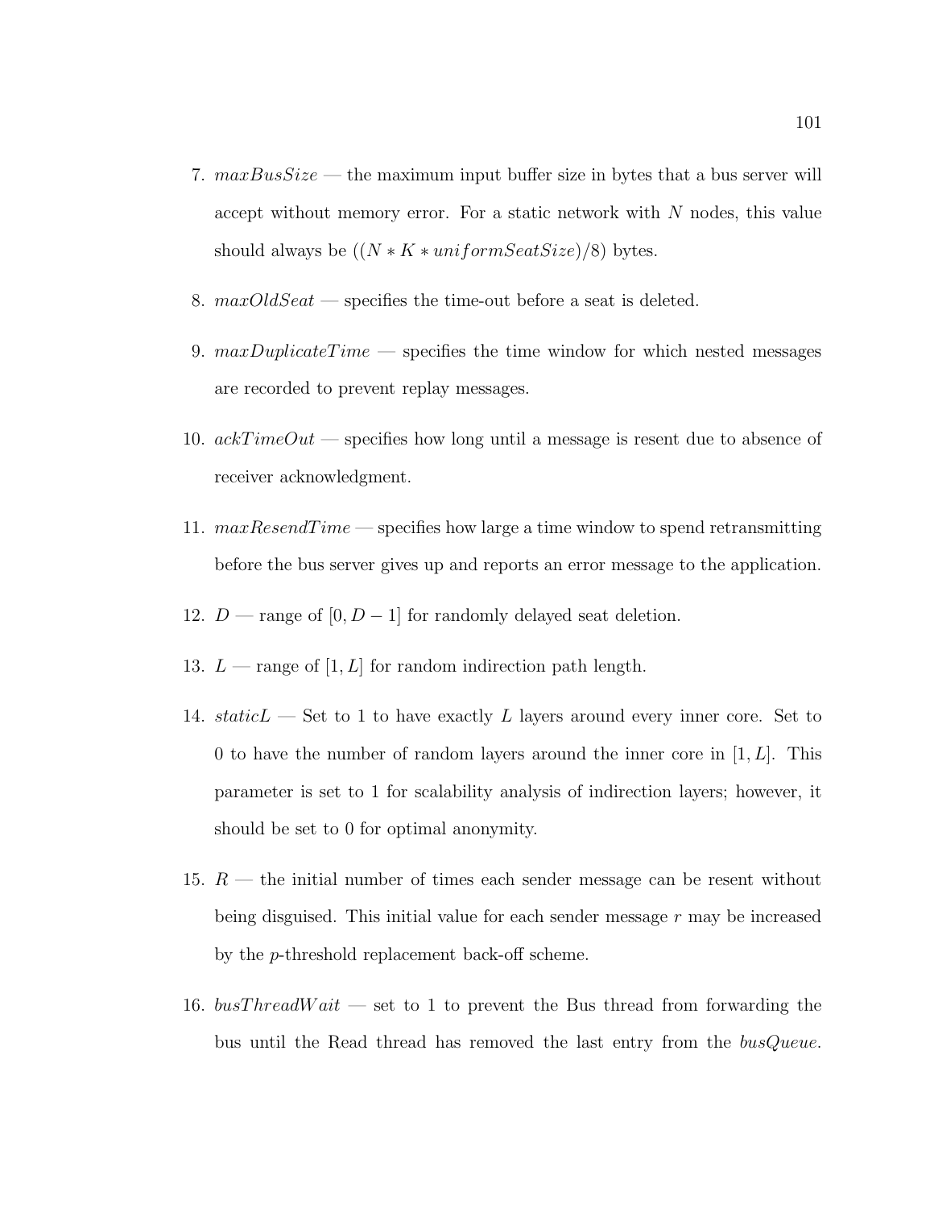7. $maxBusSize$ — the maximum input buffer size in bytes that a bus server will accept without memory error. For a static network with $N$ nodes, this value should always be $((N * K * uniformSeatSize)/8)$ bytes.

8. $maxOldSeat$ — specifies the time-out before a seat is deleted.

9. $maxDuplicateTime$ — specifies the time window for which nested messages are recorded to prevent replay messages.

10. $ackTimeOut$ — specifies how long until a message is resent due to absence of receiver acknowledgment.

11. $maxResendTime$ — specifies how large a time window to spend retransmitting before the bus server gives up and reports an error message to the application.

12. $D$ — range of $[0, D-1]$ for randomly delayed seat deletion.

13. $L$ — range of $[1, L]$ for random indirection path length.

14. $staticL$ — Set to 1 to have exactly $L$ layers around every inner core. Set to 0 to have the number of random layers around the inner core in $[1, L]$. This parameter is set to 1 for scalability analysis of indirection layers; however, it should be set to 0 for optimal anonymity.

15. $R$ — the initial number of times each sender message can be resent without being disguised. This initial value for each sender message $r$ may be increased by the $p$-threshold replacement back-off scheme.

16. $busThreadWait$ — set to 1 to prevent the Bus thread from forwarding the bus until the Read thread has removed the last entry from the $busQueue$.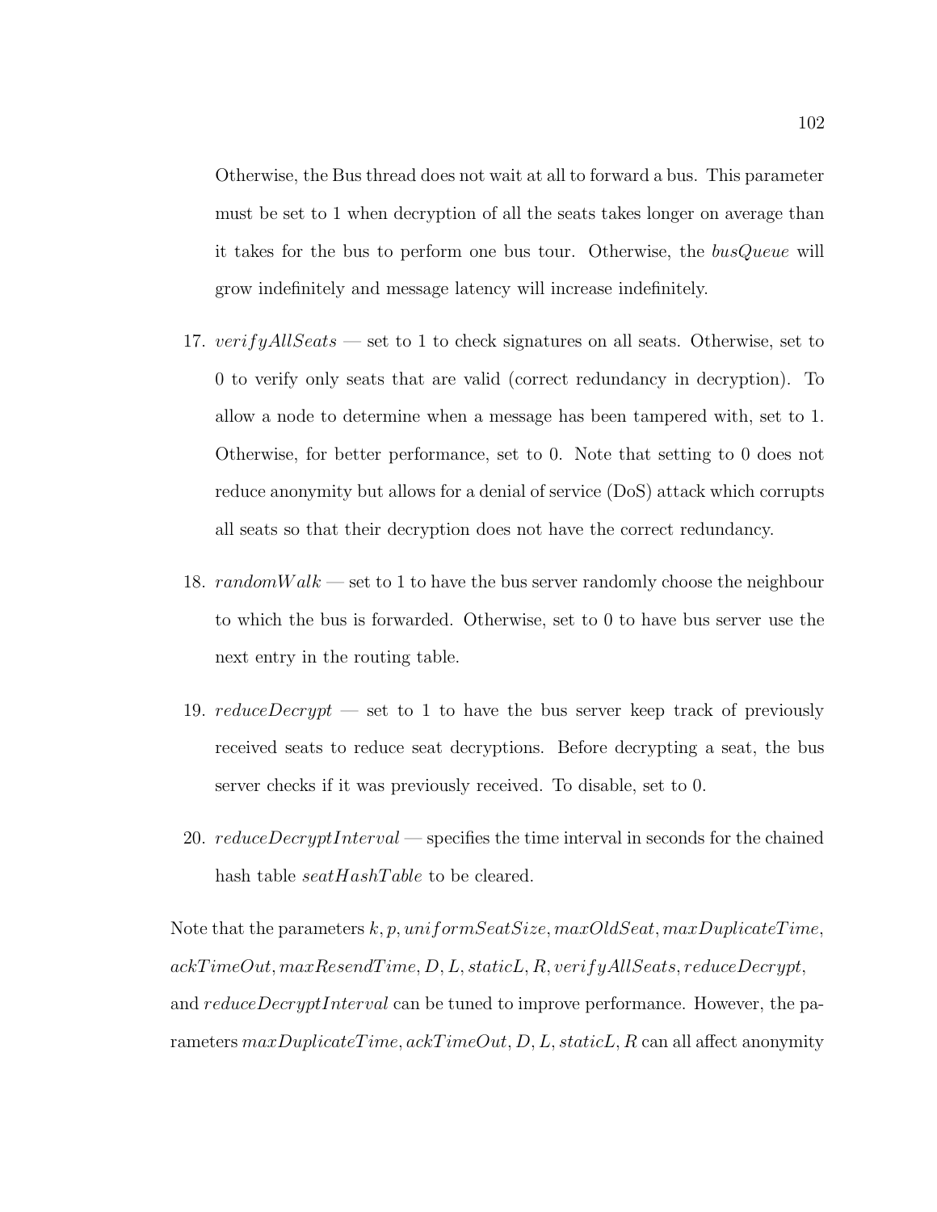Otherwise, the Bus thread does not wait at all to forward a bus. This parameter must be set to 1 when decryption of all the seats takes longer on average than it takes for the bus to perform one bus tour. Otherwise, the *busQueue* will grow indefinitely and message latency will increase indefinitely.

17. *verifyAllSeats* — set to 1 to check signatures on all seats. Otherwise, set to 0 to verify only seats that are valid (correct redundancy in decryption). To allow a node to determine when a message has been tampered with, set to 1. Otherwise, for better performance, set to 0. Note that setting to 0 does not reduce anonymity but allows for a denial of service (DoS) attack which corrupts all seats so that their decryption does not have the correct redundancy.

18. *randomWalk* — set to 1 to have the bus server randomly choose the neighbour to which the bus is forwarded. Otherwise, set to 0 to have bus server use the next entry in the routing table.

19. *reduceDecrypt* — set to 1 to have the bus server keep track of previously received seats to reduce seat decryptions. Before decrypting a seat, the bus server checks if it was previously received. To disable, set to 0.

20. *reduceDecryptInterval* — specifies the time interval in seconds for the chained hash table *seatHashTable* to be cleared.

Note that the parameters $k, p, uniformSeatSize, maxOldSeat, maxDuplicateTime, ackTimeOut, maxResendTime, D, L, staticL, R, verifyAllSeats, reduceDecrypt$, and $reduceDecryptInterval$ can be tuned to improve performance. However, the parameters $maxDuplicateTime, ackTimeOut, D, L, staticL, R$ can all affect anonymity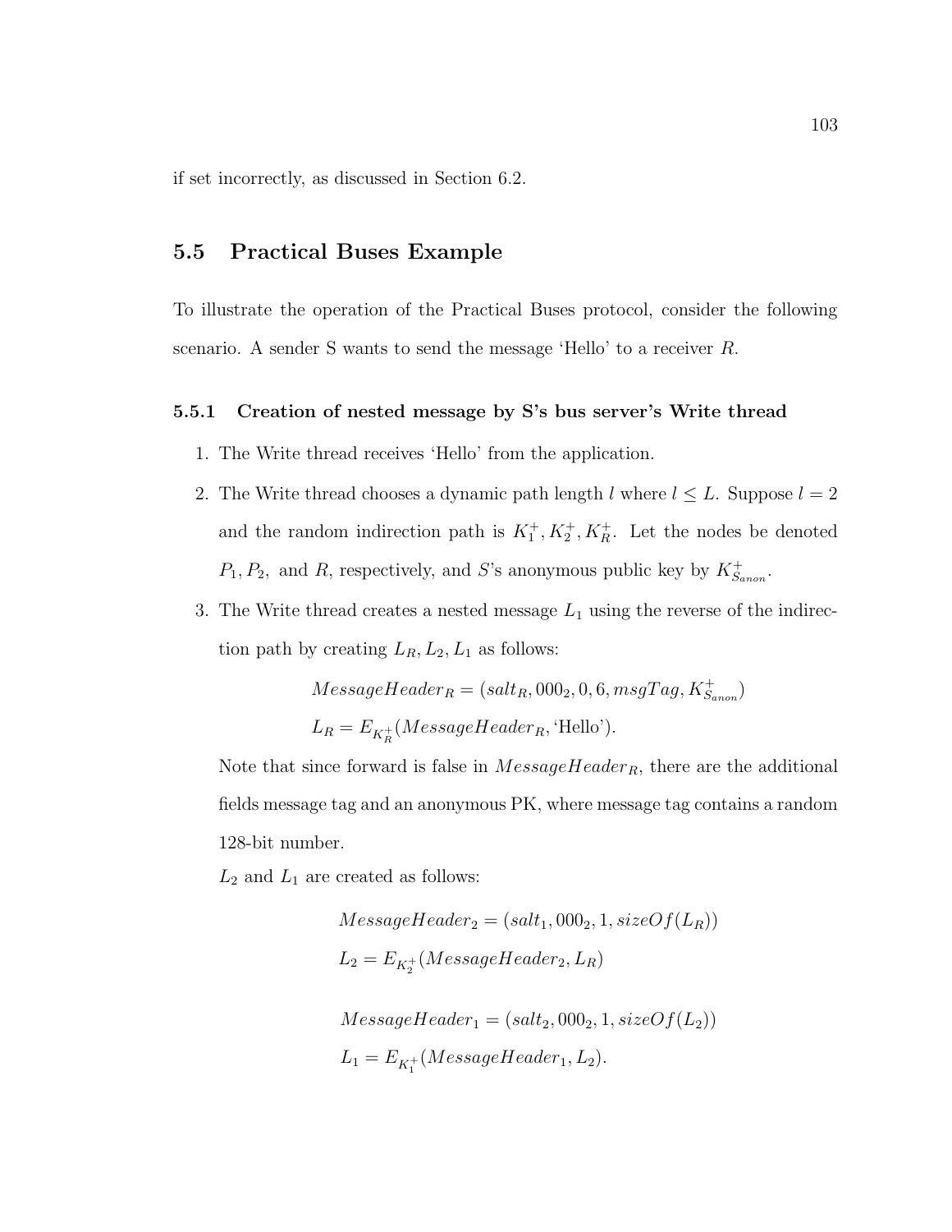if set incorrectly, as discussed in Section 6.2.

## 5.5 Practical Buses Example

To illustrate the operation of the Practical Buses protocol, consider the following scenario. A sender S wants to send the message ‘Hello’ to a receiver $R$.

### 5.5.1 Creation of nested message by S’s bus server’s Write thread

1. The Write thread receives ‘Hello’ from the application.
2. The Write thread chooses a dynamic path length $l$ where $l \leq L$. Suppose $l = 2$ and the random indirection path is $K_1^+, K_2^+, K_R^+$. Let the nodes be denoted $P_1, P_2,$ and $R$, respectively, and $S$’s anonymous public key by $K_{S_{anon}}^+$.
3. The Write thread creates a nested message $L_1$ using the reverse of the indirection path by creating $L_R, L_2, L_1$ as follows:

   $$MessageHeader_R = (salt_R, 000_2, 0, 6, msgTag, K_{S_{anon}}^+)$$
   $$L_R = E_{K_R^+}(MessageHeader_R, \text{‘Hello’}).$$

   Note that since forward is false in $MessageHeader_R$, there are the additional fields message tag and an anonymous PK, where message tag contains a random 128-bit number.

   $L_2$ and $L_1$ are created as follows:

   $$MessageHeader_2 = (salt_1, 000_2, 1, sizeOf(L_R))$$
   $$L_2 = E_{K_2^+}(MessageHeader_2, L_R)$$

   $$MessageHeader_1 = (salt_2, 000_2, 1, sizeOf(L_2))$$
   $$L_1 = E_{K_1^+}(MessageHeader_1, L_2).$$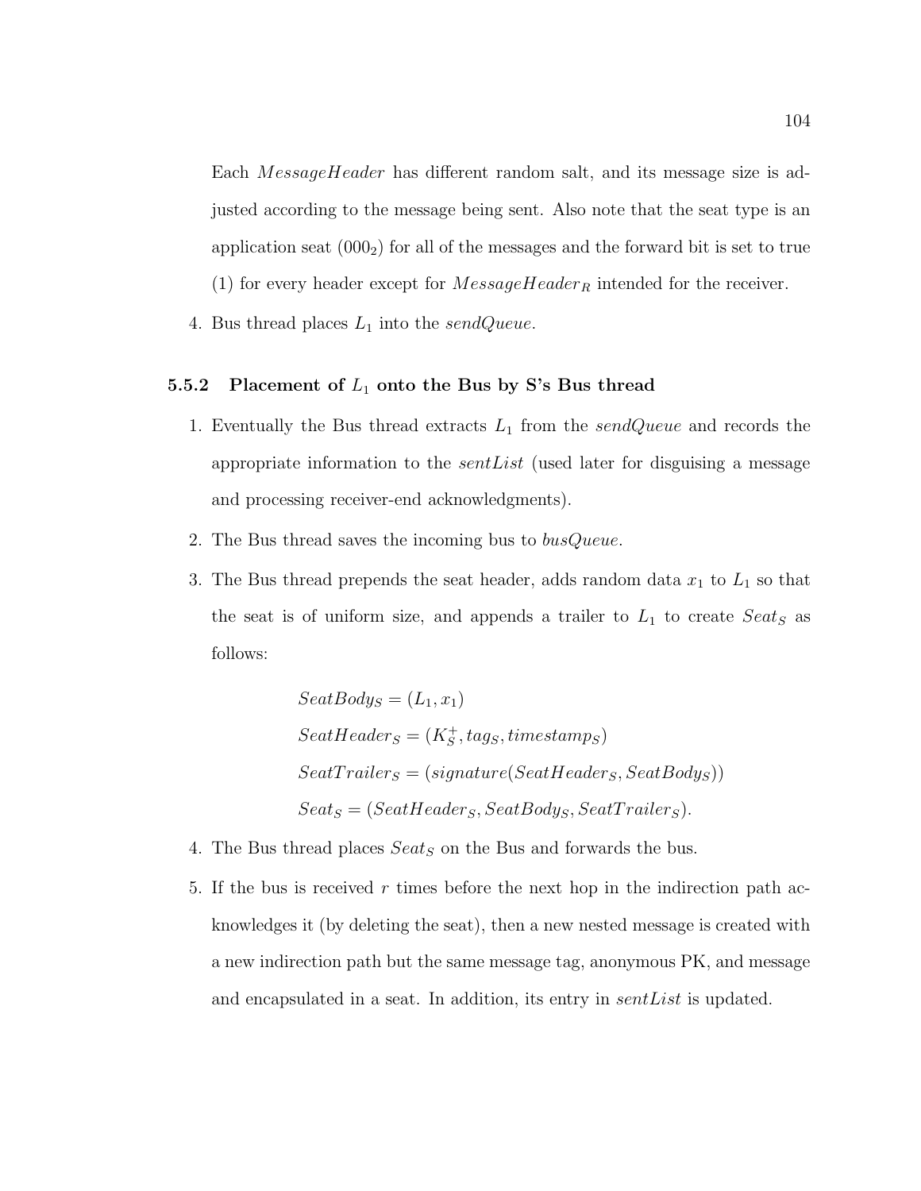Each $MessageHeader$ has different random salt, and its message size is adjusted according to the message being sent. Also note that the seat type is an application seat ($000_2$) for all of the messages and the forward bit is set to true (1) for every header except for $MessageHeader_R$ intended for the receiver.

4. Bus thread places $L_1$ into the *sendQueue*.

### 5.5.2 Placement of $L_1$ onto the Bus by S's Bus thread

1. Eventually the Bus thread extracts $L_1$ from the *sendQueue* and records the appropriate information to the *sentList* (used later for disguising a message and processing receiver-end acknowledgments).
2. The Bus thread saves the incoming bus to *busQueue*.
3. The Bus thread prepends the seat header, adds random data $x_1$ to $L_1$ so that the seat is of uniform size, and appends a trailer to $L_1$ to create $Seat_S$ as follows:

$$SeatBody_S = (L_1, x_1)$$
$$SeatHeader_S = (K_S^+, tag_S, timestamp_S)$$
$$SeatTrailer_S = (signature(SeatHeader_S, SeatBody_S))$$
$$Seat_S = (SeatHeader_S, SeatBody_S, SeatTrailer_S).$$

4. The Bus thread places $Seat_S$ on the Bus and forwards the bus.
5. If the bus is received $r$ times before the next hop in the indirection path acknowledges it (by deleting the seat), then a new nested message is created with a new indirection path but the same message tag, anonymous PK, and message and encapsulated in a seat. In addition, its entry in *sentList* is updated.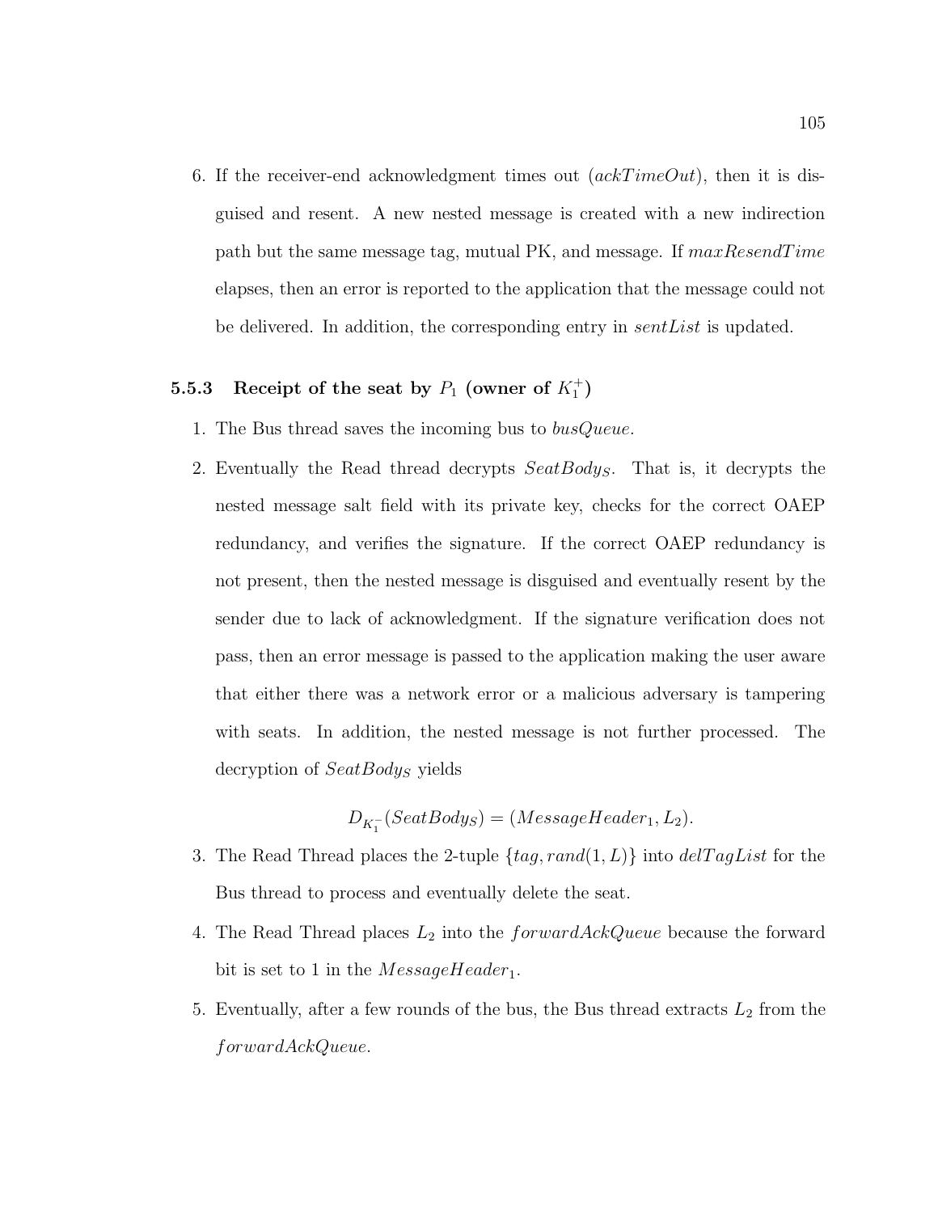6. If the receiver-end acknowledgment times out ($ackTimeOut$), then it is disguised and resent. A new nested message is created with a new indirection path but the same message tag, mutual PK, and message. If $maxResendTime$ elapses, then an error is reported to the application that the message could not be delivered. In addition, the corresponding entry in $sentList$ is updated.

### 5.5.3 Receipt of the seat by $P_1$ (owner of $K_1^+$)

1. The Bus thread saves the incoming bus to $busQueue$.
2. Eventually the Read thread decrypts $SeatBody_S$. That is, it decrypts the nested message salt field with its private key, checks for the correct OAEP redundancy, and verifies the signature. If the correct OAEP redundancy is not present, then the nested message is disguised and eventually resent by the sender due to lack of acknowledgment. If the signature verification does not pass, then an error message is passed to the application making the user aware that either there was a network error or a malicious adversary is tampering with seats. In addition, the nested message is not further processed. The decryption of $SeatBody_S$ yields

$$D_{K_1^-}(SeatBody_S) = (MessageHeader_1, L_2).$$

3. The Read Thread places the 2-tuple $\{tag, rand(1, L)\}$ into $delTagList$ for the Bus thread to process and eventually delete the seat.
4. The Read Thread places $L_2$ into the $forwardAckQueue$ because the forward bit is set to 1 in the $MessageHeader_1$.
5. Eventually, after a few rounds of the bus, the Bus thread extracts $L_2$ from the $forwardAckQueue$.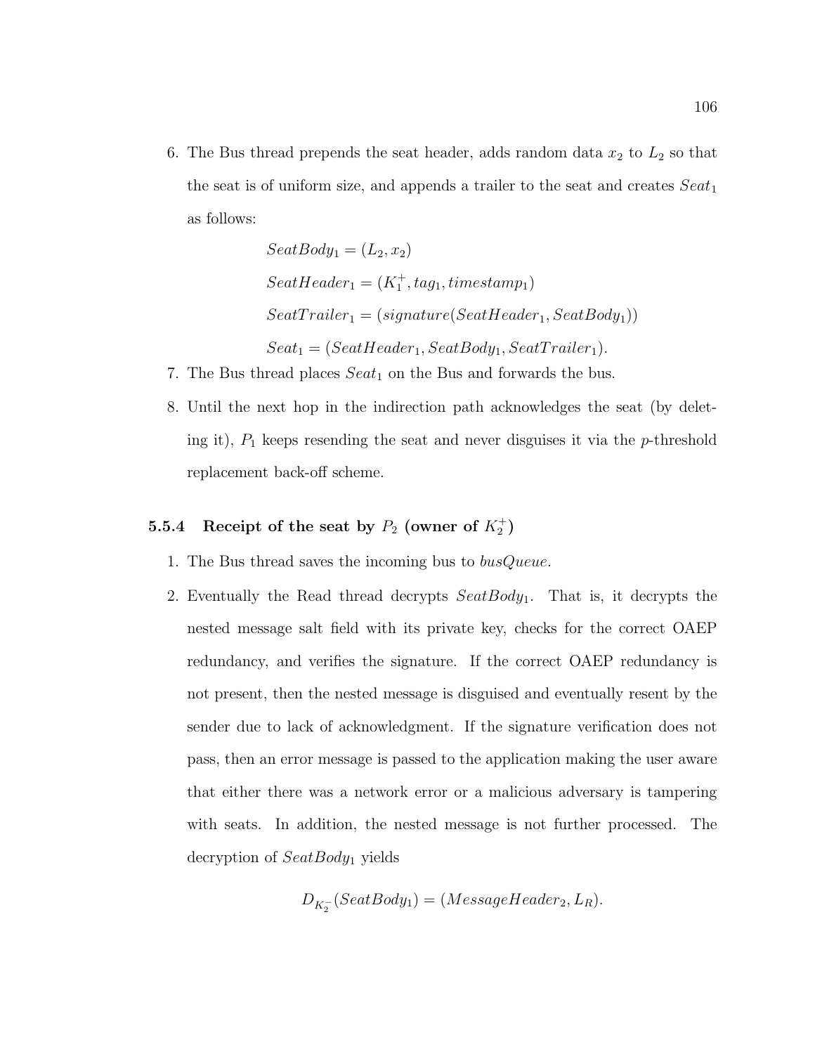6. The Bus thread prepends the seat header, adds random data $x_2$ to $L_2$ so that the seat is of uniform size, and appends a trailer to the seat and creates $Seat_1$ as follows:

   $$SeatBody_1 = (L_2, x_2)$$

   $$SeatHeader_1 = (K_1^+, tag_1, timestamp_1)$$

   $$SeatTrailer_1 = (signature(SeatHeader_1, SeatBody_1))$$

   $$Seat_1 = (SeatHeader_1, SeatBody_1, SeatTrailer_1).$$

7. The Bus thread places $Seat_1$ on the Bus and forwards the bus.
8. Until the next hop in the indirection path acknowledges the seat (by deleting it), $P_1$ keeps resending the seat and never disguises it via the $p$-threshold replacement back-off scheme.

### 5.5.4 Receipt of the seat by $P_2$ (owner of $K_2^+$)

1. The Bus thread saves the incoming bus to *busQueue*.
2. Eventually the Read thread decrypts $SeatBody_1$. That is, it decrypts the nested message salt field with its private key, checks for the correct OAEP redundancy, and verifies the signature. If the correct OAEP redundancy is not present, then the nested message is disguised and eventually resent by the sender due to lack of acknowledgment. If the signature verification does not pass, then an error message is passed to the application making the user aware that either there was a network error or a malicious adversary is tampering with seats. In addition, the nested message is not further processed. The decryption of $SeatBody_1$ yields

   $$D_{K_2^-}(SeatBody_1) = (MessageHeader_2, L_R).$$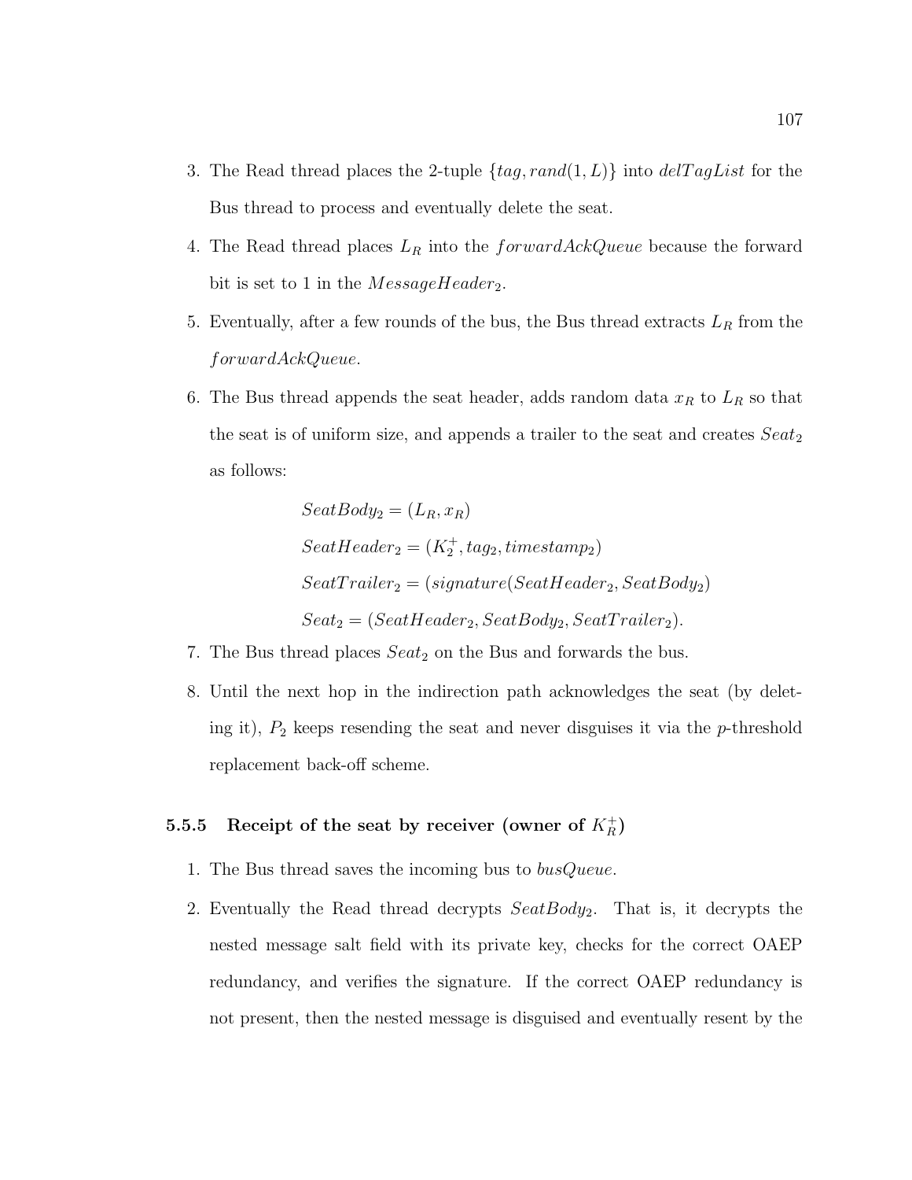3. The Read thread places the 2-tuple $\{tag, rand(1, L)\}$ into $delTagList$ for the Bus thread to process and eventually delete the seat.
4. The Read thread places $L_R$ into the $forwardAckQueue$ because the forward bit is set to 1 in the $MessageHeader_2$.
5. Eventually, after a few rounds of the bus, the Bus thread extracts $L_R$ from the $forwardAckQueue$.
6. The Bus thread appends the seat header, adds random data $x_R$ to $L_R$ so that the seat is of uniform size, and appends a trailer to the seat and creates $Seat_2$ as follows:

$$SeatBody_2 = (L_R, x_R)$$

$$SeatHeader_2 = (K_2^+, tag_2, timestamp_2)$$

$$SeatTrailer_2 = (signature(SeatHeader_2, SeatBody_2)$$

$$Seat_2 = (SeatHeader_2, SeatBody_2, SeatTrailer_2).$$

7. The Bus thread places $Seat_2$ on the Bus and forwards the bus.
8. Until the next hop in the indirection path acknowledges the seat (by deleting it), $P_2$ keeps resending the seat and never disguises it via the $p$-threshold replacement back-off scheme.

### 5.5.5 Receipt of the seat by receiver (owner of $K_R^+$)

1. The Bus thread saves the incoming bus to $busQueue$.
2. Eventually the Read thread decrypts $SeatBody_2$. That is, it decrypts the nested message salt field with its private key, checks for the correct OAEP redundancy, and verifies the signature. If the correct OAEP redundancy is not present, then the nested message is disguised and eventually resent by the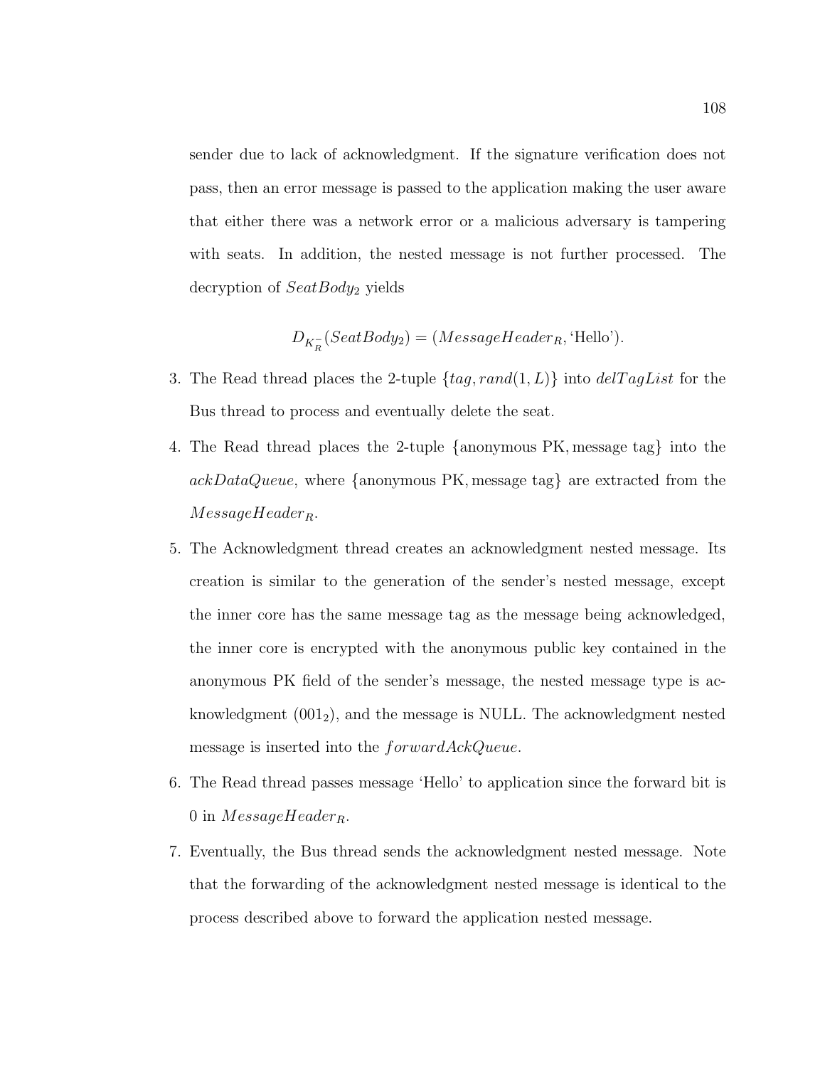sender due to lack of acknowledgment. If the signature verification does not pass, then an error message is passed to the application making the user aware that either there was a network error or a malicious adversary is tampering with seats. In addition, the nested message is not further processed. The decryption of $SeatBody_2$ yields

$$D_{K_R^-}(SeatBody_2) = (MessageHeader_R, \text{'Hello'}).$$

3. The Read thread places the 2-tuple $\{tag, rand(1, L)\}$ into $delTagList$ for the Bus thread to process and eventually delete the seat.
4. The Read thread places the 2-tuple $\{\text{anonymous PK}, \text{message tag}\}$ into the $ackDataQueue$, where $\{\text{anonymous PK}, \text{message tag}\}$ are extracted from the $MessageHeader_R$.
5. The Acknowledgment thread creates an acknowledgment nested message. Its creation is similar to the generation of the sender's nested message, except the inner core has the same message tag as the message being acknowledged, the inner core is encrypted with the anonymous public key contained in the anonymous PK field of the sender's message, the nested message type is acknowledgment ($001_2$), and the message is NULL. The acknowledgment nested message is inserted into the $forwardAckQueue$.
6. The Read thread passes message 'Hello' to application since the forward bit is 0 in $MessageHeader_R$.
7. Eventually, the Bus thread sends the acknowledgment nested message. Note that the forwarding of the acknowledgment nested message is identical to the process described above to forward the application nested message.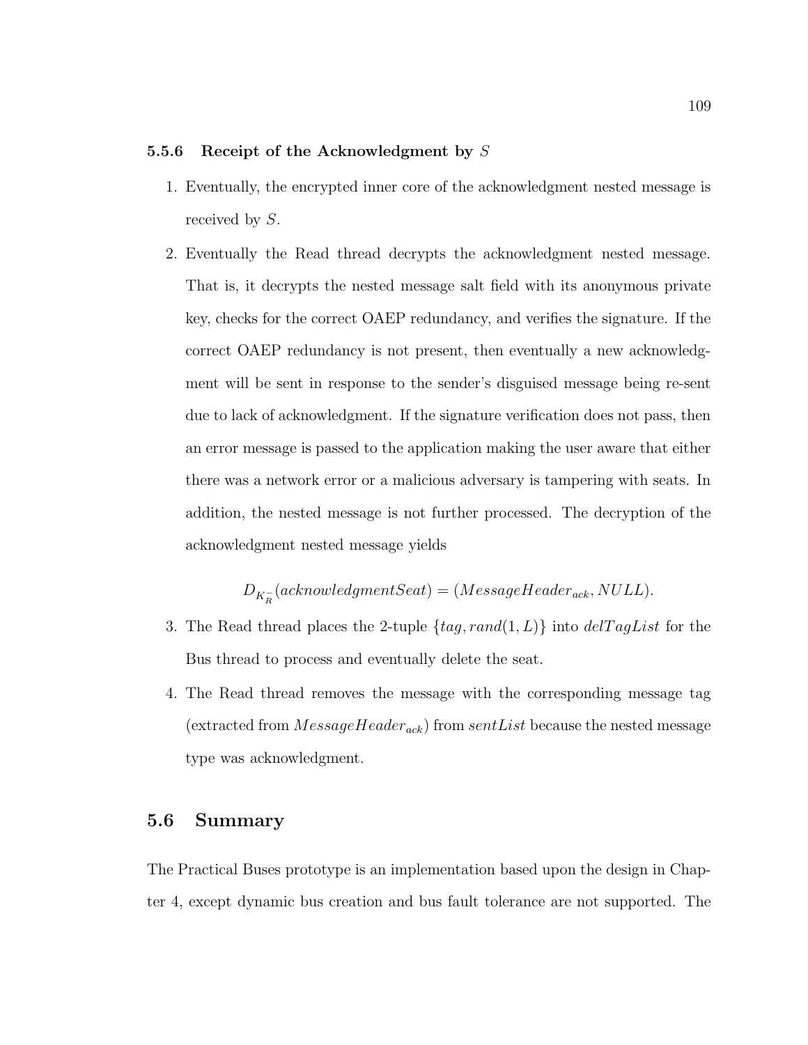### 5.5.6 Receipt of the Acknowledgment by $S$

1. Eventually, the encrypted inner core of the acknowledgment nested message is received by $S$.
2. Eventually the Read thread decrypts the acknowledgment nested message. That is, it decrypts the nested message salt field with its anonymous private key, checks for the correct OAEP redundancy, and verifies the signature. If the correct OAEP redundancy is not present, then eventually a new acknowledgment will be sent in response to the sender's disguised message being re-sent due to lack of acknowledgment. If the signature verification does not pass, then an error message is passed to the application making the user aware that either there was a network error or a malicious adversary is tampering with seats. In addition, the nested message is not further processed. The decryption of the acknowledgment nested message yields

$$D_{K_R^-}(acknowledgmentSeat) = (MessageHeader_{ack}, NULL).$$

3. The Read thread places the 2-tuple $\{tag, rand(1, L)\}$ into $delTagList$ for the Bus thread to process and eventually delete the seat.
4. The Read thread removes the message with the corresponding message tag (extracted from $MessageHeader_{ack}$) from $sentList$ because the nested message type was acknowledgment.

## 5.6 Summary

The Practical Buses prototype is an implementation based upon the design in Chapter 4, except dynamic bus creation and bus fault tolerance are not supported. The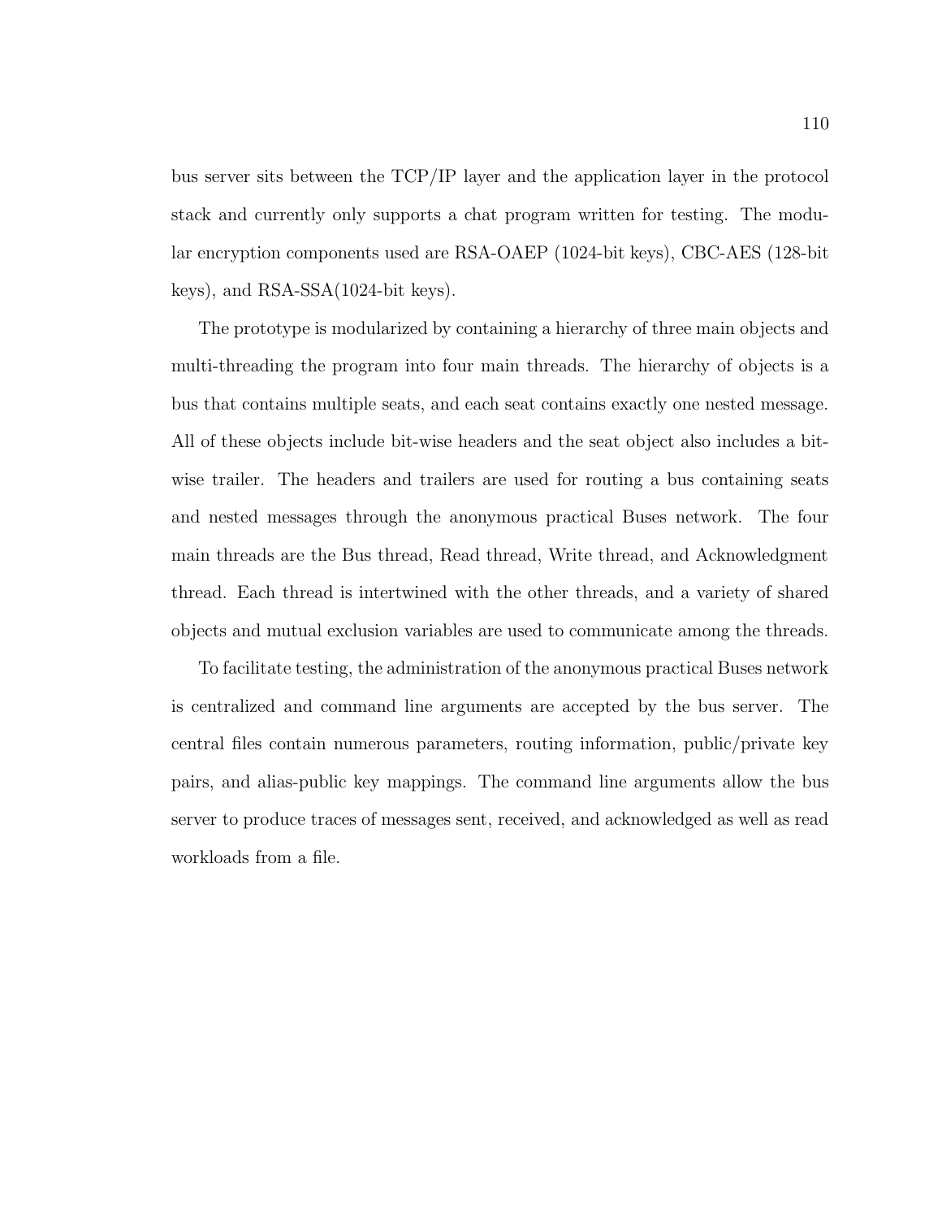bus server sits between the TCP/IP layer and the application layer in the protocol stack and currently only supports a chat program written for testing. The modular encryption components used are RSA-OAEP (1024-bit keys), CBC-AES (128-bit keys), and RSA-SSA(1024-bit keys).

The prototype is modularized by containing a hierarchy of three main objects and multi-threading the program into four main threads. The hierarchy of objects is a bus that contains multiple seats, and each seat contains exactly one nested message. All of these objects include bit-wise headers and the seat object also includes a bit-wise trailer. The headers and trailers are used for routing a bus containing seats and nested messages through the anonymous practical Buses network. The four main threads are the Bus thread, Read thread, Write thread, and Acknowledgment thread. Each thread is intertwined with the other threads, and a variety of shared objects and mutual exclusion variables are used to communicate among the threads.

To facilitate testing, the administration of the anonymous practical Buses network is centralized and command line arguments are accepted by the bus server. The central files contain numerous parameters, routing information, public/private key pairs, and alias-public key mappings. The command line arguments allow the bus server to produce traces of messages sent, received, and acknowledged as well as read workloads from a file.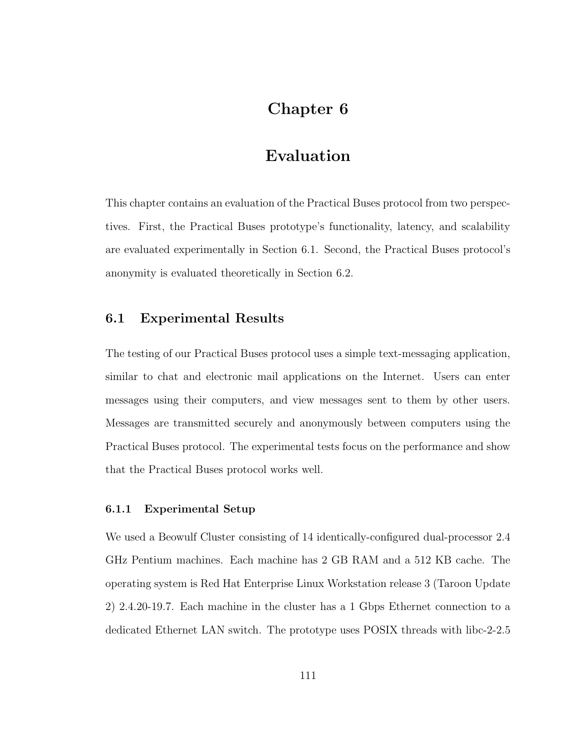# Chapter 6

# Evaluation

This chapter contains an evaluation of the Practical Buses protocol from two perspectives. First, the Practical Buses prototype's functionality, latency, and scalability are evaluated experimentally in Section 6.1. Second, the Practical Buses protocol's anonymity is evaluated theoretically in Section 6.2.

## 6.1 Experimental Results

The testing of our Practical Buses protocol uses a simple text-messaging application, similar to chat and electronic mail applications on the Internet. Users can enter messages using their computers, and view messages sent to them by other users. Messages are transmitted securely and anonymously between computers using the Practical Buses protocol. The experimental tests focus on the performance and show that the Practical Buses protocol works well.

### 6.1.1 Experimental Setup

We used a Beowulf Cluster consisting of 14 identically-configured dual-processor 2.4 GHz Pentium machines. Each machine has 2 GB RAM and a 512 KB cache. The operating system is Red Hat Enterprise Linux Workstation release 3 (Taroon Update 2) 2.4.20-19.7. Each machine in the cluster has a 1 Gbps Ethernet connection to a dedicated Ethernet LAN switch. The prototype uses POSIX threads with libc-2-2.5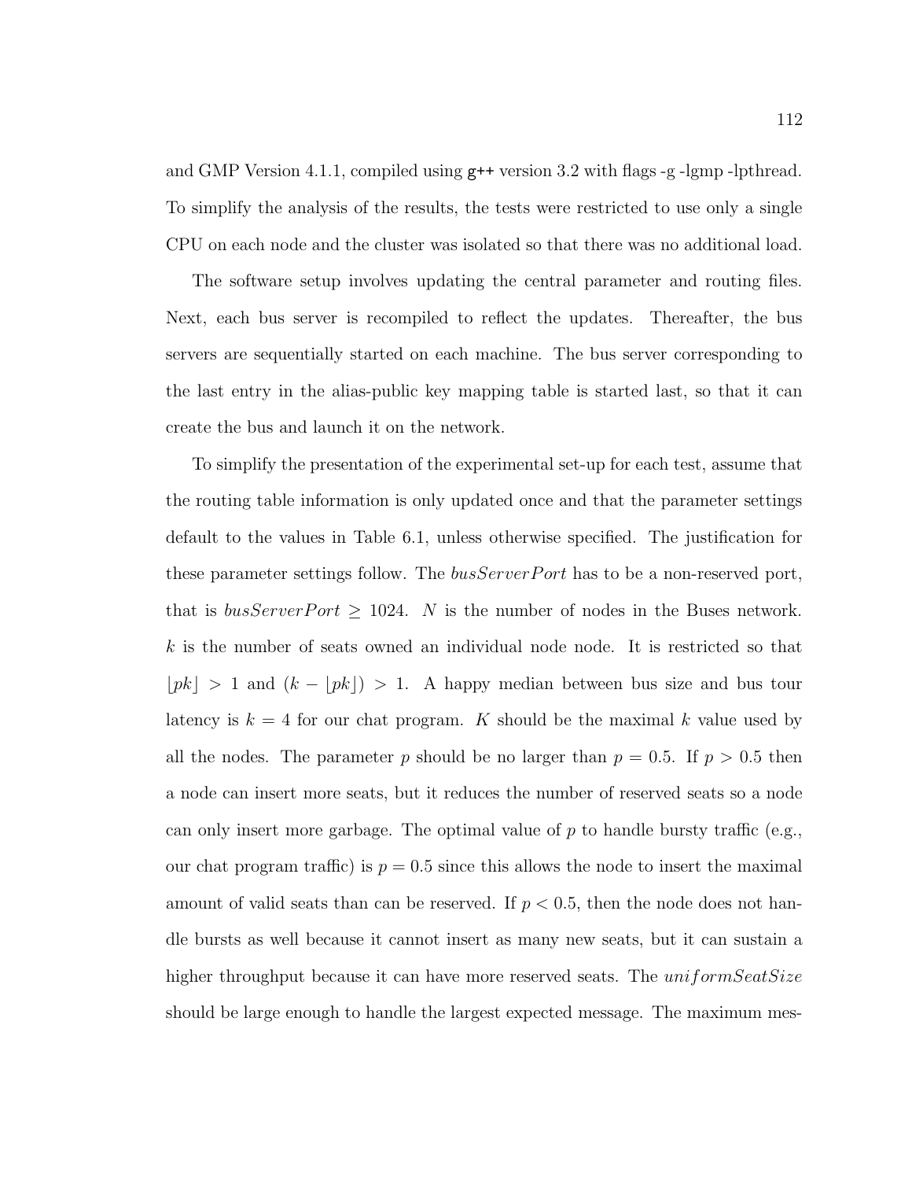and GMP Version 4.1.1, compiled using `g++` version 3.2 with flags -g -lgmp -lpthread. To simplify the analysis of the results, the tests were restricted to use only a single CPU on each node and the cluster was isolated so that there was no additional load.

The software setup involves updating the central parameter and routing files. Next, each bus server is recompiled to reflect the updates. Thereafter, the bus servers are sequentially started on each machine. The bus server corresponding to the last entry in the alias-public key mapping table is started last, so that it can create the bus and launch it on the network.

To simplify the presentation of the experimental set-up for each test, assume that the routing table information is only updated once and that the parameter settings default to the values in Table 6.1, unless otherwise specified. The justification for these parameter settings follow. The $busServerPort$ has to be a non-reserved port, that is $busServerPort \geq 1024$. $N$ is the number of nodes in the Buses network. $k$ is the number of seats owned an individual node node. It is restricted so that $\lfloor pk \rfloor > 1$ and $(k - \lfloor pk \rfloor) > 1$. A happy median between bus size and bus tour latency is $k = 4$ for our chat program. $K$ should be the maximal $k$ value used by all the nodes. The parameter $p$ should be no larger than $p = 0.5$. If $p > 0.5$ then a node can insert more seats, but it reduces the number of reserved seats so a node can only insert more garbage. The optimal value of $p$ to handle bursty traffic (e.g., our chat program traffic) is $p = 0.5$ since this allows the node to insert the maximal amount of valid seats than can be reserved. If $p < 0.5$, then the node does not handle bursts as well because it cannot insert as many new seats, but it can sustain a higher throughput because it can have more reserved seats. The $uniformSeatSize$ should be large enough to handle the largest expected message. The maximum mes-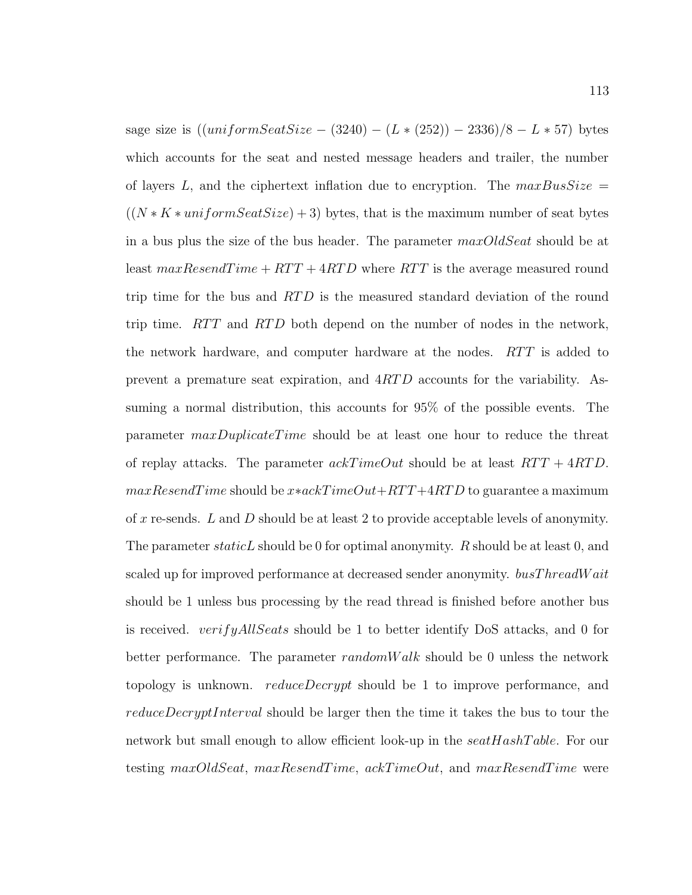sage size is $((uniformSeatSize - (3240) - (L * (252)) - 2336)/8 - L * 57)$ bytes which accounts for the seat and nested message headers and trailer, the number of layers $L$, and the ciphertext inflation due to encryption. The $maxBusSize = ((N * K * uniformSeatSize) + 3)$ bytes, that is the maximum number of seat bytes in a bus plus the size of the bus header. The parameter $maxOldSeat$ should be at least $maxResendTime + RTT + 4RTD$ where $RTT$ is the average measured round trip time for the bus and $RTD$ is the measured standard deviation of the round trip time. $RTT$ and $RTD$ both depend on the number of nodes in the network, the network hardware, and computer hardware at the nodes. $RTT$ is added to prevent a premature seat expiration, and $4RTD$ accounts for the variability. Assuming a normal distribution, this accounts for 95% of the possible events. The parameter $maxDuplicateTime$ should be at least one hour to reduce the threat of replay attacks. The parameter $ackTimeOut$ should be at least $RTT + 4RTD$. $maxResendTime$ should be $x * ackTimeOut + RTT + 4RTD$ to guarantee a maximum of $x$ re-sends. $L$ and $D$ should be at least 2 to provide acceptable levels of anonymity. The parameter $staticL$ should be 0 for optimal anonymity. $R$ should be at least 0, and scaled up for improved performance at decreased sender anonymity. $busThreadWait$ should be 1 unless bus processing by the read thread is finished before another bus is received. $verifyAllSeats$ should be 1 to better identify DoS attacks, and 0 for better performance. The parameter $randomWalk$ should be 0 unless the network topology is unknown. $reduceDecrypt$ should be 1 to improve performance, and $reduceDecryptInterval$ should be larger then the time it takes the bus to tour the network but small enough to allow efficient look-up in the $seatHashTable$. For our testing $maxOldSeat$, $maxResendTime$, $ackTimeOut$, and $maxResendTime$ were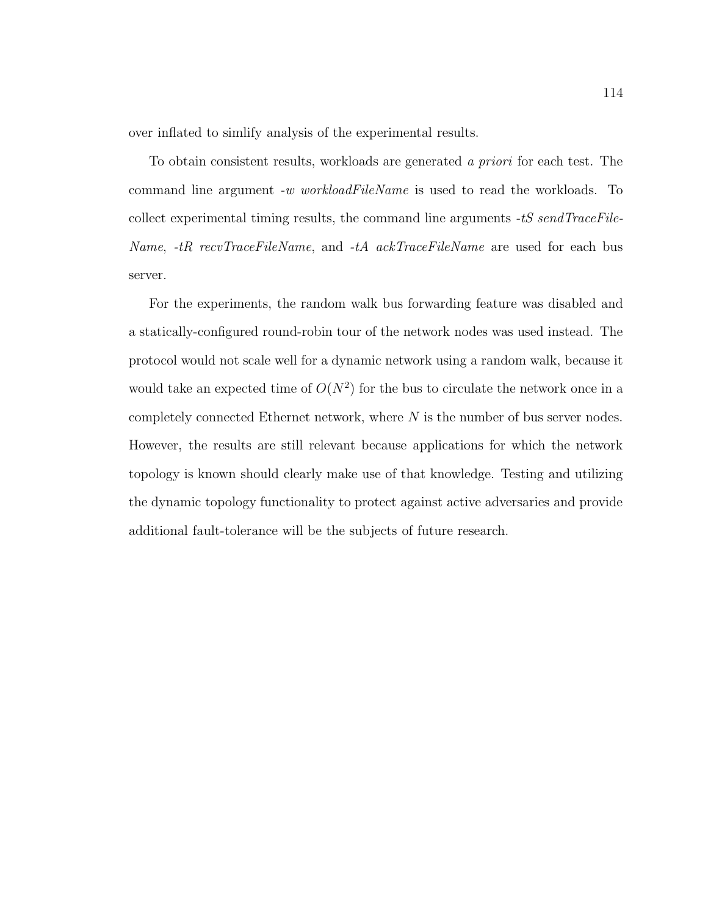over inflated to simlify analysis of the experimental results.

To obtain consistent results, workloads are generated *a priori* for each test. The command line argument *-w workloadFileName* is used to read the workloads. To collect experimental timing results, the command line arguments *-tS sendTraceFileName*, *-tR recvTraceFileName*, and *-tA ackTraceFileName* are used for each bus server.

For the experiments, the random walk bus forwarding feature was disabled and a statically-configured round-robin tour of the network nodes was used instead. The protocol would not scale well for a dynamic network using a random walk, because it would take an expected time of $O(N^2)$ for the bus to circulate the network once in a completely connected Ethernet network, where $N$ is the number of bus server nodes. However, the results are still relevant because applications for which the network topology is known should clearly make use of that knowledge. Testing and utilizing the dynamic topology functionality to protect against active adversaries and provide additional fault-tolerance will be the subjects of future research.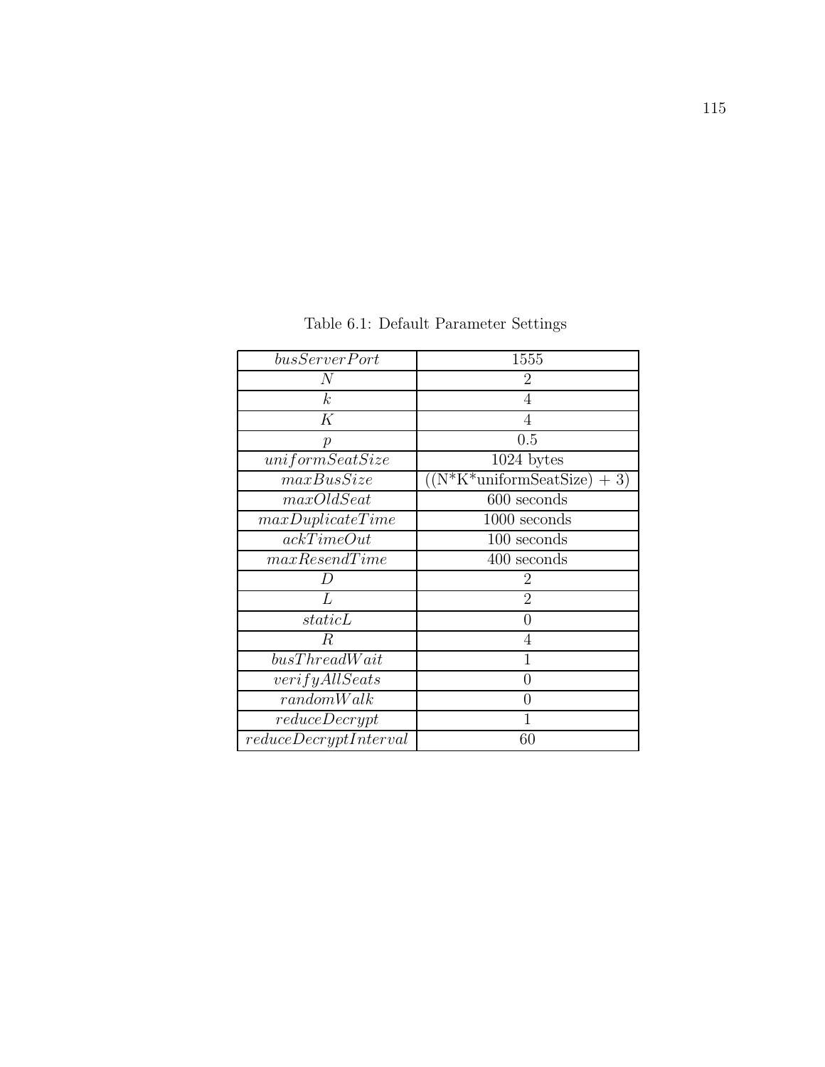Table 6.1: Default Parameter Settings

| | |
|---|---|
| $busServerPort$ | 1555 |
| $N$ | 2 |
| $k$ | 4 |
| $K$ | 4 |
| $p$ | 0.5 |
| $uniformSeatSize$ | 1024 bytes |
| $maxBusSize$ | ((N*K*uniformSeatSize) + 3) |
| $maxOldSeat$ | 600 seconds |
| $maxDuplicateTime$ | 1000 seconds |
| $ackTimeOut$ | 100 seconds |
| $maxResendTime$ | 400 seconds |
| $D$ | 2 |
| $L$ | 2 |
| $staticL$ | 0 |
| $R$ | 4 |
| $busThreadWait$ | 1 |
| $verifyAllSeats$ | 0 |
| $randomWalk$ | 0 |
| $reduceDecrypt$ | 1 |
| $reduceDecryptInterval$ | 60 |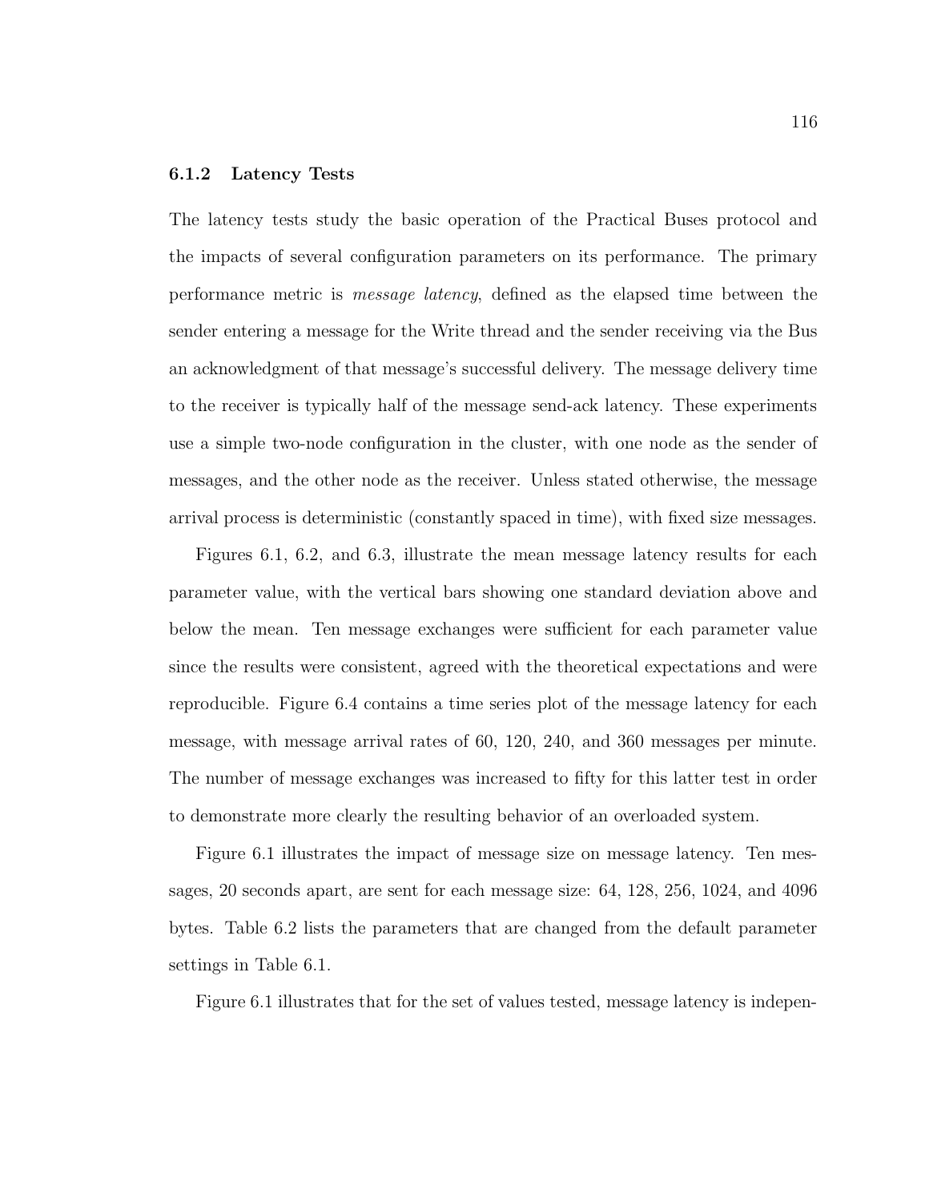### 6.1.2 Latency Tests

The latency tests study the basic operation of the Practical Buses protocol and the impacts of several configuration parameters on its performance. The primary performance metric is *message latency*, defined as the elapsed time between the sender entering a message for the Write thread and the sender receiving via the Bus an acknowledgment of that message's successful delivery. The message delivery time to the receiver is typically half of the message send-ack latency. These experiments use a simple two-node configuration in the cluster, with one node as the sender of messages, and the other node as the receiver. Unless stated otherwise, the message arrival process is deterministic (constantly spaced in time), with fixed size messages.

Figures 6.1, 6.2, and 6.3, illustrate the mean message latency results for each parameter value, with the vertical bars showing one standard deviation above and below the mean. Ten message exchanges were sufficient for each parameter value since the results were consistent, agreed with the theoretical expectations and were reproducible. Figure 6.4 contains a time series plot of the message latency for each message, with message arrival rates of 60, 120, 240, and 360 messages per minute. The number of message exchanges was increased to fifty for this latter test in order to demonstrate more clearly the resulting behavior of an overloaded system.

Figure 6.1 illustrates the impact of message size on message latency. Ten messages, 20 seconds apart, are sent for each message size: 64, 128, 256, 1024, and 4096 bytes. Table 6.2 lists the parameters that are changed from the default parameter settings in Table 6.1.

Figure 6.1 illustrates that for the set of values tested, message latency is indepen-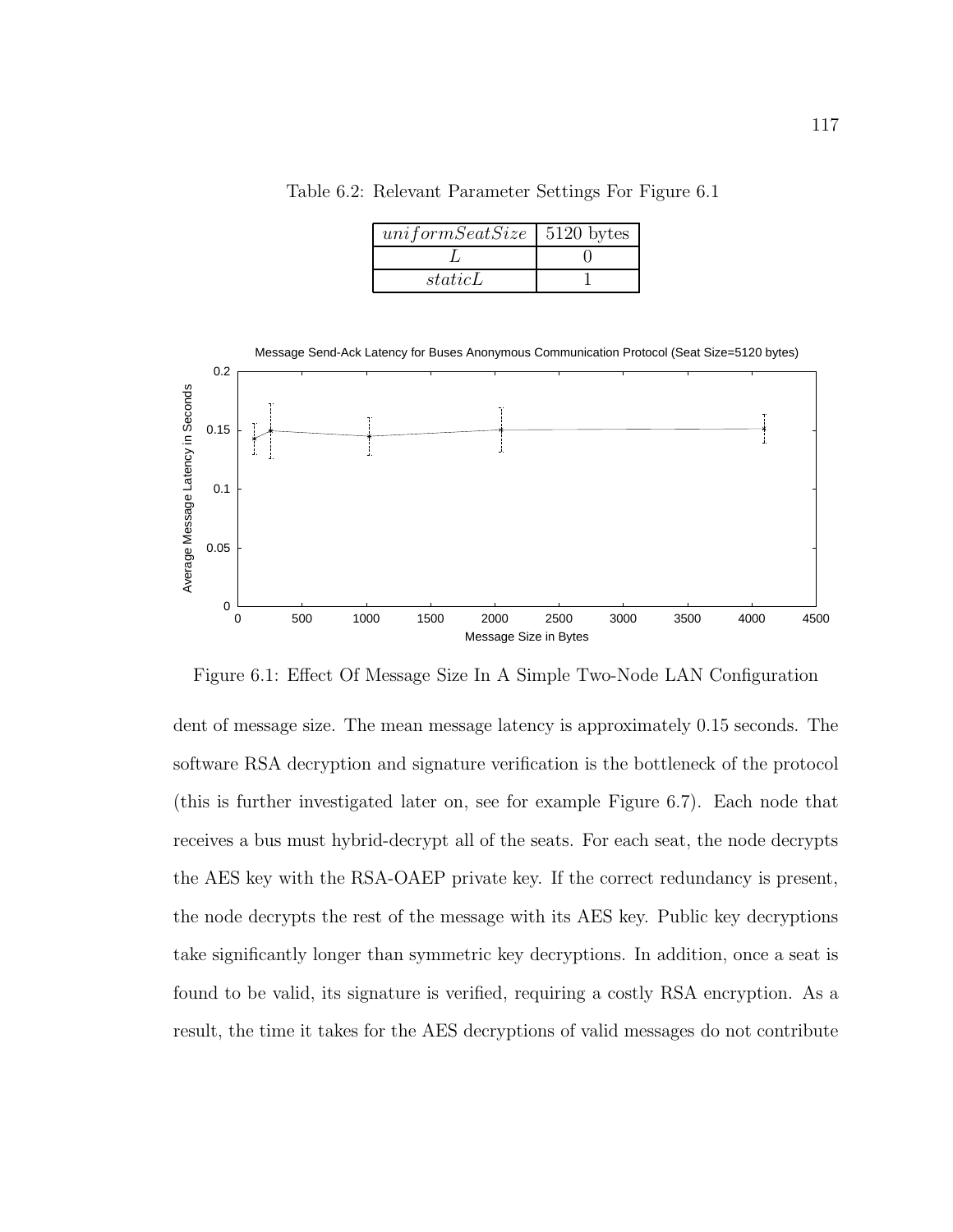Table 6.2: Relevant Parameter Settings For Figure 6.1

| $uniformSeatSize$ | 5120 bytes |
|---|---|
| $L$ | 0 |
| $staticL$ | 1 |

Figure 6.1: Effect Of Message Size In A Simple Two-Node LAN Configuration

dent of message size. The mean message latency is approximately 0.15 seconds. The software RSA decryption and signature verification is the bottleneck of the protocol (this is further investigated later on, see for example Figure 6.7). Each node that receives a bus must hybrid-decrypt all of the seats. For each seat, the node decrypts the AES key with the RSA-OAEP private key. If the correct redundancy is present, the node decrypts the rest of the message with its AES key. Public key decryptions take significantly longer than symmetric key decryptions. In addition, once a seat is found to be valid, its signature is verified, requiring a costly RSA encryption. As a result, the time it takes for the AES decryptions of valid messages do not contribute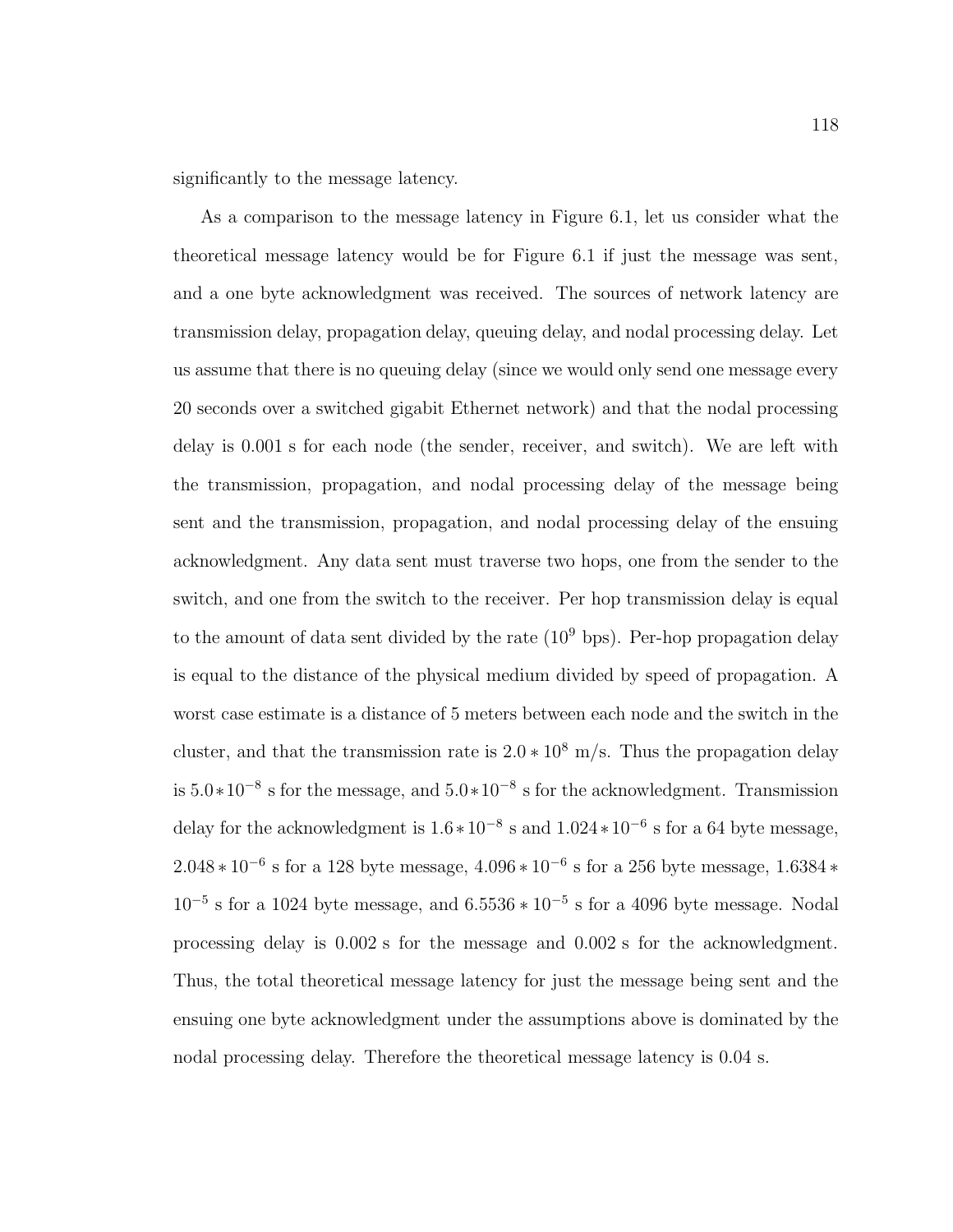significantly to the message latency.

As a comparison to the message latency in Figure 6.1, let us consider what the theoretical message latency would be for Figure 6.1 if just the message was sent, and a one byte acknowledgment was received. The sources of network latency are transmission delay, propagation delay, queuing delay, and nodal processing delay. Let us assume that there is no queuing delay (since we would only send one message every 20 seconds over a switched gigabit Ethernet network) and that the nodal processing delay is 0.001 s for each node (the sender, receiver, and switch). We are left with the transmission, propagation, and nodal processing delay of the message being sent and the transmission, propagation, and nodal processing delay of the ensuing acknowledgment. Any data sent must traverse two hops, one from the sender to the switch, and one from the switch to the receiver. Per hop transmission delay is equal to the amount of data sent divided by the rate ($10^9$ bps). Per-hop propagation delay is equal to the distance of the physical medium divided by speed of propagation. A worst case estimate is a distance of 5 meters between each node and the switch in the cluster, and that the transmission rate is $2.0 * 10^8$ m/s. Thus the propagation delay is $5.0 * 10^{-8}$ s for the message, and $5.0 * 10^{-8}$ s for the acknowledgment. Transmission delay for the acknowledgment is $1.6 * 10^{-8}$ s and $1.024 * 10^{-6}$ s for a 64 byte message, $2.048 * 10^{-6}$ s for a 128 byte message, $4.096 * 10^{-6}$ s for a 256 byte message, $1.6384 * 10^{-5}$ s for a 1024 byte message, and $6.5536 * 10^{-5}$ s for a 4096 byte message. Nodal processing delay is 0.002 s for the message and 0.002 s for the acknowledgment. Thus, the total theoretical message latency for just the message being sent and the ensuing one byte acknowledgment under the assumptions above is dominated by the nodal processing delay. Therefore the theoretical message latency is 0.04 s.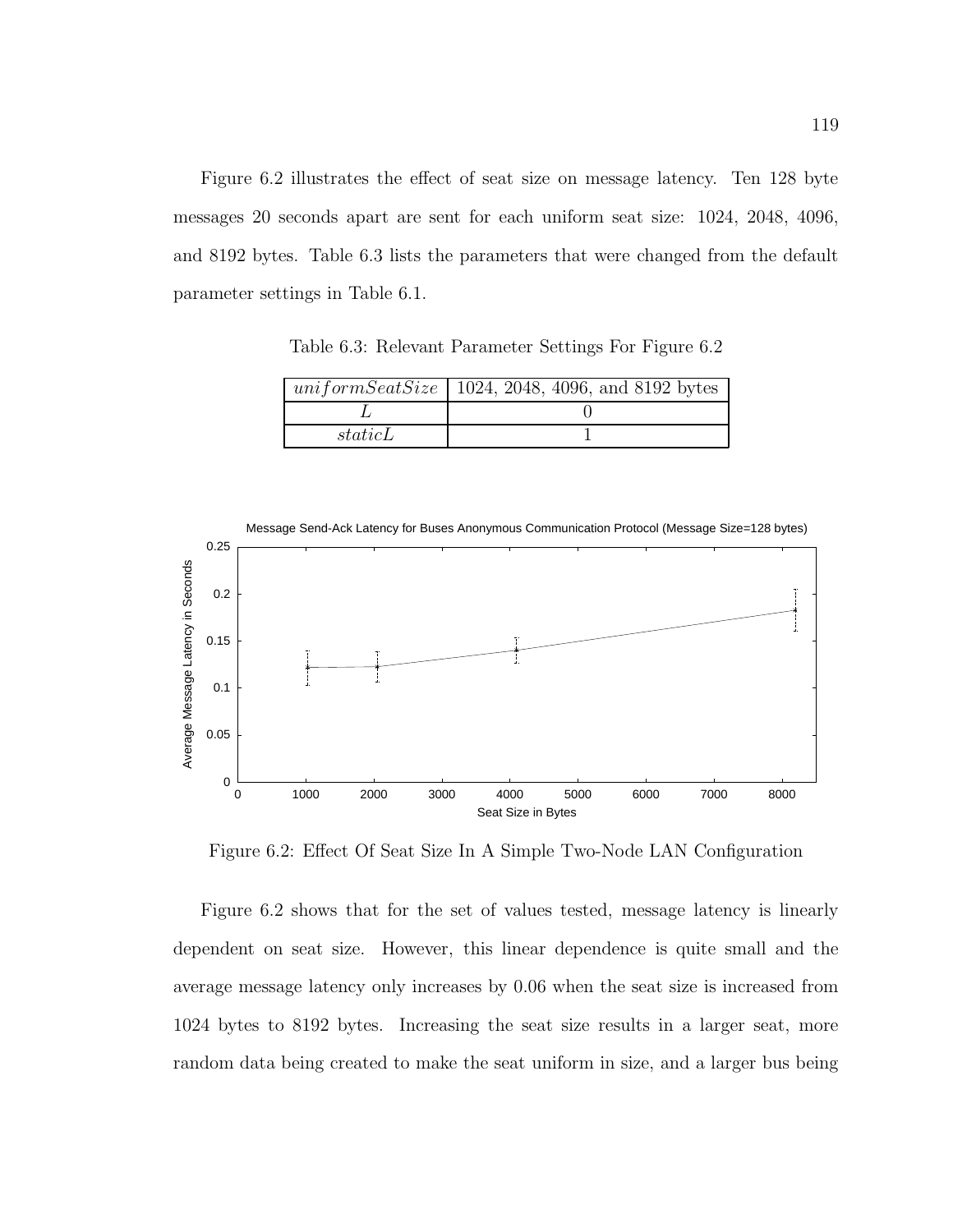Figure 6.2 illustrates the effect of seat size on message latency. Ten 128 byte messages 20 seconds apart are sent for each uniform seat size: 1024, 2048, 4096, and 8192 bytes. Table 6.3 lists the parameters that were changed from the default parameter settings in Table 6.1.

Table 6.3: Relevant Parameter Settings For Figure 6.2

| | |
|---|---|
| $uniformSeatSize$ | 1024, 2048, 4096, and 8192 bytes |
| $L$ | 0 |
| $staticL$ | 1 |

Figure 6.2: Effect Of Seat Size In A Simple Two-Node LAN Configuration

Figure 6.2 shows that for the set of values tested, message latency is linearly dependent on seat size. However, this linear dependence is quite small and the average message latency only increases by 0.06 when the seat size is increased from 1024 bytes to 8192 bytes. Increasing the seat size results in a larger seat, more random data being created to make the seat uniform in size, and a larger bus being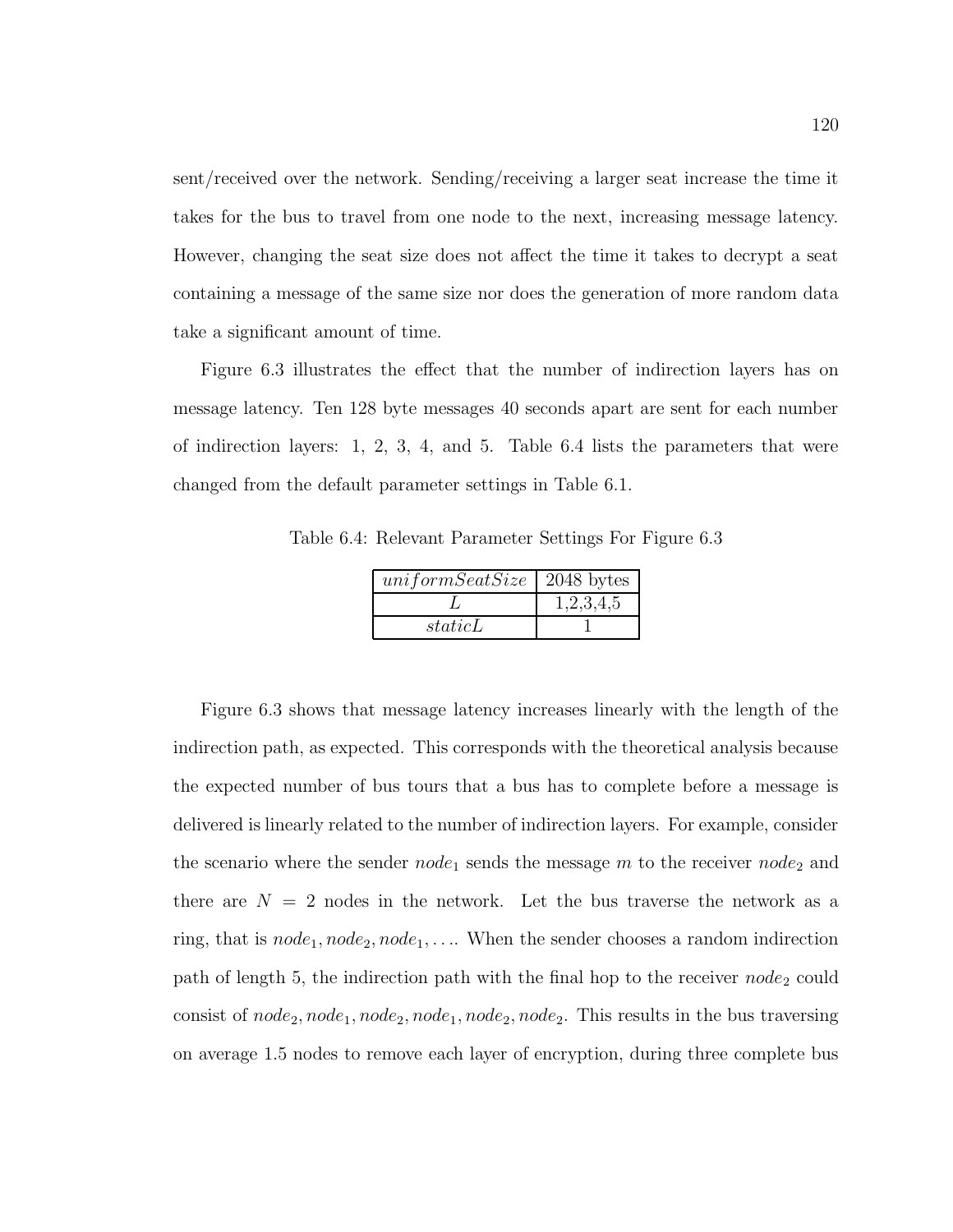sent/received over the network. Sending/receiving a larger seat increase the time it takes for the bus to travel from one node to the next, increasing message latency. However, changing the seat size does not affect the time it takes to decrypt a seat containing a message of the same size nor does the generation of more random data take a significant amount of time.

Figure 6.3 illustrates the effect that the number of indirection layers has on message latency. Ten 128 byte messages 40 seconds apart are sent for each number of indirection layers: 1, 2, 3, 4, and 5. Table 6.4 lists the parameters that were changed from the default parameter settings in Table 6.1.

Table 6.4: Relevant Parameter Settings For Figure 6.3

| | |
|---|---|
| $uniformSeatSize$ | 2048 bytes |
| $L$ | 1,2,3,4,5 |
| $staticL$ | 1 |

Figure 6.3 shows that message latency increases linearly with the length of the indirection path, as expected. This corresponds with the theoretical analysis because the expected number of bus tours that a bus has to complete before a message is delivered is linearly related to the number of indirection layers. For example, consider the scenario where the sender $node_1$ sends the message $m$ to the receiver $node_2$ and there are $N = 2$ nodes in the network. Let the bus traverse the network as a ring, that is $node_1, node_2, node_1, \ldots$. When the sender chooses a random indirection path of length 5, the indirection path with the final hop to the receiver $node_2$ could consist of $node_2, node_1, node_2, node_1, node_2, node_2$. This results in the bus traversing on average 1.5 nodes to remove each layer of encryption, during three complete bus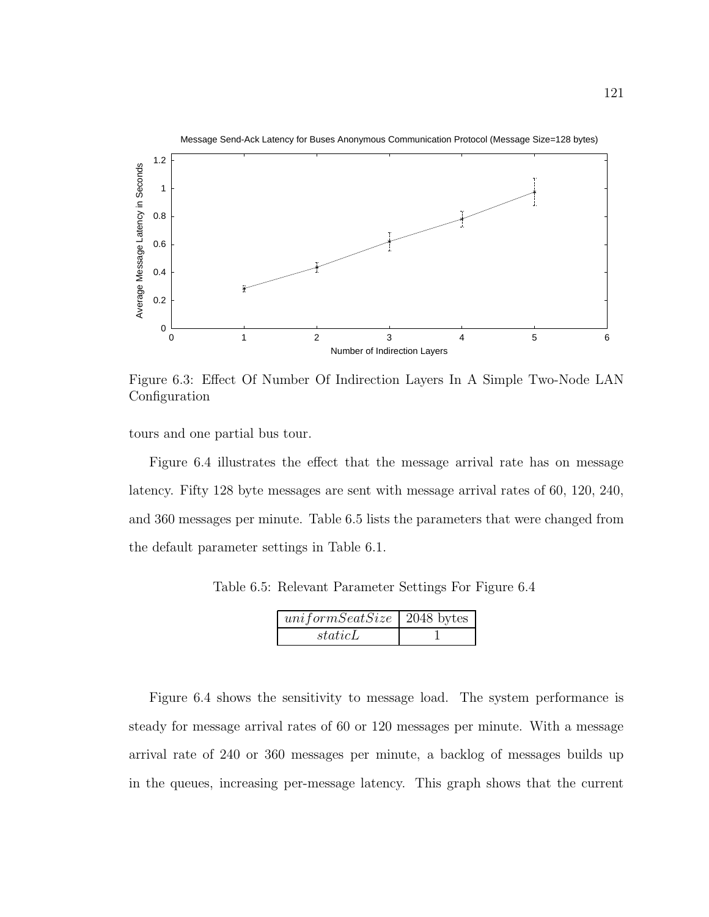Figure 6.3: Effect Of Number Of Indirection Layers In A Simple Two-Node LAN Configuration

tours and one partial bus tour.

Figure 6.4 illustrates the effect that the message arrival rate has on message latency. Fifty 128 byte messages are sent with message arrival rates of 60, 120, 240, and 360 messages per minute. Table 6.5 lists the parameters that were changed from the default parameter settings in Table 6.1.

Table 6.5: Relevant Parameter Settings For Figure 6.4

| | |
|---|---|
| $uniformSeatSize$ | 2048 bytes |
| $staticL$ | 1 |

Figure 6.4 shows the sensitivity to message load. The system performance is steady for message arrival rates of 60 or 120 messages per minute. With a message arrival rate of 240 or 360 messages per minute, a backlog of messages builds up in the queues, increasing per-message latency. This graph shows that the current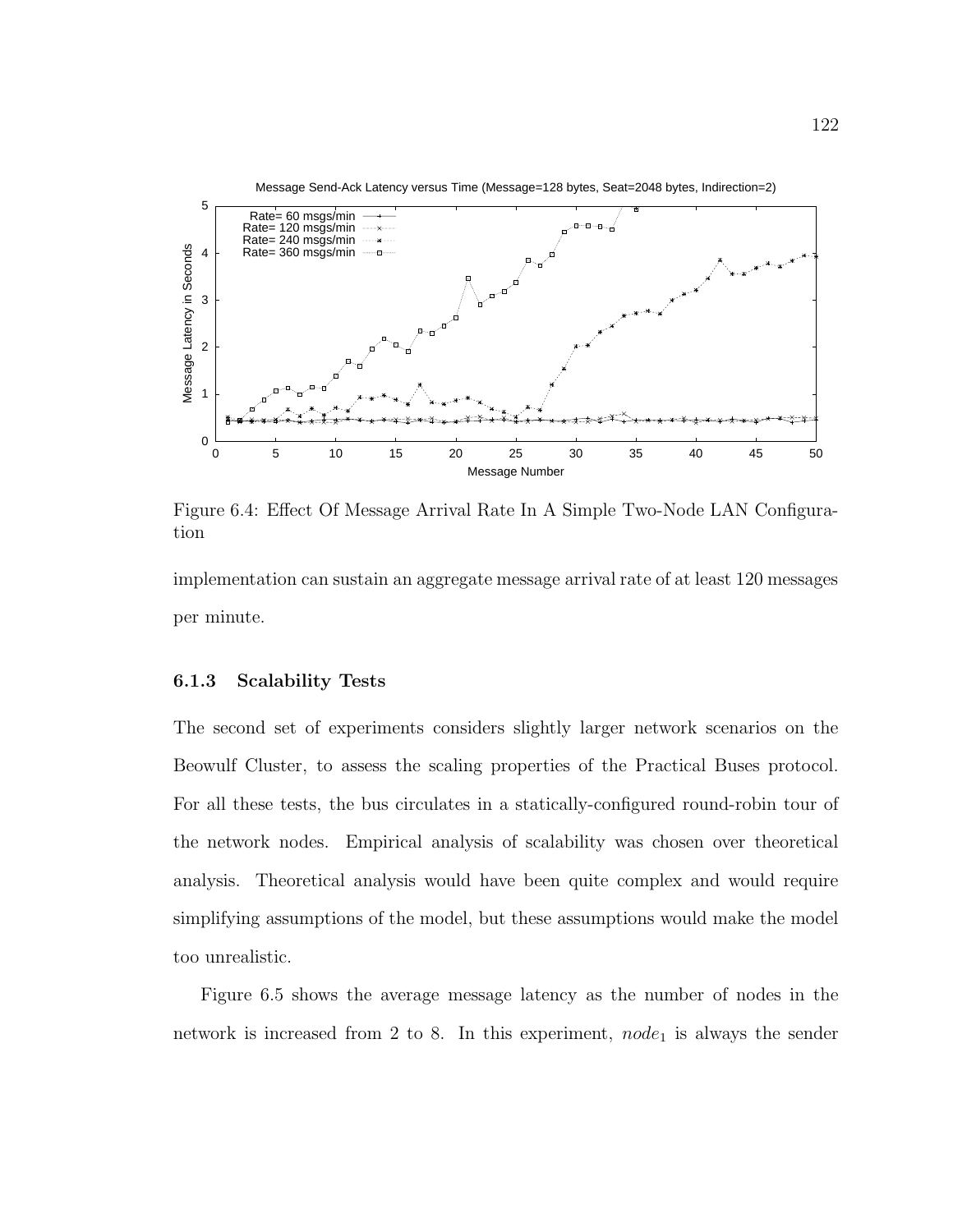Figure 6.4: Effect Of Message Arrival Rate In A Simple Two-Node LAN Configuration

implementation can sustain an aggregate message arrival rate of at least 120 messages per minute.

### 6.1.3 Scalability Tests

The second set of experiments considers slightly larger network scenarios on the Beowulf Cluster, to assess the scaling properties of the Practical Buses protocol. For all these tests, the bus circulates in a statically-configured round-robin tour of the network nodes. Empirical analysis of scalability was chosen over theoretical analysis. Theoretical analysis would have been quite complex and would require simplifying assumptions of the model, but these assumptions would make the model too unrealistic.

Figure 6.5 shows the average message latency as the number of nodes in the network is increased from 2 to 8. In this experiment, $node_1$ is always the sender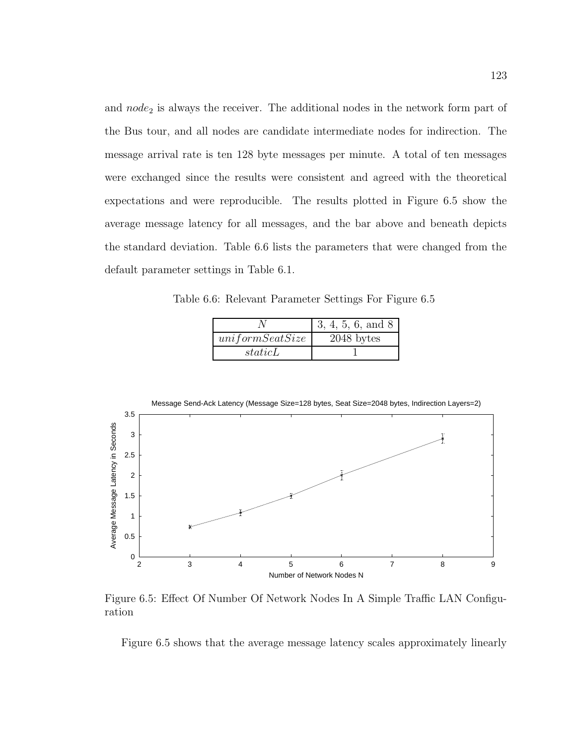and $node_2$ is always the receiver. The additional nodes in the network form part of the Bus tour, and all nodes are candidate intermediate nodes for indirection. The message arrival rate is ten 128 byte messages per minute. A total of ten messages were exchanged since the results were consistent and agreed with the theoretical expectations and were reproducible. The results plotted in Figure 6.5 show the average message latency for all messages, and the bar above and beneath depicts the standard deviation. Table 6.6 lists the parameters that were changed from the default parameter settings in Table 6.1.

Table 6.6: Relevant Parameter Settings For Figure 6.5

| $N$ | 3, 4, 5, 6, and 8 |
|---|---|
| $uniformSeatSize$ | 2048 bytes |
| $staticL$ | 1 |

Figure 6.5: Effect Of Number Of Network Nodes In A Simple Traffic LAN Configuration

Figure 6.5 shows that the average message latency scales approximately linearly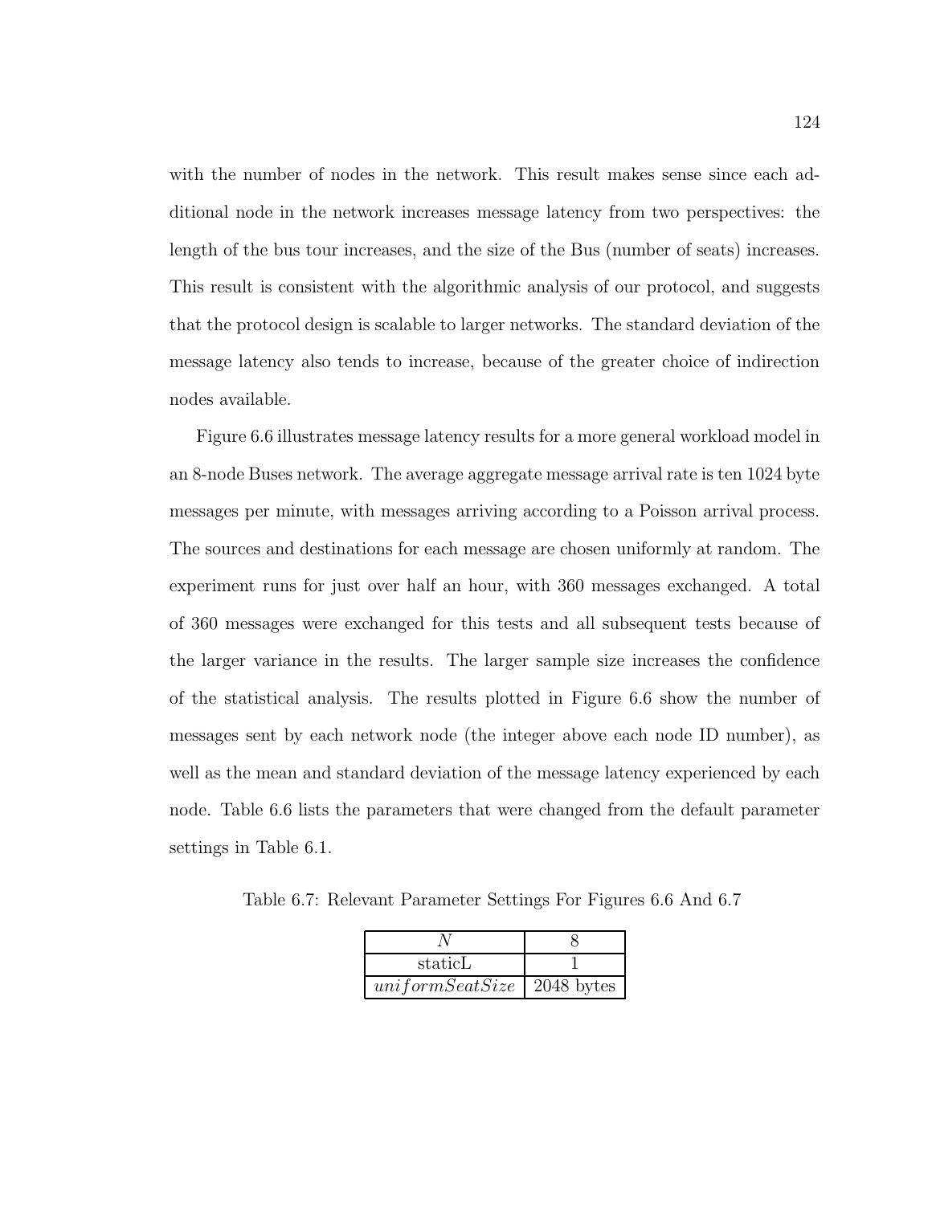with the number of nodes in the network. This result makes sense since each additional node in the network increases message latency from two perspectives: the length of the bus tour increases, and the size of the Bus (number of seats) increases. This result is consistent with the algorithmic analysis of our protocol, and suggests that the protocol design is scalable to larger networks. The standard deviation of the message latency also tends to increase, because of the greater choice of indirection nodes available.

Figure 6.6 illustrates message latency results for a more general workload model in an 8-node Buses network. The average aggregate message arrival rate is ten 1024 byte messages per minute, with messages arriving according to a Poisson arrival process. The sources and destinations for each message are chosen uniformly at random. The experiment runs for just over half an hour, with 360 messages exchanged. A total of 360 messages were exchanged for this tests and all subsequent tests because of the larger variance in the results. The larger sample size increases the confidence of the statistical analysis. The results plotted in Figure 6.6 show the number of messages sent by each network node (the integer above each node ID number), as well as the mean and standard deviation of the message latency experienced by each node. Table 6.6 lists the parameters that were changed from the default parameter settings in Table 6.1.

Table 6.7: Relevant Parameter Settings For Figures 6.6 And 6.7

| $N$ | 8 |
|---|---|
| staticL | 1 |
| $uniformSeatSize$ | 2048 bytes |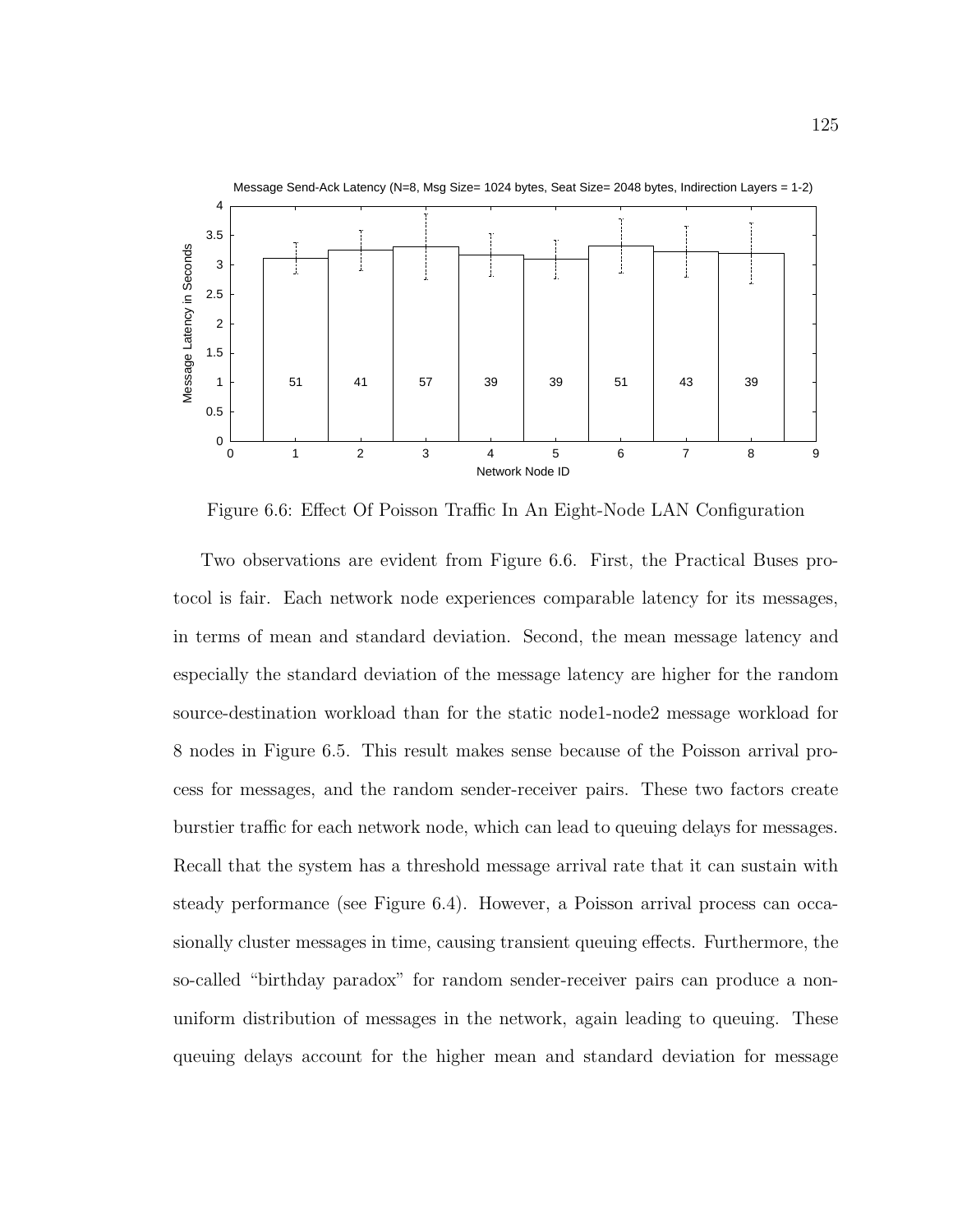Figure 6.6: Effect Of Poisson Traffic In An Eight-Node LAN Configuration

Two observations are evident from Figure 6.6. First, the Practical Buses protocol is fair. Each network node experiences comparable latency for its messages, in terms of mean and standard deviation. Second, the mean message latency and especially the standard deviation of the message latency are higher for the random source-destination workload than for the static node1-node2 message workload for 8 nodes in Figure 6.5. This result makes sense because of the Poisson arrival process for messages, and the random sender-receiver pairs. These two factors create burstier traffic for each network node, which can lead to queuing delays for messages. Recall that the system has a threshold message arrival rate that it can sustain with steady performance (see Figure 6.4). However, a Poisson arrival process can occasionally cluster messages in time, causing transient queuing effects. Furthermore, the so-called "birthday paradox" for random sender-receiver pairs can produce a non-uniform distribution of messages in the network, again leading to queuing. These queuing delays account for the higher mean and standard deviation for message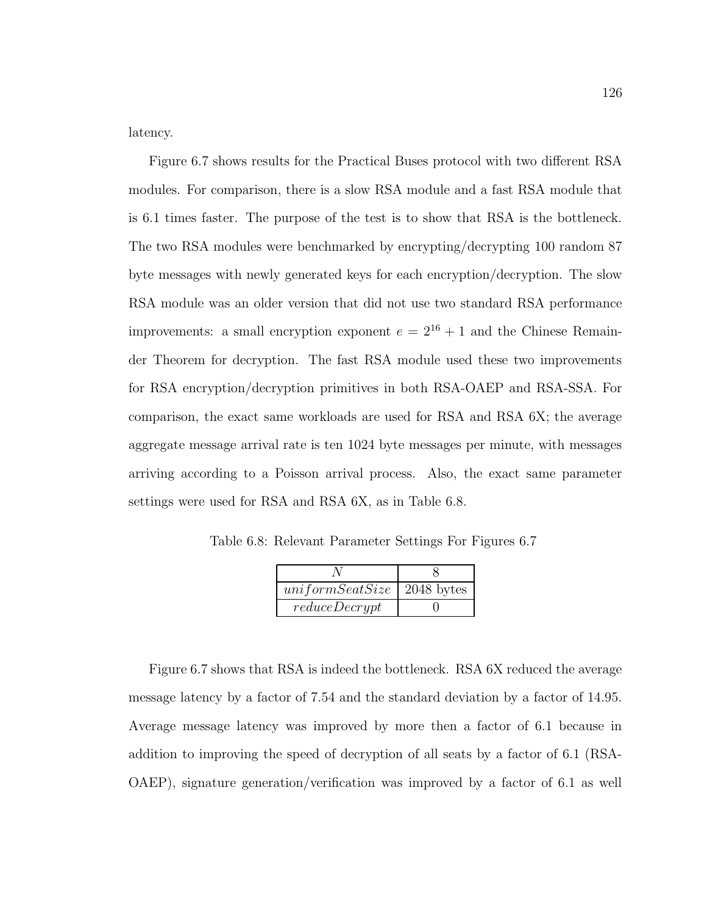latency.

Figure 6.7 shows results for the Practical Buses protocol with two different RSA modules. For comparison, there is a slow RSA module and a fast RSA module that is 6.1 times faster. The purpose of the test is to show that RSA is the bottleneck. The two RSA modules were benchmarked by encrypting/decrypting 100 random 87 byte messages with newly generated keys for each encryption/decryption. The slow RSA module was an older version that did not use two standard RSA performance improvements: a small encryption exponent $e = 2^{16} + 1$ and the Chinese Remainder Theorem for decryption. The fast RSA module used these two improvements for RSA encryption/decryption primitives in both RSA-OAEP and RSA-SSA. For comparison, the exact same workloads are used for RSA and RSA 6X; the average aggregate message arrival rate is ten 1024 byte messages per minute, with messages arriving according to a Poisson arrival process. Also, the exact same parameter settings were used for RSA and RSA 6X, as in Table 6.8.

Table 6.8: Relevant Parameter Settings For Figures 6.7

| $N$ | 8 |
|---|---|
| $uniformSeatSize$ | 2048 bytes |
| $reduceDecrypt$ | 0 |

Figure 6.7 shows that RSA is indeed the bottleneck. RSA 6X reduced the average message latency by a factor of 7.54 and the standard deviation by a factor of 14.95. Average message latency was improved by more then a factor of 6.1 because in addition to improving the speed of decryption of all seats by a factor of 6.1 (RSA-OAEP), signature generation/verification was improved by a factor of 6.1 as well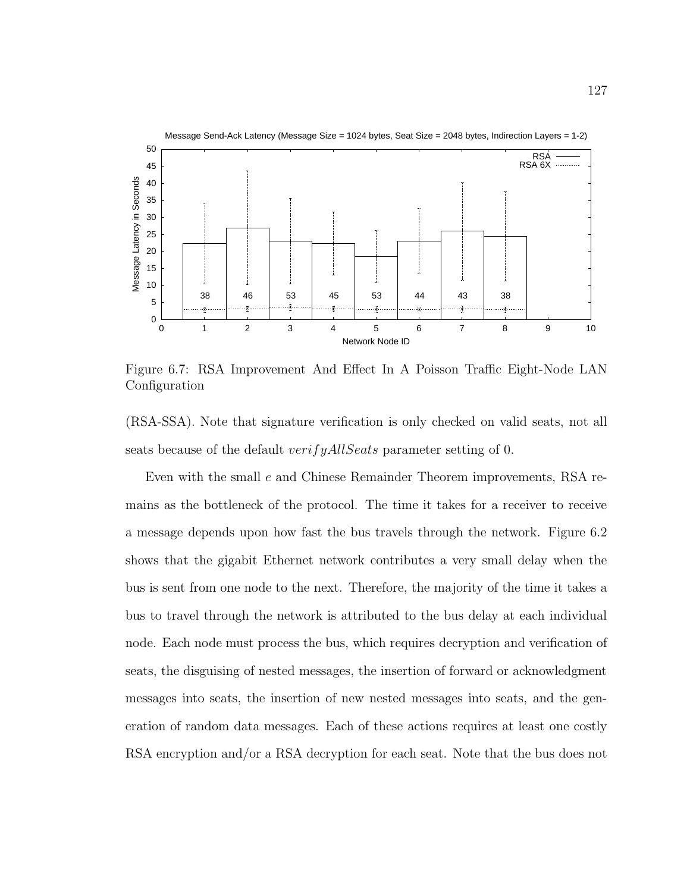Figure 6.7: RSA Improvement And Effect In A Poisson Traffic Eight-Node LAN Configuration

(RSA-SSA). Note that signature verification is only checked on valid seats, not all seats because of the default *verifyAllSeats* parameter setting of 0.

Even with the small $e$ and Chinese Remainder Theorem improvements, RSA remains as the bottleneck of the protocol. The time it takes for a receiver to receive a message depends upon how fast the bus travels through the network. Figure 6.2 shows that the gigabit Ethernet network contributes a very small delay when the bus is sent from one node to the next. Therefore, the majority of the time it takes a bus to travel through the network is attributed to the bus delay at each individual node. Each node must process the bus, which requires decryption and verification of seats, the disguising of nested messages, the insertion of forward or acknowledgment messages into seats, the insertion of new nested messages into seats, and the generation of random data messages. Each of these actions requires at least one costly RSA encryption and/or a RSA decryption for each seat. Note that the bus does not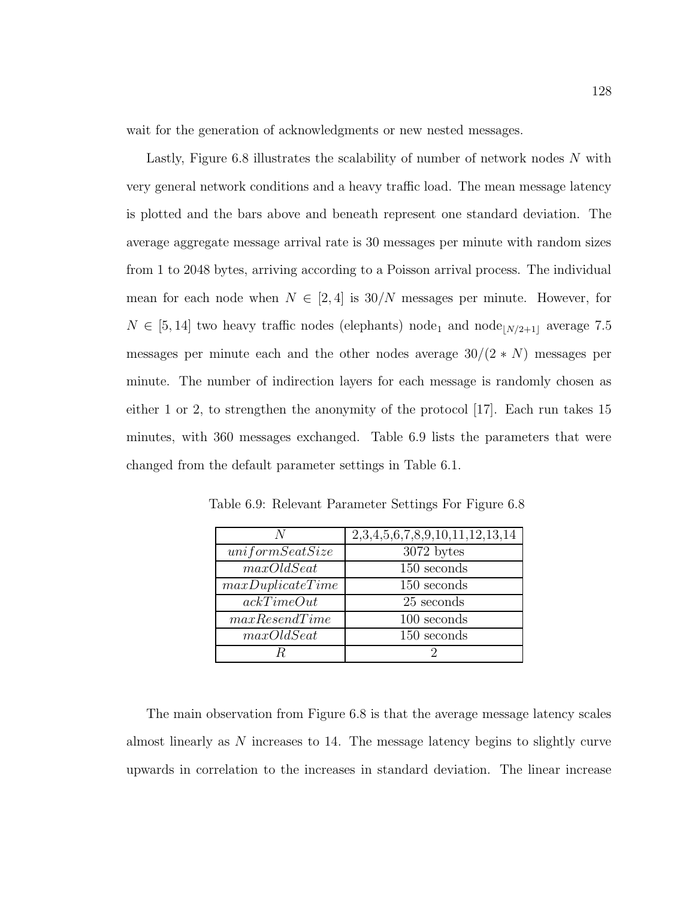wait for the generation of acknowledgments or new nested messages.

Lastly, Figure 6.8 illustrates the scalability of number of network nodes $N$ with very general network conditions and a heavy traffic load. The mean message latency is plotted and the bars above and beneath represent one standard deviation. The average aggregate message arrival rate is 30 messages per minute with random sizes from 1 to 2048 bytes, arriving according to a Poisson arrival process. The individual mean for each node when $N \in [2, 4]$ is $30/N$ messages per minute. However, for $N \in [5, 14]$ two heavy traffic nodes (elephants) $\text{node}_1$ and $\text{node}_{\lfloor N/2+1 \rfloor}$ average 7.5 messages per minute each and the other nodes average $30/(2 * N)$ messages per minute. The number of indirection layers for each message is randomly chosen as either 1 or 2, to strengthen the anonymity of the protocol [17]. Each run takes 15 minutes, with 360 messages exchanged. Table 6.9 lists the parameters that were changed from the default parameter settings in Table 6.1.

Table 6.9: Relevant Parameter Settings For Figure 6.8

| $N$ | 2,3,4,5,6,7,8,9,10,11,12,13,14 |
|---|---|
| $uniformSeatSize$ | 3072 bytes |
| $maxOldSeat$ | 150 seconds |
| $maxDuplicateTime$ | 150 seconds |
| $ackTimeOut$ | 25 seconds |
| $maxResendTime$ | 100 seconds |
| $maxOldSeat$ | 150 seconds |
| $R$ | 2 |

The main observation from Figure 6.8 is that the average message latency scales almost linearly as $N$ increases to 14. The message latency begins to slightly curve upwards in correlation to the increases in standard deviation. The linear increase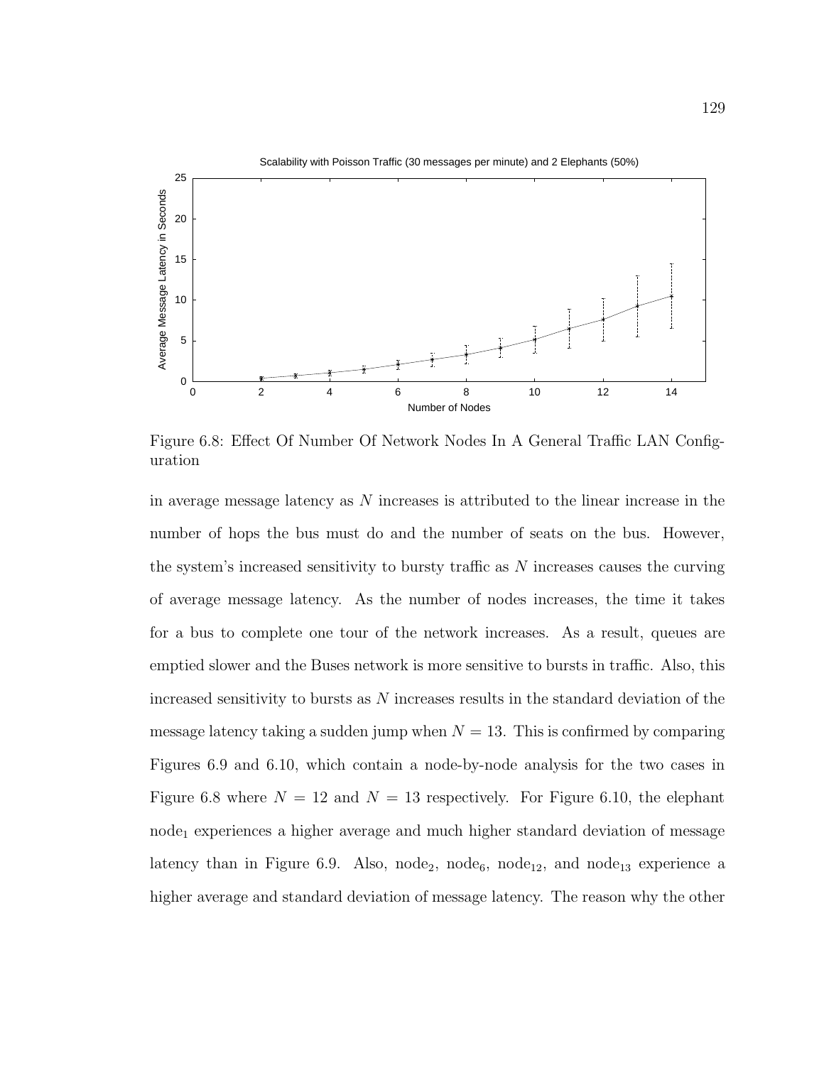Figure 6.8: Effect Of Number Of Network Nodes In A General Traffic LAN Configuration

in average message latency as $N$ increases is attributed to the linear increase in the number of hops the bus must do and the number of seats on the bus. However, the system's increased sensitivity to bursty traffic as $N$ increases causes the curving of average message latency. As the number of nodes increases, the time it takes for a bus to complete one tour of the network increases. As a result, queues are emptied slower and the Buses network is more sensitive to bursts in traffic. Also, this increased sensitivity to bursts as $N$ increases results in the standard deviation of the message latency taking a sudden jump when $N = 13$. This is confirmed by comparing Figures 6.9 and 6.10, which contain a node-by-node analysis for the two cases in Figure 6.8 where $N = 12$ and $N = 13$ respectively. For Figure 6.10, the elephant $\text{node}_1$ experiences a higher average and much higher standard deviation of message latency than in Figure 6.9. Also, $\text{node}_2$, $\text{node}_6$, $\text{node}_{12}$, and $\text{node}_{13}$ experience a higher average and standard deviation of message latency. The reason why the other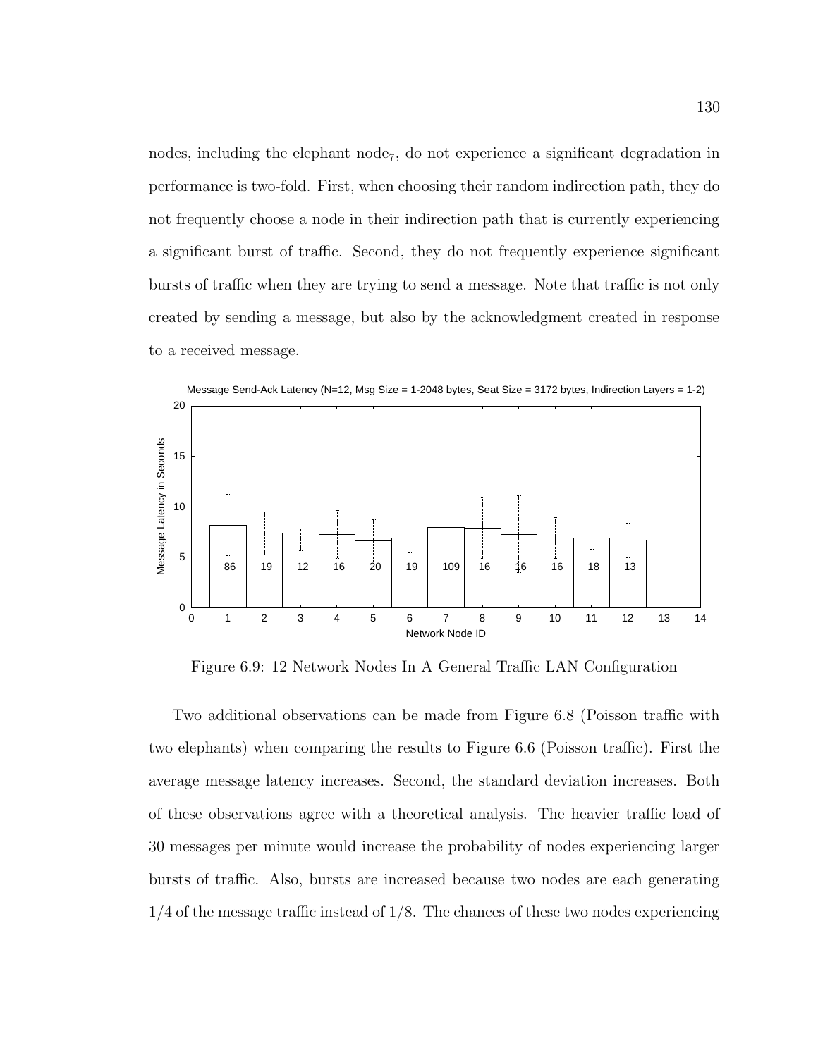nodes, including the elephant $\text{node}_7$, do not experience a significant degradation in performance is two-fold. First, when choosing their random indirection path, they do not frequently choose a node in their indirection path that is currently experiencing a significant burst of traffic. Second, they do not frequently experience significant bursts of traffic when they are trying to send a message. Note that traffic is not only created by sending a message, but also by the acknowledgment created in response to a received message.

Figure 6.9: 12 Network Nodes In A General Traffic LAN Configuration

Two additional observations can be made from Figure 6.8 (Poisson traffic with two elephants) when comparing the results to Figure 6.6 (Poisson traffic). First the average message latency increases. Second, the standard deviation increases. Both of these observations agree with a theoretical analysis. The heavier traffic load of 30 messages per minute would increase the probability of nodes experiencing larger bursts of traffic. Also, bursts are increased because two nodes are each generating 1/4 of the message traffic instead of 1/8. The chances of these two nodes experiencing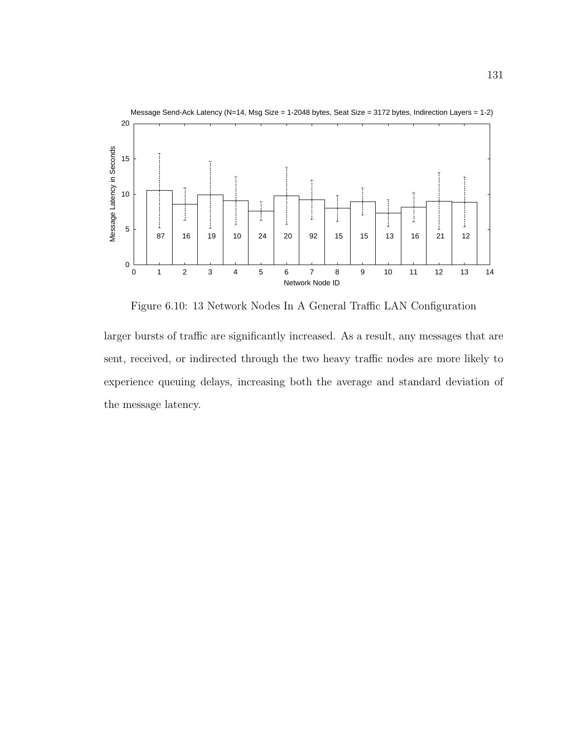Figure 6.10: 13 Network Nodes In A General Traffic LAN Configuration

larger bursts of traffic are significantly increased. As a result, any messages that are sent, received, or indirected through the two heavy traffic nodes are more likely to experience queuing delays, increasing both the average and standard deviation of the message latency.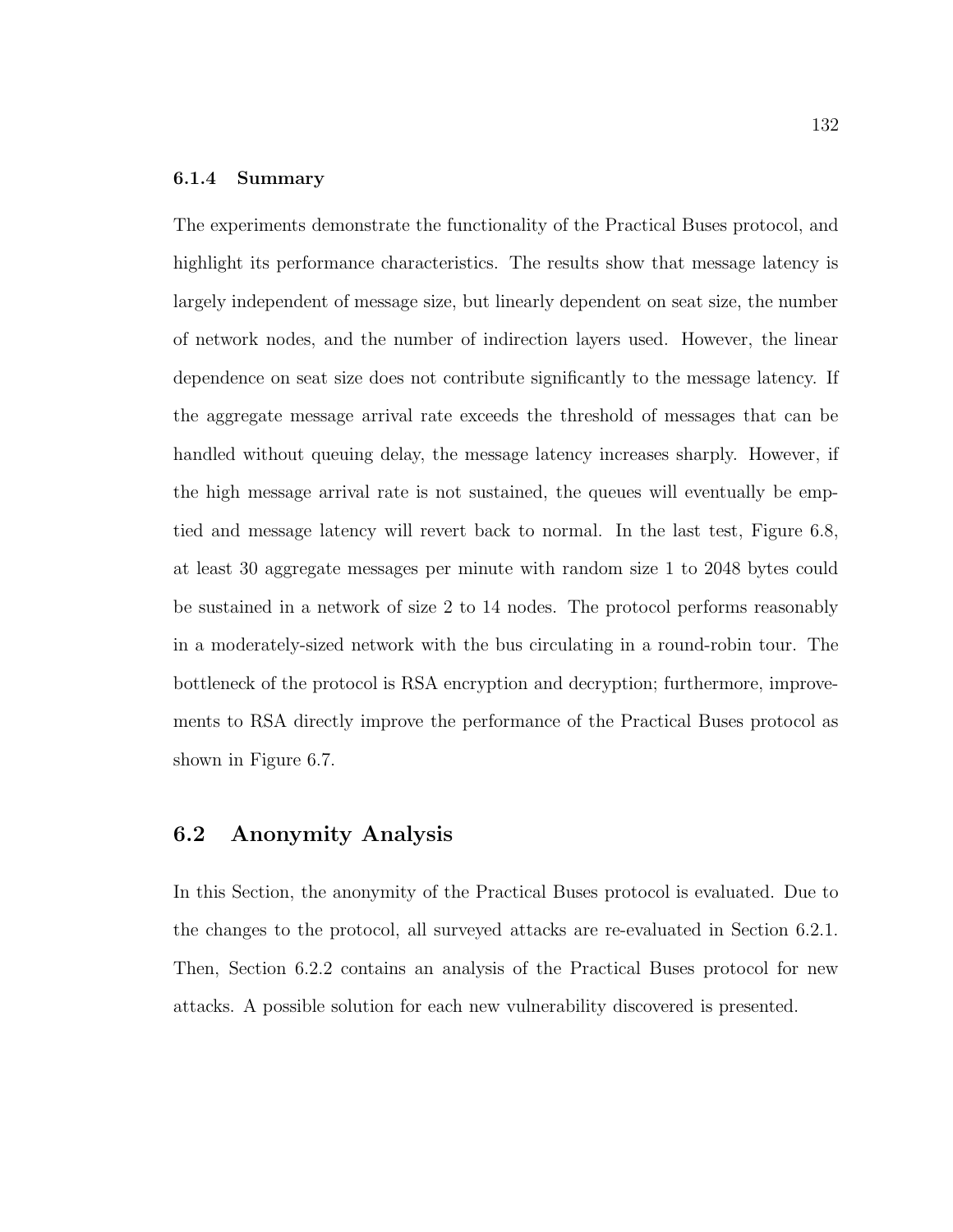### 6.1.4 Summary

The experiments demonstrate the functionality of the Practical Buses protocol, and highlight its performance characteristics. The results show that message latency is largely independent of message size, but linearly dependent on seat size, the number of network nodes, and the number of indirection layers used. However, the linear dependence on seat size does not contribute significantly to the message latency. If the aggregate message arrival rate exceeds the threshold of messages that can be handled without queuing delay, the message latency increases sharply. However, if the high message arrival rate is not sustained, the queues will eventually be emptied and message latency will revert back to normal. In the last test, Figure 6.8, at least 30 aggregate messages per minute with random size 1 to 2048 bytes could be sustained in a network of size 2 to 14 nodes. The protocol performs reasonably in a moderately-sized network with the bus circulating in a round-robin tour. The bottleneck of the protocol is RSA encryption and decryption; furthermore, improvements to RSA directly improve the performance of the Practical Buses protocol as shown in Figure 6.7.

## 6.2 Anonymity Analysis

In this Section, the anonymity of the Practical Buses protocol is evaluated. Due to the changes to the protocol, all surveyed attacks are re-evaluated in Section 6.2.1. Then, Section 6.2.2 contains an analysis of the Practical Buses protocol for new attacks. A possible solution for each new vulnerability discovered is presented.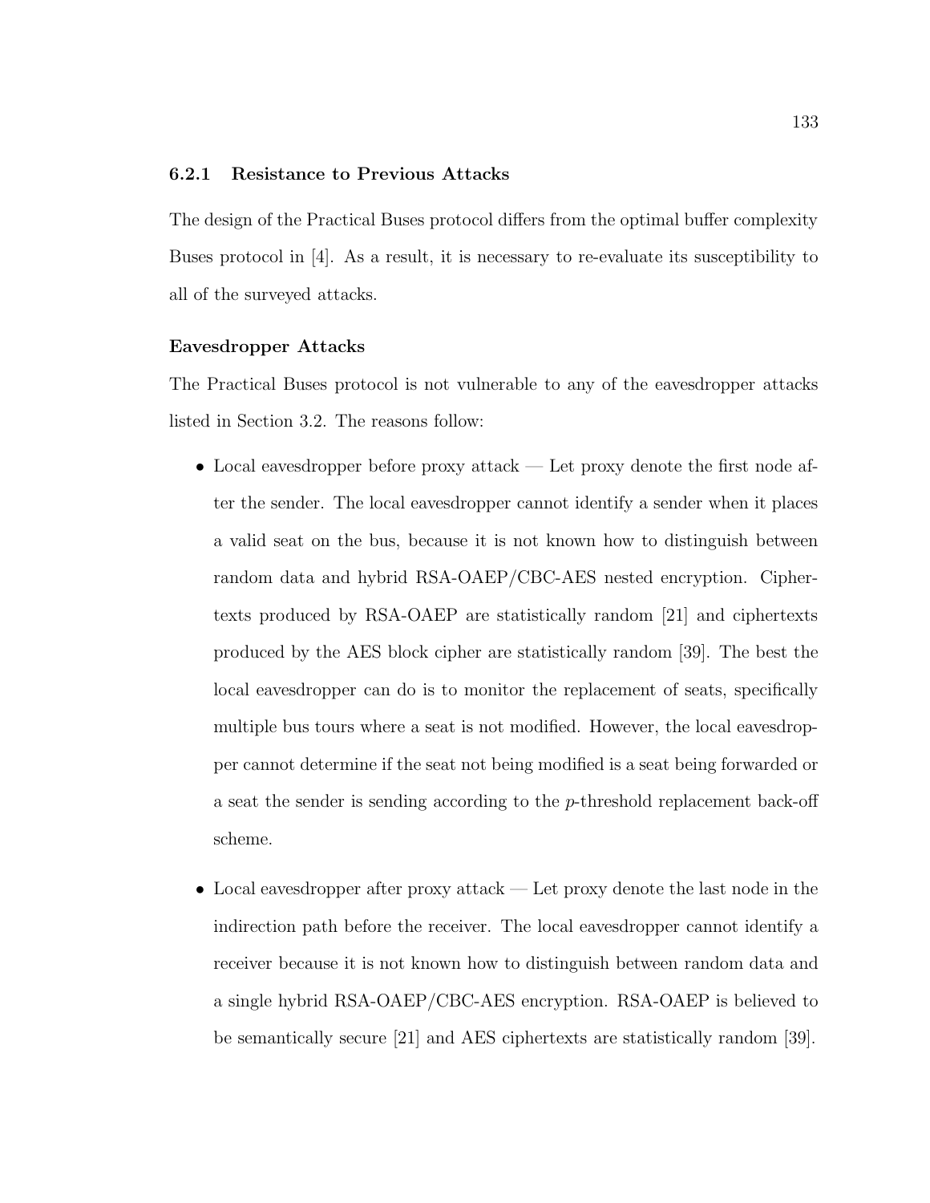### 6.2.1 Resistance to Previous Attacks

The design of the Practical Buses protocol differs from the optimal buffer complexity Buses protocol in [4]. As a result, it is necessary to re-evaluate its susceptibility to all of the surveyed attacks.

#### Eavesdropper Attacks

The Practical Buses protocol is not vulnerable to any of the eavesdropper attacks listed in Section 3.2. The reasons follow:

- Local eavesdropper before proxy attack — Let proxy denote the first node after the sender. The local eavesdropper cannot identify a sender when it places a valid seat on the bus, because it is not known how to distinguish between random data and hybrid RSA-OAEP/CBC-AES nested encryption. Ciphertexts produced by RSA-OAEP are statistically random [21] and ciphertexts produced by the AES block cipher are statistically random [39]. The best the local eavesdropper can do is to monitor the replacement of seats, specifically multiple bus tours where a seat is not modified. However, the local eavesdropper cannot determine if the seat not being modified is a seat being forwarded or a seat the sender is sending according to the $p$-threshold replacement back-off scheme.
- Local eavesdropper after proxy attack — Let proxy denote the last node in the indirection path before the receiver. The local eavesdropper cannot identify a receiver because it is not known how to distinguish between random data and a single hybrid RSA-OAEP/CBC-AES encryption. RSA-OAEP is believed to be semantically secure [21] and AES ciphertexts are statistically random [39].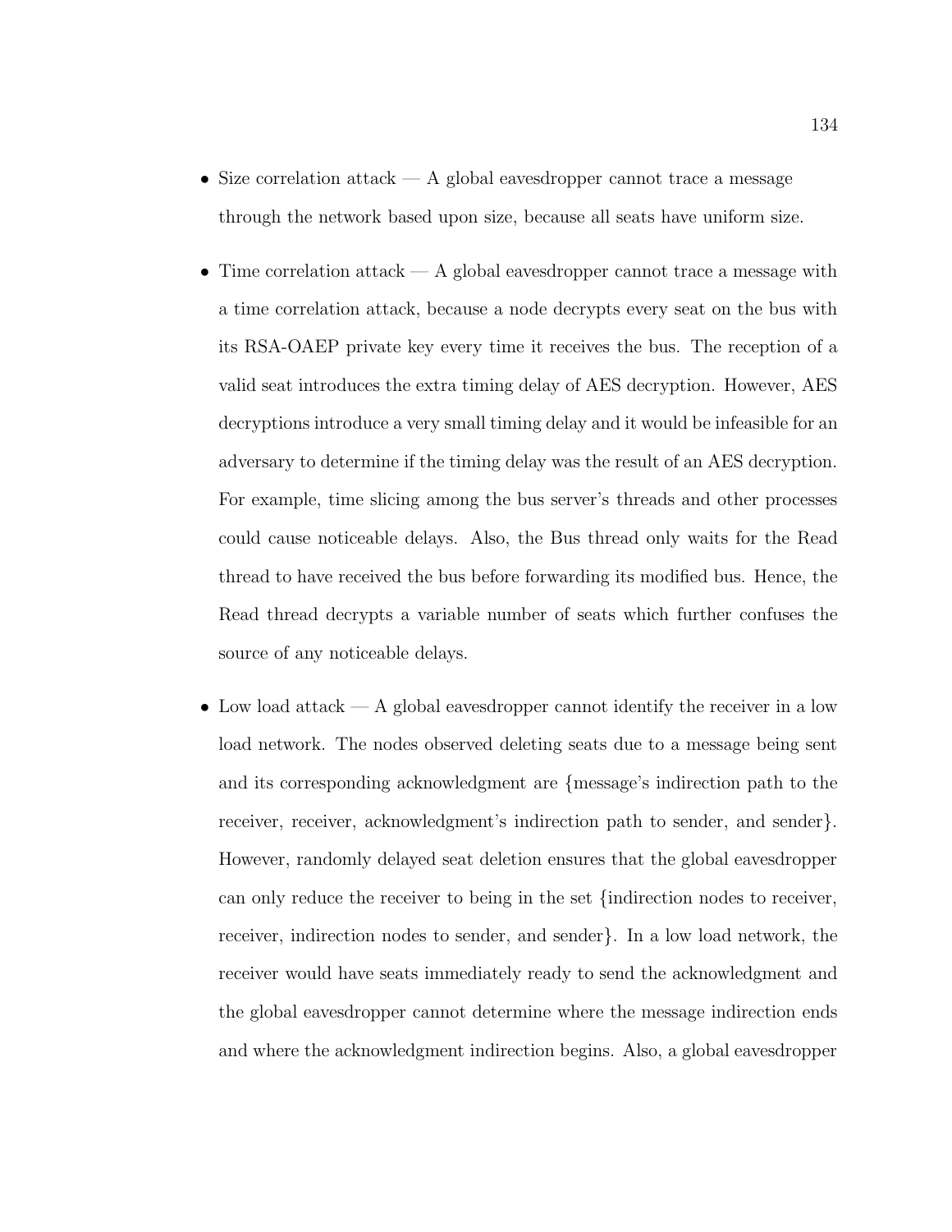- Size correlation attack — A global eavesdropper cannot trace a message through the network based upon size, because all seats have uniform size.

- Time correlation attack — A global eavesdropper cannot trace a message with a time correlation attack, because a node decrypts every seat on the bus with its RSA-OAEP private key every time it receives the bus. The reception of a valid seat introduces the extra timing delay of AES decryption. However, AES decryptions introduce a very small timing delay and it would be infeasible for an adversary to determine if the timing delay was the result of an AES decryption. For example, time slicing among the bus server's threads and other processes could cause noticeable delays. Also, the Bus thread only waits for the Read thread to have received the bus before forwarding its modified bus. Hence, the Read thread decrypts a variable number of seats which further confuses the source of any noticeable delays.

- Low load attack — A global eavesdropper cannot identify the receiver in a low load network. The nodes observed deleting seats due to a message being sent and its corresponding acknowledgment are {message's indirection path to the receiver, receiver, acknowledgment's indirection path to sender, and sender}. However, randomly delayed seat deletion ensures that the global eavesdropper can only reduce the receiver to being in the set {indirection nodes to receiver, receiver, indirection nodes to sender, and sender}. In a low load network, the receiver would have seats immediately ready to send the acknowledgment and the global eavesdropper cannot determine where the message indirection ends and where the acknowledgment indirection begins. Also, a global eavesdropper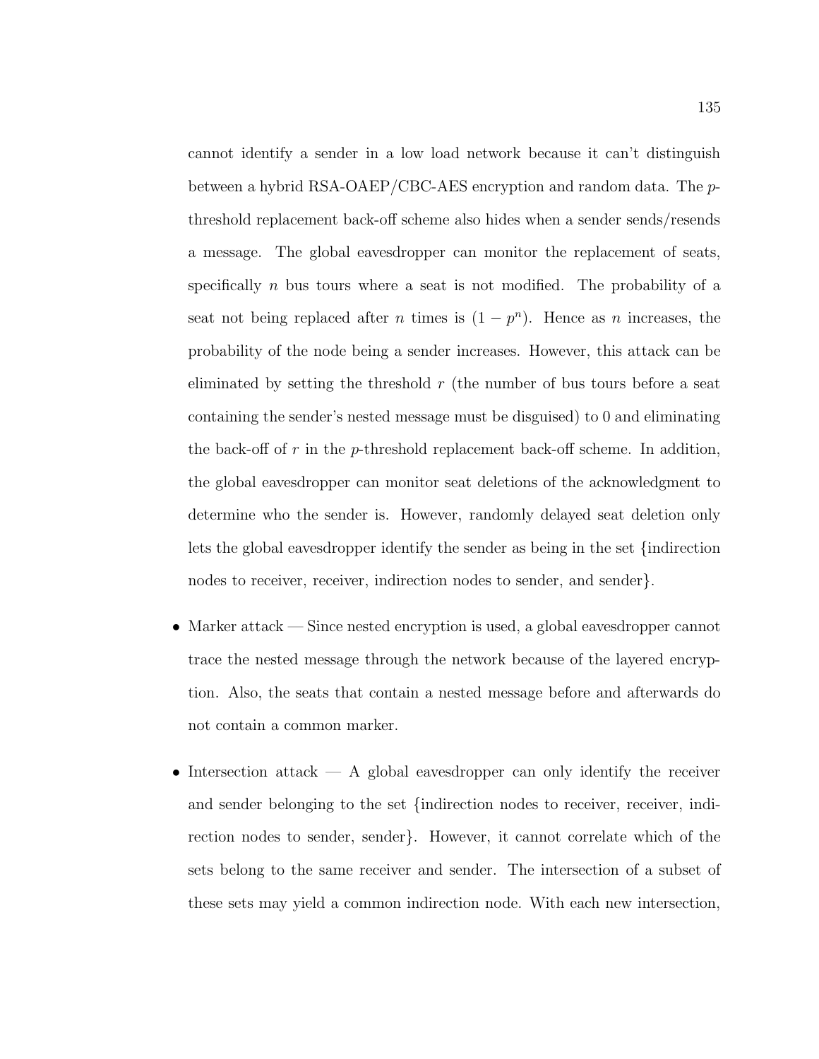cannot identify a sender in a low load network because it can't distinguish between a hybrid RSA-OAEP/CBC-AES encryption and random data. The $p$-threshold replacement back-off scheme also hides when a sender sends/resends a message. The global eavesdropper can monitor the replacement of seats, specifically $n$ bus tours where a seat is not modified. The probability of a seat not being replaced after $n$ times is $(1 - p^n)$. Hence as $n$ increases, the probability of the node being a sender increases. However, this attack can be eliminated by setting the threshold $r$ (the number of bus tours before a seat containing the sender's nested message must be disguised) to 0 and eliminating the back-off of $r$ in the $p$-threshold replacement back-off scheme. In addition, the global eavesdropper can monitor seat deletions of the acknowledgment to determine who the sender is. However, randomly delayed seat deletion only lets the global eavesdropper identify the sender as being in the set {indirection nodes to receiver, receiver, indirection nodes to sender, and sender}.

- Marker attack — Since nested encryption is used, a global eavesdropper cannot trace the nested message through the network because of the layered encryption. Also, the seats that contain a nested message before and afterwards do not contain a common marker.

- Intersection attack — A global eavesdropper can only identify the receiver and sender belonging to the set {indirection nodes to receiver, receiver, indirection nodes to sender, sender}. However, it cannot correlate which of the sets belong to the same receiver and sender. The intersection of a subset of these sets may yield a common indirection node. With each new intersection,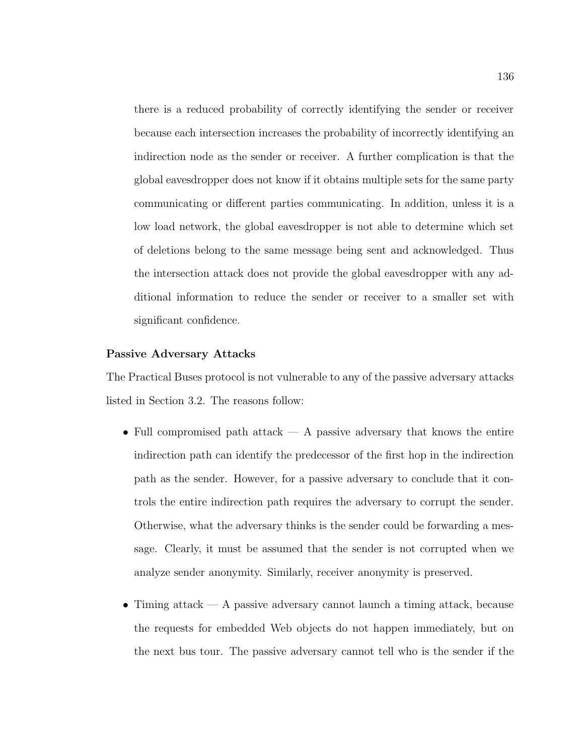there is a reduced probability of correctly identifying the sender or receiver because each intersection increases the probability of incorrectly identifying an indirection node as the sender or receiver. A further complication is that the global eavesdropper does not know if it obtains multiple sets for the same party communicating or different parties communicating. In addition, unless it is a low load network, the global eavesdropper is not able to determine which set of deletions belong to the same message being sent and acknowledged. Thus the intersection attack does not provide the global eavesdropper with any additional information to reduce the sender or receiver to a smaller set with significant confidence.

**Passive Adversary Attacks**

The Practical Buses protocol is not vulnerable to any of the passive adversary attacks listed in Section 3.2. The reasons follow:

- Full compromised path attack — A passive adversary that knows the entire indirection path can identify the predecessor of the first hop in the indirection path as the sender. However, for a passive adversary to conclude that it controls the entire indirection path requires the adversary to corrupt the sender. Otherwise, what the adversary thinks is the sender could be forwarding a message. Clearly, it must be assumed that the sender is not corrupted when we analyze sender anonymity. Similarly, receiver anonymity is preserved.

- Timing attack — A passive adversary cannot launch a timing attack, because the requests for embedded Web objects do not happen immediately, but on the next bus tour. The passive adversary cannot tell who is the sender if the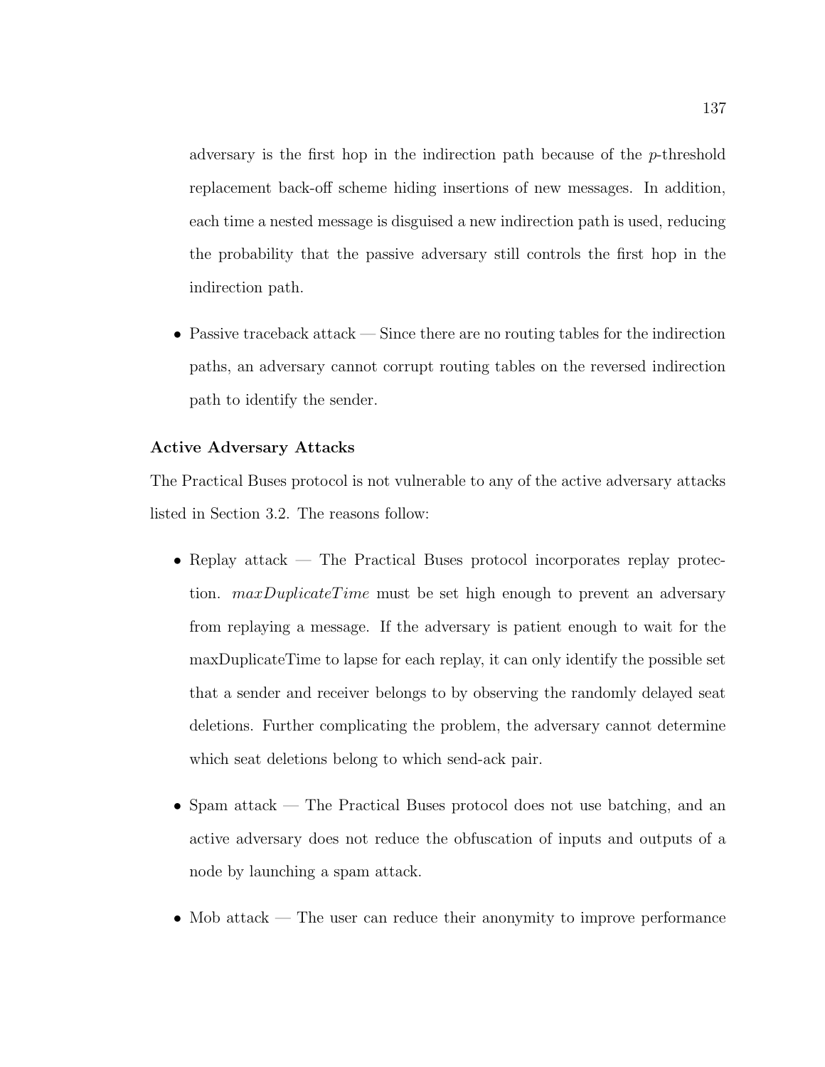adversary is the first hop in the indirection path because of the $p$-threshold replacement back-off scheme hiding insertions of new messages. In addition, each time a nested message is disguised a new indirection path is used, reducing the probability that the passive adversary still controls the first hop in the indirection path.

- Passive traceback attack — Since there are no routing tables for the indirection paths, an adversary cannot corrupt routing tables on the reversed indirection path to identify the sender.

**Active Adversary Attacks**

The Practical Buses protocol is not vulnerable to any of the active adversary attacks listed in Section 3.2. The reasons follow:

- Replay attack — The Practical Buses protocol incorporates replay protection. $maxDuplicateTime$ must be set high enough to prevent an adversary from replaying a message. If the adversary is patient enough to wait for the maxDuplicateTime to lapse for each replay, it can only identify the possible set that a sender and receiver belongs to by observing the randomly delayed seat deletions. Further complicating the problem, the adversary cannot determine which seat deletions belong to which send-ack pair.

- Spam attack — The Practical Buses protocol does not use batching, and an active adversary does not reduce the obfuscation of inputs and outputs of a node by launching a spam attack.

- Mob attack — The user can reduce their anonymity to improve performance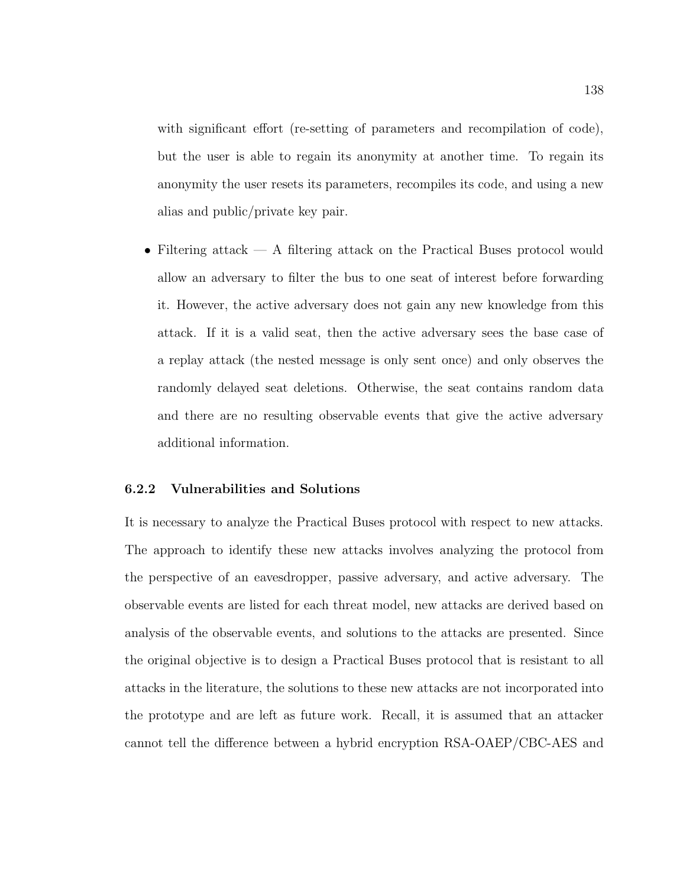with significant effort (re-setting of parameters and recompilation of code), but the user is able to regain its anonymity at another time. To regain its anonymity the user resets its parameters, recompiles its code, and using a new alias and public/private key pair.

- Filtering attack — A filtering attack on the Practical Buses protocol would allow an adversary to filter the bus to one seat of interest before forwarding it. However, the active adversary does not gain any new knowledge from this attack. If it is a valid seat, then the active adversary sees the base case of a replay attack (the nested message is only sent once) and only observes the randomly delayed seat deletions. Otherwise, the seat contains random data and there are no resulting observable events that give the active adversary additional information.

### 6.2.2 Vulnerabilities and Solutions

It is necessary to analyze the Practical Buses protocol with respect to new attacks. The approach to identify these new attacks involves analyzing the protocol from the perspective of an eavesdropper, passive adversary, and active adversary. The observable events are listed for each threat model, new attacks are derived based on analysis of the observable events, and solutions to the attacks are presented. Since the original objective is to design a Practical Buses protocol that is resistant to all attacks in the literature, the solutions to these new attacks are not incorporated into the prototype and are left as future work. Recall, it is assumed that an attacker cannot tell the difference between a hybrid encryption RSA-OAEP/CBC-AES and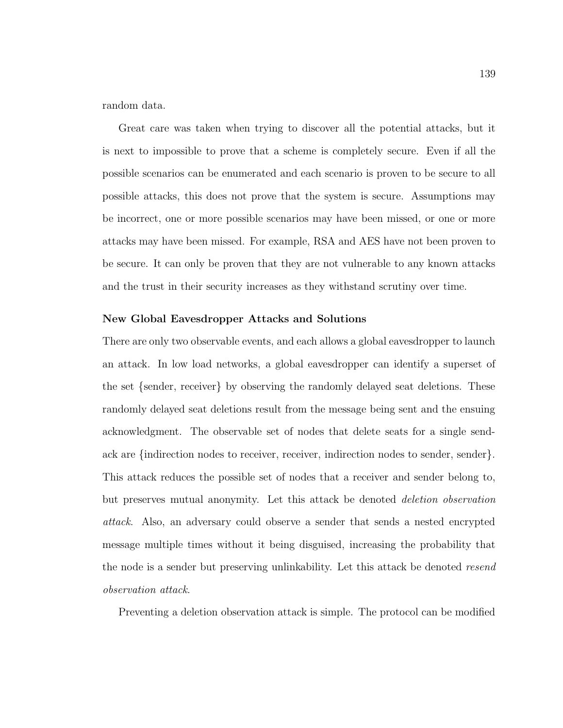random data.

Great care was taken when trying to discover all the potential attacks, but it is next to impossible to prove that a scheme is completely secure. Even if all the possible scenarios can be enumerated and each scenario is proven to be secure to all possible attacks, this does not prove that the system is secure. Assumptions may be incorrect, one or more possible scenarios may have been missed, or one or more attacks may have been missed. For example, RSA and AES have not been proven to be secure. It can only be proven that they are not vulnerable to any known attacks and the trust in their security increases as they withstand scrutiny over time.

**New Global Eavesdropper Attacks and Solutions**

There are only two observable events, and each allows a global eavesdropper to launch an attack. In low load networks, a global eavesdropper can identify a superset of the set {sender, receiver} by observing the randomly delayed seat deletions. These randomly delayed seat deletions result from the message being sent and the ensuing acknowledgment. The observable set of nodes that delete seats for a single send-ack are {indirection nodes to receiver, receiver, indirection nodes to sender, sender}. This attack reduces the possible set of nodes that a receiver and sender belong to, but preserves mutual anonymity. Let this attack be denoted *deletion observation attack*. Also, an adversary could observe a sender that sends a nested encrypted message multiple times without it being disguised, increasing the probability that the node is a sender but preserving unlinkability. Let this attack be denoted *resend observation attack*.

Preventing a deletion observation attack is simple. The protocol can be modified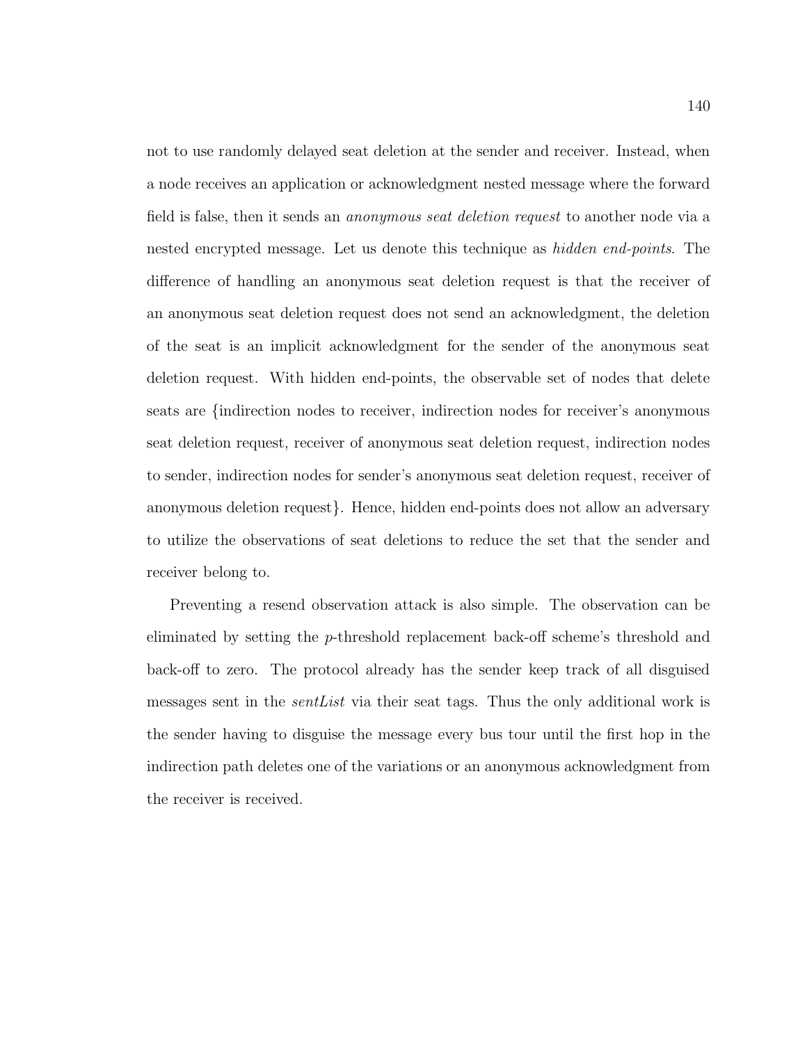not to use randomly delayed seat deletion at the sender and receiver. Instead, when a node receives an application or acknowledgment nested message where the forward field is false, then it sends an *anonymous seat deletion request* to another node via a nested encrypted message. Let us denote this technique as *hidden end-points*. The difference of handling an anonymous seat deletion request is that the receiver of an anonymous seat deletion request does not send an acknowledgment, the deletion of the seat is an implicit acknowledgment for the sender of the anonymous seat deletion request. With hidden end-points, the observable set of nodes that delete seats are {indirection nodes to receiver, indirection nodes for receiver's anonymous seat deletion request, receiver of anonymous seat deletion request, indirection nodes to sender, indirection nodes for sender's anonymous seat deletion request, receiver of anonymous deletion request}. Hence, hidden end-points does not allow an adversary to utilize the observations of seat deletions to reduce the set that the sender and receiver belong to.

Preventing a resend observation attack is also simple. The observation can be eliminated by setting the $p$-threshold replacement back-off scheme's threshold and back-off to zero. The protocol already has the sender keep track of all disguised messages sent in the *sentList* via their seat tags. Thus the only additional work is the sender having to disguise the message every bus tour until the first hop in the indirection path deletes one of the variations or an anonymous acknowledgment from the receiver is received.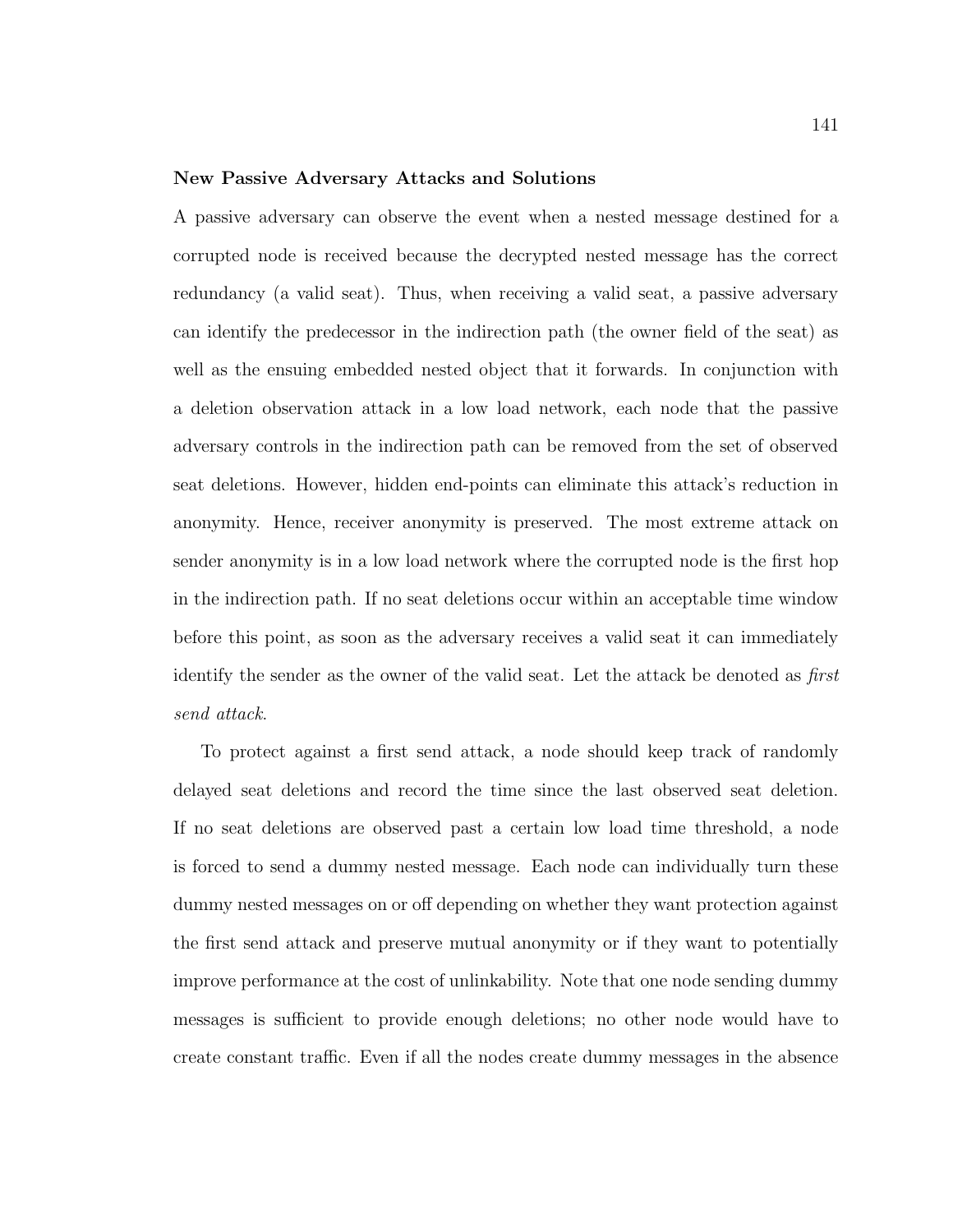**New Passive Adversary Attacks and Solutions**

A passive adversary can observe the event when a nested message destined for a corrupted node is received because the decrypted nested message has the correct redundancy (a valid seat). Thus, when receiving a valid seat, a passive adversary can identify the predecessor in the indirection path (the owner field of the seat) as well as the ensuing embedded nested object that it forwards. In conjunction with a deletion observation attack in a low load network, each node that the passive adversary controls in the indirection path can be removed from the set of observed seat deletions. However, hidden end-points can eliminate this attack's reduction in anonymity. Hence, receiver anonymity is preserved. The most extreme attack on sender anonymity is in a low load network where the corrupted node is the first hop in the indirection path. If no seat deletions occur within an acceptable time window before this point, as soon as the adversary receives a valid seat it can immediately identify the sender as the owner of the valid seat. Let the attack be denoted as *first send attack*.

To protect against a first send attack, a node should keep track of randomly delayed seat deletions and record the time since the last observed seat deletion. If no seat deletions are observed past a certain low load time threshold, a node is forced to send a dummy nested message. Each node can individually turn these dummy nested messages on or off depending on whether they want protection against the first send attack and preserve mutual anonymity or if they want to potentially improve performance at the cost of unlinkability. Note that one node sending dummy messages is sufficient to provide enough deletions; no other node would have to create constant traffic. Even if all the nodes create dummy messages in the absence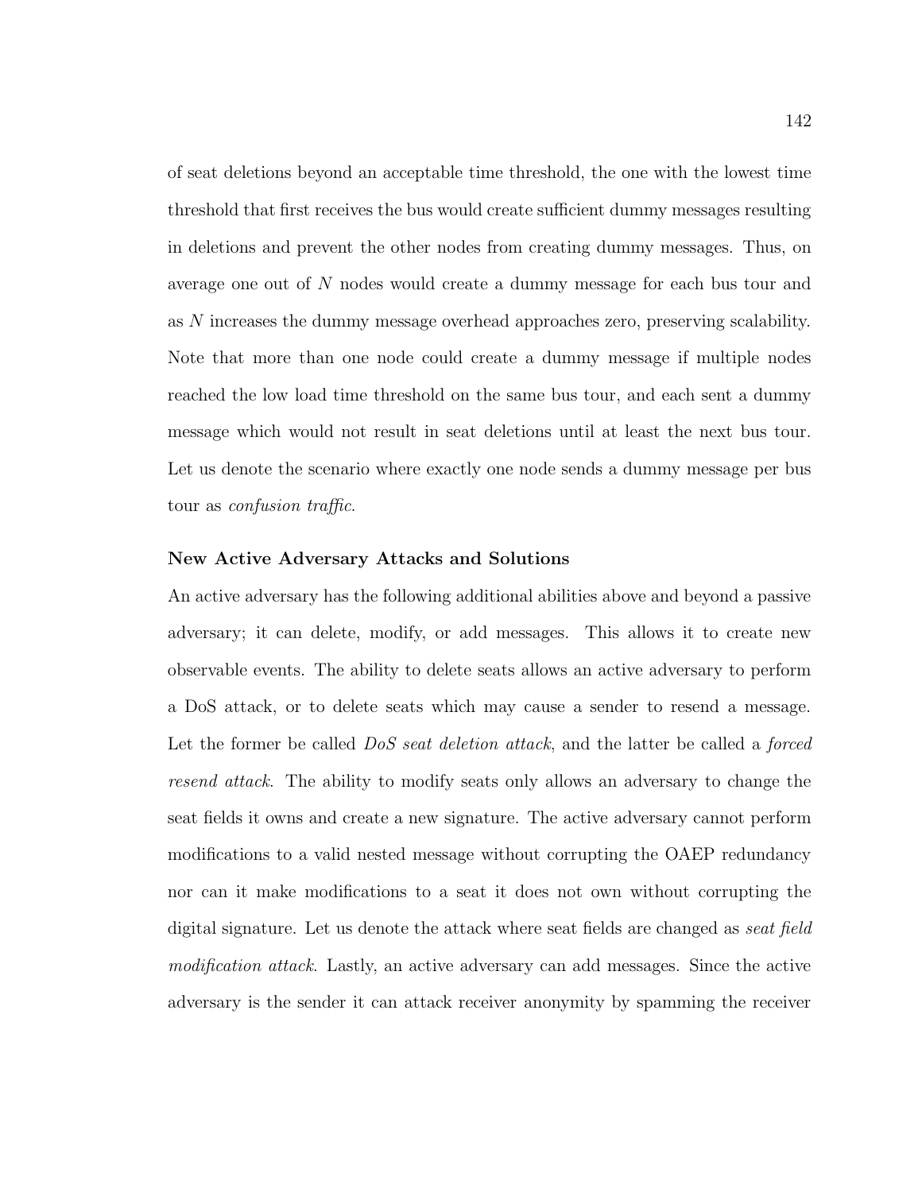of seat deletions beyond an acceptable time threshold, the one with the lowest time threshold that first receives the bus would create sufficient dummy messages resulting in deletions and prevent the other nodes from creating dummy messages. Thus, on average one out of $N$ nodes would create a dummy message for each bus tour and as $N$ increases the dummy message overhead approaches zero, preserving scalability. Note that more than one node could create a dummy message if multiple nodes reached the low load time threshold on the same bus tour, and each sent a dummy message which would not result in seat deletions until at least the next bus tour. Let us denote the scenario where exactly one node sends a dummy message per bus tour as *confusion traffic*.

### New Active Adversary Attacks and Solutions

An active adversary has the following additional abilities above and beyond a passive adversary; it can delete, modify, or add messages. This allows it to create new observable events. The ability to delete seats allows an active adversary to perform a DoS attack, or to delete seats which may cause a sender to resend a message. Let the former be called *DoS seat deletion attack*, and the latter be called a *forced resend attack*. The ability to modify seats only allows an adversary to change the seat fields it owns and create a new signature. The active adversary cannot perform modifications to a valid nested message without corrupting the OAEP redundancy nor can it make modifications to a seat it does not own without corrupting the digital signature. Let us denote the attack where seat fields are changed as *seat field modification attack*. Lastly, an active adversary can add messages. Since the active adversary is the sender it can attack receiver anonymity by spamming the receiver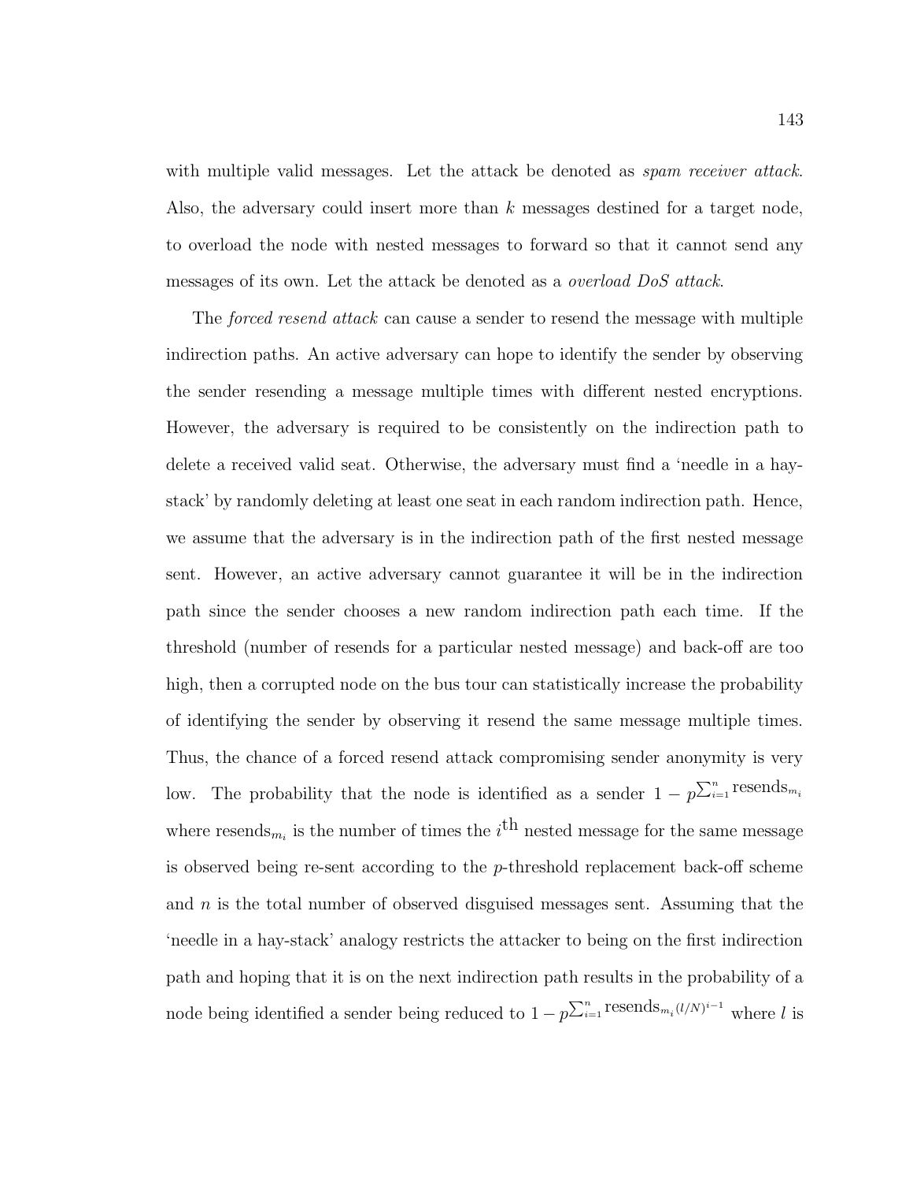with multiple valid messages. Let the attack be denoted as *spam receiver attack*. Also, the adversary could insert more than $k$ messages destined for a target node, to overload the node with nested messages to forward so that it cannot send any messages of its own. Let the attack be denoted as a *overload DoS attack*.

The *forced resend attack* can cause a sender to resend the message with multiple indirection paths. An active adversary can hope to identify the sender by observing the sender resending a message multiple times with different nested encryptions. However, the adversary is required to be consistently on the indirection path to delete a received valid seat. Otherwise, the adversary must find a 'needle in a hay-stack' by randomly deleting at least one seat in each random indirection path. Hence, we assume that the adversary is in the indirection path of the first nested message sent. However, an active adversary cannot guarantee it will be in the indirection path since the sender chooses a new random indirection path each time. If the threshold (number of resends for a particular nested message) and back-off are too high, then a corrupted node on the bus tour can statistically increase the probability of identifying the sender by observing it resend the same message multiple times. Thus, the chance of a forced resend attack compromising sender anonymity is very low. The probability that the node is identified as a sender $1 - p^{\sum_{i=1}^{n} \text{resends}_{m_i}}$ where $\text{resends}_{m_i}$ is the number of times the $i^{\text{th}}$ nested message for the same message is observed being re-sent according to the $p$-threshold replacement back-off scheme and $n$ is the total number of observed disguised messages sent. Assuming that the 'needle in a hay-stack' analogy restricts the attacker to being on the first indirection path and hoping that it is on the next indirection path results in the probability of a node being identified a sender being reduced to $1 - p^{\sum_{i=1}^{n} \text{resends}_{m_i}(l/N)^{i-1}}$ where $l$ is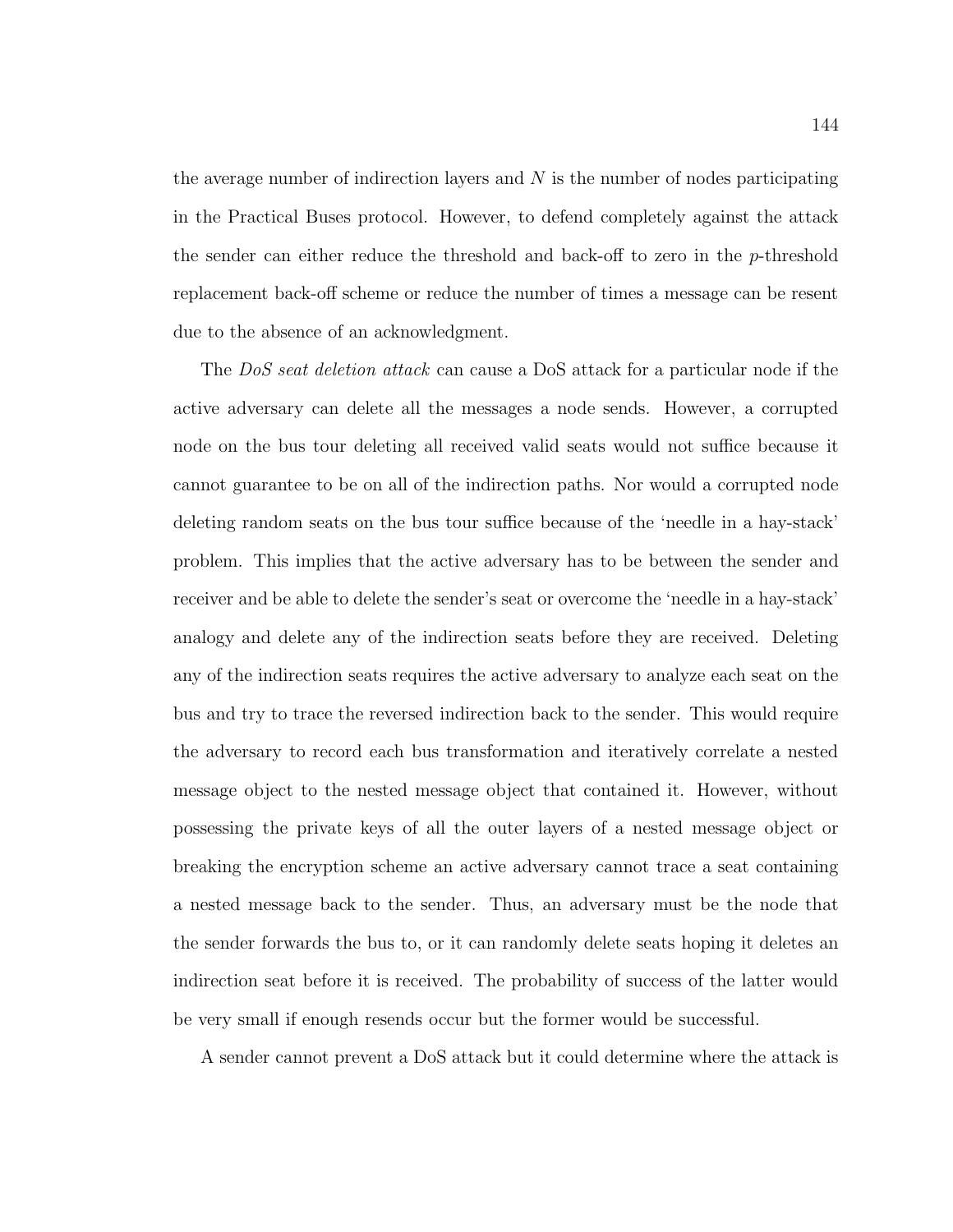the average number of indirection layers and $N$ is the number of nodes participating in the Practical Buses protocol. However, to defend completely against the attack the sender can either reduce the threshold and back-off to zero in the $p$-threshold replacement back-off scheme or reduce the number of times a message can be resent due to the absence of an acknowledgment.

The *DoS seat deletion attack* can cause a DoS attack for a particular node if the active adversary can delete all the messages a node sends. However, a corrupted node on the bus tour deleting all received valid seats would not suffice because it cannot guarantee to be on all of the indirection paths. Nor would a corrupted node deleting random seats on the bus tour suffice because of the 'needle in a hay-stack' problem. This implies that the active adversary has to be between the sender and receiver and be able to delete the sender's seat or overcome the 'needle in a hay-stack' analogy and delete any of the indirection seats before they are received. Deleting any of the indirection seats requires the active adversary to analyze each seat on the bus and try to trace the reversed indirection back to the sender. This would require the adversary to record each bus transformation and iteratively correlate a nested message object to the nested message object that contained it. However, without possessing the private keys of all the outer layers of a nested message object or breaking the encryption scheme an active adversary cannot trace a seat containing a nested message back to the sender. Thus, an adversary must be the node that the sender forwards the bus to, or it can randomly delete seats hoping it deletes an indirection seat before it is received. The probability of success of the latter would be very small if enough resends occur but the former would be successful.

A sender cannot prevent a DoS attack but it could determine where the attack is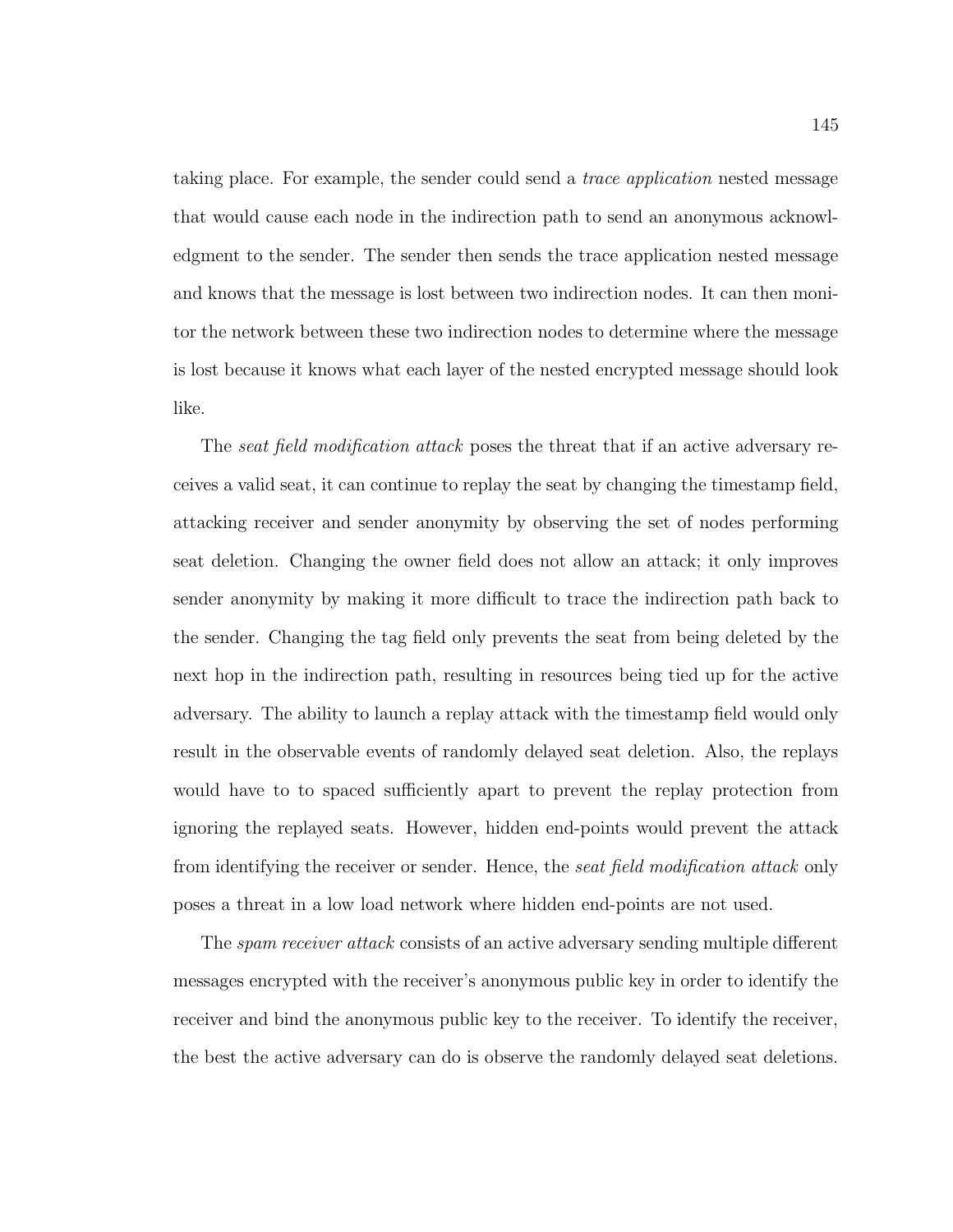taking place. For example, the sender could send a *trace application* nested message that would cause each node in the indirection path to send an anonymous acknowledgment to the sender. The sender then sends the trace application nested message and knows that the message is lost between two indirection nodes. It can then monitor the network between these two indirection nodes to determine where the message is lost because it knows what each layer of the nested encrypted message should look like.

The *seat field modification attack* poses the threat that if an active adversary receives a valid seat, it can continue to replay the seat by changing the timestamp field, attacking receiver and sender anonymity by observing the set of nodes performing seat deletion. Changing the owner field does not allow an attack; it only improves sender anonymity by making it more difficult to trace the indirection path back to the sender. Changing the tag field only prevents the seat from being deleted by the next hop in the indirection path, resulting in resources being tied up for the active adversary. The ability to launch a replay attack with the timestamp field would only result in the observable events of randomly delayed seat deletion. Also, the replays would have to to spaced sufficiently apart to prevent the replay protection from ignoring the replayed seats. However, hidden end-points would prevent the attack from identifying the receiver or sender. Hence, the *seat field modification attack* only poses a threat in a low load network where hidden end-points are not used.

The *spam receiver attack* consists of an active adversary sending multiple different messages encrypted with the receiver's anonymous public key in order to identify the receiver and bind the anonymous public key to the receiver. To identify the receiver, the best the active adversary can do is observe the randomly delayed seat deletions.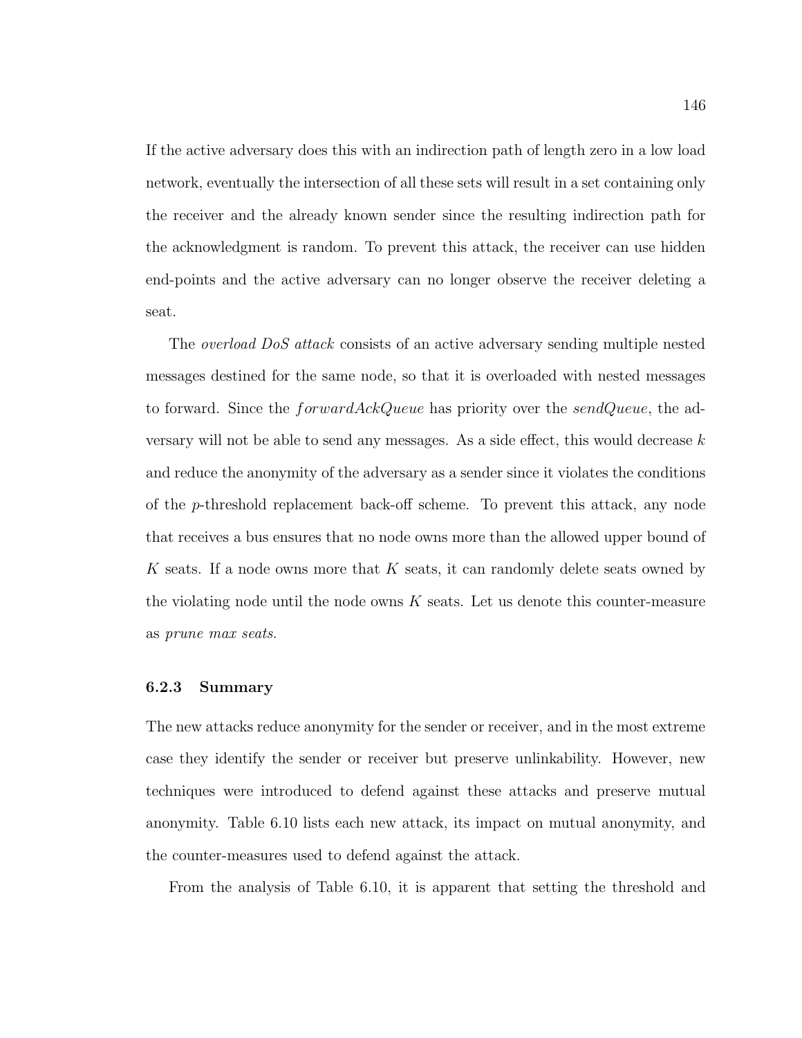If the active adversary does this with an indirection path of length zero in a low load network, eventually the intersection of all these sets will result in a set containing only the receiver and the already known sender since the resulting indirection path for the acknowledgment is random. To prevent this attack, the receiver can use hidden end-points and the active adversary can no longer observe the receiver deleting a seat.

The *overload DoS attack* consists of an active adversary sending multiple nested messages destined for the same node, so that it is overloaded with nested messages to forward. Since the $forwardAckQueue$ has priority over the *sendQueue*, the adversary will not be able to send any messages. As a side effect, this would decrease $k$ and reduce the anonymity of the adversary as a sender since it violates the conditions of the $p$-threshold replacement back-off scheme. To prevent this attack, any node that receives a bus ensures that no node owns more than the allowed upper bound of $K$ seats. If a node owns more that $K$ seats, it can randomly delete seats owned by the violating node until the node owns $K$ seats. Let us denote this counter-measure as *prune max seats*.

### 6.2.3 Summary

The new attacks reduce anonymity for the sender or receiver, and in the most extreme case they identify the sender or receiver but preserve unlinkability. However, new techniques were introduced to defend against these attacks and preserve mutual anonymity. Table 6.10 lists each new attack, its impact on mutual anonymity, and the counter-measures used to defend against the attack.

From the analysis of Table 6.10, it is apparent that setting the threshold and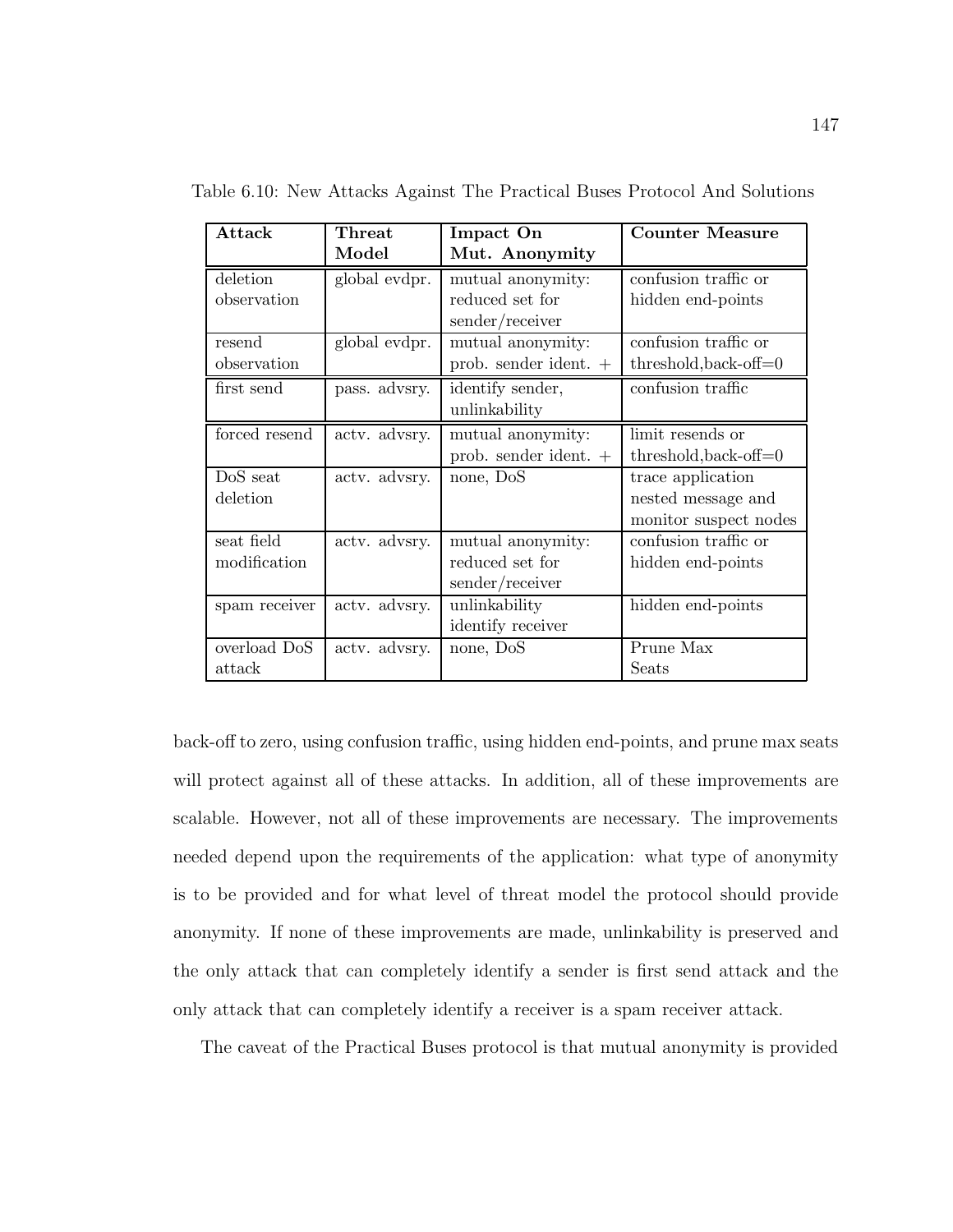Table 6.10: New Attacks Against The Practical Buses Protocol And Solutions

| **Attack** | **Threat Model** | **Impact On Mut. Anonymity** | **Counter Measure** |
|---|---|---|---|
| deletion observation | global evdpr. | mutual anonymity: reduced set for sender/receiver | confusion traffic or hidden end-points |
| resend observation | global evdpr. | mutual anonymity: prob. sender ident. + | confusion traffic or threshold,back-off=0 |
| first send | pass. advsry. | identify sender, unlinkability | confusion traffic |
| forced resend | actv. advsry. | mutual anonymity: prob. sender ident. + | limit resends or threshold,back-off=0 |
| DoS seat deletion | actv. advsry. | none, DoS | trace application nested message and monitor suspect nodes |
| seat field modification | actv. advsry. | mutual anonymity: reduced set for sender/receiver | confusion traffic or hidden end-points |
| spam receiver | actv. advsry. | unlinkability identify receiver | hidden end-points |
| overload DoS attack | actv. advsry. | none, DoS | Prune Max Seats |

back-off to zero, using confusion traffic, using hidden end-points, and prune max seats will protect against all of these attacks. In addition, all of these improvements are scalable. However, not all of these improvements are necessary. The improvements needed depend upon the requirements of the application: what type of anonymity is to be provided and for what level of threat model the protocol should provide anonymity. If none of these improvements are made, unlinkability is preserved and the only attack that can completely identify a sender is first send attack and the only attack that can completely identify a receiver is a spam receiver attack.

The caveat of the Practical Buses protocol is that mutual anonymity is provided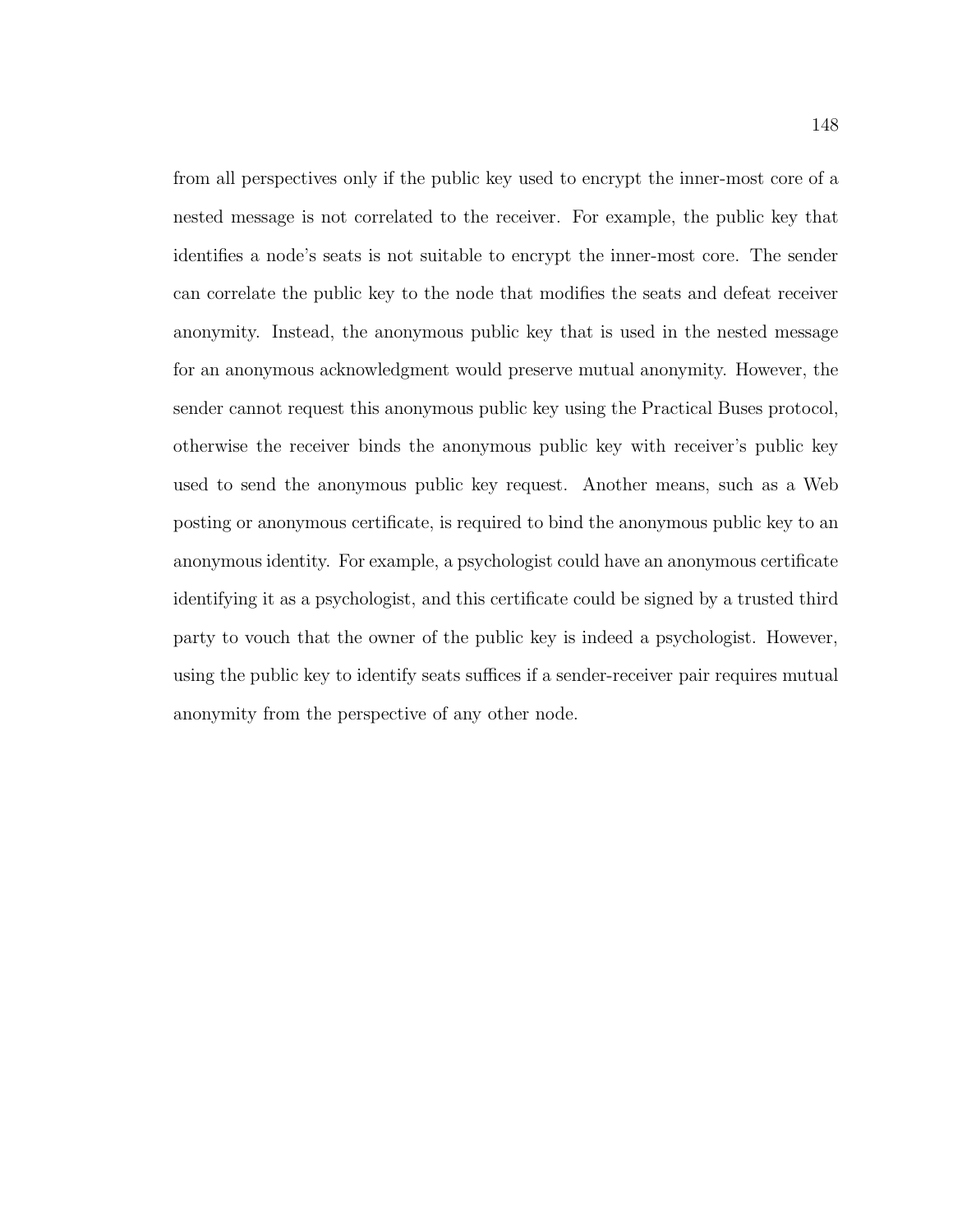from all perspectives only if the public key used to encrypt the inner-most core of a nested message is not correlated to the receiver. For example, the public key that identifies a node's seats is not suitable to encrypt the inner-most core. The sender can correlate the public key to the node that modifies the seats and defeat receiver anonymity. Instead, the anonymous public key that is used in the nested message for an anonymous acknowledgment would preserve mutual anonymity. However, the sender cannot request this anonymous public key using the Practical Buses protocol, otherwise the receiver binds the anonymous public key with receiver's public key used to send the anonymous public key request. Another means, such as a Web posting or anonymous certificate, is required to bind the anonymous public key to an anonymous identity. For example, a psychologist could have an anonymous certificate identifying it as a psychologist, and this certificate could be signed by a trusted third party to vouch that the owner of the public key is indeed a psychologist. However, using the public key to identify seats suffices if a sender-receiver pair requires mutual anonymity from the perspective of any other node.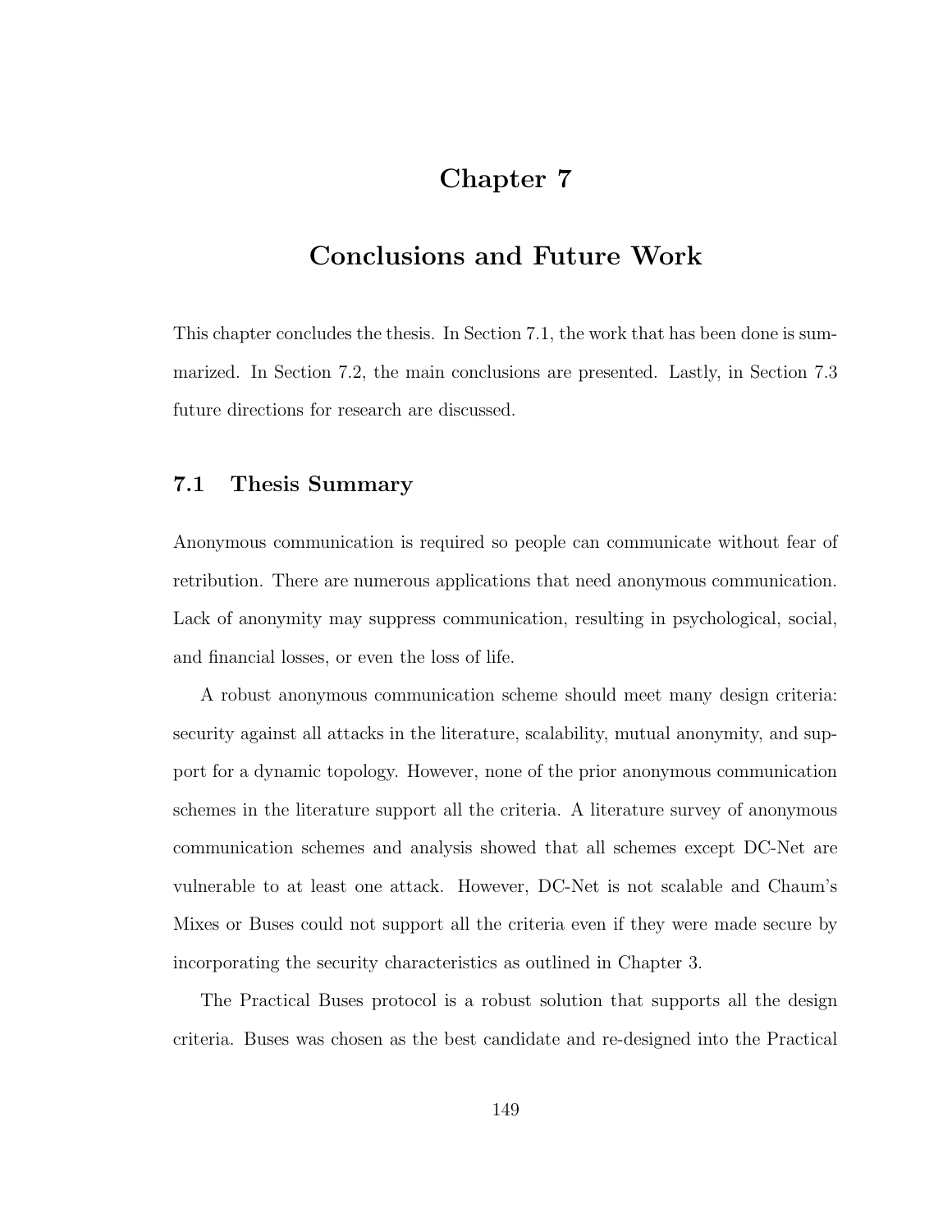# Chapter 7

# Conclusions and Future Work

This chapter concludes the thesis. In Section 7.1, the work that has been done is summarized. In Section 7.2, the main conclusions are presented. Lastly, in Section 7.3 future directions for research are discussed.

## 7.1 Thesis Summary

Anonymous communication is required so people can communicate without fear of retribution. There are numerous applications that need anonymous communication. Lack of anonymity may suppress communication, resulting in psychological, social, and financial losses, or even the loss of life.

A robust anonymous communication scheme should meet many design criteria: security against all attacks in the literature, scalability, mutual anonymity, and support for a dynamic topology. However, none of the prior anonymous communication schemes in the literature support all the criteria. A literature survey of anonymous communication schemes and analysis showed that all schemes except DC-Net are vulnerable to at least one attack. However, DC-Net is not scalable and Chaum's Mixes or Buses could not support all the criteria even if they were made secure by incorporating the security characteristics as outlined in Chapter 3.

The Practical Buses protocol is a robust solution that supports all the design criteria. Buses was chosen as the best candidate and re-designed into the Practical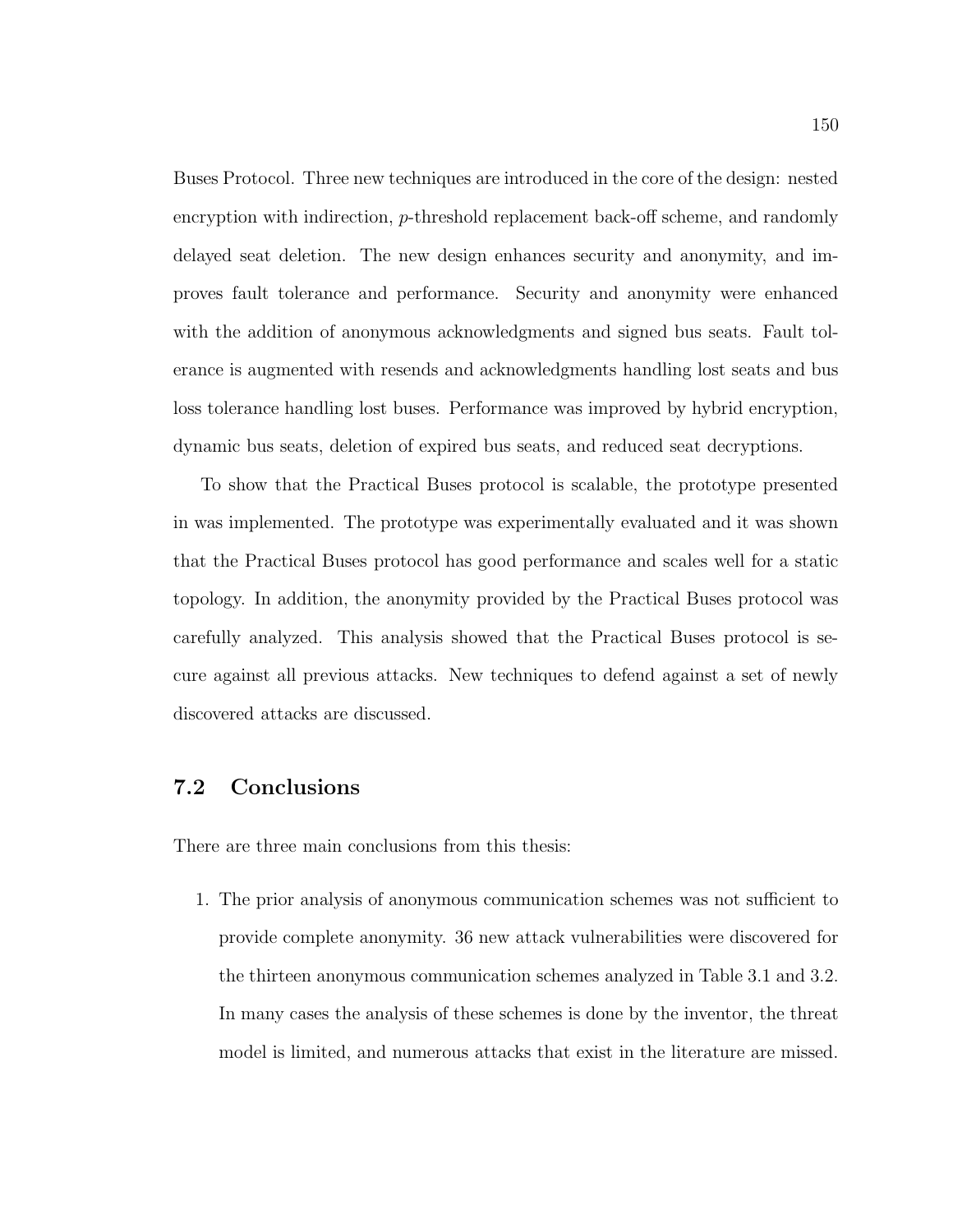Buses Protocol. Three new techniques are introduced in the core of the design: nested encryption with indirection, $p$-threshold replacement back-off scheme, and randomly delayed seat deletion. The new design enhances security and anonymity, and improves fault tolerance and performance. Security and anonymity were enhanced with the addition of anonymous acknowledgments and signed bus seats. Fault tolerance is augmented with resends and acknowledgments handling lost seats and bus loss tolerance handling lost buses. Performance was improved by hybrid encryption, dynamic bus seats, deletion of expired bus seats, and reduced seat decryptions.

To show that the Practical Buses protocol is scalable, the prototype presented in was implemented. The prototype was experimentally evaluated and it was shown that the Practical Buses protocol has good performance and scales well for a static topology. In addition, the anonymity provided by the Practical Buses protocol was carefully analyzed. This analysis showed that the Practical Buses protocol is secure against all previous attacks. New techniques to defend against a set of newly discovered attacks are discussed.

## 7.2 Conclusions

There are three main conclusions from this thesis:

1. The prior analysis of anonymous communication schemes was not sufficient to provide complete anonymity. 36 new attack vulnerabilities were discovered for the thirteen anonymous communication schemes analyzed in Table 3.1 and 3.2. In many cases the analysis of these schemes is done by the inventor, the threat model is limited, and numerous attacks that exist in the literature are missed.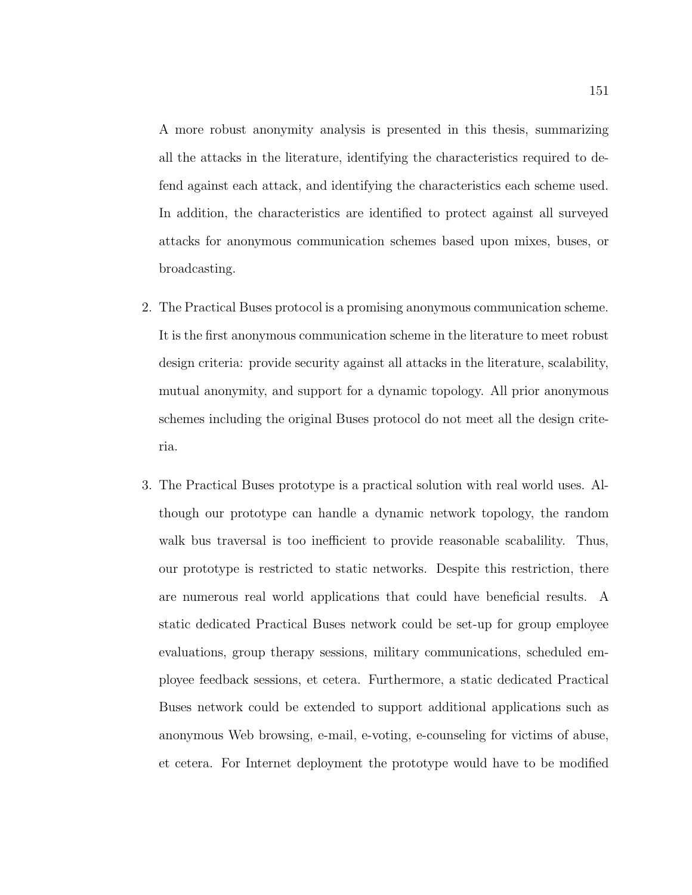A more robust anonymity analysis is presented in this thesis, summarizing all the attacks in the literature, identifying the characteristics required to defend against each attack, and identifying the characteristics each scheme used. In addition, the characteristics are identified to protect against all surveyed attacks for anonymous communication schemes based upon mixes, buses, or broadcasting.

2. The Practical Buses protocol is a promising anonymous communication scheme. It is the first anonymous communication scheme in the literature to meet robust design criteria: provide security against all attacks in the literature, scalability, mutual anonymity, and support for a dynamic topology. All prior anonymous schemes including the original Buses protocol do not meet all the design criteria.

3. The Practical Buses prototype is a practical solution with real world uses. Although our prototype can handle a dynamic network topology, the random walk bus traversal is too inefficient to provide reasonable scabalility. Thus, our prototype is restricted to static networks. Despite this restriction, there are numerous real world applications that could have beneficial results. A static dedicated Practical Buses network could be set-up for group employee evaluations, group therapy sessions, military communications, scheduled employee feedback sessions, et cetera. Furthermore, a static dedicated Practical Buses network could be extended to support additional applications such as anonymous Web browsing, e-mail, e-voting, e-counseling for victims of abuse, et cetera. For Internet deployment the prototype would have to be modified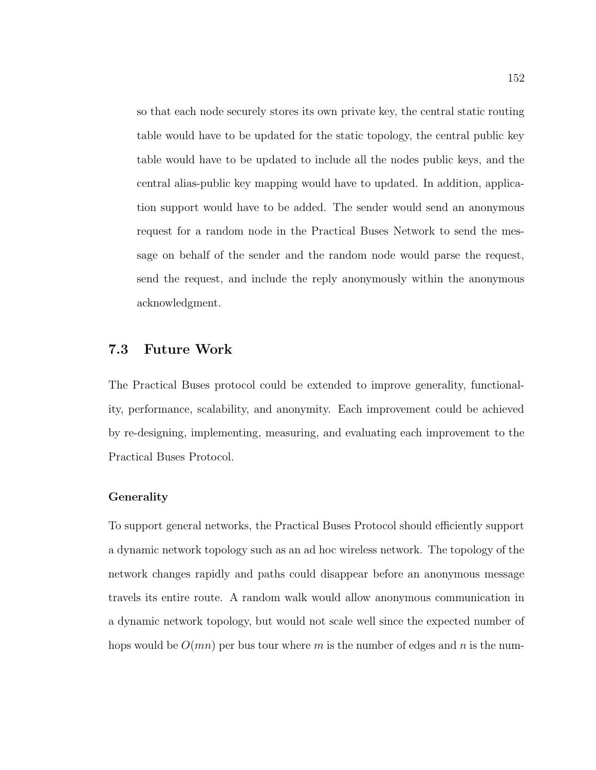so that each node securely stores its own private key, the central static routing table would have to be updated for the static topology, the central public key table would have to be updated to include all the nodes public keys, and the central alias-public key mapping would have to updated. In addition, application support would have to be added. The sender would send an anonymous request for a random node in the Practical Buses Network to send the message on behalf of the sender and the random node would parse the request, send the request, and include the reply anonymously within the anonymous acknowledgment.

## 7.3 Future Work

The Practical Buses protocol could be extended to improve generality, functionality, performance, scalability, and anonymity. Each improvement could be achieved by re-designing, implementing, measuring, and evaluating each improvement to the Practical Buses Protocol.

### Generality

To support general networks, the Practical Buses Protocol should efficiently support a dynamic network topology such as an ad hoc wireless network. The topology of the network changes rapidly and paths could disappear before an anonymous message travels its entire route. A random walk would allow anonymous communication in a dynamic network topology, but would not scale well since the expected number of hops would be $O(mn)$ per bus tour where $m$ is the number of edges and $n$ is the num-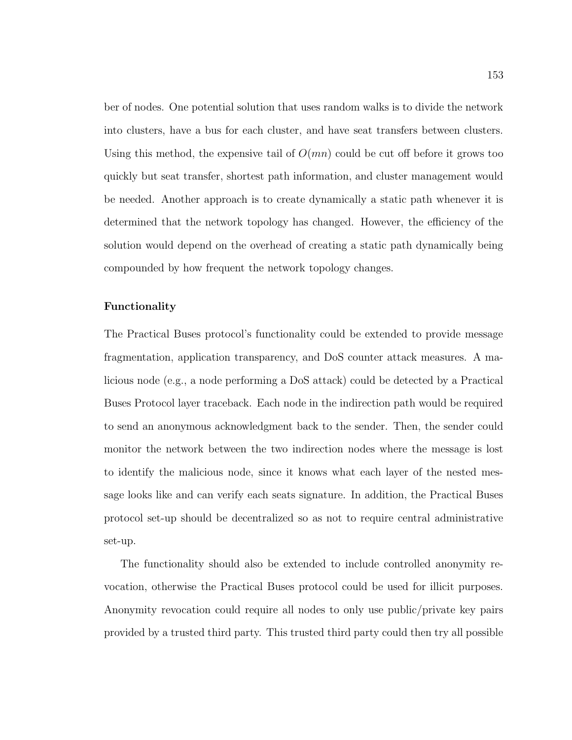ber of nodes. One potential solution that uses random walks is to divide the network into clusters, have a bus for each cluster, and have seat transfers between clusters. Using this method, the expensive tail of $O(mn)$ could be cut off before it grows too quickly but seat transfer, shortest path information, and cluster management would be needed. Another approach is to create dynamically a static path whenever it is determined that the network topology has changed. However, the efficiency of the solution would depend on the overhead of creating a static path dynamically being compounded by how frequent the network topology changes.

**Functionality**

The Practical Buses protocol's functionality could be extended to provide message fragmentation, application transparency, and DoS counter attack measures. A malicious node (e.g., a node performing a DoS attack) could be detected by a Practical Buses Protocol layer traceback. Each node in the indirection path would be required to send an anonymous acknowledgment back to the sender. Then, the sender could monitor the network between the two indirection nodes where the message is lost to identify the malicious node, since it knows what each layer of the nested message looks like and can verify each seats signature. In addition, the Practical Buses protocol set-up should be decentralized so as not to require central administrative set-up.

The functionality should also be extended to include controlled anonymity revocation, otherwise the Practical Buses protocol could be used for illicit purposes. Anonymity revocation could require all nodes to only use public/private key pairs provided by a trusted third party. This trusted third party could then try all possible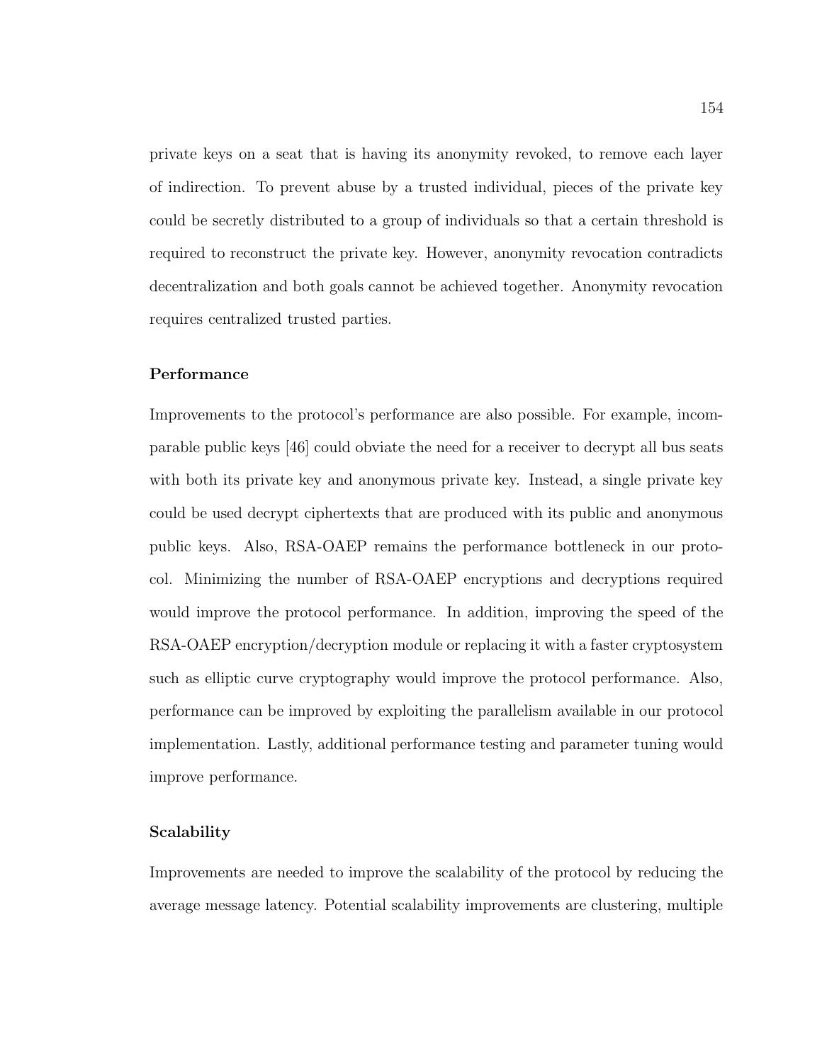private keys on a seat that is having its anonymity revoked, to remove each layer of indirection. To prevent abuse by a trusted individual, pieces of the private key could be secretly distributed to a group of individuals so that a certain threshold is required to reconstruct the private key. However, anonymity revocation contradicts decentralization and both goals cannot be achieved together. Anonymity revocation requires centralized trusted parties.

### Performance

Improvements to the protocol's performance are also possible. For example, incomparable public keys [46] could obviate the need for a receiver to decrypt all bus seats with both its private key and anonymous private key. Instead, a single private key could be used decrypt ciphertexts that are produced with its public and anonymous public keys. Also, RSA-OAEP remains the performance bottleneck in our protocol. Minimizing the number of RSA-OAEP encryptions and decryptions required would improve the protocol performance. In addition, improving the speed of the RSA-OAEP encryption/decryption module or replacing it with a faster cryptosystem such as elliptic curve cryptography would improve the protocol performance. Also, performance can be improved by exploiting the parallelism available in our protocol implementation. Lastly, additional performance testing and parameter tuning would improve performance.

### Scalability

Improvements are needed to improve the scalability of the protocol by reducing the average message latency. Potential scalability improvements are clustering, multiple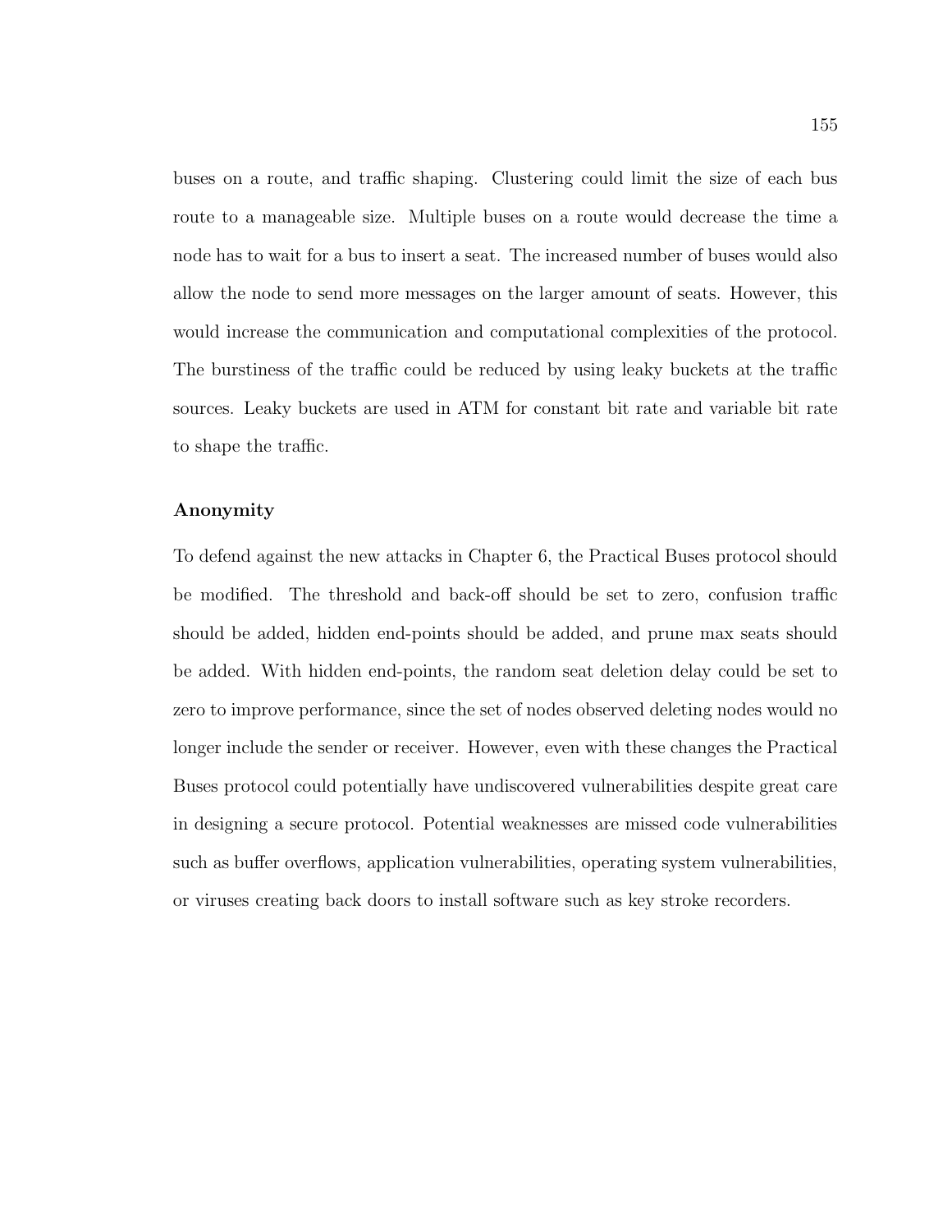buses on a route, and traffic shaping. Clustering could limit the size of each bus route to a manageable size. Multiple buses on a route would decrease the time a node has to wait for a bus to insert a seat. The increased number of buses would also allow the node to send more messages on the larger amount of seats. However, this would increase the communication and computational complexities of the protocol. The burstiness of the traffic could be reduced by using leaky buckets at the traffic sources. Leaky buckets are used in ATM for constant bit rate and variable bit rate to shape the traffic.

### Anonymity

To defend against the new attacks in Chapter 6, the Practical Buses protocol should be modified. The threshold and back-off should be set to zero, confusion traffic should be added, hidden end-points should be added, and prune max seats should be added. With hidden end-points, the random seat deletion delay could be set to zero to improve performance, since the set of nodes observed deleting nodes would no longer include the sender or receiver. However, even with these changes the Practical Buses protocol could potentially have undiscovered vulnerabilities despite great care in designing a secure protocol. Potential weaknesses are missed code vulnerabilities such as buffer overflows, application vulnerabilities, operating system vulnerabilities, or viruses creating back doors to install software such as key stroke recorders.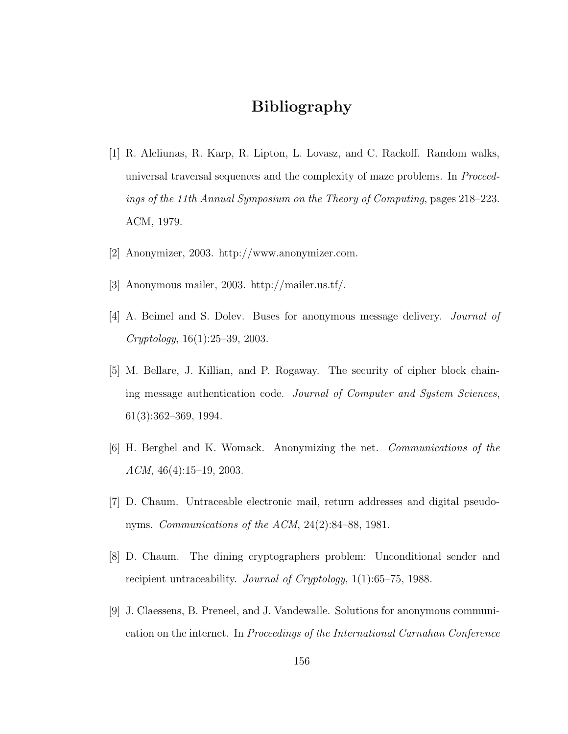# Bibliography

[1] R. Aleliunas, R. Karp, R. Lipton, L. Lovasz, and C. Rackoff. Random walks, universal traversal sequences and the complexity of maze problems. In *Proceedings of the 11th Annual Symposium on the Theory of Computing*, pages 218–223. ACM, 1979.

[2] Anonymizer, 2003. http://www.anonymizer.com.

[3] Anonymous mailer, 2003. http://mailer.us.tf/.

[4] A. Beimel and S. Dolev. Buses for anonymous message delivery. *Journal of Cryptology*, 16(1):25–39, 2003.

[5] M. Bellare, J. Killian, and P. Rogaway. The security of cipher block chaining message authentication code. *Journal of Computer and System Sciences*, 61(3):362–369, 1994.

[6] H. Berghel and K. Womack. Anonymizing the net. *Communications of the ACM*, 46(4):15–19, 2003.

[7] D. Chaum. Untraceable electronic mail, return addresses and digital pseudonyms. *Communications of the ACM*, 24(2):84–88, 1981.

[8] D. Chaum. The dining cryptographers problem: Unconditional sender and recipient untraceability. *Journal of Cryptology*, 1(1):65–75, 1988.

[9] J. Claessens, B. Preneel, and J. Vandewalle. Solutions for anonymous communication on the internet. In *Proceedings of the International Carnahan Conference*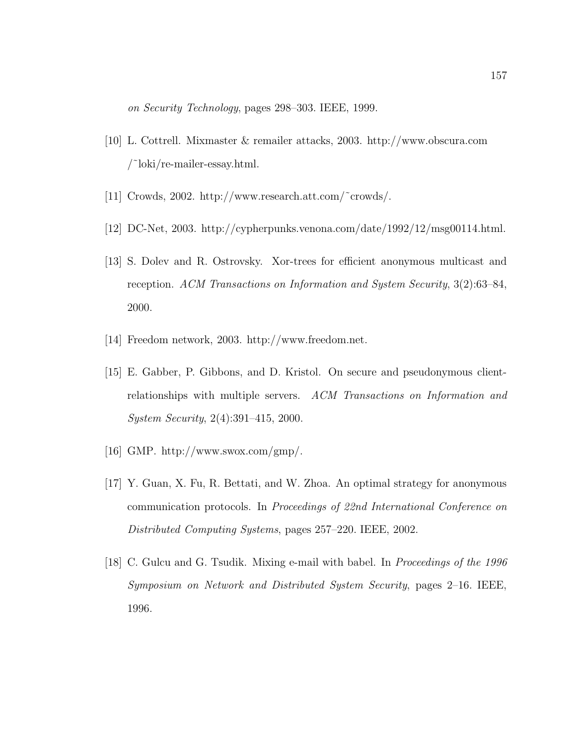*on Security Technology*, pages 298–303. IEEE, 1999.

[10] L. Cottrell. Mixmaster & remailer attacks, 2003. http://www.obscura.com /˜loki/re-mailer-essay.html.

[11] Crowds, 2002. http://www.research.att.com/˜crowds/.

[12] DC-Net, 2003. http://cypherpunks.venona.com/date/1992/12/msg00114.html.

[13] S. Dolev and R. Ostrovsky. Xor-trees for efficient anonymous multicast and reception. *ACM Transactions on Information and System Security*, 3(2):63–84, 2000.

[14] Freedom network, 2003. http://www.freedom.net.

[15] E. Gabber, P. Gibbons, and D. Kristol. On secure and pseudonymous client-relationships with multiple servers. *ACM Transactions on Information and System Security*, 2(4):391–415, 2000.

[16] GMP. http://www.swox.com/gmp/.

[17] Y. Guan, X. Fu, R. Bettati, and W. Zhoa. An optimal strategy for anonymous communication protocols. In *Proceedings of 22nd International Conference on Distributed Computing Systems*, pages 257–220. IEEE, 2002.

[18] C. Gulcu and G. Tsudik. Mixing e-mail with babel. In *Proceedings of the 1996 Symposium on Network and Distributed System Security*, pages 2–16. IEEE, 1996.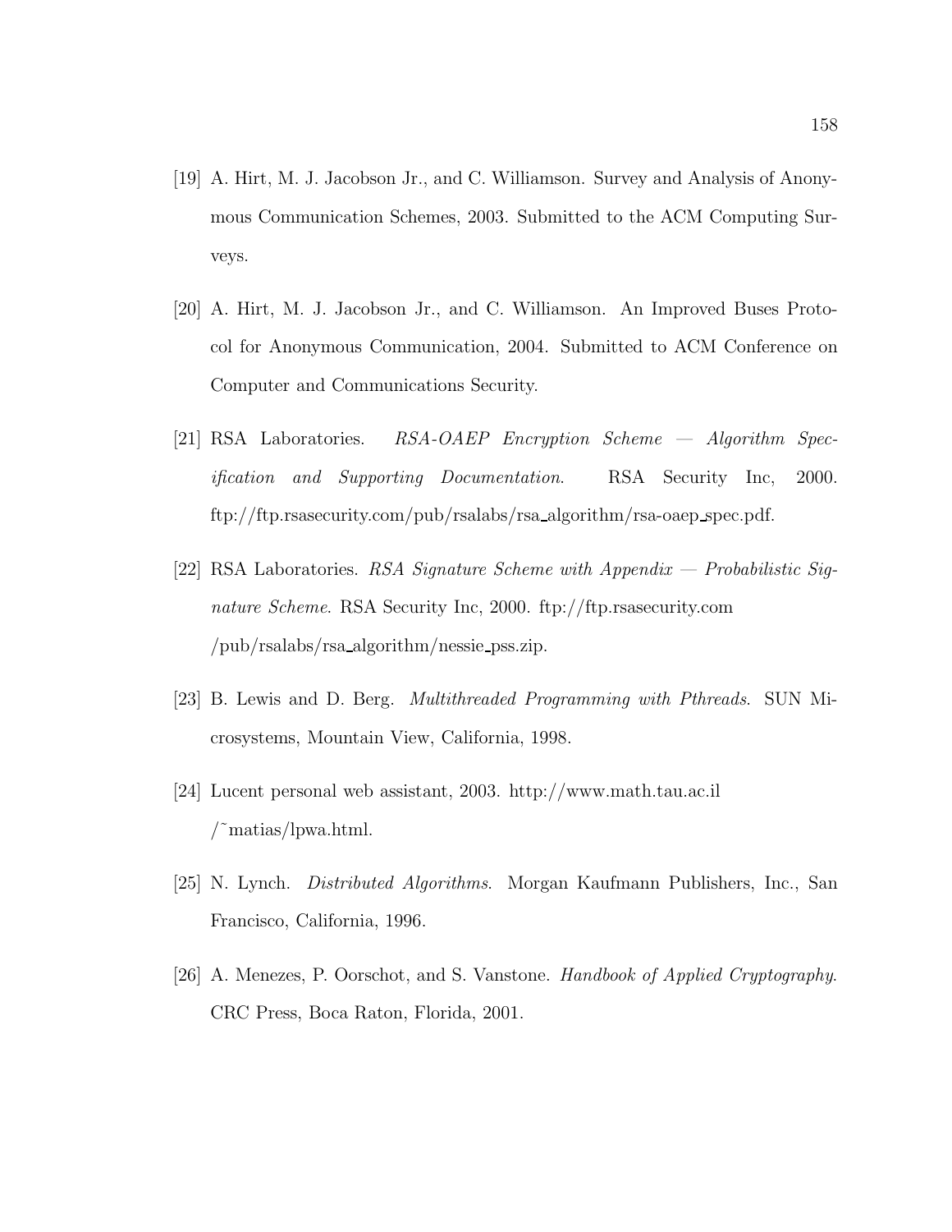[19] A. Hirt, M. J. Jacobson Jr., and C. Williamson. Survey and Analysis of Anonymous Communication Schemes, 2003. Submitted to the ACM Computing Surveys.

[20] A. Hirt, M. J. Jacobson Jr., and C. Williamson. An Improved Buses Protocol for Anonymous Communication, 2004. Submitted to ACM Conference on Computer and Communications Security.

[21] RSA Laboratories. *RSA-OAEP Encryption Scheme — Algorithm Specification and Supporting Documentation*. RSA Security Inc, 2000. ftp://ftp.rsasecurity.com/pub/rsalabs/rsa_algorithm/rsa-oaep_spec.pdf.

[22] RSA Laboratories. *RSA Signature Scheme with Appendix — Probabilistic Signature Scheme*. RSA Security Inc, 2000. ftp://ftp.rsasecurity.com /pub/rsalabs/rsa_algorithm/nessie_pss.zip.

[23] B. Lewis and D. Berg. *Multithreaded Programming with Pthreads*. SUN Microsystems, Mountain View, California, 1998.

[24] Lucent personal web assistant, 2003. http://www.math.tau.ac.il /~matias/lpwa.html.

[25] N. Lynch. *Distributed Algorithms*. Morgan Kaufmann Publishers, Inc., San Francisco, California, 1996.

[26] A. Menezes, P. Oorschot, and S. Vanstone. *Handbook of Applied Cryptography*. CRC Press, Boca Raton, Florida, 2001.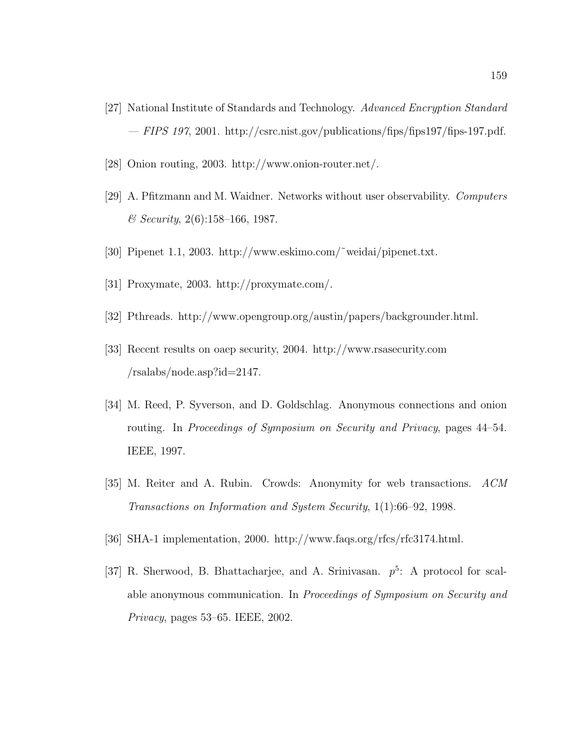[27] National Institute of Standards and Technology. *Advanced Encryption Standard — FIPS 197*, 2001. http://csrc.nist.gov/publications/fips/fips197/fips-197.pdf.

[28] Onion routing, 2003. http://www.onion-router.net/.

[29] A. Pfitzmann and M. Waidner. Networks without user observability. *Computers & Security*, 2(6):158–166, 1987.

[30] Pipenet 1.1, 2003. http://www.eskimo.com/˜weidai/pipenet.txt.

[31] Proxymate, 2003. http://proxymate.com/.

[32] Pthreads. http://www.opengroup.org/austin/papers/backgrounder.html.

[33] Recent results on oaep security, 2004. http://www.rsasecurity.com /rsalabs/node.asp?id=2147.

[34] M. Reed, P. Syverson, and D. Goldschlag. Anonymous connections and onion routing. In *Proceedings of Symposium on Security and Privacy*, pages 44–54. IEEE, 1997.

[35] M. Reiter and A. Rubin. Crowds: Anonymity for web transactions. *ACM Transactions on Information and System Security*, 1(1):66–92, 1998.

[36] SHA-1 implementation, 2000. http://www.faqs.org/rfcs/rfc3174.html.

[37] R. Sherwood, B. Bhattacharjee, and A. Srinivasan. $p^5$: A protocol for scalable anonymous communication. In *Proceedings of Symposium on Security and Privacy*, pages 53–65. IEEE, 2002.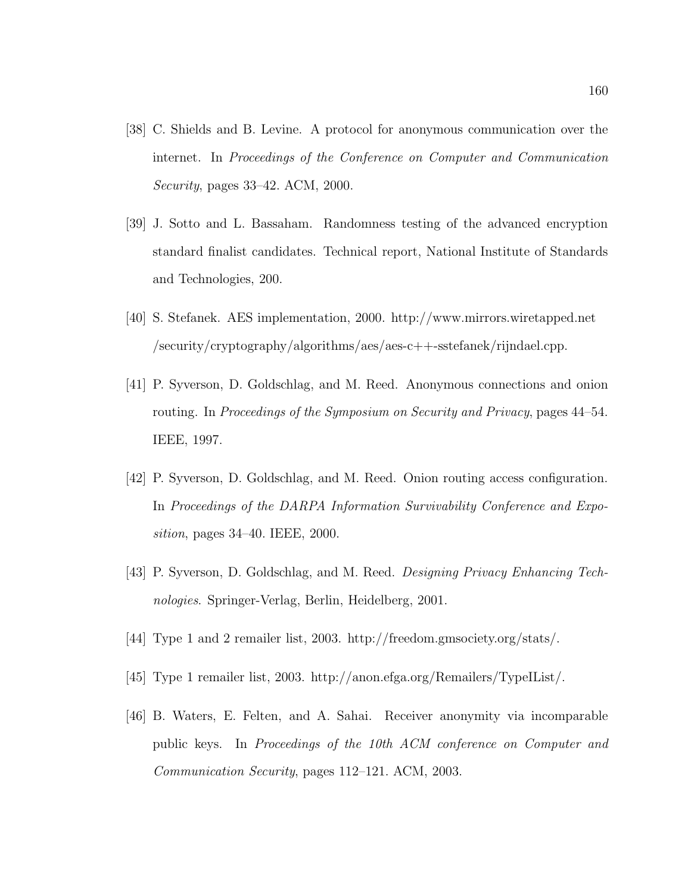[38] C. Shields and B. Levine. A protocol for anonymous communication over the internet. In *Proceedings of the Conference on Computer and Communication Security*, pages 33–42. ACM, 2000.

[39] J. Sotto and L. Bassaham. Randomness testing of the advanced encryption standard finalist candidates. Technical report, National Institute of Standards and Technologies, 200.

[40] S. Stefanek. AES implementation, 2000. http://www.mirrors.wiretapped.net /security/cryptography/algorithms/aes/aes-c++-sstefanek/rijndael.cpp.

[41] P. Syverson, D. Goldschlag, and M. Reed. Anonymous connections and onion routing. In *Proceedings of the Symposium on Security and Privacy*, pages 44–54. IEEE, 1997.

[42] P. Syverson, D. Goldschlag, and M. Reed. Onion routing access configuration. In *Proceedings of the DARPA Information Survivability Conference and Exposition*, pages 34–40. IEEE, 2000.

[43] P. Syverson, D. Goldschlag, and M. Reed. *Designing Privacy Enhancing Technologies*. Springer-Verlag, Berlin, Heidelberg, 2001.

[44] Type 1 and 2 remailer list, 2003. http://freedom.gmsociety.org/stats/.

[45] Type 1 remailer list, 2003. http://anon.efga.org/Remailers/TypeIList/.

[46] B. Waters, E. Felten, and A. Sahai. Receiver anonymity via incomparable public keys. In *Proceedings of the 10th ACM conference on Computer and Communication Security*, pages 112–121. ACM, 2003.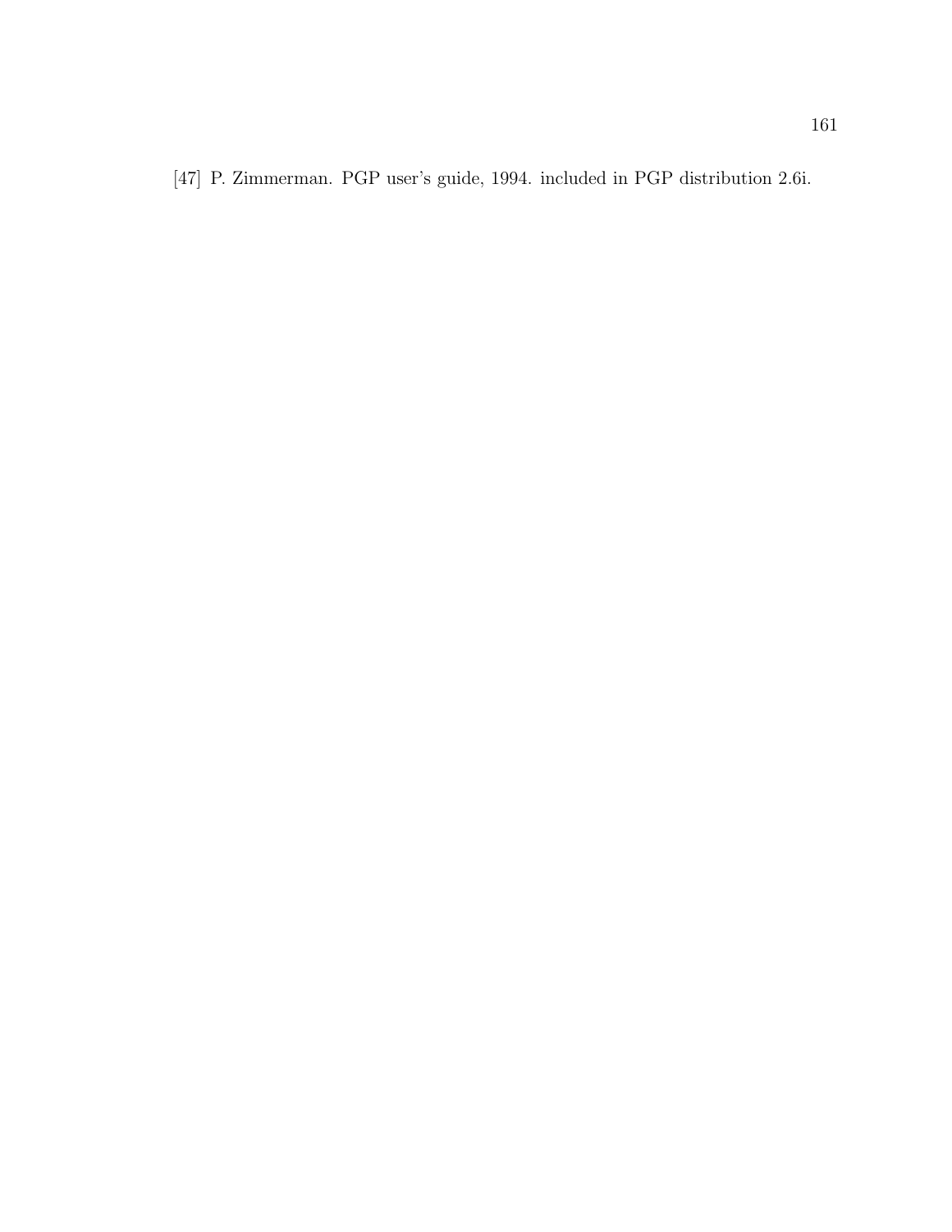[47] P. Zimmerman. PGP user's guide, 1994. included in PGP distribution 2.6i.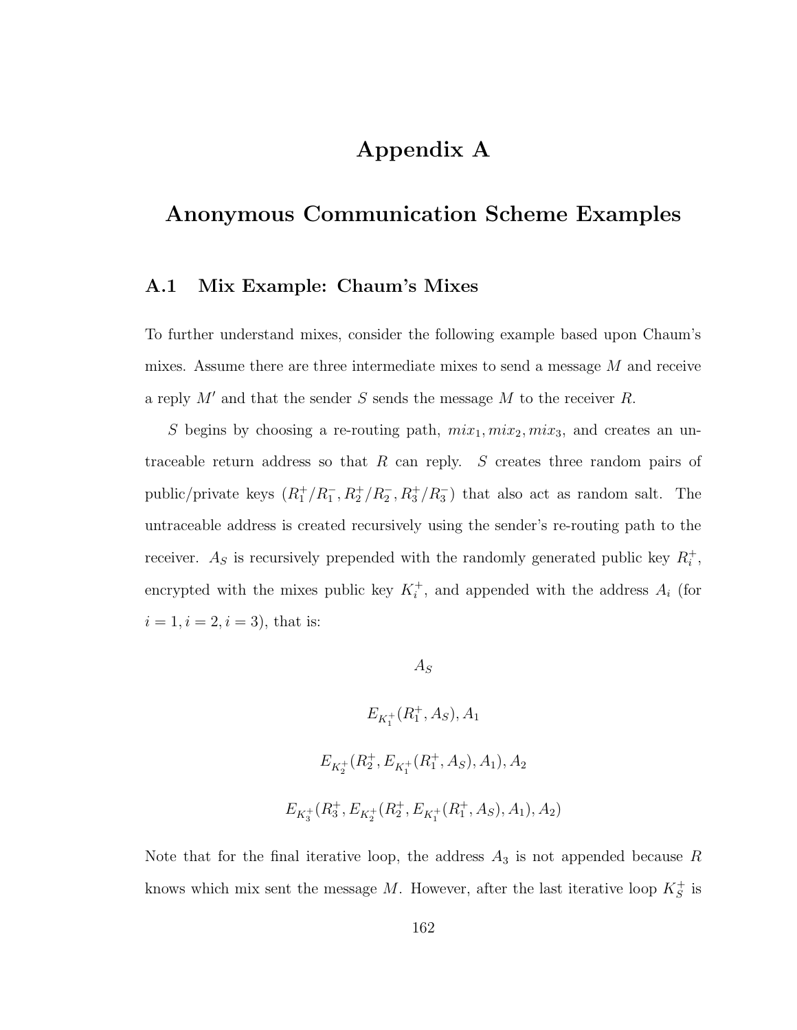# Appendix A

# Anonymous Communication Scheme Examples

## A.1 Mix Example: Chaum's Mixes

To further understand mixes, consider the following example based upon Chaum's mixes. Assume there are three intermediate mixes to send a message $M$ and receive a reply $M'$ and that the sender $S$ sends the message $M$ to the receiver $R$.

$S$ begins by choosing a re-routing path, $mix_1, mix_2, mix_3$, and creates an untraceable return address so that $R$ can reply. $S$ creates three random pairs of public/private keys ($R_1^+/R_1^-, R_2^+/R_2^-, R_3^+/R_3^-$) that also act as random salt. The untraceable address is created recursively using the sender's re-routing path to the receiver. $A_S$ is recursively prepended with the randomly generated public key $R_i^+$, encrypted with the mixes public key $K_i^+$, and appended with the address $A_i$ (for $i = 1, i = 2, i = 3$), that is:

$$A_S$$

$$E_{K_1^+}(R_1^+, A_S), A_1$$

$$E_{K_2^+}(R_2^+, E_{K_1^+}(R_1^+, A_S), A_1), A_2$$

$$E_{K_3^+}(R_3^+, E_{K_2^+}(R_2^+, E_{K_1^+}(R_1^+, A_S), A_1), A_2)$$

Note that for the final iterative loop, the address $A_3$ is not appended because $R$ knows which mix sent the message $M$. However, after the last iterative loop $K_S^+$ is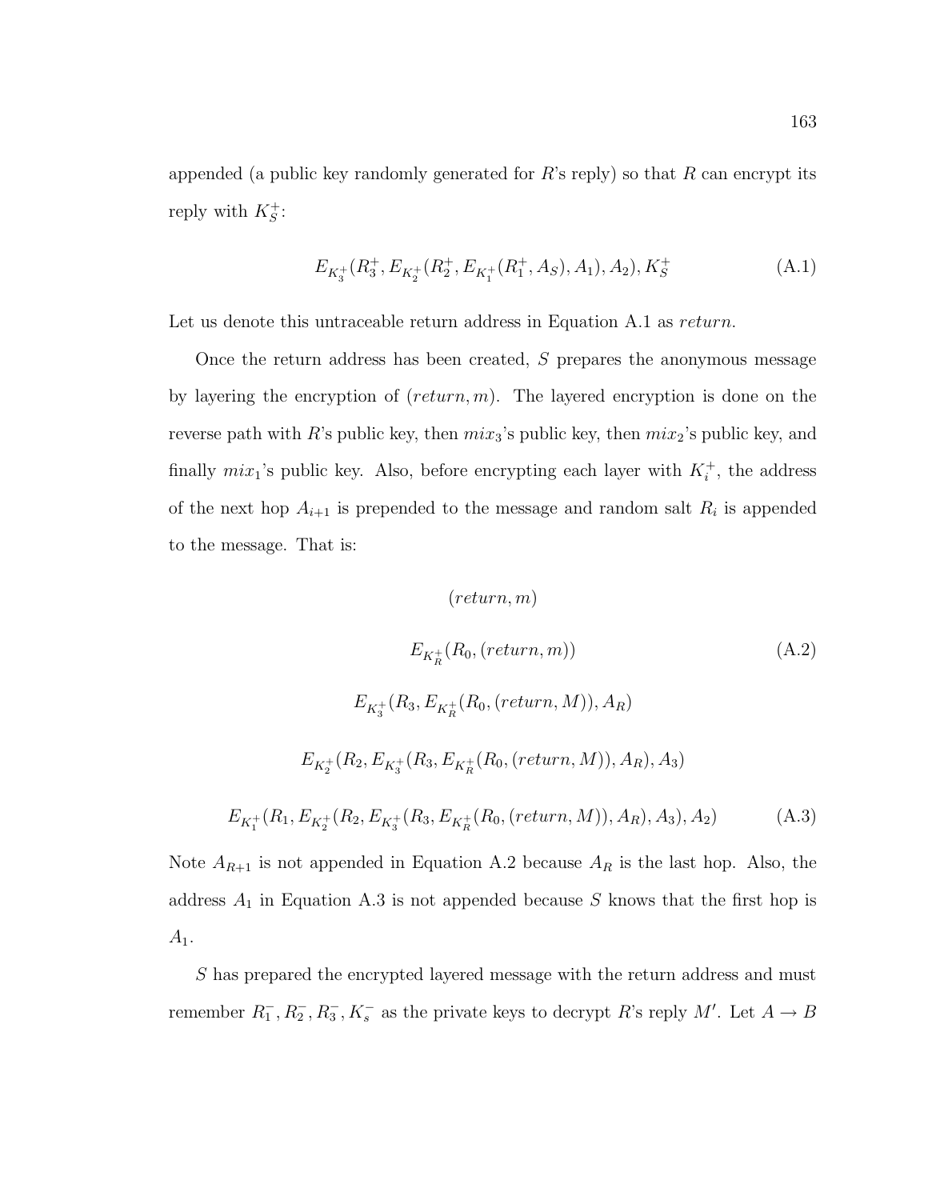appended (a public key randomly generated for $R$'s reply) so that $R$ can encrypt its reply with $K_S^+$:

$$E_{K_3^+}(R_3^+, E_{K_2^+}(R_2^+, E_{K_1^+}(R_1^+, A_S), A_1), A_2), K_S^+ \tag{A.1}$$

Let us denote this untraceable return address in Equation A.1 as *return*.

Once the return address has been created, $S$ prepares the anonymous message by layering the encryption of $(return, m)$. The layered encryption is done on the reverse path with $R$'s public key, then $mix_3$'s public key, then $mix_2$'s public key, and finally $mix_1$'s public key. Also, before encrypting each layer with $K_i^+$, the address of the next hop $A_{i+1}$ is prepended to the message and random salt $R_i$ is appended to the message. That is:

$$(return, m)$$

$$E_{K_R^+}(R_0, (return, m)) \tag{A.2}$$

$$E_{K_3^+}(R_3, E_{K_R^+}(R_0, (return, M)), A_R)$$

$$E_{K_2^+}(R_2, E_{K_3^+}(R_3, E_{K_R^+}(R_0, (return, M)), A_R), A_3)$$

$$E_{K_1^+}(R_1, E_{K_2^+}(R_2, E_{K_3^+}(R_3, E_{K_R^+}(R_0, (return, M)), A_R), A_3), A_2) \tag{A.3}$$

Note $A_{R+1}$ is not appended in Equation A.2 because $A_R$ is the last hop. Also, the address $A_1$ in Equation A.3 is not appended because $S$ knows that the first hop is $A_1$.

$S$ has prepared the encrypted layered message with the return address and must remember $R_1^-, R_2^-, R_3^-, K_s^-$ as the private keys to decrypt $R$'s reply $M'$. Let $A \rightarrow B$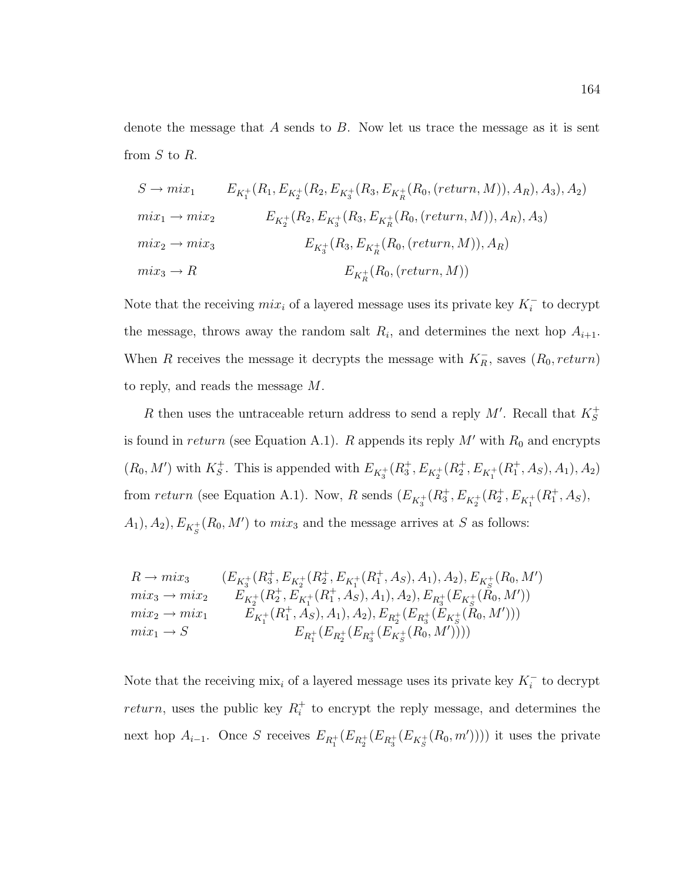denote the message that $A$ sends to $B$. Now let us trace the message as it is sent from $S$ to $R$.

$$
\begin{aligned}
&S \rightarrow mix_1 && E_{K_1^+}(R_1, E_{K_2^+}(R_2, E_{K_3^+}(R_3, E_{K_R^+}(R_0, (return, M)), A_R), A_3), A_2)\\
&mix_1 \rightarrow mix_2 && E_{K_2^+}(R_2, E_{K_3^+}(R_3, E_{K_R^+}(R_0, (return, M)), A_R), A_3)\\
&mix_2 \rightarrow mix_3 && E_{K_3^+}(R_3, E_{K_R^+}(R_0, (return, M)), A_R)\\
&mix_3 \rightarrow R && E_{K_R^+}(R_0, (return, M))
\end{aligned}
$$

Note that the receiving $mix_i$ of a layered message uses its private key $K_i^-$ to decrypt the message, throws away the random salt $R_i$, and determines the next hop $A_{i+1}$. When $R$ receives the message it decrypts the message with $K_R^-$, saves $(R_0, return)$ to reply, and reads the message $M$.

$R$ then uses the untraceable return address to send a reply $M'$. Recall that $K_S^+$ is found in $return$ (see Equation A.1). $R$ appends its reply $M'$ with $R_0$ and encrypts $(R_0, M')$ with $K_S^+$. This is appended with $E_{K_3^+}(R_3^+, E_{K_2^+}(R_2^+, E_{K_1^+}(R_1^+, A_S), A_1), A_2)$ from $return$ (see Equation A.1). Now, $R$ sends $(E_{K_3^+}(R_3^+, E_{K_2^+}(R_2^+, E_{K_1^+}(R_1^+, A_S), A_1), A_2), E_{K_S^+}(R_0, M')$ to $mix_3$ and the message arrives at $S$ as follows:

$$
\begin{aligned}
&R \rightarrow mix_3 && (E_{K_3^+}(R_3^+, E_{K_2^+}(R_2^+, E_{K_1^+}(R_1^+, A_S), A_1), A_2), E_{K_S^+}(R_0, M')\\
&mix_3 \rightarrow mix_2 && E_{K_2^+}(R_2^+, E_{K_1^+}(R_1^+, A_S), A_1), A_2), E_{R_3^+}(E_{K_S^+}(R_0, M'))\\
&mix_2 \rightarrow mix_1 && E_{K_1^+}(R_1^+, A_S), A_1), A_2), E_{R_2^+}(E_{R_3^+}(E_{K_S^+}(R_0, M')))\\
&mix_1 \rightarrow S && E_{R_1^+}(E_{R_2^+}(E_{R_3^+}(E_{K_S^+}(R_0, M'))))
\end{aligned}
$$

Note that the receiving $\text{mix}_i$ of a layered message uses its private key $K_i^-$ to decrypt $return$, uses the public key $R_i^+$ to encrypt the reply message, and determines the next hop $A_{i-1}$. Once $S$ receives $E_{R_1^+}(E_{R_2^+}(E_{R_3^+}(E_{K_S^+}(R_0, m'))))$ it uses the private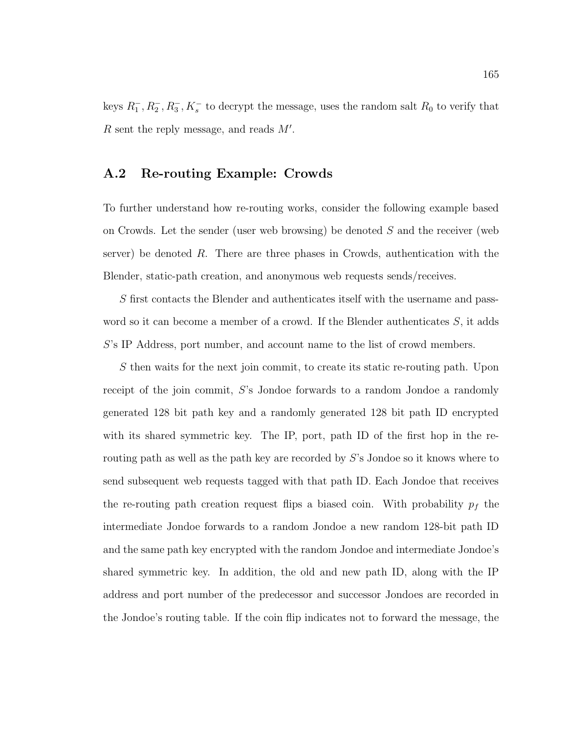keys $R_1^-, R_2^-, R_3^-, K_s^-$ to decrypt the message, uses the random salt $R_0$ to verify that $R$ sent the reply message, and reads $M'$.

## A.2 Re-routing Example: Crowds

To further understand how re-routing works, consider the following example based on Crowds. Let the sender (user web browsing) be denoted $S$ and the receiver (web server) be denoted $R$. There are three phases in Crowds, authentication with the Blender, static-path creation, and anonymous web requests sends/receives.

$S$ first contacts the Blender and authenticates itself with the username and password so it can become a member of a crowd. If the Blender authenticates $S$, it adds $S$'s IP Address, port number, and account name to the list of crowd members.

$S$ then waits for the next join commit, to create its static re-routing path. Upon receipt of the join commit, $S$'s Jondoe forwards to a random Jondoe a randomly generated 128 bit path key and a randomly generated 128 bit path ID encrypted with its shared symmetric key. The IP, port, path ID of the first hop in the re-routing path as well as the path key are recorded by $S$'s Jondoe so it knows where to send subsequent web requests tagged with that path ID. Each Jondoe that receives the re-routing path creation request flips a biased coin. With probability $p_f$ the intermediate Jondoe forwards to a random Jondoe a new random 128-bit path ID and the same path key encrypted with the random Jondoe and intermediate Jondoe's shared symmetric key. In addition, the old and new path ID, along with the IP address and port number of the predecessor and successor Jondoes are recorded in the Jondoe's routing table. If the coin flip indicates not to forward the message, the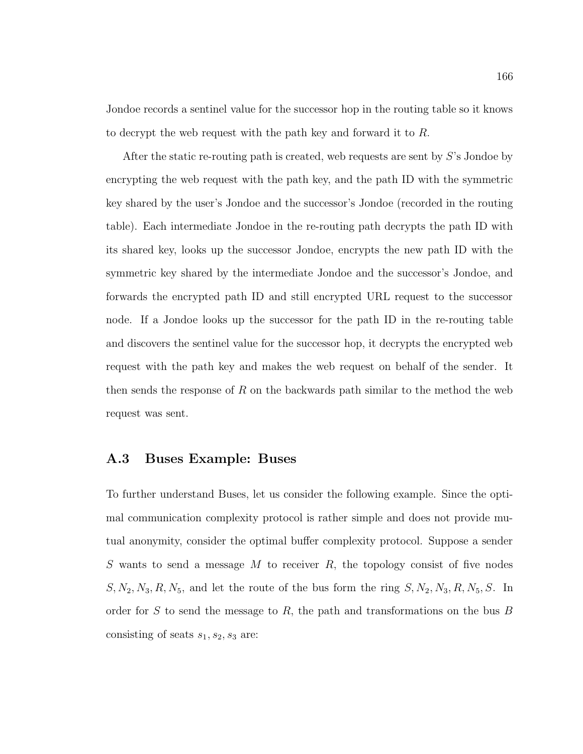Jondoe records a sentinel value for the successor hop in the routing table so it knows to decrypt the web request with the path key and forward it to $R$.

After the static re-routing path is created, web requests are sent by $S$'s Jondoe by encrypting the web request with the path key, and the path ID with the symmetric key shared by the user's Jondoe and the successor's Jondoe (recorded in the routing table). Each intermediate Jondoe in the re-routing path decrypts the path ID with its shared key, looks up the successor Jondoe, encrypts the new path ID with the symmetric key shared by the intermediate Jondoe and the successor's Jondoe, and forwards the encrypted path ID and still encrypted URL request to the successor node. If a Jondoe looks up the successor for the path ID in the re-routing table and discovers the sentinel value for the successor hop, it decrypts the encrypted web request with the path key and makes the web request on behalf of the sender. It then sends the response of $R$ on the backwards path similar to the method the web request was sent.

## A.3 Buses Example: Buses

To further understand Buses, let us consider the following example. Since the optimal communication complexity protocol is rather simple and does not provide mutual anonymity, consider the optimal buffer complexity protocol. Suppose a sender $S$ wants to send a message $M$ to receiver $R$, the topology consist of five nodes $S, N_2, N_3, R, N_5$, and let the route of the bus form the ring $S, N_2, N_3, R, N_5, S$. In order for $S$ to send the message to $R$, the path and transformations on the bus $B$ consisting of seats $s_1, s_2, s_3$ are: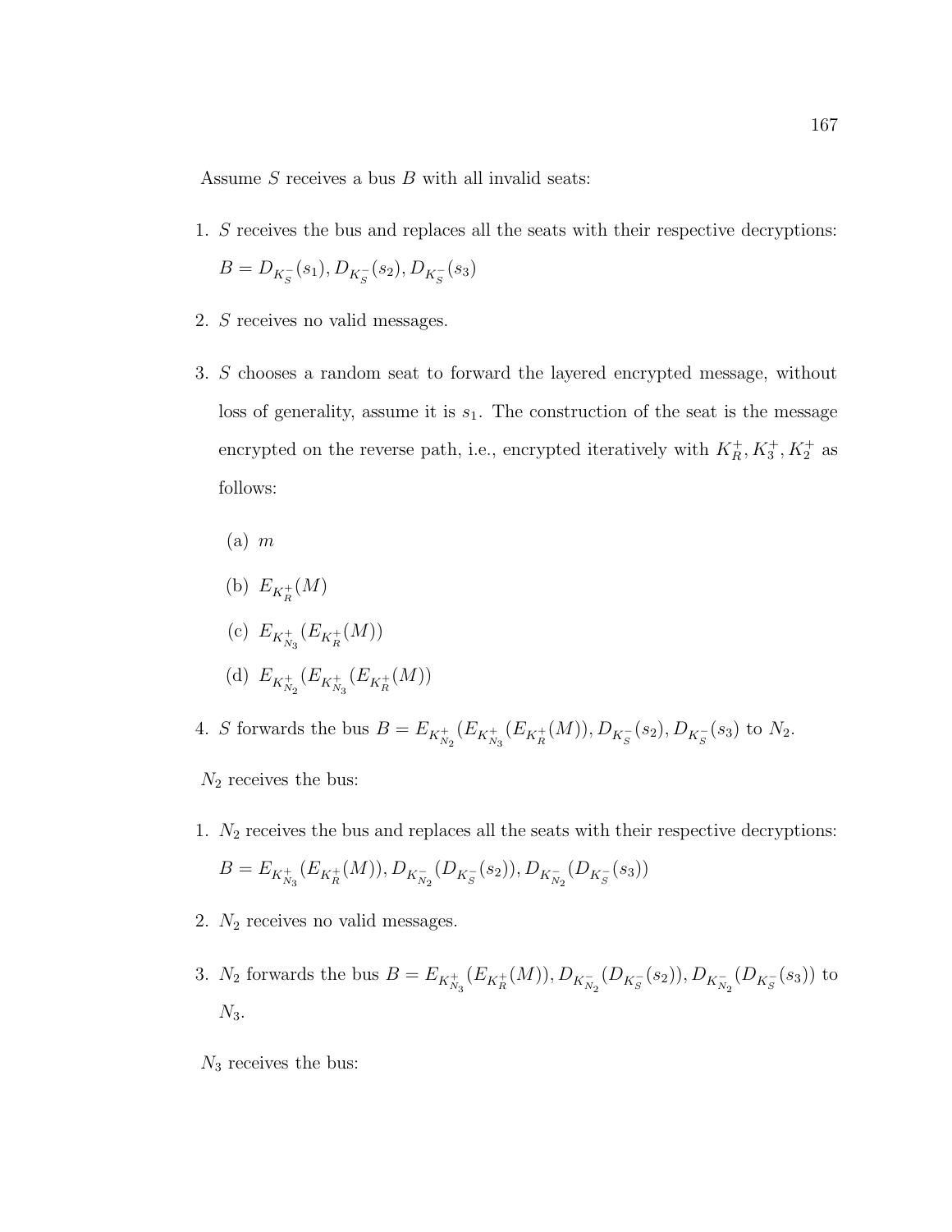Assume $S$ receives a bus $B$ with all invalid seats:

1. $S$ receives the bus and replaces all the seats with their respective decryptions: $B = D_{K_S^-}(s_1), D_{K_S^-}(s_2), D_{K_S^-}(s_3)$

2. $S$ receives no valid messages.

3. $S$ chooses a random seat to forward the layered encrypted message, without loss of generality, assume it is $s_1$. The construction of the seat is the message encrypted on the reverse path, i.e., encrypted iteratively with $K_R^+, K_3^+, K_2^+$ as follows:

   (a) $m$

   (b) $E_{K_R^+}(M)$

   (c) $E_{K_{N_3}^+}(E_{K_R^+}(M))$

   (d) $E_{K_{N_2}^+}(E_{K_{N_3}^+}(E_{K_R^+}(M))$

4. $S$ forwards the bus $B = E_{K_{N_2}^+}(E_{K_{N_3}^+}(E_{K_R^+}(M)), D_{K_S^-}(s_2), D_{K_S^-}(s_3)$ to $N_2$.

$N_2$ receives the bus:

1. $N_2$ receives the bus and replaces all the seats with their respective decryptions: $B = E_{K_{N_3}^+}(E_{K_R^+}(M)), D_{K_{N_2}^-}(D_{K_S^-}(s_2)), D_{K_{N_2}^-}(D_{K_S^-}(s_3))$

2. $N_2$ receives no valid messages.

3. $N_2$ forwards the bus $B = E_{K_{N_3}^+}(E_{K_R^+}(M)), D_{K_{N_2}^-}(D_{K_S^-}(s_2)), D_{K_{N_2}^-}(D_{K_S^-}(s_3))$ to $N_3$.

$N_3$ receives the bus: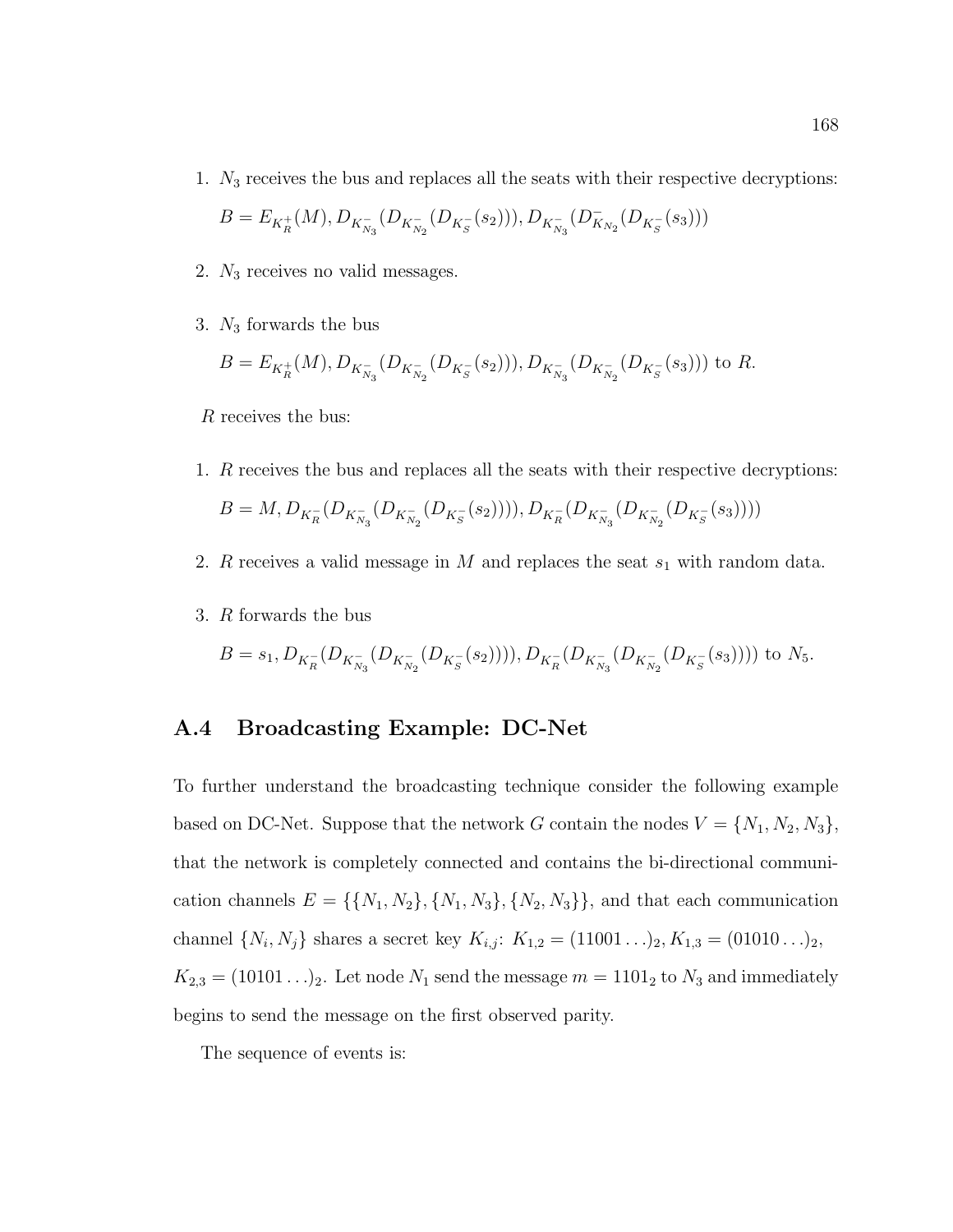1. $N_3$ receives the bus and replaces all the seats with their respective decryptions:

   $B = E_{K_R^+}(M), D_{K_{N_3}^-}(D_{K_{N_2}^-}(D_{K_S^-}(s_2))), D_{K_{N_3}^-}(D_{K_{N_2}}^-(D_{K_S^-}(s_3)))$

2. $N_3$ receives no valid messages.

3. $N_3$ forwards the bus

   $B = E_{K_R^+}(M), D_{K_{N_3}^-}(D_{K_{N_2}^-}(D_{K_S^-}(s_2))), D_{K_{N_3}^-}(D_{K_{N_2}^-}(D_{K_S^-}(s_3)))$ to $R$.

$R$ receives the bus:

1. $R$ receives the bus and replaces all the seats with their respective decryptions:

   $B = M, D_{K_R^-}(D_{K_{N_3}^-}(D_{K_{N_2}^-}(D_{K_S^-}(s_2)))), D_{K_R^-}(D_{K_{N_3}^-}(D_{K_{N_2}^-}(D_{K_S^-}(s_3))))$

2. $R$ receives a valid message in $M$ and replaces the seat $s_1$ with random data.

3. $R$ forwards the bus

   $B = s_1, D_{K_R^-}(D_{K_{N_3}^-}(D_{K_{N_2}^-}(D_{K_S^-}(s_2)))), D_{K_R^-}(D_{K_{N_3}^-}(D_{K_{N_2}^-}(D_{K_S^-}(s_3))))$ to $N_5$.

## A.4 Broadcasting Example: DC-Net

To further understand the broadcasting technique consider the following example based on DC-Net. Suppose that the network $G$ contain the nodes $V = \{N_1, N_2, N_3\}$, that the network is completely connected and contains the bi-directional communication channels $E = \{\{N_1, N_2\}, \{N_1, N_3\}, \{N_2, N_3\}\}$, and that each communication channel $\{N_i, N_j\}$ shares a secret key $K_{i,j}$: $K_{1,2} = (11001\ldots)_2, K_{1,3} = (01010\ldots)_2$, $K_{2,3} = (10101\ldots)_2$. Let node $N_1$ send the message $m = 1101_2$ to $N_3$ and immediately begins to send the message on the first observed parity.

The sequence of events is: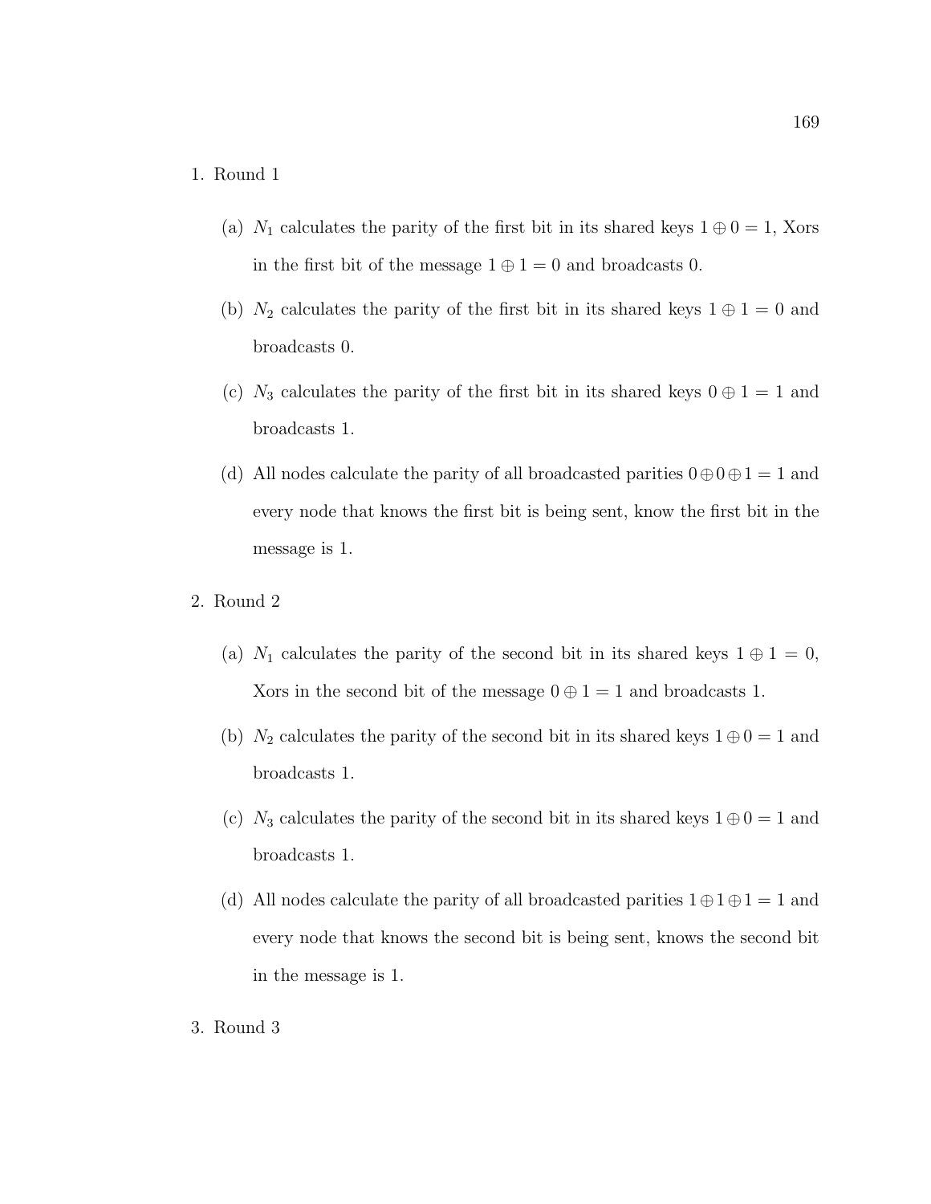1. Round 1

   (a) $N_1$ calculates the parity of the first bit in its shared keys $1 \oplus 0 = 1$, Xors in the first bit of the message $1 \oplus 1 = 0$ and broadcasts 0.

   (b) $N_2$ calculates the parity of the first bit in its shared keys $1 \oplus 1 = 0$ and broadcasts 0.

   (c) $N_3$ calculates the parity of the first bit in its shared keys $0 \oplus 1 = 1$ and broadcasts 1.

   (d) All nodes calculate the parity of all broadcasted parities $0 \oplus 0 \oplus 1 = 1$ and every node that knows the first bit is being sent, know the first bit in the message is 1.

2. Round 2

   (a) $N_1$ calculates the parity of the second bit in its shared keys $1 \oplus 1 = 0$, Xors in the second bit of the message $0 \oplus 1 = 1$ and broadcasts 1.

   (b) $N_2$ calculates the parity of the second bit in its shared keys $1 \oplus 0 = 1$ and broadcasts 1.

   (c) $N_3$ calculates the parity of the second bit in its shared keys $1 \oplus 0 = 1$ and broadcasts 1.

   (d) All nodes calculate the parity of all broadcasted parities $1 \oplus 1 \oplus 1 = 1$ and every node that knows the second bit is being sent, knows the second bit in the message is 1.

3. Round 3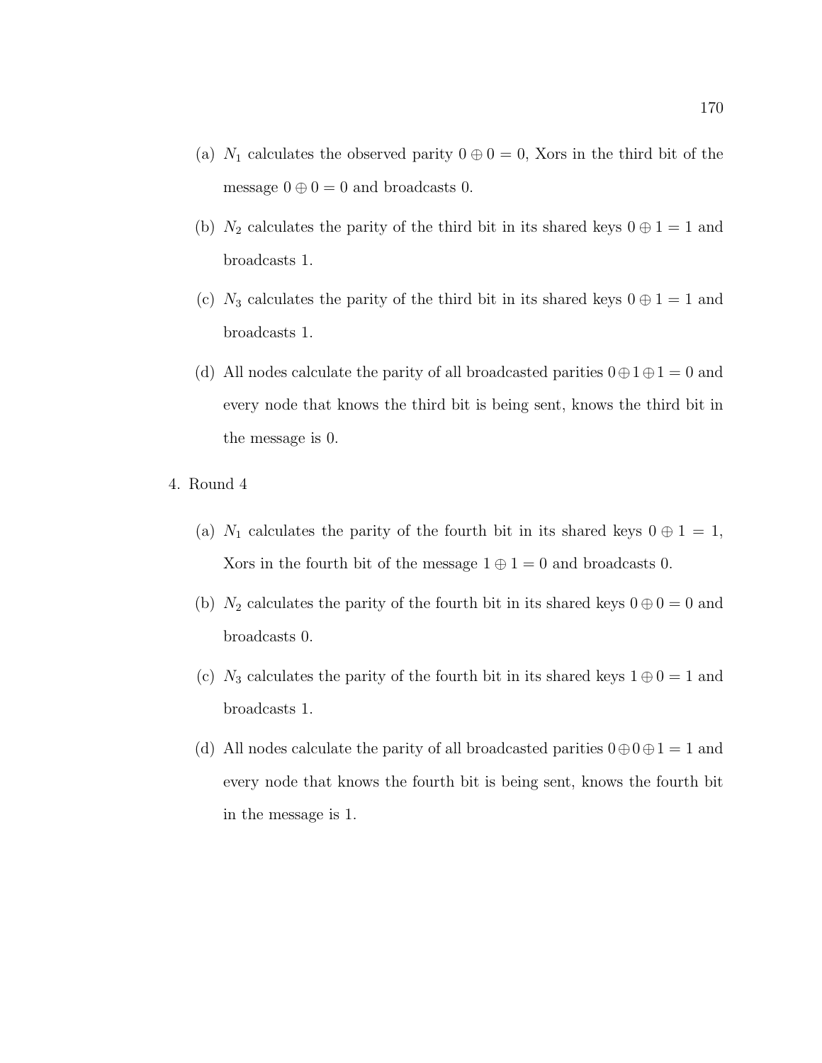(a) $N_1$ calculates the observed parity $0 \oplus 0 = 0$, Xors in the third bit of the message $0 \oplus 0 = 0$ and broadcasts 0.

   (b) $N_2$ calculates the parity of the third bit in its shared keys $0 \oplus 1 = 1$ and broadcasts 1.

   (c) $N_3$ calculates the parity of the third bit in its shared keys $0 \oplus 1 = 1$ and broadcasts 1.

   (d) All nodes calculate the parity of all broadcasted parities $0 \oplus 1 \oplus 1 = 0$ and every node that knows the third bit is being sent, knows the third bit in the message is 0.

4. Round 4

   (a) $N_1$ calculates the parity of the fourth bit in its shared keys $0 \oplus 1 = 1$, Xors in the fourth bit of the message $1 \oplus 1 = 0$ and broadcasts 0.

   (b) $N_2$ calculates the parity of the fourth bit in its shared keys $0 \oplus 0 = 0$ and broadcasts 0.

   (c) $N_3$ calculates the parity of the fourth bit in its shared keys $1 \oplus 0 = 1$ and broadcasts 1.

   (d) All nodes calculate the parity of all broadcasted parities $0 \oplus 0 \oplus 1 = 1$ and every node that knows the fourth bit is being sent, knows the fourth bit in the message is 1.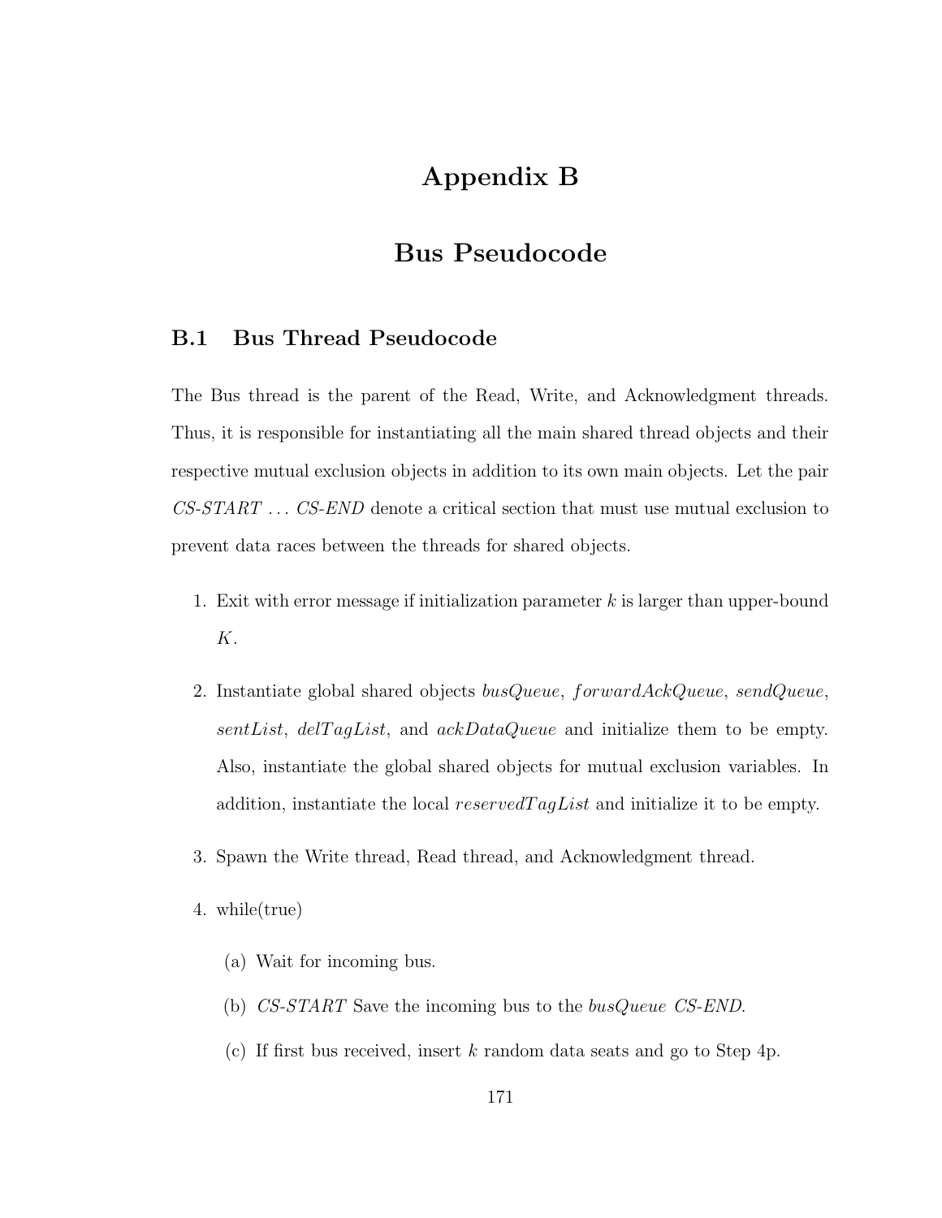# Appendix B

# Bus Pseudocode

## B.1 Bus Thread Pseudocode

The Bus thread is the parent of the Read, Write, and Acknowledgment threads. Thus, it is responsible for instantiating all the main shared thread objects and their respective mutual exclusion objects in addition to its own main objects. Let the pair *CS-START* ... *CS-END* denote a critical section that must use mutual exclusion to prevent data races between the threads for shared objects.

1. Exit with error message if initialization parameter $k$ is larger than upper-bound $K$.

2. Instantiate global shared objects $busQueue$, $forwardAckQueue$, $sendQueue$, $sentList$, $delTagList$, and $ackDataQueue$ and initialize them to be empty. Also, instantiate the global shared objects for mutual exclusion variables. In addition, instantiate the local $reservedTagList$ and initialize it to be empty.

3. Spawn the Write thread, Read thread, and Acknowledgment thread.

4. while(true)

   (a) Wait for incoming bus.

   (b) *CS-START* Save the incoming bus to the $busQueue$ *CS-END*.

   (c) If first bus received, insert $k$ random data seats and go to Step 4p.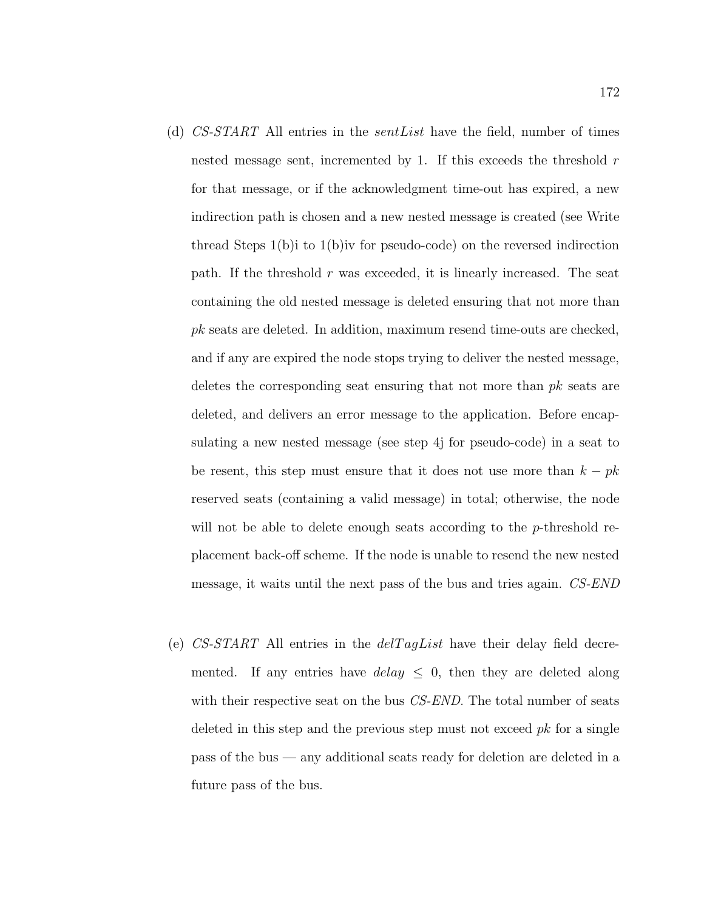(d) *CS-START* All entries in the *sentList* have the field, number of times nested message sent, incremented by 1. If this exceeds the threshold $r$ for that message, or if the acknowledgment time-out has expired, a new indirection path is chosen and a new nested message is created (see Write thread Steps 1(b)i to 1(b)iv for pseudo-code) on the reversed indirection path. If the threshold $r$ was exceeded, it is linearly increased. The seat containing the old nested message is deleted ensuring that not more than $pk$ seats are deleted. In addition, maximum resend time-outs are checked, and if any are expired the node stops trying to deliver the nested message, deletes the corresponding seat ensuring that not more than $pk$ seats are deleted, and delivers an error message to the application. Before encapsulating a new nested message (see step 4j for pseudo-code) in a seat to be resent, this step must ensure that it does not use more than $k - pk$ reserved seats (containing a valid message) in total; otherwise, the node will not be able to delete enough seats according to the $p$-threshold replacement back-off scheme. If the node is unable to resend the new nested message, it waits until the next pass of the bus and tries again. *CS-END*

(e) *CS-START* All entries in the $delTagList$ have their delay field decremented. If any entries have $delay \leq 0$, then they are deleted along with their respective seat on the bus *CS-END*. The total number of seats deleted in this step and the previous step must not exceed $pk$ for a single pass of the bus — any additional seats ready for deletion are deleted in a future pass of the bus.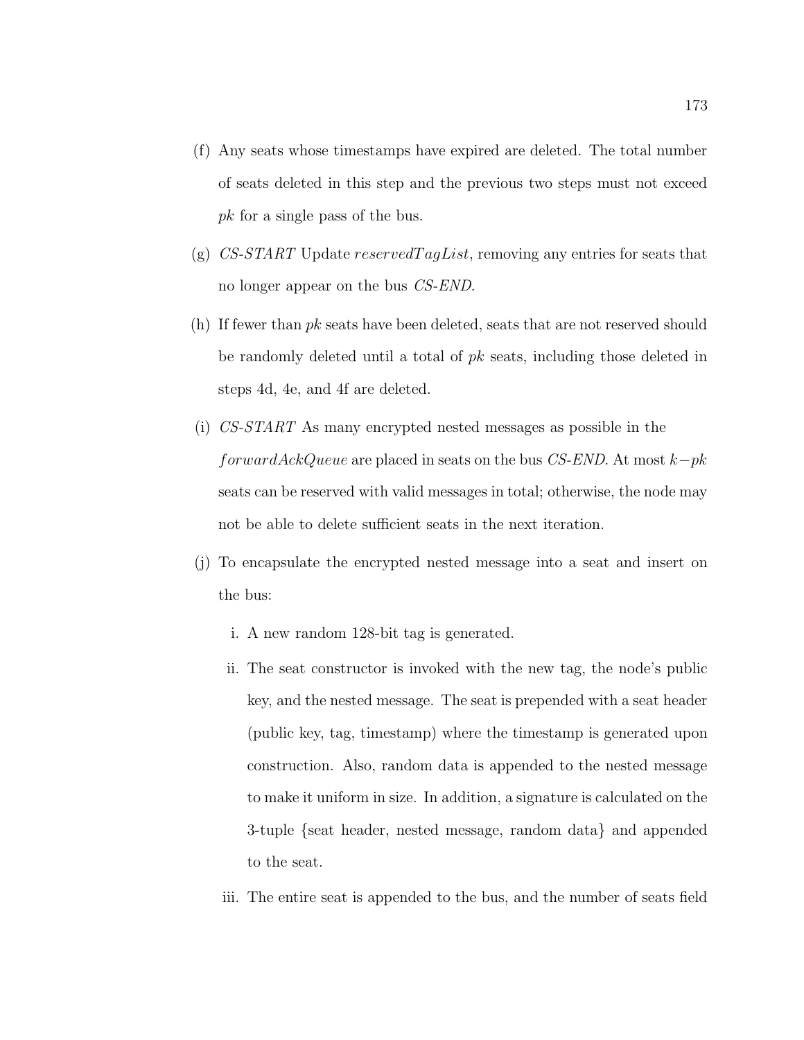(f) Any seats whose timestamps have expired are deleted. The total number of seats deleted in this step and the previous two steps must not exceed $pk$ for a single pass of the bus.

(g) *CS-START* Update $reservedTagList$, removing any entries for seats that no longer appear on the bus *CS-END*.

(h) If fewer than $pk$ seats have been deleted, seats that are not reserved should be randomly deleted until a total of $pk$ seats, including those deleted in steps 4d, 4e, and 4f are deleted.

(i) *CS-START* As many encrypted nested messages as possible in the $forwardAckQueue$ are placed in seats on the bus *CS-END*. At most $k-pk$ seats can be reserved with valid messages in total; otherwise, the node may not be able to delete sufficient seats in the next iteration.

(j) To encapsulate the encrypted nested message into a seat and insert on the bus:

   i. A new random 128-bit tag is generated.

   ii. The seat constructor is invoked with the new tag, the node's public key, and the nested message. The seat is prepended with a seat header (public key, tag, timestamp) where the timestamp is generated upon construction. Also, random data is appended to the nested message to make it uniform in size. In addition, a signature is calculated on the 3-tuple {seat header, nested message, random data} and appended to the seat.

   iii. The entire seat is appended to the bus, and the number of seats field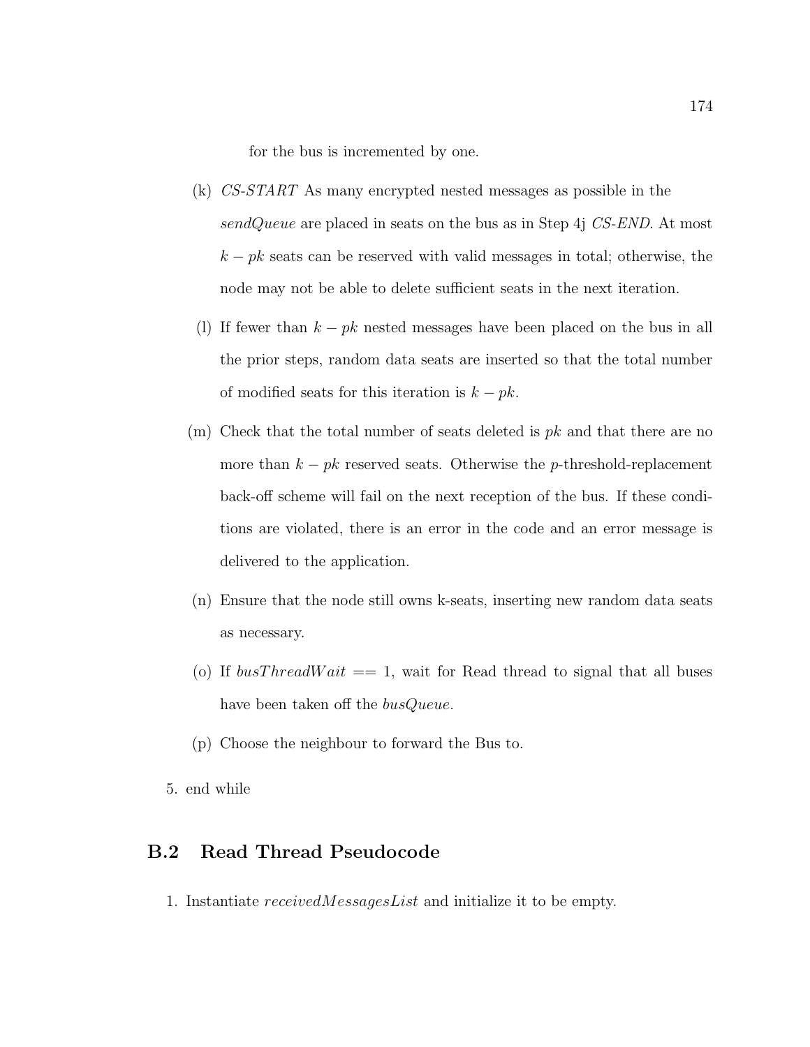for the bus is incremented by one.

(k) *CS-START* As many encrypted nested messages as possible in the *sendQueue* are placed in seats on the bus as in Step 4j *CS-END*. At most $k - pk$ seats can be reserved with valid messages in total; otherwise, the node may not be able to delete sufficient seats in the next iteration.

(l) If fewer than $k - pk$ nested messages have been placed on the bus in all the prior steps, random data seats are inserted so that the total number of modified seats for this iteration is $k - pk$.

(m) Check that the total number of seats deleted is $pk$ and that there are no more than $k - pk$ reserved seats. Otherwise the $p$-threshold-replacement back-off scheme will fail on the next reception of the bus. If these conditions are violated, there is an error in the code and an error message is delivered to the application.

(n) Ensure that the node still owns k-seats, inserting new random data seats as necessary.

(o) If $busThreadWait == 1$, wait for Read thread to signal that all buses have been taken off the *busQueue*.

(p) Choose the neighbour to forward the Bus to.

5. end while

## B.2 Read Thread Pseudocode

1. Instantiate *receivedMessagesList* and initialize it to be empty.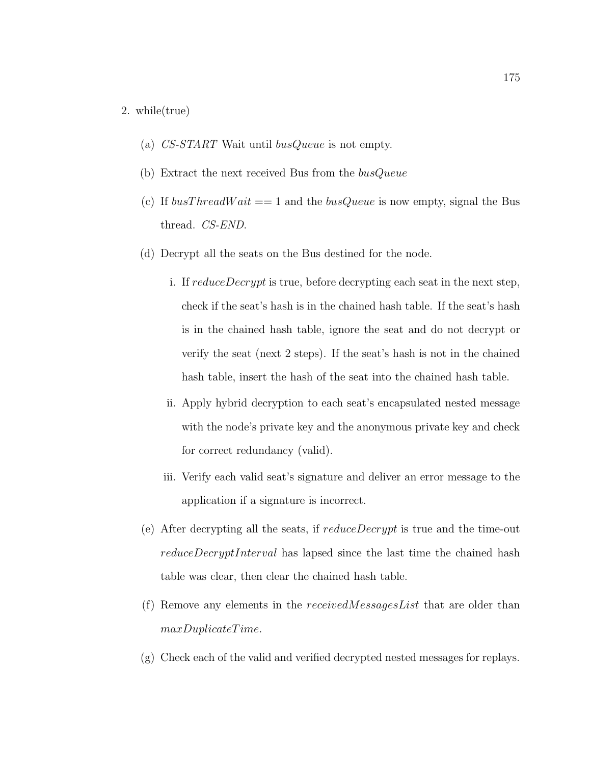2. while(true)

   (a) *CS-START* Wait until *busQueue* is not empty.

   (b) Extract the next received Bus from the *busQueue*

   (c) If $busThreadWait == 1$ and the *busQueue* is now empty, signal the Bus thread. *CS-END*.

   (d) Decrypt all the seats on the Bus destined for the node.

      i. If *reduceDecrypt* is true, before decrypting each seat in the next step, check if the seat's hash is in the chained hash table. If the seat's hash is in the chained hash table, ignore the seat and do not decrypt or verify the seat (next 2 steps). If the seat's hash is not in the chained hash table, insert the hash of the seat into the chained hash table.

      ii. Apply hybrid decryption to each seat's encapsulated nested message with the node's private key and the anonymous private key and check for correct redundancy (valid).

      iii. Verify each valid seat's signature and deliver an error message to the application if a signature is incorrect.

   (e) After decrypting all the seats, if *reduceDecrypt* is true and the time-out *reduceDecryptInterval* has lapsed since the last time the chained hash table was clear, then clear the chained hash table.

   (f) Remove any elements in the *receivedMessagesList* that are older than *maxDuplicateTime*.

   (g) Check each of the valid and verified decrypted nested messages for replays.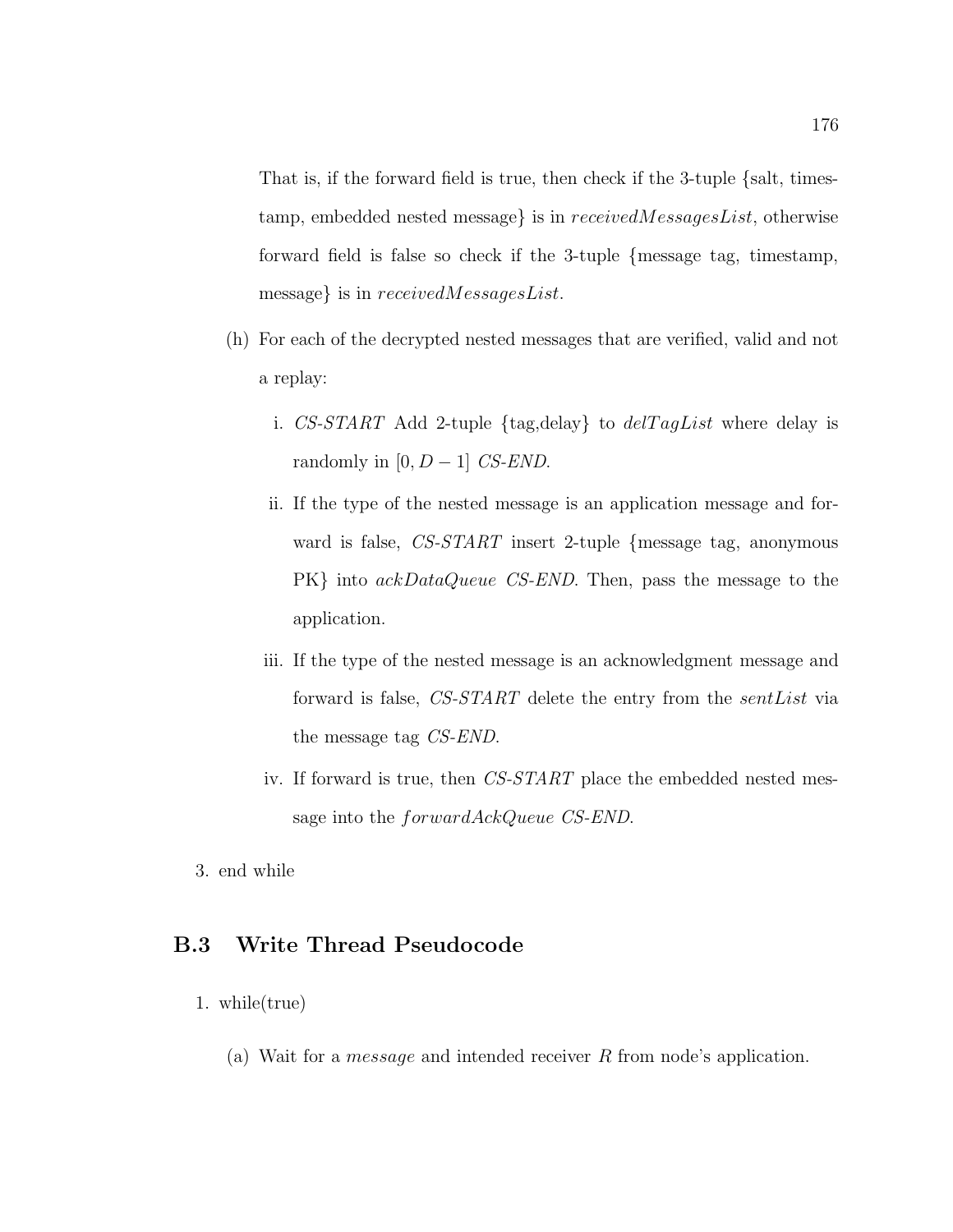That is, if the forward field is true, then check if the 3-tuple {salt, timestamp, embedded nested message} is in *receivedMessagesList*, otherwise forward field is false so check if the 3-tuple {message tag, timestamp, message} is in *receivedMessagesList*.

(h) For each of the decrypted nested messages that are verified, valid and not a replay:

   i. *CS-START* Add 2-tuple {tag,delay} to *delTagList* where delay is randomly in $[0, D-1]$ *CS-END*.

   ii. If the type of the nested message is an application message and forward is false, *CS-START* insert 2-tuple {message tag, anonymous PK} into *ackDataQueue* *CS-END*. Then, pass the message to the application.

   iii. If the type of the nested message is an acknowledgment message and forward is false, *CS-START* delete the entry from the *sentList* via the message tag *CS-END*.

   iv. If forward is true, then *CS-START* place the embedded nested message into the *forwardAckQueue* *CS-END*.

3. end while

## B.3 Write Thread Pseudocode

1. while(true)

   (a) Wait for a *message* and intended receiver $R$ from node's application.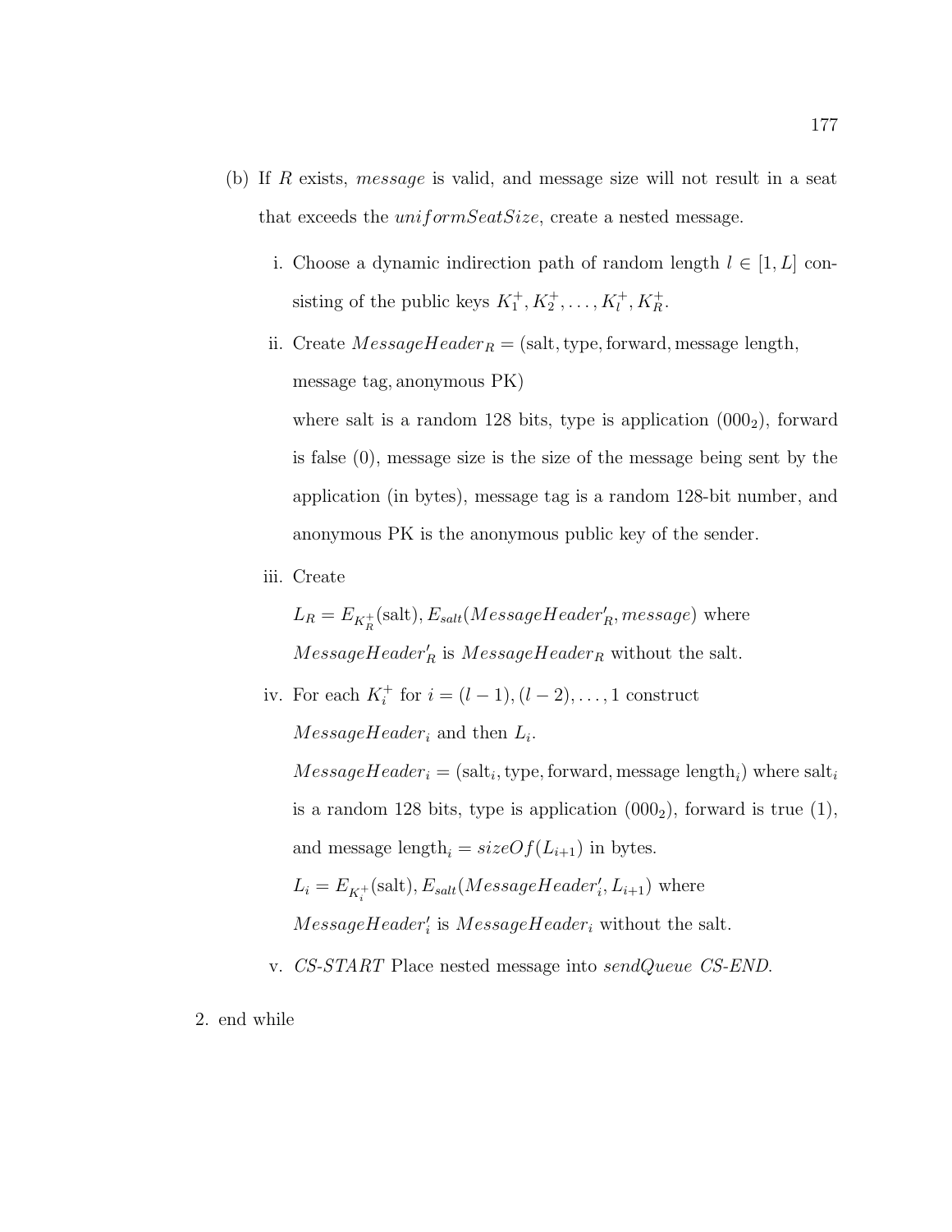(b) If $R$ exists, *message* is valid, and message size will not result in a seat that exceeds the *uniformSeatSize*, create a nested message.

   i. Choose a dynamic indirection path of random length $l \in [1, L]$ consisting of the public keys $K_1^+, K_2^+, \ldots, K_l^+, K_R^+$.

   ii. Create $MessageHeader_R = (\text{salt}, \text{type}, \text{forward}, \text{message length}, \text{message tag}, \text{anonymous PK})$
   where salt is a random 128 bits, type is application ($000_2$), forward is false (0), message size is the size of the message being sent by the application (in bytes), message tag is a random 128-bit number, and anonymous PK is the anonymous public key of the sender.

   iii. Create
   $L_R = E_{K_R^+}(\text{salt}), E_{salt}(MessageHeader_R', message)$ where $MessageHeader_R'$ is $MessageHeader_R$ without the salt.

   iv. For each $K_i^+$ for $i = (l-1), (l-2), \ldots, 1$ construct $MessageHeader_i$ and then $L_i$.
   $MessageHeader_i = (\text{salt}_i, \text{type}, \text{forward}, \text{message length}_i)$ where $\text{salt}_i$ is a random 128 bits, type is application ($000_2$), forward is true (1), and $\text{message length}_i = sizeOf(L_{i+1})$ in bytes.
   $L_i = E_{K_i^+}(\text{salt}), E_{salt}(MessageHeader_i', L_{i+1})$ where $MessageHeader_i'$ is $MessageHeader_i$ without the salt.

   v. *CS-START* Place nested message into *sendQueue* *CS-END*.

2. end while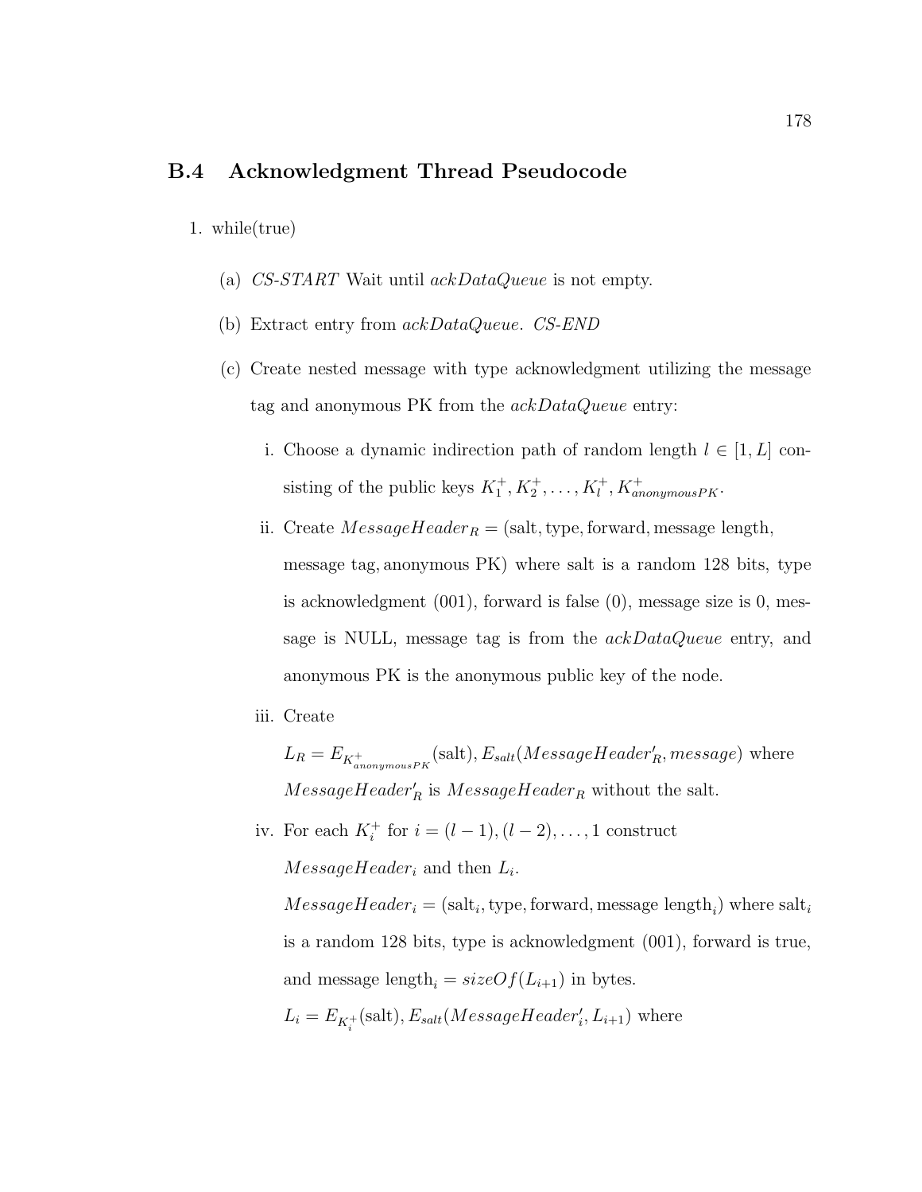## B.4 Acknowledgment Thread Pseudocode

1. while(true)

   (a) *CS-START* Wait until *ackDataQueue* is not empty.

   (b) Extract entry from *ackDataQueue*. *CS-END*

   (c) Create nested message with type acknowledgment utilizing the message tag and anonymous PK from the *ackDataQueue* entry:

      i. Choose a dynamic indirection path of random length $l \in [1, L]$ consisting of the public keys $K_1^+, K_2^+, \ldots, K_l^+, K_{anonymousPK}^+$.

      ii. Create $MessageHeader_R = (\text{salt}, \text{type}, \text{forward}, \text{message length}, \text{message tag}, \text{anonymous PK})$ where salt is a random 128 bits, type is acknowledgment (001), forward is false (0), message size is 0, message is NULL, message tag is from the *ackDataQueue* entry, and anonymous PK is the anonymous public key of the node.

      iii. Create

      $L_R = E_{K_{anonymousPK}^+}(\text{salt}), E_{salt}(MessageHeader'_R, message)$ where $MessageHeader'_R$ is $MessageHeader_R$ without the salt.

      iv. For each $K_i^+$ for $i = (l-1), (l-2), \ldots, 1$ construct $MessageHeader_i$ and then $L_i$.

      $MessageHeader_i = (\text{salt}_i, \text{type}, \text{forward}, \text{message length}_i)$ where $\text{salt}_i$ is a random 128 bits, type is acknowledgment (001), forward is true, and $\text{message length}_i = sizeOf(L_{i+1})$ in bytes.

      $L_i = E_{K_i^+}(\text{salt}), E_{salt}(MessageHeader'_i, L_{i+1})$ where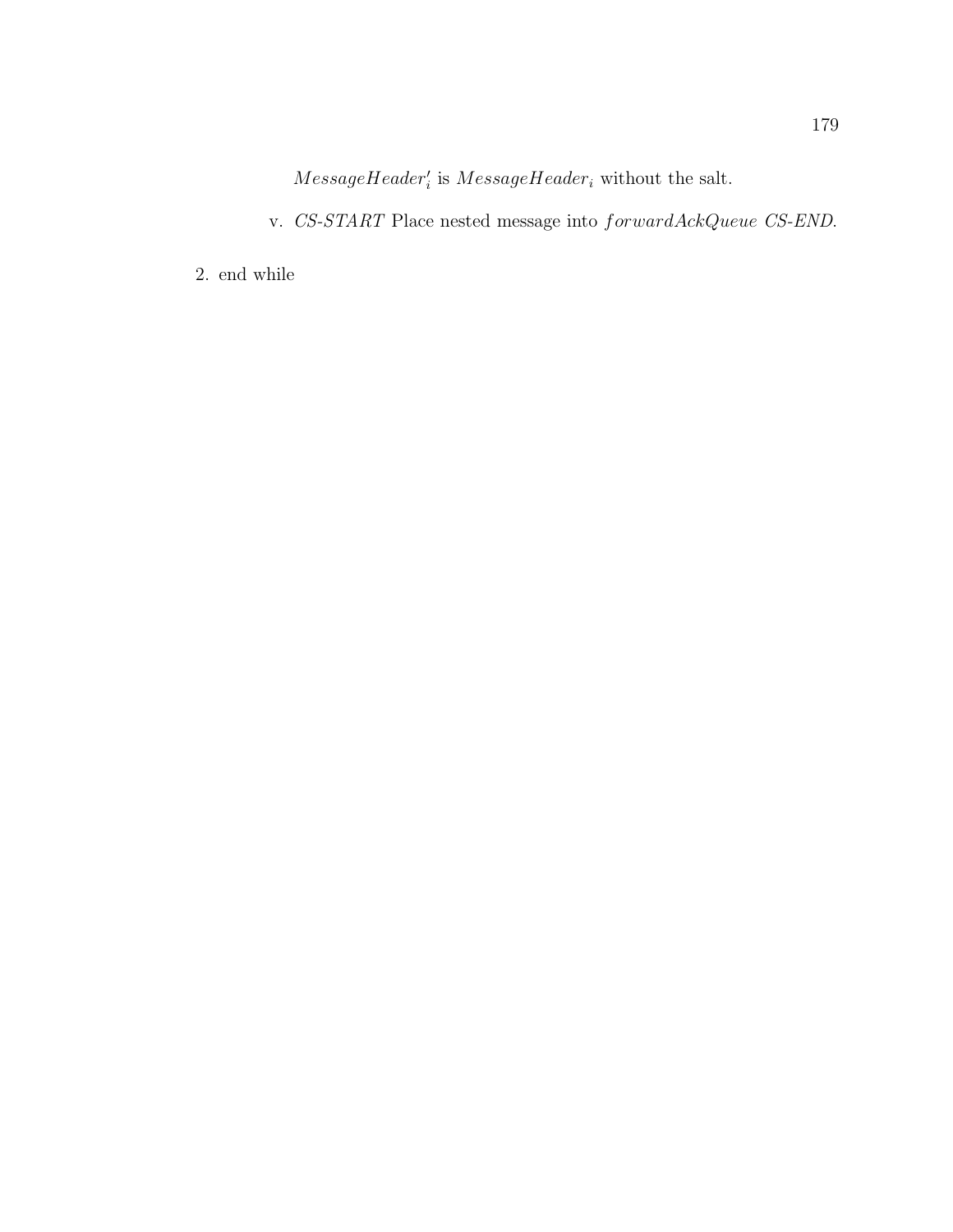$MessageHeader'_i$ is $MessageHeader_i$ without the salt.

v. *CS-START* Place nested message into $forwardAckQueue$ *CS-END*.

2. end while